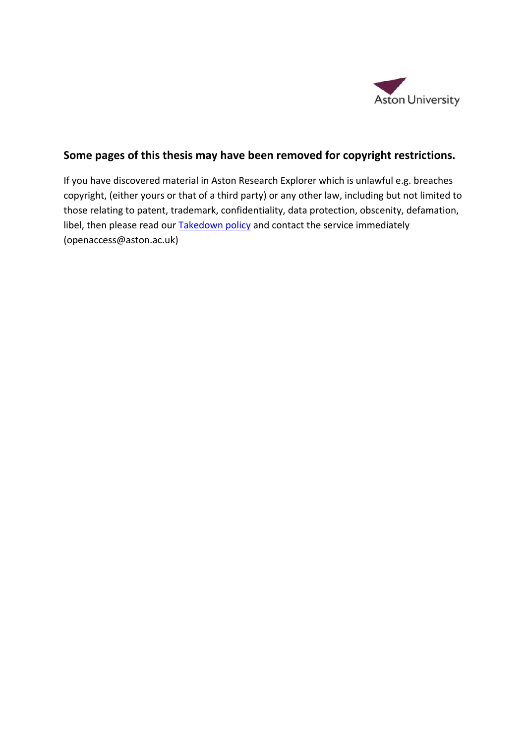Aston University

**Some pages of this thesis may have been removed for copyright restrictions.**

If you have discovered material in Aston Research Explorer which is unlawful e.g. breaches copyright, (either yours or that of a third party) or any other law, including but not limited to those relating to patent, trademark, confidentiality, data protection, obscenity, defamation, libel, then please read our Takedown policy and contact the service immediately (openaccess@aston.ac.uk)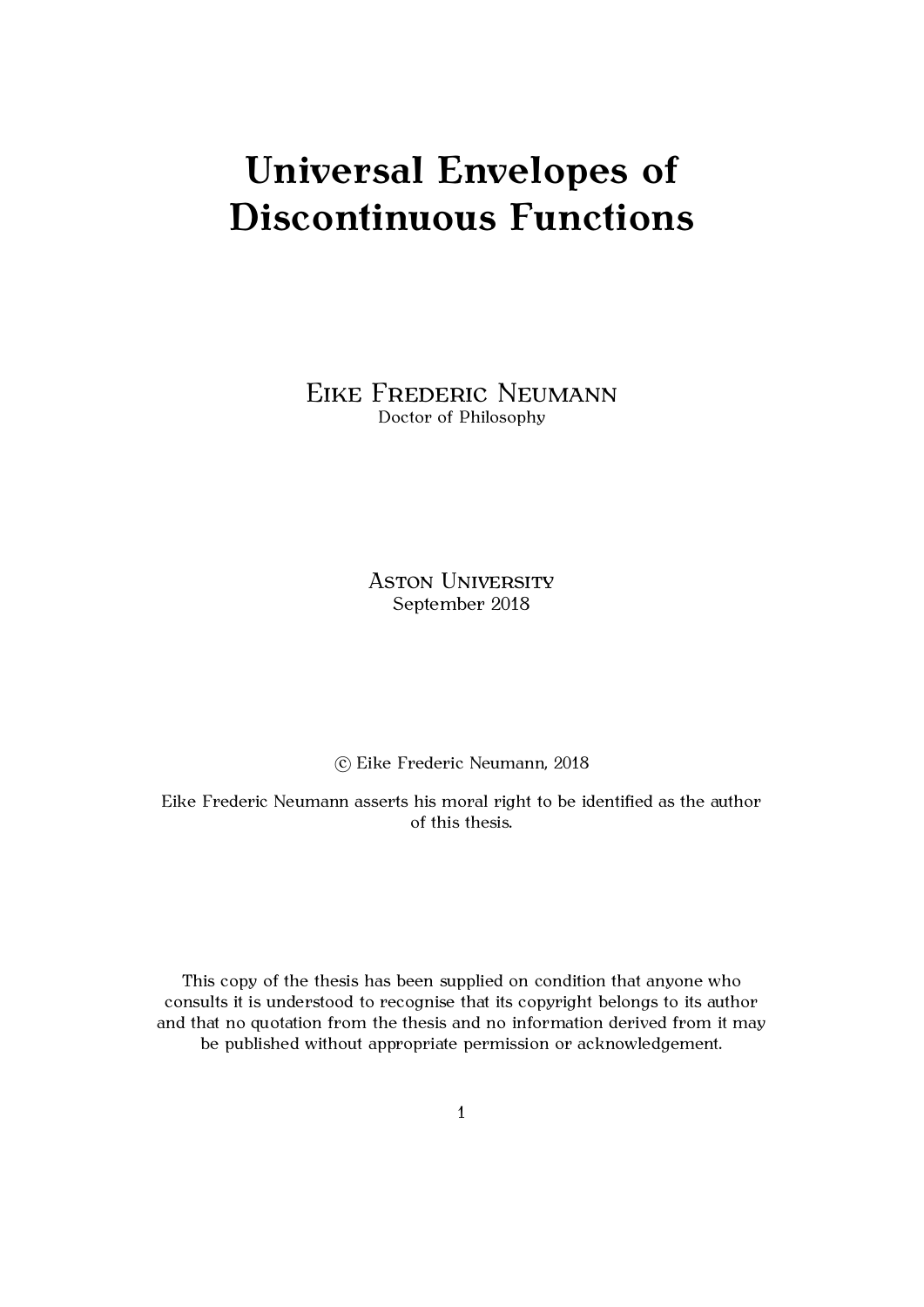# Universal Envelopes of Discontinuous Functions

Eike Frederic Neumann
Doctor of Philosophy

Aston University
September 2018

© Eike Frederic Neumann, 2018

Eike Frederic Neumann asserts his moral right to be identified as the author of this thesis.

This copy of the thesis has been supplied on condition that anyone who consults it is understood to recognise that its copyright belongs to its author and that no quotation from the thesis and no information derived from it may be published without appropriate permission or acknowledgement.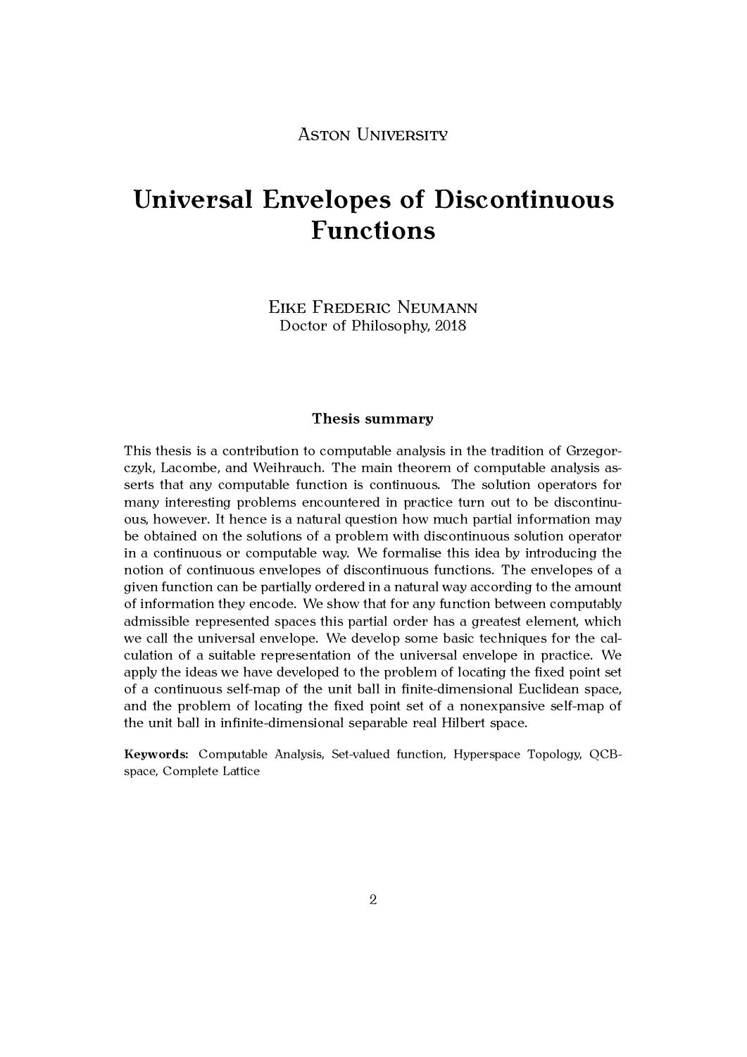Aston University

# Universal Envelopes of Discontinuous Functions

Eike Frederic Neumann

Doctor of Philosophy, 2018

## Thesis summary

This thesis is a contribution to computable analysis in the tradition of Grzegorczyk, Lacombe, and Weihrauch. The main theorem of computable analysis asserts that any computable function is continuous. The solution operators for many interesting problems encountered in practice turn out to be discontinuous, however. It hence is a natural question how much partial information may be obtained on the solutions of a problem with discontinuous solution operator in a continuous or computable way. We formalise this idea by introducing the notion of continuous envelopes of discontinuous functions. The envelopes of a given function can be partially ordered in a natural way according to the amount of information they encode. We show that for any function between computably admissible represented spaces this partial order has a greatest element, which we call the universal envelope. We develop some basic techniques for the calculation of a suitable representation of the universal envelope in practice. We apply the ideas we have developed to the problem of locating the fixed point set of a continuous self-map of the unit ball in finite-dimensional Euclidean space, and the problem of locating the fixed point set of a nonexpansive self-map of the unit ball in infinite-dimensional separable real Hilbert space.

**Keywords:** Computable Analysis, Set-valued function, Hyperspace Topology, QCB-space, Complete Lattice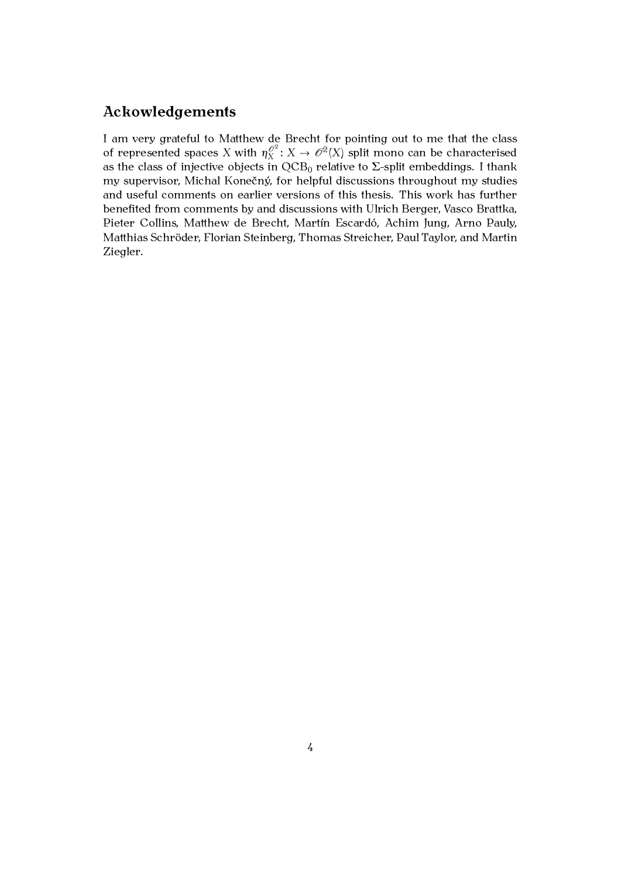## Ackowledgements

I am very grateful to Matthew de Brecht for pointing out to me that the class of represented spaces $X$ with $\eta_X^{\mathscr{O}^2} \colon X \to \mathscr{O}^2(X)$ split mono can be characterised as the class of injective objects in $\mathrm{QCB}_0$ relative to $\Sigma$-split embeddings. I thank my supervisor, Michal Konečný, for helpful discussions throughout my studies and useful comments on earlier versions of this thesis. This work has further benefited from comments by and discussions with Ulrich Berger, Vasco Brattka, Pieter Collins, Matthew de Brecht, Martín Escardó, Achim Jung, Arno Pauly, Matthias Schröder, Florian Steinberg, Thomas Streicher, Paul Taylor, and Martin Ziegler.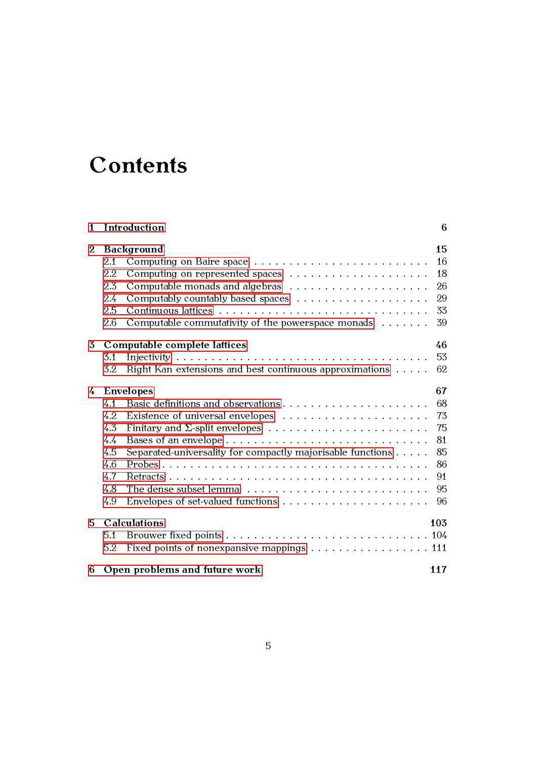# Contents

- **1 Introduction** — **6**
- **2 Background** — **15**
  - 2.1 Computing on Baire space — 16
  - 2.2 Computing on represented spaces — 18
  - 2.3 Computable monads and algebras — 26
  - 2.4 Computably countably based spaces — 29
  - 2.5 Continuous lattices — 33
  - 2.6 Computable commutativity of the powerspace monads — 39
- **3 Computable complete lattices** — **46**
  - 3.1 Injectivity — 53
  - 3.2 Right Kan extensions and best continuous approximations — 62
- **4 Envelopes** — **67**
  - 4.1 Basic definitions and observations — 68
  - 4.2 Existence of universal envelopes — 73
  - 4.3 Finitary and $\Sigma$-split envelopes — 75
  - 4.4 Bases of an envelope — 81
  - 4.5 Separated-universality for compactly majorisable functions — 85
  - 4.6 Probes — 86
  - 4.7 Retracts — 91
  - 4.8 The dense subset lemma — 95
  - 4.9 Envelopes of set-valued functions — 96
- **5 Calculations** — **103**
  - 5.1 Brouwer fixed points — 104
  - 5.2 Fixed points of nonexpansive mappings — 111
- **6 Open problems and future work** — **117**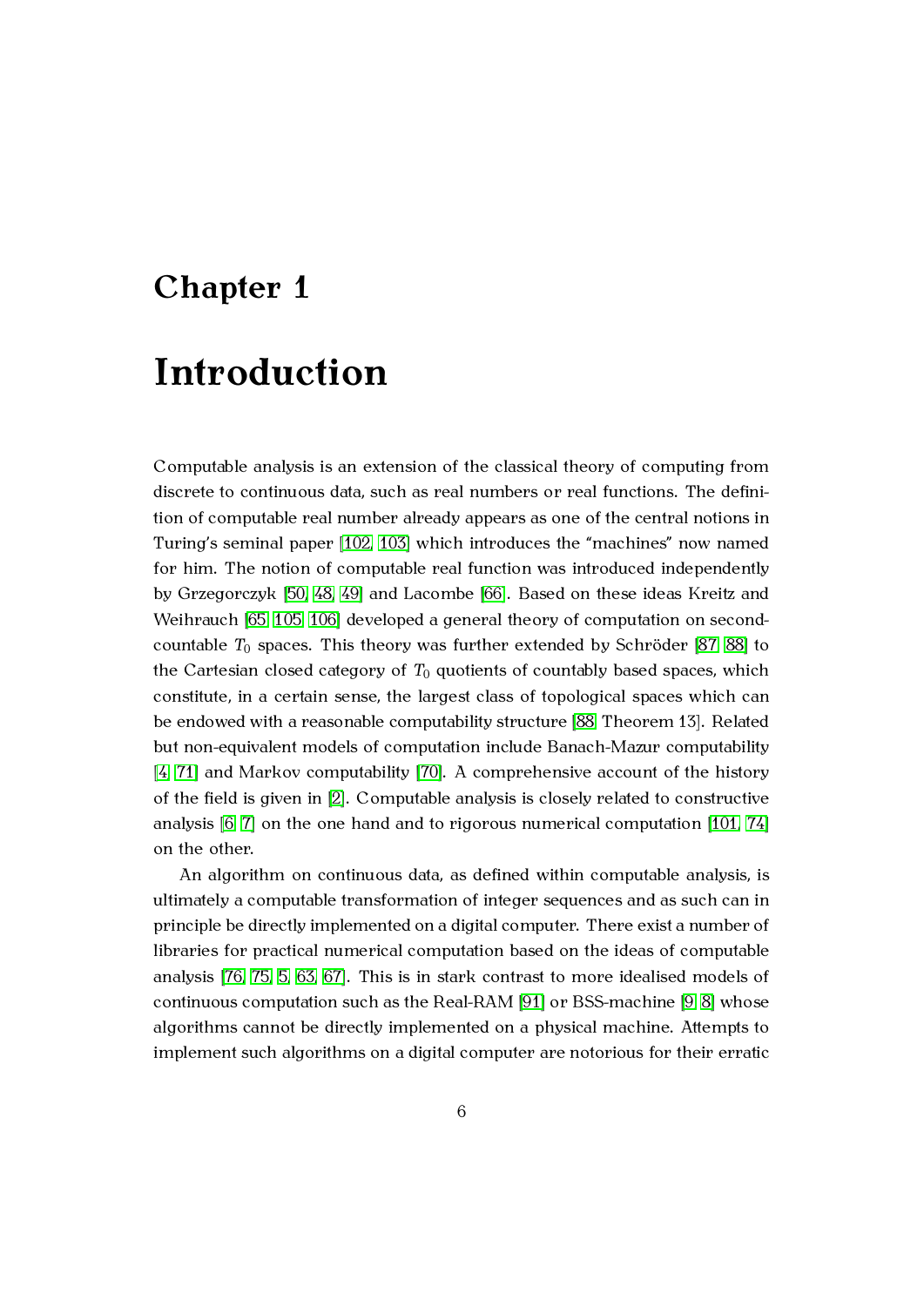# Chapter 1

# Introduction

Computable analysis is an extension of the classical theory of computing from discrete to continuous data, such as real numbers or real functions. The definition of computable real number already appears as one of the central notions in Turing's seminal paper [102, 103] which introduces the "machines" now named for him. The notion of computable real function was introduced independently by Grzegorczyk [50, 48, 49] and Lacombe [66]. Based on these ideas Kreitz and Weihrauch [65, 105, 106] developed a general theory of computation on second-countable $T_0$ spaces. This theory was further extended by Schröder [87, 88] to the Cartesian closed category of $T_0$ quotients of countably based spaces, which constitute, in a certain sense, the largest class of topological spaces which can be endowed with a reasonable computability structure [88, Theorem 13]. Related but non-equivalent models of computation include Banach-Mazur computability [4, 71] and Markov computability [70]. A comprehensive account of the history of the field is given in [2]. Computable analysis is closely related to constructive analysis [6, 7] on the one hand and to rigorous numerical computation [101, 74] on the other.

An algorithm on continuous data, as defined within computable analysis, is ultimately a computable transformation of integer sequences and as such can in principle be directly implemented on a digital computer. There exist a number of libraries for practical numerical computation based on the ideas of computable analysis [76, 75, 5, 63, 67]. This is in stark contrast to more idealised models of continuous computation such as the Real-RAM [91] or BSS-machine [9, 8] whose algorithms cannot be directly implemented on a physical machine. Attempts to implement such algorithms on a digital computer are notorious for their erratic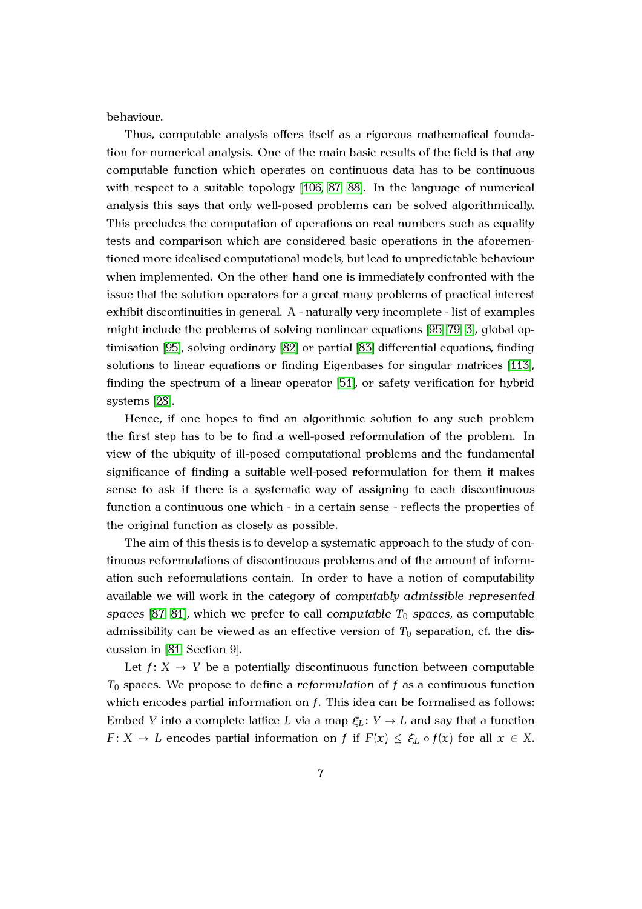behaviour.

Thus, computable analysis offers itself as a rigorous mathematical foundation for numerical analysis. One of the main basic results of the field is that any computable function which operates on continuous data has to be continuous with respect to a suitable topology [106, 87, 88]. In the language of numerical analysis this says that only well-posed problems can be solved algorithmically. This precludes the computation of operations on real numbers such as equality tests and comparison which are considered basic operations in the aforementioned more idealised computational models, but lead to unpredictable behaviour when implemented. On the other hand one is immediately confronted with the issue that the solution operators for a great many problems of practical interest exhibit discontinuities in general. A - naturally very incomplete - list of examples might include the problems of solving nonlinear equations [95, 79, 3], global optimisation [95], solving ordinary [82] or partial [83] differential equations, finding solutions to linear equations or finding Eigenbases for singular matrices [113], finding the spectrum of a linear operator [51], or safety verification for hybrid systems [28].

Hence, if one hopes to find an algorithmic solution to any such problem the first step has to be to find a well-posed reformulation of the problem. In view of the ubiquity of ill-posed computational problems and the fundamental significance of finding a suitable well-posed reformulation for them it makes sense to ask if there is a systematic way of assigning to each discontinuous function a continuous one which - in a certain sense - reflects the properties of the original function as closely as possible.

The aim of this thesis is to develop a systematic approach to the study of continuous reformulations of discontinuous problems and of the amount of information such reformulations contain. In order to have a notion of computability available we will work in the category of *computably admissible represented spaces* [87, 81], which we prefer to call *computable $T_0$ spaces*, as computable admissibility can be viewed as an effective version of $T_0$ separation, cf. the discussion in [81, Section 9].

Let $f\colon X \to Y$ be a potentially discontinuous function between computable $T_0$ spaces. We propose to define a *reformulation* of $f$ as a continuous function which encodes partial information on $f$. This idea can be formalised as follows: Embed $Y$ into a complete lattice $L$ via a map $\xi_L\colon Y \to L$ and say that a function $F\colon X \to L$ encodes partial information on $f$ if $F(x) \leq \xi_L \circ f(x)$ for all $x \in X$.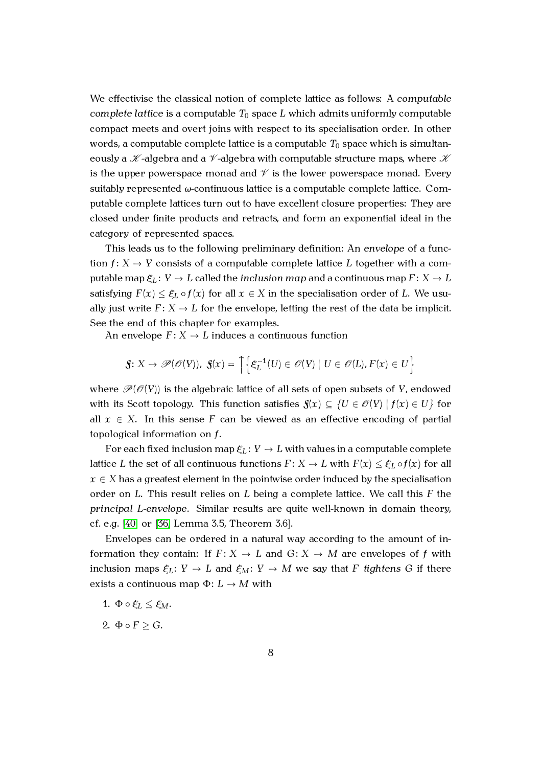We effectivise the classical notion of complete lattice as follows: A *computable complete lattice* is a computable $T_0$ space $L$ which admits uniformly computable compact meets and overt joins with respect to its specialisation order. In other words, a computable complete lattice is a computable $T_0$ space which is simultaneously a $\mathscr{K}$-algebra and a $\mathscr{V}$-algebra with computable structure maps, where $\mathscr{K}$ is the upper powerspace monad and $\mathscr{V}$ is the lower powerspace monad. Every suitably represented $\omega$-continuous lattice is a computable complete lattice. Computable complete lattices turn out to have excellent closure properties: They are closed under finite products and retracts, and form an exponential ideal in the category of represented spaces.

This leads us to the following preliminary definition: An *envelope* of a function $f\colon X \to Y$ consists of a computable complete lattice $L$ together with a computable map $\xi_L\colon Y \to L$ called the *inclusion map* and a continuous map $F\colon X \to L$ satisfying $F(x) \leq \xi_L \circ f(x)$ for all $x \in X$ in the specialisation order of $L$. We usually just write $F\colon X \to L$ for the envelope, letting the rest of the data be implicit. See the end of this chapter for examples.

An envelope $F\colon X \to L$ induces a continuous function

$$\mathfrak{F}\colon X \to \mathscr{P}(\mathscr{O}(Y)),\ \mathfrak{F}(x) = \uparrow\left\{\xi_L^{-1}(U) \in \mathscr{O}(Y) \mid U \in \mathscr{O}(L), F(x) \in U\right\}$$

where $\mathscr{P}(\mathscr{O}(Y))$ is the algebraic lattice of all sets of open subsets of $Y$, endowed with its Scott topology. This function satisfies $\mathfrak{F}(x) \subseteq \{U \in \mathscr{O}(Y) \mid f(x) \in U\}$ for all $x \in X$. In this sense $F$ can be viewed as an effective encoding of partial topological information on $f$.

For each fixed inclusion map $\xi_L\colon Y \to L$ with values in a computable complete lattice $L$ the set of all continuous functions $F\colon X \to L$ with $F(x) \leq \xi_L \circ f(x)$ for all $x \in X$ has a greatest element in the pointwise order induced by the specialisation order on $L$. This result relies on $L$ being a complete lattice. We call this $F$ the *principal $L$-envelope*. Similar results are quite well-known in domain theory, cf. e.g. [40] or [36, Lemma 3.5, Theorem 3.6].

Envelopes can be ordered in a natural way according to the amount of information they contain: If $F\colon X \to L$ and $G\colon X \to M$ are envelopes of $f$ with inclusion maps $\xi_L\colon Y \to L$ and $\xi_M\colon Y \to M$ we say that $F$ *tightens* $G$ if there exists a continuous map $\Phi\colon L \to M$ with

1. $\Phi \circ \xi_L \leq \xi_M$.
2. $\Phi \circ F \geq G$.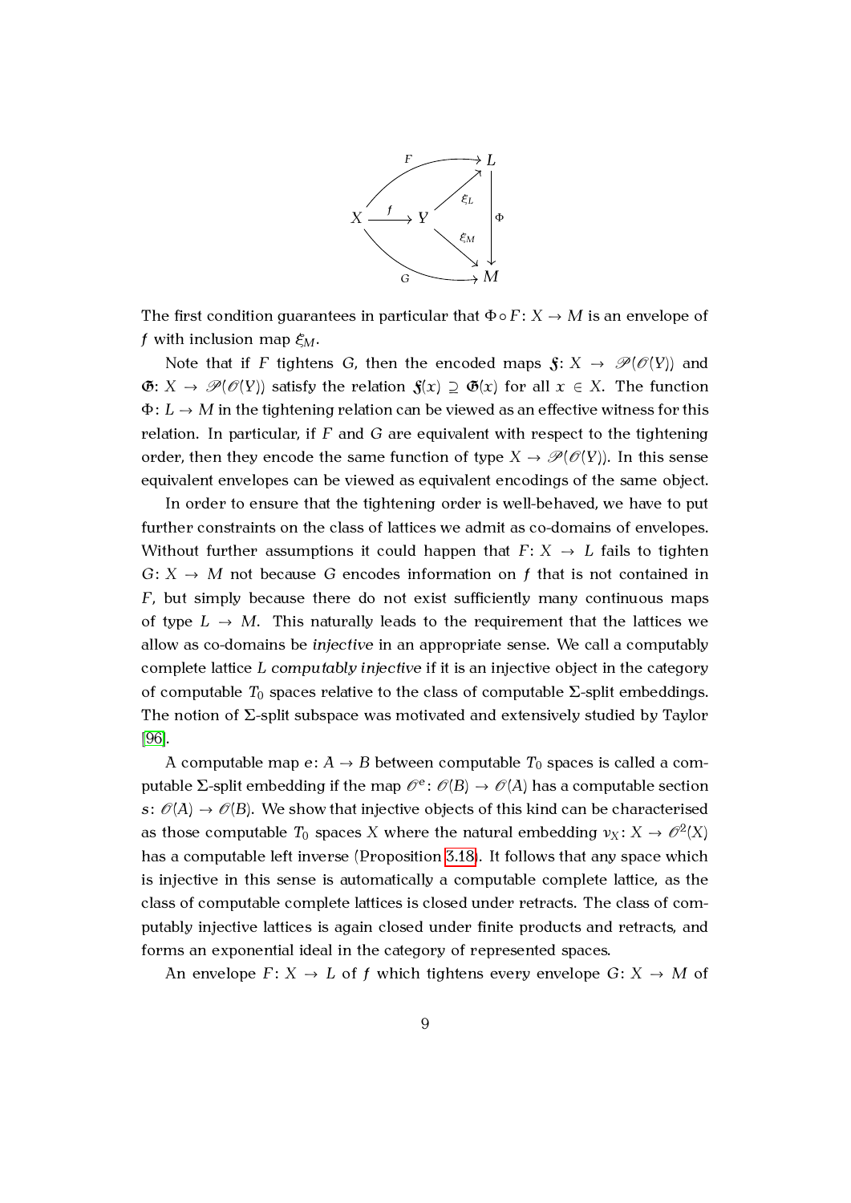$$
\begin{array}{ccccc}
 & & & \overset{F}{\nearrow} & L \\
X & \xrightarrow{f} & Y & \xrightarrow{\xi_L} & L \\
 & & & & \downarrow \Phi \\
X & \xrightarrow{f} & Y & \xrightarrow{\xi_M} & M \\
 & & & \underset{G}{\searrow} & M
\end{array}
$$

The first condition guarantees in particular that $\Phi \circ F \colon X \to M$ is an envelope of $f$ with inclusion map $\xi_M$.

Note that if $F$ tightens $G$, then the encoded maps $\mathfrak{F} \colon X \to \mathscr{P}(\mathscr{O}(Y))$ and $\mathfrak{G} \colon X \to \mathscr{P}(\mathscr{O}(Y))$ satisfy the relation $\mathfrak{F}(x) \supseteq \mathfrak{G}(x)$ for all $x \in X$. The function $\Phi \colon L \to M$ in the tightening relation can be viewed as an effective witness for this relation. In particular, if $F$ and $G$ are equivalent with respect to the tightening order, then they encode the same function of type $X \to \mathscr{P}(\mathscr{O}(Y))$. In this sense equivalent envelopes can be viewed as equivalent encodings of the same object.

In order to ensure that the tightening order is well-behaved, we have to put further constraints on the class of lattices we admit as co-domains of envelopes. Without further assumptions it could happen that $F \colon X \to L$ fails to tighten $G \colon X \to M$ not because $G$ encodes information on $f$ that is not contained in $F$, but simply because there do not exist sufficiently many continuous maps of type $L \to M$. This naturally leads to the requirement that the lattices we allow as co-domains be *injective* in an appropriate sense. We call a computably complete lattice $L$ *computably injective* if it is an injective object in the category of computable $T_0$ spaces relative to the class of computable $\Sigma$-split embeddings. The notion of $\Sigma$-split subspace was motivated and extensively studied by Taylor [96].

A computable map $e \colon A \to B$ between computable $T_0$ spaces is called a computable $\Sigma$-split embedding if the map $\mathscr{O}^e \colon \mathscr{O}(B) \to \mathscr{O}(A)$ has a computable section $s \colon \mathscr{O}(A) \to \mathscr{O}(B)$. We show that injective objects of this kind can be characterised as those computable $T_0$ spaces $X$ where the natural embedding $\nu_X \colon X \to \mathscr{O}^2(X)$ has a computable left inverse (Proposition 3.18). It follows that any space which is injective in this sense is automatically a computable complete lattice, as the class of computable complete lattices is closed under retracts. The class of computably injective lattices is again closed under finite products and retracts, and forms an exponential ideal in the category of represented spaces.

An envelope $F \colon X \to L$ of $f$ which tightens every envelope $G \colon X \to M$ of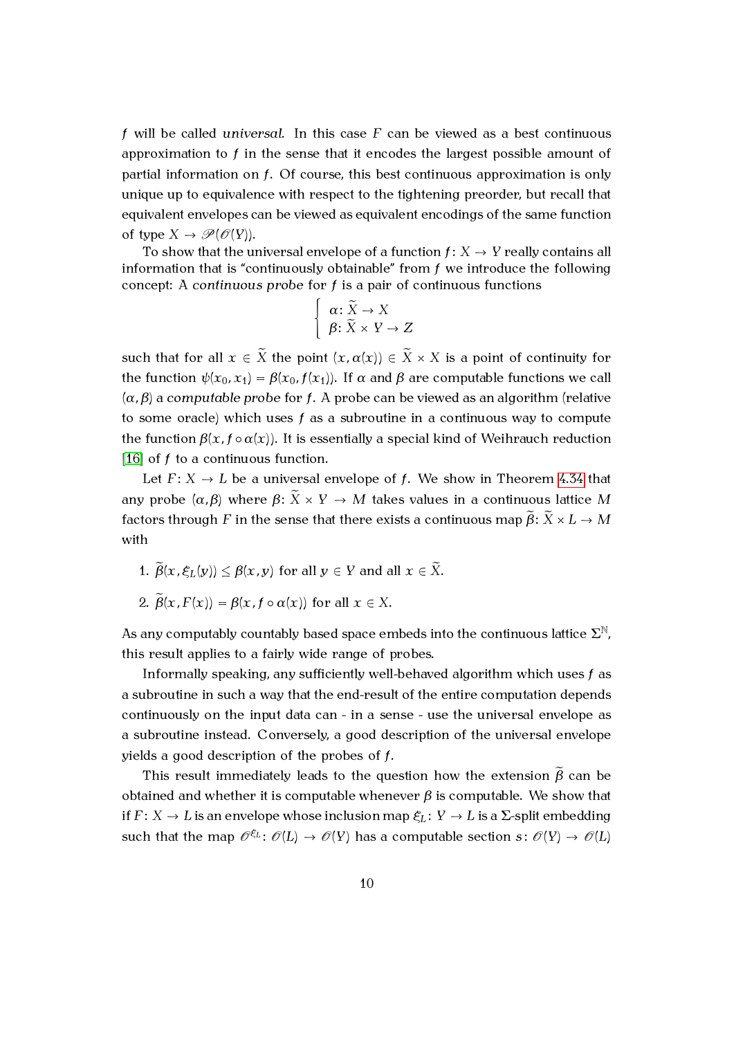$f$ will be called *universal*. In this case $F$ can be viewed as a best continuous approximation to $f$ in the sense that it encodes the largest possible amount of partial information on $f$. Of course, this best continuous approximation is only unique up to equivalence with respect to the tightening preorder, but recall that equivalent envelopes can be viewed as equivalent encodings of the same function of type $X \to \mathscr{P}(\mathscr{O}(Y))$.

To show that the universal envelope of a function $f\colon X \to Y$ really contains all information that is "continuously obtainable" from $f$ we introduce the following concept: A *continuous probe* for $f$ is a pair of continuous functions

$$\begin{cases} \alpha\colon \widetilde{X} \to X \\ \beta\colon \widetilde{X} \times Y \to Z \end{cases}$$

such that for all $x \in \widetilde{X}$ the point $(x, \alpha(x)) \in \widetilde{X} \times X$ is a point of continuity for the function $\psi(x_0, x_1) = \beta(x_0, f(x_1))$. If $\alpha$ and $\beta$ are computable functions we call $(\alpha, \beta)$ a *computable probe* for $f$. A probe can be viewed as an algorithm (relative to some oracle) which uses $f$ as a subroutine in a continuous way to compute the function $\beta(x, f \circ \alpha(x))$. It is essentially a special kind of Weihrauch reduction [16] of $f$ to a continuous function.

Let $F\colon X \to L$ be a universal envelope of $f$. We show in Theorem 4.34 that any probe $(\alpha, \beta)$ where $\beta\colon \widetilde{X} \times Y \to M$ takes values in a continuous lattice $M$ factors through $F$ in the sense that there exists a continuous map $\widetilde{\beta}\colon \widetilde{X} \times L \to M$ with

1. $\widetilde{\beta}(x, \xi_L(y)) \leq \beta(x, y)$ for all $y \in Y$ and all $x \in \widetilde{X}$.
2. $\widetilde{\beta}(x, F(x)) = \beta(x, f \circ \alpha(x))$ for all $x \in X$.

As any computably countably based space embeds into the continuous lattice $\Sigma^{\mathbb{N}}$, this result applies to a fairly wide range of probes.

Informally speaking, any sufficiently well-behaved algorithm which uses $f$ as a subroutine in such a way that the end-result of the entire computation depends continuously on the input data can - in a sense - use the universal envelope as a subroutine instead. Conversely, a good description of the universal envelope yields a good description of the probes of $f$.

This result immediately leads to the question how the extension $\widetilde{\beta}$ can be obtained and whether it is computable whenever $\beta$ is computable. We show that if $F\colon X \to L$ is an envelope whose inclusion map $\xi_L\colon Y \to L$ is a $\Sigma$-split embedding such that the map $\mathscr{O}^{\xi_L}\colon \mathscr{O}(L) \to \mathscr{O}(Y)$ has a computable section $s\colon \mathscr{O}(Y) \to \mathscr{O}(L)$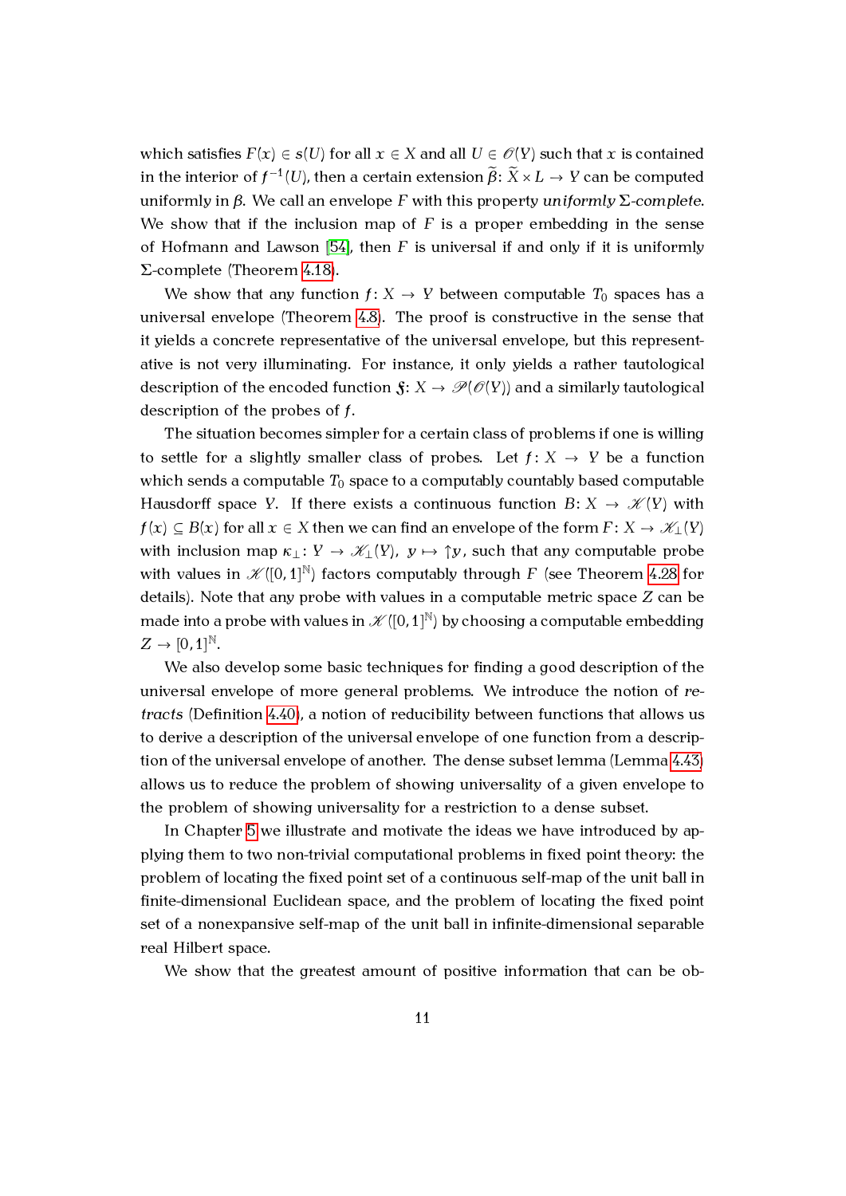which satisfies $F(x) \in s(U)$ for all $x \in X$ and all $U \in \mathscr{O}(Y)$ such that $x$ is contained in the interior of $f^{-1}(U)$, then a certain extension $\widetilde{\beta}\colon \widetilde{X} \times L \to Y$ can be computed uniformly in $\beta$. We call an envelope $F$ with this property *uniformly* $\Sigma$*-complete*. We show that if the inclusion map of $F$ is a proper embedding in the sense of Hofmann and Lawson [54], then $F$ is universal if and only if it is uniformly $\Sigma$-complete (Theorem 4.18).

We show that any function $f\colon X \to Y$ between computable $T_0$ spaces has a universal envelope (Theorem 4.8). The proof is constructive in the sense that it yields a concrete representative of the universal envelope, but this representative is not very illuminating. For instance, it only yields a rather tautological description of the encoded function $\mathfrak{F}\colon X \to \mathscr{P}(\mathscr{O}(Y))$ and a similarly tautological description of the probes of $f$.

The situation becomes simpler for a certain class of problems if one is willing to settle for a slightly smaller class of probes. Let $f\colon X \to Y$ be a function which sends a computable $T_0$ space to a computably countably based computable Hausdorff space $Y$. If there exists a continuous function $B\colon X \to \mathscr{K}(Y)$ with $f(x) \subseteq B(x)$ for all $x \in X$ then we can find an envelope of the form $F\colon X \to \mathscr{K}_\perp(Y)$ with inclusion map $\kappa_\perp\colon Y \to \mathscr{K}_\perp(Y),\ y \mapsto \uparrow y$, such that any computable probe with values in $\mathscr{K}([0,1]^{\mathbb{N}})$ factors computably through $F$ (see Theorem 4.28 for details). Note that any probe with values in a computable metric space $Z$ can be made into a probe with values in $\mathscr{K}([0,1]^{\mathbb{N}})$ by choosing a computable embedding $Z \to [0,1]^{\mathbb{N}}$.

We also develop some basic techniques for finding a good description of the universal envelope of more general problems. We introduce the notion of *retracts* (Definition 4.40), a notion of reducibility between functions that allows us to derive a description of the universal envelope of one function from a description of the universal envelope of another. The dense subset lemma (Lemma 4.43) allows us to reduce the problem of showing universality of a given envelope to the problem of showing universality for a restriction to a dense subset.

In Chapter 5 we illustrate and motivate the ideas we have introduced by applying them to two non-trivial computational problems in fixed point theory: the problem of locating the fixed point set of a continuous self-map of the unit ball in finite-dimensional Euclidean space, and the problem of locating the fixed point set of a nonexpansive self-map of the unit ball in infinite-dimensional separable real Hilbert space.

We show that the greatest amount of positive information that can be ob-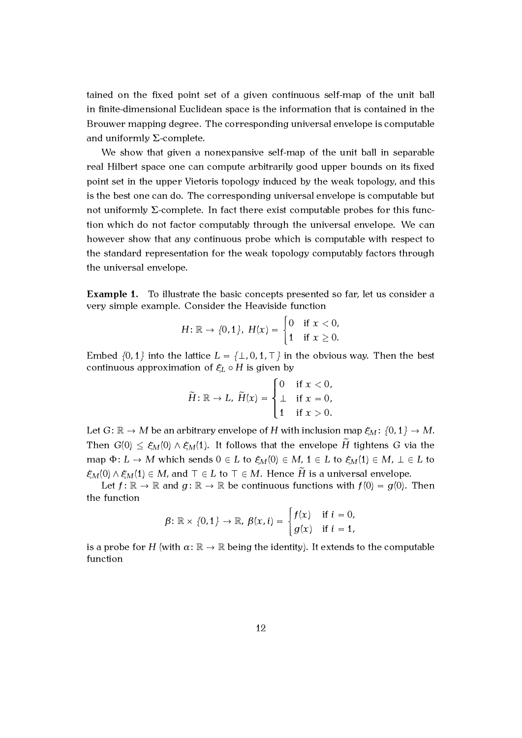tained on the fixed point set of a given continuous self-map of the unit ball in finite-dimensional Euclidean space is the information that is contained in the Brouwer mapping degree. The corresponding universal envelope is computable and uniformly $\Sigma$-complete.

We show that given a nonexpansive self-map of the unit ball in separable real Hilbert space one can compute arbitrarily good upper bounds on its fixed point set in the upper Vietoris topology induced by the weak topology, and this is the best one can do. The corresponding universal envelope is computable but not uniformly $\Sigma$-complete. In fact there exist computable probes for this function which do not factor computably through the universal envelope. We can however show that any continuous probe which is computable with respect to the standard representation for the weak topology computably factors through the universal envelope.

**Example 1.** To illustrate the basic concepts presented so far, let us consider a very simple example. Consider the Heaviside function

$$H\colon \mathbb{R} \to \{0,1\},\ H(x) = \begin{cases} 0 & \text{if } x < 0, \\ 1 & \text{if } x \geq 0. \end{cases}$$

Embed $\{0,1\}$ into the lattice $L = \{\bot, 0, 1, \top\}$ in the obvious way. Then the best continuous approximation of $\xi_L \circ H$ is given by

$$\widetilde{H}\colon \mathbb{R} \to L,\ \widetilde{H}(x) = \begin{cases} 0 & \text{if } x < 0, \\ \bot & \text{if } x = 0, \\ 1 & \text{if } x > 0. \end{cases}$$

Let $G\colon \mathbb{R} \to M$ be an arbitrary envelope of $H$ with inclusion map $\xi_M\colon \{0,1\} \to M$. Then $G(0) \leq \xi_M(0) \wedge \xi_M(1)$. It follows that the envelope $\widetilde{H}$ tightens $G$ via the map $\Phi\colon L \to M$ which sends $0 \in L$ to $\xi_M(0) \in M$, $1 \in L$ to $\xi_M(1) \in M$, $\bot \in L$ to $\xi_M(0) \wedge \xi_M(1) \in M$, and $\top \in L$ to $\top \in M$. Hence $\widetilde{H}$ is a universal envelope.

Let $f\colon \mathbb{R} \to \mathbb{R}$ and $g\colon \mathbb{R} \to \mathbb{R}$ be continuous functions with $f(0) = g(0)$. Then the function

$$\beta\colon \mathbb{R} \times \{0,1\} \to \mathbb{R},\ \beta(x,i) = \begin{cases} f(x) & \text{if } i = 0, \\ g(x) & \text{if } i = 1, \end{cases}$$

is a probe for $H$ (with $\alpha\colon \mathbb{R} \to \mathbb{R}$ being the identity). It extends to the computable function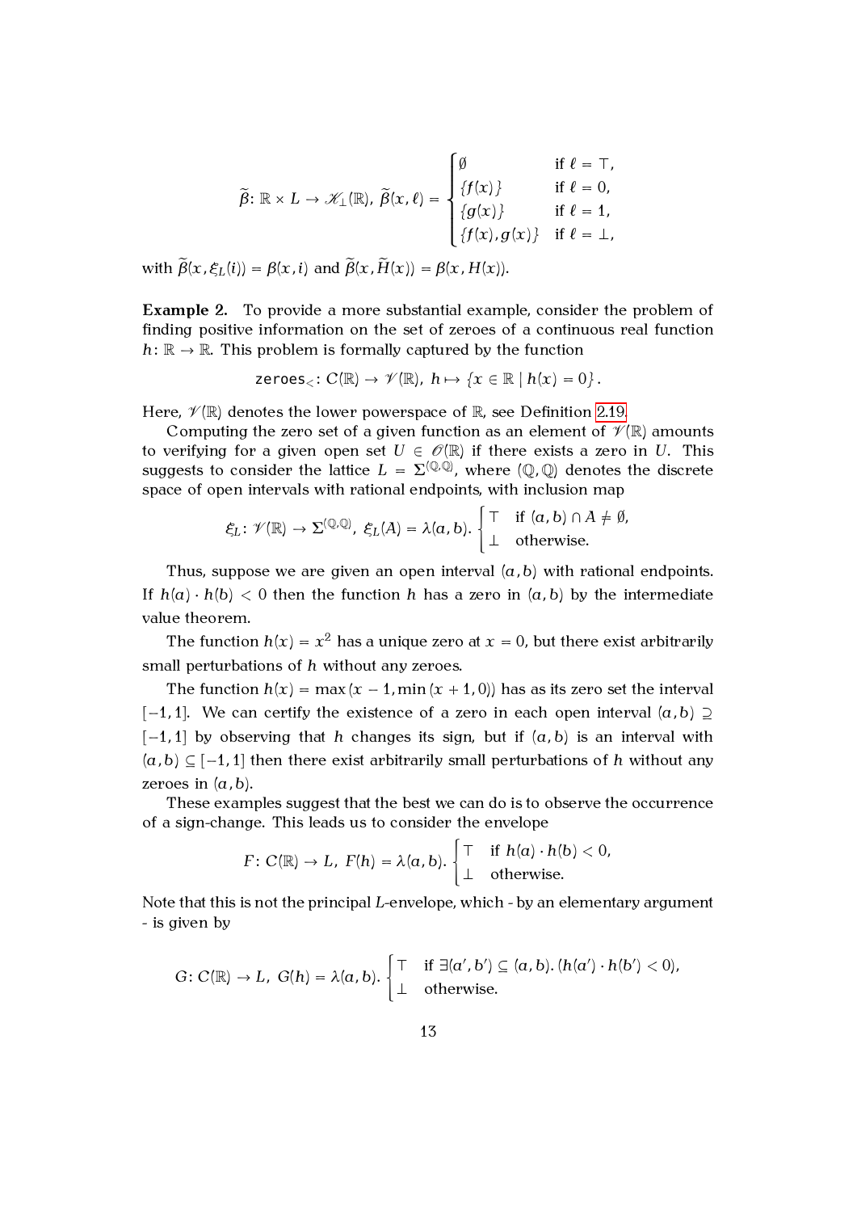$$\widetilde{\beta}\colon \mathbb{R} \times L \to \mathscr{K}_{\perp}(\mathbb{R}),\ \widetilde{\beta}(x, \ell) = \begin{cases} \emptyset & \text{if } \ell = \top, \\ \{f(x)\} & \text{if } \ell = 0, \\ \{g(x)\} & \text{if } \ell = 1, \\ \{f(x), g(x)\} & \text{if } \ell = \perp, \end{cases}$$

with $\widetilde{\beta}(x, \xi_L(i)) = \beta(x, i)$ and $\widetilde{\beta}(x, \widetilde{H}(x)) = \beta(x, H(x))$.

**Example 2.** To provide a more substantial example, consider the problem of finding positive information on the set of zeroes of a continuous real function $h\colon \mathbb{R} \to \mathbb{R}$. This problem is formally captured by the function

$$\texttt{zeroes}_{<}\colon C(\mathbb{R}) \to \mathscr{V}(\mathbb{R}),\ h \mapsto \{x \in \mathbb{R} \mid h(x) = 0\}.$$

Here, $\mathscr{V}(\mathbb{R})$ denotes the lower powerspace of $\mathbb{R}$, see Definition 2.19.

Computing the zero set of a given function as an element of $\mathscr{V}(\mathbb{R})$ amounts to verifying for a given open set $U \in \mathscr{O}(\mathbb{R})$ if there exists a zero in $U$. This suggests to consider the lattice $L = \Sigma^{(\mathbb{Q},\mathbb{Q})}$, where $(\mathbb{Q},\mathbb{Q})$ denotes the discrete space of open intervals with rational endpoints, with inclusion map

$$\xi_L\colon \mathscr{V}(\mathbb{R}) \to \Sigma^{(\mathbb{Q},\mathbb{Q})},\ \xi_L(A) = \lambda(a,b).\begin{cases} \top & \text{if } (a,b) \cap A \neq \emptyset, \\ \perp & \text{otherwise.} \end{cases}$$

Thus, suppose we are given an open interval $(a, b)$ with rational endpoints. If $h(a) \cdot h(b) < 0$ then the function $h$ has a zero in $(a, b)$ by the intermediate value theorem.

The function $h(x) = x^2$ has a unique zero at $x = 0$, but there exist arbitrarily small perturbations of $h$ without any zeroes.

The function $h(x) = \max(x - 1, \min(x + 1, 0))$ has as its zero set the interval $[-1, 1]$. We can certify the existence of a zero in each open interval $(a, b) \supseteq [-1, 1]$ by observing that $h$ changes its sign, but if $(a, b)$ is an interval with $(a, b) \subseteq [-1, 1]$ then there exist arbitrarily small perturbations of $h$ without any zeroes in $(a, b)$.

These examples suggest that the best we can do is to observe the occurrence of a sign-change. This leads us to consider the envelope

$$F\colon C(\mathbb{R}) \to L,\ F(h) = \lambda(a,b).\begin{cases} \top & \text{if } h(a) \cdot h(b) < 0, \\ \perp & \text{otherwise.} \end{cases}$$

Note that this is not the principal $L$-envelope, which - by an elementary argument - is given by

$$G\colon C(\mathbb{R}) \to L,\ G(h) = \lambda(a,b).\begin{cases} \top & \text{if } \exists (a', b') \subseteq (a,b).\,(h(a') \cdot h(b') < 0), \\ \perp & \text{otherwise.} \end{cases}$$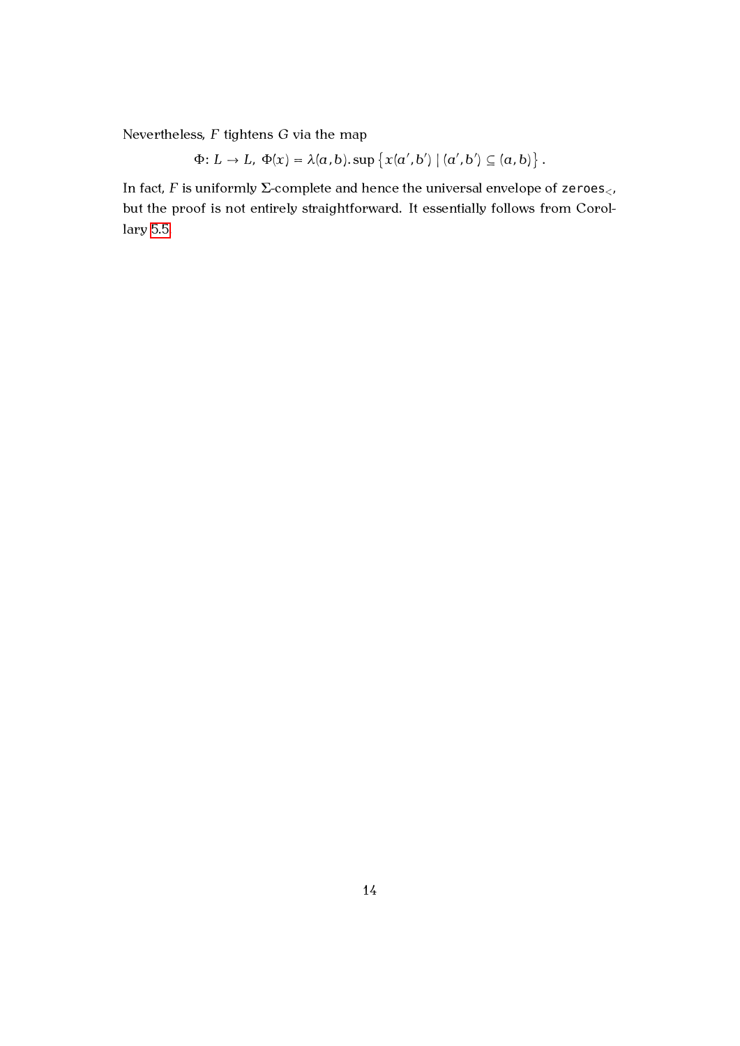Nevertheless, $F$ tightens $G$ via the map

$$\Phi\colon L \to L,\ \Phi(x) = \lambda(a,b).\sup\left\{x(a',b') \mid (a',b') \subseteq (a,b)\right\}.$$

In fact, $F$ is uniformly $\Sigma$-complete and hence the universal envelope of $\texttt{zeroes}_<$, but the proof is not entirely straightforward. It essentially follows from Corollary 5.5.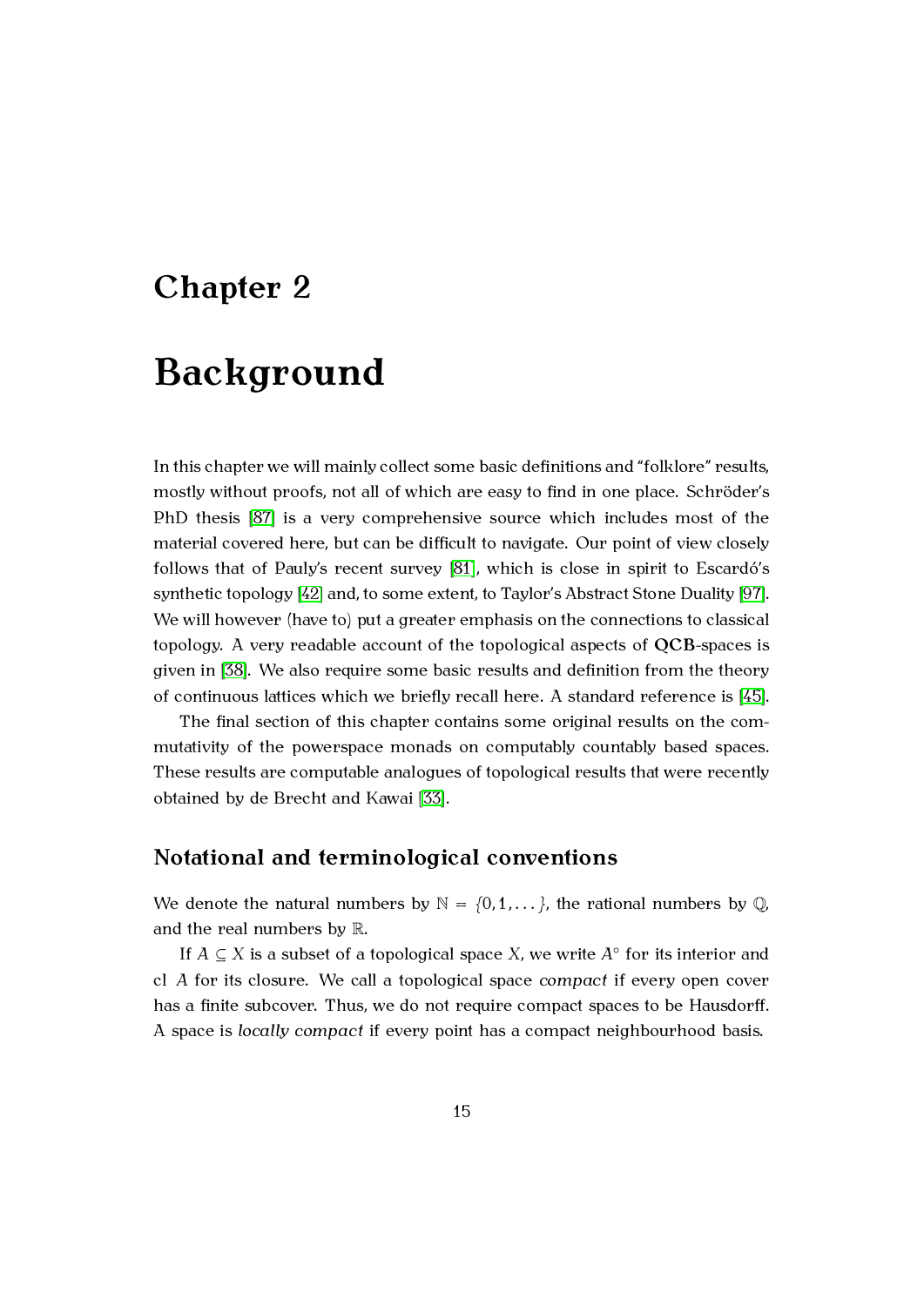# Chapter 2

# Background

In this chapter we will mainly collect some basic definitions and “folklore” results, mostly without proofs, not all of which are easy to find in one place. Schröder’s PhD thesis [87] is a very comprehensive source which includes most of the material covered here, but can be difficult to navigate. Our point of view closely follows that of Pauly’s recent survey [81], which is close in spirit to Escardó’s synthetic topology [42] and, to some extent, to Taylor’s Abstract Stone Duality [97]. We will however (have to) put a greater emphasis on the connections to classical topology. A very readable account of the topological aspects of **QCB**-spaces is given in [38]. We also require some basic results and definition from the theory of continuous lattices which we briefly recall here. A standard reference is [45].

The final section of this chapter contains some original results on the commutativity of the powerspace monads on computably countably based spaces. These results are computable analogues of topological results that were recently obtained by de Brecht and Kawai [33].

## Notational and terminological conventions

We denote the natural numbers by $\mathbb{N} = \{0, 1, \dots\}$, the rational numbers by $\mathbb{Q}$, and the real numbers by $\mathbb{R}$.

If $A \subseteq X$ is a subset of a topological space $X$, we write $A^\circ$ for its interior and $\mathrm{cl}\ A$ for its closure. We call a topological space *compact* if every open cover has a finite subcover. Thus, we do not require compact spaces to be Hausdorff. A space is *locally compact* if every point has a compact neighbourhood basis.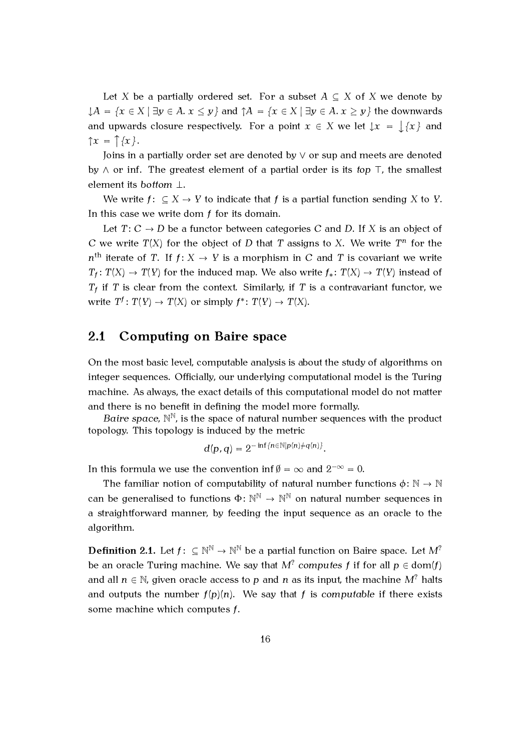Let $X$ be a partially ordered set. For a subset $A \subseteq X$ of $X$ we denote by $\downarrow A = \{x \in X \mid \exists y \in A.\, x \leq y\}$ and $\uparrow A = \{x \in X \mid \exists y \in A.\, x \geq y\}$ the downwards and upwards closure respectively. For a point $x \in X$ we let $\downarrow x = \downarrow\{x\}$ and $\uparrow x = \uparrow\{x\}$.

Joins in a partially order set are denoted by $\vee$ or sup and meets are denoted by $\wedge$ or inf. The greatest element of a partial order is its *top* $\top$, the smallest element its *bottom* $\bot$.

We write $f\colon \subseteq X \to Y$ to indicate that $f$ is a partial function sending $X$ to $Y$. In this case we write dom $f$ for its domain.

Let $T\colon C \to D$ be a functor between categories $C$ and $D$. If $X$ is an object of $C$ we write $T(X)$ for the object of $D$ that $T$ assigns to $X$. We write $T^n$ for the $n^{\text{th}}$ iterate of $T$. If $f\colon X \to Y$ is a morphism in $C$ and $T$ is covariant we write $T_f\colon T(X) \to T(Y)$ for the induced map. We also write $f_*\colon T(X) \to T(Y)$ instead of $T_f$ if $T$ is clear from the context. Similarly, if $T$ is a contravariant functor, we write $T^f\colon T(Y) \to T(X)$ or simply $f^*\colon T(Y) \to T(X)$.

## 2.1 Computing on Baire space

On the most basic level, computable analysis is about the study of algorithms on integer sequences. Officially, our underlying computational model is the Turing machine. As always, the exact details of this computational model do not matter and there is no benefit in defining the model more formally.

*Baire space*, $\mathbb{N}^{\mathbb{N}}$, is the space of natural number sequences with the product topology. This topology is induced by the metric

$$d(p, q) = 2^{-\inf\{n \in \mathbb{N} \mid p(n) \neq q(n)\}}.$$

In this formula we use the convention $\inf \emptyset = \infty$ and $2^{-\infty} = 0$.

The familiar notion of computability of natural number functions $\phi\colon \mathbb{N} \to \mathbb{N}$ can be generalised to functions $\Phi\colon \mathbb{N}^{\mathbb{N}} \to \mathbb{N}^{\mathbb{N}}$ on natural number sequences in a straightforward manner, by feeding the input sequence as an oracle to the algorithm.

**Definition 2.1.** Let $f\colon \subseteq \mathbb{N}^{\mathbb{N}} \to \mathbb{N}^{\mathbb{N}}$ be a partial function on Baire space. Let $M^?$ be an oracle Turing machine. We say that $M^?$ *computes* $f$ if for all $p \in \operatorname{dom}(f)$ and all $n \in \mathbb{N}$, given oracle access to $p$ and $n$ as its input, the machine $M^?$ halts and outputs the number $f(p)(n)$. We say that $f$ is *computable* if there exists some machine which computes $f$.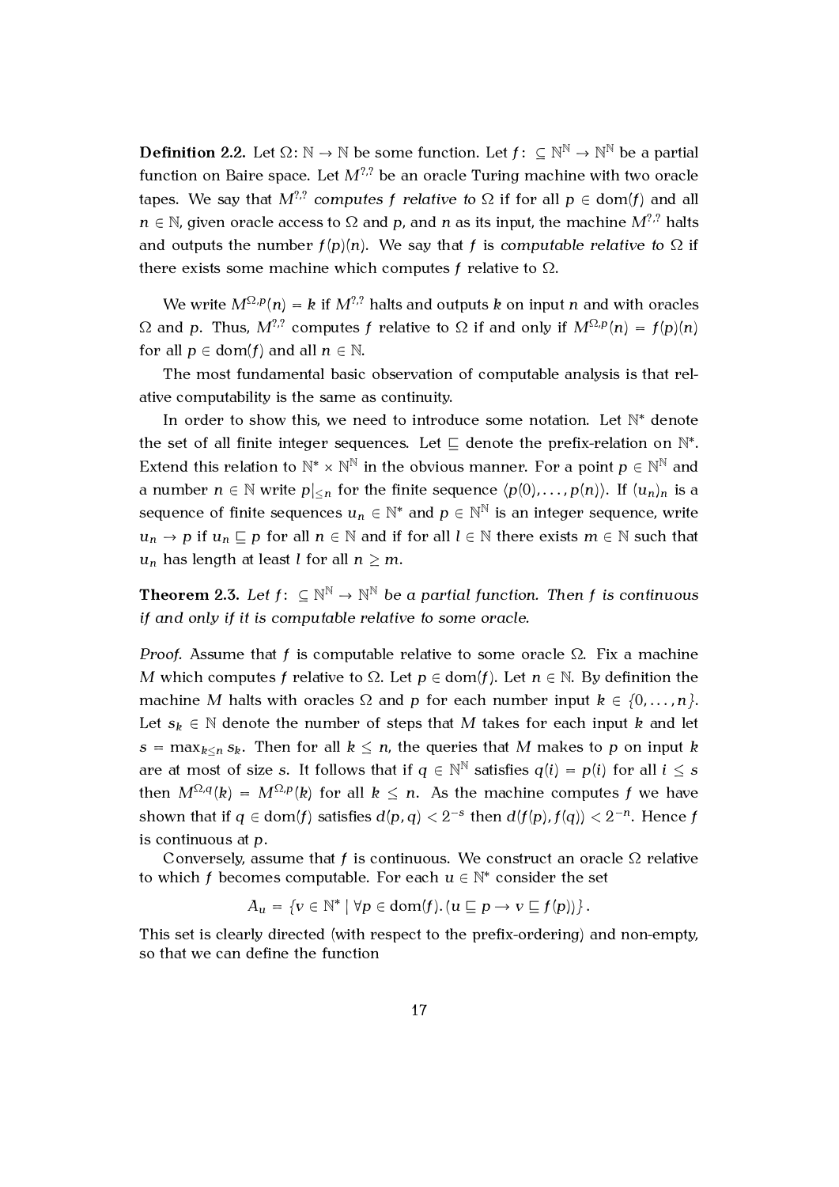**Definition 2.2.** Let $\Omega\colon \mathbb{N} \to \mathbb{N}$ be some function. Let $f\colon \subseteq \mathbb{N}^{\mathbb{N}} \to \mathbb{N}^{\mathbb{N}}$ be a partial function on Baire space. Let $M^{?,?}$ be an oracle Turing machine with two oracle tapes. We say that $M^{?,?}$ *computes* $f$ *relative to* $\Omega$ if for all $p \in \text{dom}(f)$ and all $n \in \mathbb{N}$, given oracle access to $\Omega$ and $p$, and $n$ as its input, the machine $M^{?,?}$ halts and outputs the number $f(p)(n)$. We say that $f$ is *computable relative to* $\Omega$ if there exists some machine which computes $f$ relative to $\Omega$.

We write $M^{\Omega,p}(n) = k$ if $M^{?,?}$ halts and outputs $k$ on input $n$ and with oracles $\Omega$ and $p$. Thus, $M^{?,?}$ computes $f$ relative to $\Omega$ if and only if $M^{\Omega,p}(n) = f(p)(n)$ for all $p \in \text{dom}(f)$ and all $n \in \mathbb{N}$.

The most fundamental basic observation of computable analysis is that relative computability is the same as continuity.

In order to show this, we need to introduce some notation. Let $\mathbb{N}^*$ denote the set of all finite integer sequences. Let $\sqsubseteq$ denote the prefix-relation on $\mathbb{N}^*$. Extend this relation to $\mathbb{N}^* \times \mathbb{N}^{\mathbb{N}}$ in the obvious manner. For a point $p \in \mathbb{N}^{\mathbb{N}}$ and a number $n \in \mathbb{N}$ write $p|_{\leq n}$ for the finite sequence $\langle p(0), \dots, p(n) \rangle$. If $(u_n)_n$ is a sequence of finite sequences $u_n \in \mathbb{N}^*$ and $p \in \mathbb{N}^{\mathbb{N}}$ is an integer sequence, write $u_n \to p$ if $u_n \sqsubseteq p$ for all $n \in \mathbb{N}$ and if for all $l \in \mathbb{N}$ there exists $m \in \mathbb{N}$ such that $u_n$ has length at least $l$ for all $n \geq m$.

**Theorem 2.3.** *Let $f\colon \subseteq \mathbb{N}^{\mathbb{N}} \to \mathbb{N}^{\mathbb{N}}$ be a partial function. Then $f$ is continuous if and only if it is computable relative to some oracle.*

*Proof.* Assume that $f$ is computable relative to some oracle $\Omega$. Fix a machine $M$ which computes $f$ relative to $\Omega$. Let $p \in \text{dom}(f)$. Let $n \in \mathbb{N}$. By definition the machine $M$ halts with oracles $\Omega$ and $p$ for each number input $k \in \{0, \dots, n\}$. Let $s_k \in \mathbb{N}$ denote the number of steps that $M$ takes for each input $k$ and let $s = \max_{k \leq n} s_k$. Then for all $k \leq n$, the queries that $M$ makes to $p$ on input $k$ are at most of size $s$. It follows that if $q \in \mathbb{N}^{\mathbb{N}}$ satisfies $q(i) = p(i)$ for all $i \leq s$ then $M^{\Omega,q}(k) = M^{\Omega,p}(k)$ for all $k \leq n$. As the machine computes $f$ we have shown that if $q \in \text{dom}(f)$ satisfies $d(p,q) < 2^{-s}$ then $d(f(p), f(q)) < 2^{-n}$. Hence $f$ is continuous at $p$.

Conversely, assume that $f$ is continuous. We construct an oracle $\Omega$ relative to which $f$ becomes computable. For each $u \in \mathbb{N}^*$ consider the set

$$A_u = \{v \in \mathbb{N}^* \mid \forall p \in \text{dom}(f). (u \sqsubseteq p \to v \sqsubseteq f(p))\}.$$

This set is clearly directed (with respect to the prefix-ordering) and non-empty, so that we can define the function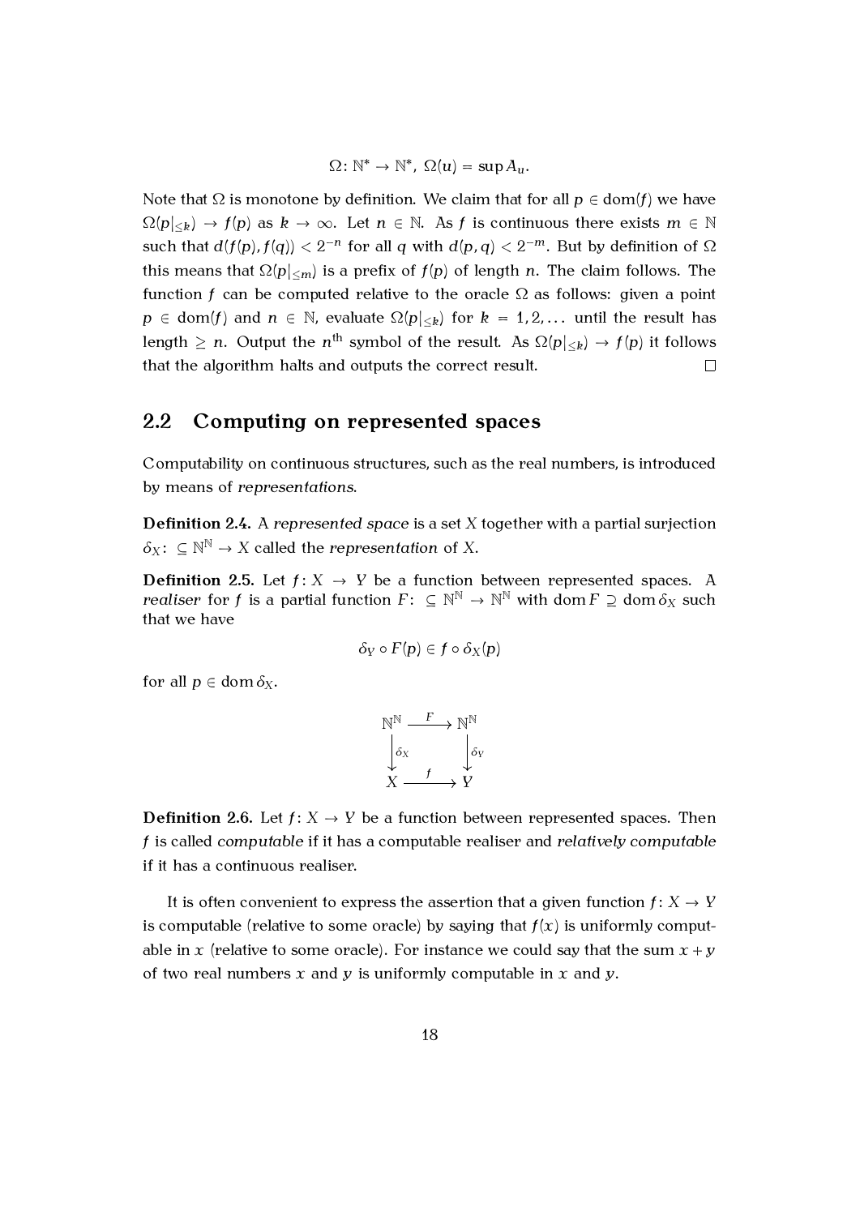$$\Omega \colon \mathbb{N}^* \to \mathbb{N}^*,\ \Omega(u) = \sup A_u.$$

Note that $\Omega$ is monotone by definition. We claim that for all $p \in \operatorname{dom}(f)$ we have $\Omega(p|_{\leq k}) \to f(p)$ as $k \to \infty$. Let $n \in \mathbb{N}$. As $f$ is continuous there exists $m \in \mathbb{N}$ such that $d(f(p), f(q)) < 2^{-n}$ for all $q$ with $d(p, q) < 2^{-m}$. But by definition of $\Omega$ this means that $\Omega(p|_{\leq m})$ is a prefix of $f(p)$ of length $n$. The claim follows. The function $f$ can be computed relative to the oracle $\Omega$ as follows: given a point $p \in \operatorname{dom}(f)$ and $n \in \mathbb{N}$, evaluate $\Omega(p|_{\leq k})$ for $k = 1, 2, \ldots$ until the result has length $\geq n$. Output the $n^{\text{th}}$ symbol of the result. As $\Omega(p|_{\leq k}) \to f(p)$ it follows that the algorithm halts and outputs the correct result. □

## 2.2 Computing on represented spaces

Computability on continuous structures, such as the real numbers, is introduced by means of *representations*.

**Definition 2.4.** A *represented space* is a set $X$ together with a partial surjection $\delta_X \colon \subseteq \mathbb{N}^{\mathbb{N}} \to X$ called the *representation* of $X$.

**Definition 2.5.** Let $f \colon X \to Y$ be a function between represented spaces. A *realiser* for $f$ is a partial function $F \colon \subseteq \mathbb{N}^{\mathbb{N}} \to \mathbb{N}^{\mathbb{N}}$ with $\operatorname{dom} F \supseteq \operatorname{dom} \delta_X$ such that we have

$$\delta_Y \circ F(p) \in f \circ \delta_X(p)$$

for all $p \in \operatorname{dom} \delta_X$.

$$\begin{array}{ccc} \mathbb{N}^{\mathbb{N}} & \xrightarrow{F} & \mathbb{N}^{\mathbb{N}} \\ \downarrow{\scriptstyle \delta_X} & & \downarrow{\scriptstyle \delta_Y} \\ X & \xrightarrow{f} & Y \end{array}$$

**Definition 2.6.** Let $f \colon X \to Y$ be a function between represented spaces. Then $f$ is called *computable* if it has a computable realiser and *relatively computable* if it has a continuous realiser.

It is often convenient to express the assertion that a given function $f \colon X \to Y$ is computable (relative to some oracle) by saying that $f(x)$ is uniformly computable in $x$ (relative to some oracle). For instance we could say that the sum $x + y$ of two real numbers $x$ and $y$ is uniformly computable in $x$ and $y$.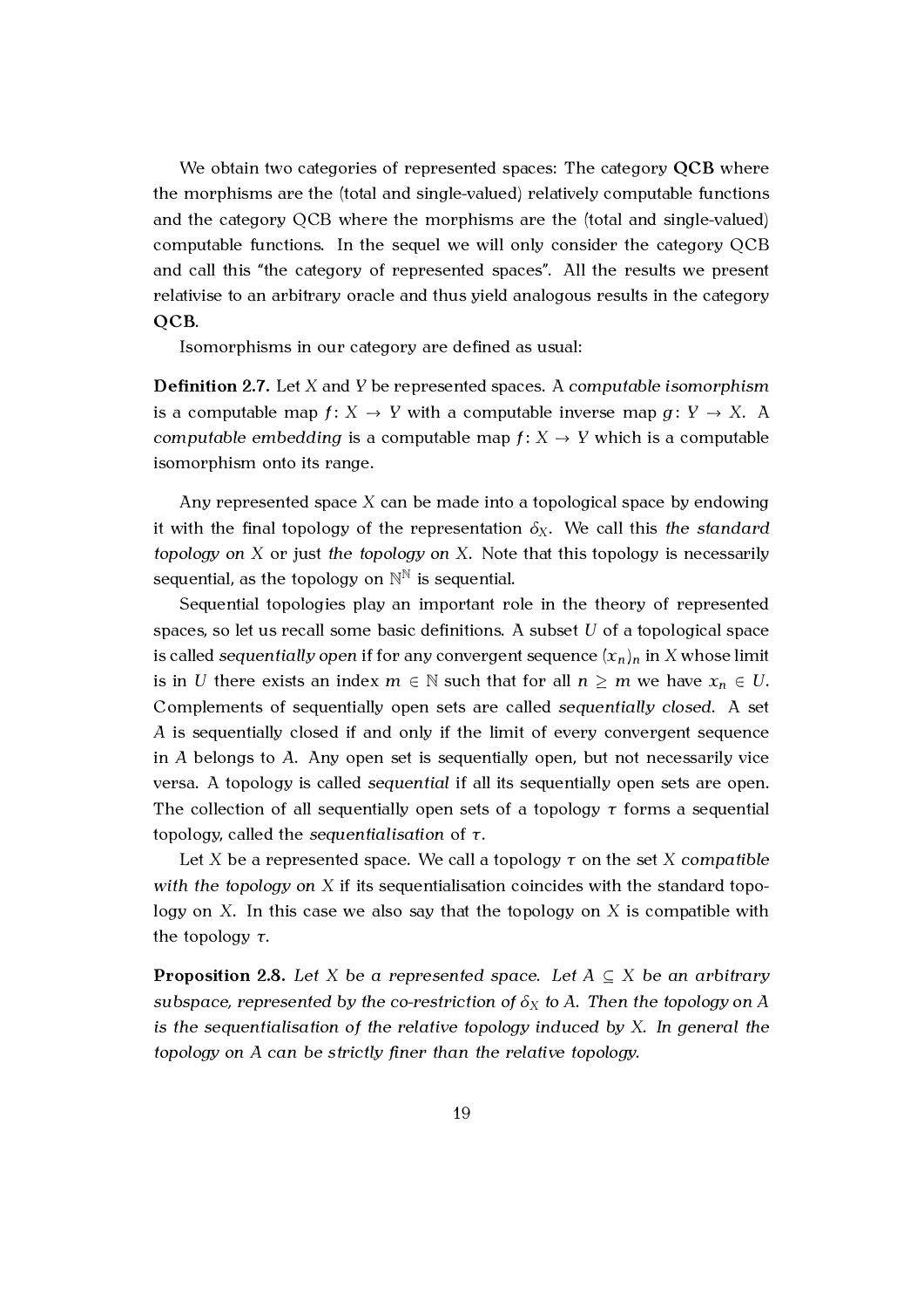We obtain two categories of represented spaces: The category **QCB** where the morphisms are the (total and single-valued) relatively computable functions and the category QCB where the morphisms are the (total and single-valued) computable functions. In the sequel we will only consider the category QCB and call this "the category of represented spaces". All the results we present relativise to an arbitrary oracle and thus yield analogous results in the category **QCB**.

Isomorphisms in our category are defined as usual:

**Definition 2.7.** Let $X$ and $Y$ be represented spaces. A *computable isomorphism* is a computable map $f\colon X \to Y$ with a computable inverse map $g\colon Y \to X$. A *computable embedding* is a computable map $f\colon X \to Y$ which is a computable isomorphism onto its range.

Any represented space $X$ can be made into a topological space by endowing it with the final topology of the representation $\delta_X$. We call this *the standard topology on $X$* or just *the topology on $X$*. Note that this topology is necessarily sequential, as the topology on $\mathbb{N}^{\mathbb{N}}$ is sequential.

Sequential topologies play an important role in the theory of represented spaces, so let us recall some basic definitions. A subset $U$ of a topological space is called *sequentially open* if for any convergent sequence $(x_n)_n$ in $X$ whose limit is in $U$ there exists an index $m \in \mathbb{N}$ such that for all $n \geq m$ we have $x_n \in U$. Complements of sequentially open sets are called *sequentially closed*. A set $A$ is sequentially closed if and only if the limit of every convergent sequence in $A$ belongs to $A$. Any open set is sequentially open, but not necessarily vice versa. A topology is called *sequential* if all its sequentially open sets are open. The collection of all sequentially open sets of a topology $\tau$ forms a sequential topology, called the *sequentialisation* of $\tau$.

Let $X$ be a represented space. We call a topology $\tau$ on the set $X$ *compatible with the topology on $X$* if its sequentialisation coincides with the standard topology on $X$. In this case we also say that the topology on $X$ is compatible with the topology $\tau$.

**Proposition 2.8.** *Let $X$ be a represented space. Let $A \subseteq X$ be an arbitrary subspace, represented by the co-restriction of $\delta_X$ to $A$. Then the topology on $A$ is the sequentialisation of the relative topology induced by $X$. In general the topology on $A$ can be strictly finer than the relative topology.*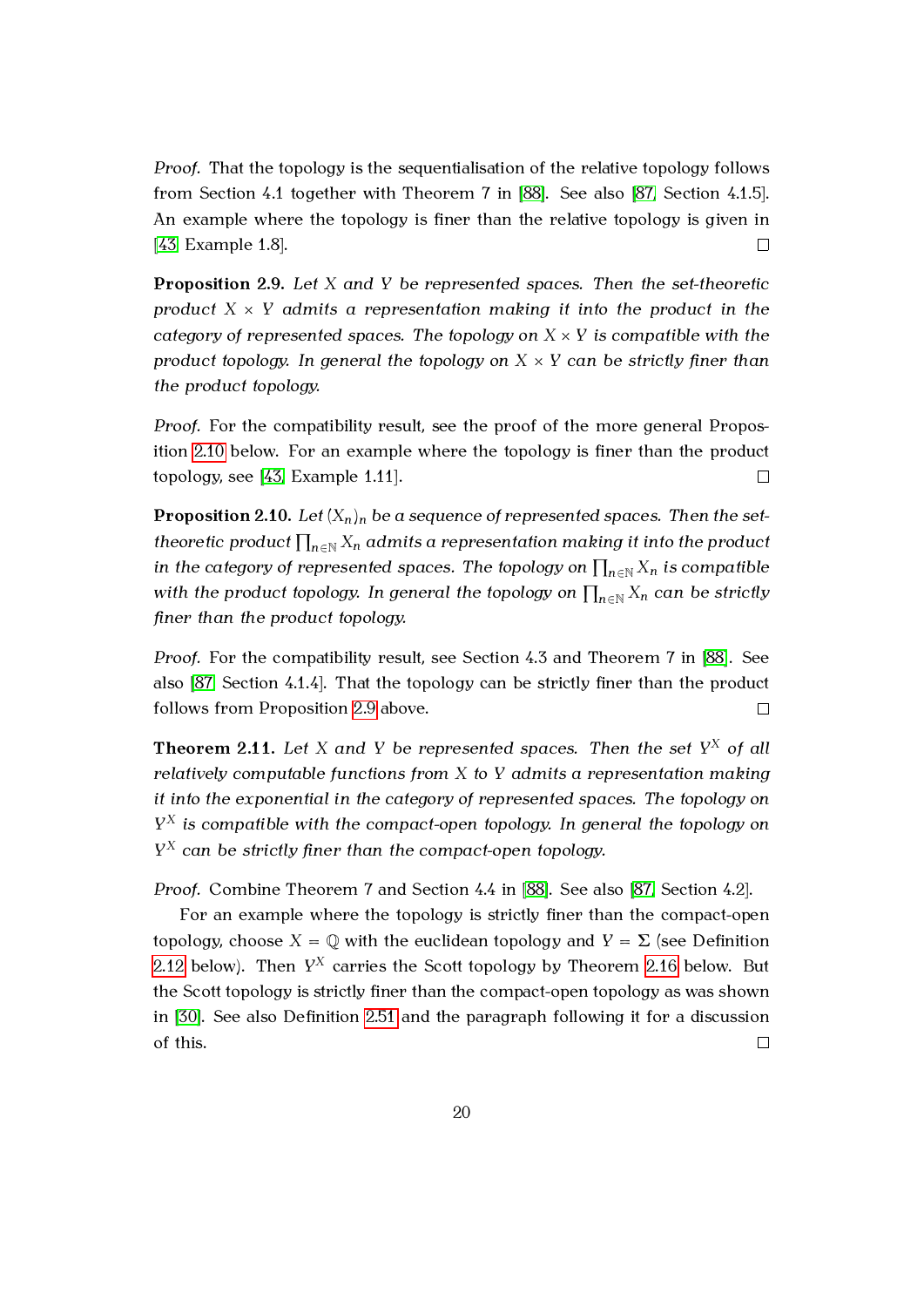*Proof.* That the topology is the sequentialisation of the relative topology follows from Section 4.1 together with Theorem 7 in [88]. See also [87, Section 4.1.5]. An example where the topology is finer than the relative topology is given in [43, Example 1.8]. □

**Proposition 2.9.** *Let $X$ and $Y$ be represented spaces. Then the set-theoretic product $X \times Y$ admits a representation making it into the product in the category of represented spaces. The topology on $X \times Y$ is compatible with the product topology. In general the topology on $X \times Y$ can be strictly finer than the product topology.*

*Proof.* For the compatibility result, see the proof of the more general Proposition 2.10 below. For an example where the topology is finer than the product topology, see [43, Example 1.11]. □

**Proposition 2.10.** *Let $(X_n)_n$ be a sequence of represented spaces. Then the set-theoretic product $\prod_{n \in \mathbb{N}} X_n$ admits a representation making it into the product in the category of represented spaces. The topology on $\prod_{n \in \mathbb{N}} X_n$ is compatible with the product topology. In general the topology on $\prod_{n \in \mathbb{N}} X_n$ can be strictly finer than the product topology.*

*Proof.* For the compatibility result, see Section 4.3 and Theorem 7 in [88]. See also [87, Section 4.1.4]. That the topology can be strictly finer than the product follows from Proposition 2.9 above. □

**Theorem 2.11.** *Let $X$ and $Y$ be represented spaces. Then the set $Y^X$ of all relatively computable functions from $X$ to $Y$ admits a representation making it into the exponential in the category of represented spaces. The topology on $Y^X$ is compatible with the compact-open topology. In general the topology on $Y^X$ can be strictly finer than the compact-open topology.*

*Proof.* Combine Theorem 7 and Section 4.4 in [88]. See also [87, Section 4.2].

For an example where the topology is strictly finer than the compact-open topology, choose $X = \mathbb{Q}$ with the euclidean topology and $Y = \Sigma$ (see Definition 2.12 below). Then $Y^X$ carries the Scott topology by Theorem 2.16 below. But the Scott topology is strictly finer than the compact-open topology as was shown in [30]. See also Definition 2.51 and the paragraph following it for a discussion of this. □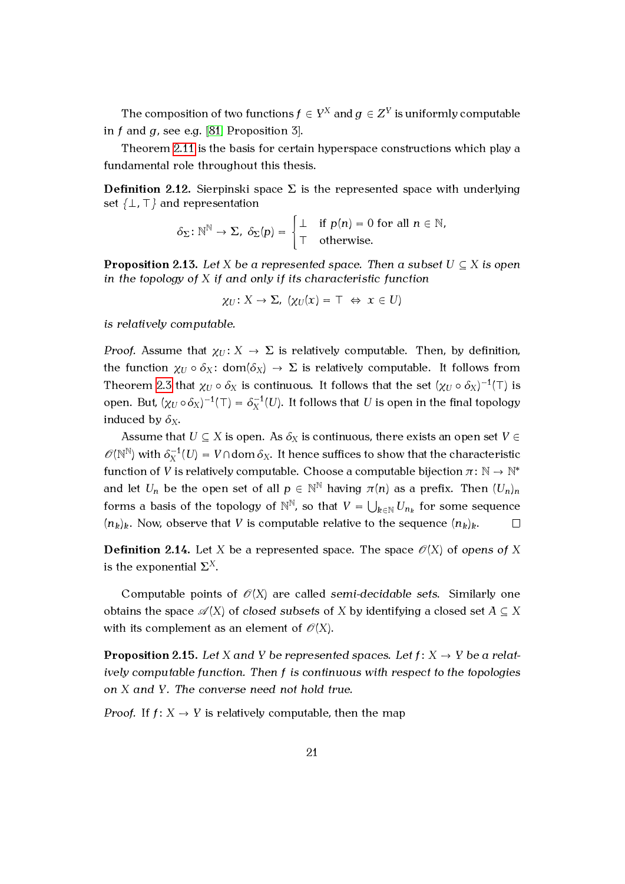The composition of two functions $f \in Y^X$ and $g \in Z^Y$ is uniformly computable in $f$ and $g$, see e.g. [81, Proposition 3].

Theorem 2.11 is the basis for certain hyperspace constructions which play a fundamental role throughout this thesis.

**Definition 2.12.** Sierpinski space $\Sigma$ is the represented space with underlying set $\{\bot, \top\}$ and representation

$$\delta_\Sigma \colon \mathbb{N}^\mathbb{N} \to \Sigma,\ \delta_\Sigma(p) = \begin{cases} \bot & \text{if } p(n) = 0 \text{ for all } n \in \mathbb{N}, \\ \top & \text{otherwise.} \end{cases}$$

**Proposition 2.13.** *Let $X$ be a represented space. Then a subset $U \subseteq X$ is open in the topology of $X$ if and only if its characteristic function*

$$\chi_U \colon X \to \Sigma,\ (\chi_U(x) = \top \Leftrightarrow x \in U)$$

*is relatively computable.*

*Proof.* Assume that $\chi_U \colon X \to \Sigma$ is relatively computable. Then, by definition, the function $\chi_U \circ \delta_X \colon \operatorname{dom}(\delta_X) \to \Sigma$ is relatively computable. It follows from Theorem 2.3 that $\chi_U \circ \delta_X$ is continuous. It follows that the set $(\chi_U \circ \delta_X)^{-1}(\top)$ is open. But, $(\chi_U \circ \delta_X)^{-1}(\top) = \delta_X^{-1}(U)$. It follows that $U$ is open in the final topology induced by $\delta_X$.

Assume that $U \subseteq X$ is open. As $\delta_X$ is continuous, there exists an open set $V \in \mathscr{O}(\mathbb{N}^\mathbb{N})$ with $\delta_X^{-1}(U) = V \cap \operatorname{dom} \delta_X$. It hence suffices to show that the characteristic function of $V$ is relatively computable. Choose a computable bijection $\pi \colon \mathbb{N} \to \mathbb{N}^*$ and let $U_n$ be the open set of all $p \in \mathbb{N}^\mathbb{N}$ having $\pi(n)$ as a prefix. Then $(U_n)_n$ forms a basis of the topology of $\mathbb{N}^\mathbb{N}$, so that $V = \bigcup_{k \in \mathbb{N}} U_{n_k}$ for some sequence $(n_k)_k$. Now, observe that $V$ is computable relative to the sequence $(n_k)_k$. □

**Definition 2.14.** Let $X$ be a represented space. The space $\mathscr{O}(X)$ of *opens of $X$* is the exponential $\Sigma^X$.

Computable points of $\mathscr{O}(X)$ are called *semi-decidable sets*. Similarly one obtains the space $\mathscr{A}(X)$ of *closed subsets* of $X$ by identifying a closed set $A \subseteq X$ with its complement as an element of $\mathscr{O}(X)$.

**Proposition 2.15.** *Let $X$ and $Y$ be represented spaces. Let $f \colon X \to Y$ be a relatively computable function. Then $f$ is continuous with respect to the topologies on $X$ and $Y$. The converse need not hold true.*

*Proof.* If $f \colon X \to Y$ is relatively computable, then the map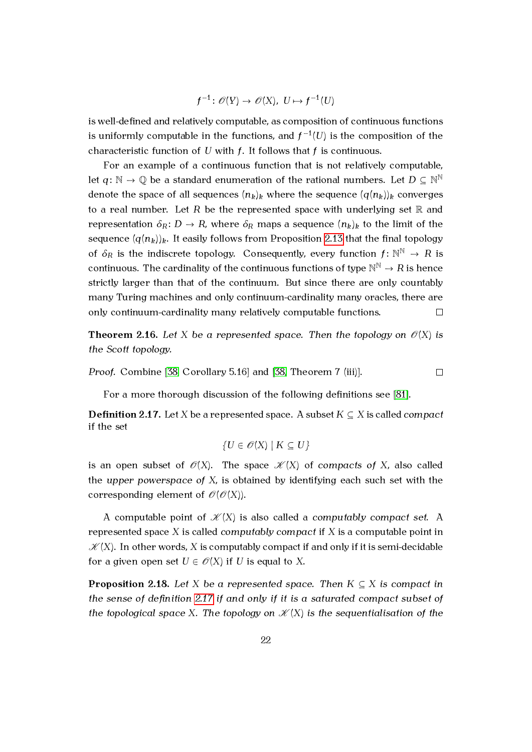$$f^{-1}: \mathcal{O}(Y) \to \mathcal{O}(X),\ U \mapsto f^{-1}(U)$$

is well-defined and relatively computable, as composition of continuous functions is uniformly computable in the functions, and $f^{-1}(U)$ is the composition of the characteristic function of $U$ with $f$. It follows that $f$ is continuous.

For an example of a continuous function that is not relatively computable, let $q: \mathbb{N} \to \mathbb{Q}$ be a standard enumeration of the rational numbers. Let $D \subseteq \mathbb{N}^{\mathbb{N}}$ denote the space of all sequences $(n_k)_k$ where the sequence $(q(n_k))_k$ converges to a real number. Let $R$ be the represented space with underlying set $\mathbb{R}$ and representation $\delta_R: D \to R$, where $\delta_R$ maps a sequence $(n_k)_k$ to the limit of the sequence $(q(n_k))_k$. It easily follows from Proposition 2.13 that the final topology of $\delta_R$ is the indiscrete topology. Consequently, every function $f: \mathbb{N}^{\mathbb{N}} \to R$ is continuous. The cardinality of the continuous functions of type $\mathbb{N}^{\mathbb{N}} \to R$ is hence strictly larger than that of the continuum. But since there are only countably many Turing machines and only continuum-cardinality many oracles, there are only continuum-cardinality many relatively computable functions. □

**Theorem 2.16.** *Let $X$ be a represented space. Then the topology on $\mathcal{O}(X)$ is the Scott topology.*

*Proof.* Combine [38, Corollary 5.16] and [38, Theorem 7 (iii)]. □

For a more thorough discussion of the following definitions see [81].

**Definition 2.17.** Let $X$ be a represented space. A subset $K \subseteq X$ is called *compact* if the set

$$\{U \in \mathcal{O}(X) \mid K \subseteq U\}$$

is an open subset of $\mathcal{O}(X)$. The space $\mathcal{K}(X)$ of *compacts of* $X$, also called the *upper powerspace of* $X$, is obtained by identifying each such set with the corresponding element of $\mathcal{O}(\mathcal{O}(X))$.

A computable point of $\mathcal{K}(X)$ is also called a *computably compact set*. A represented space $X$ is called *computably compact* if $X$ is a computable point in $\mathcal{K}(X)$. In other words, $X$ is computably compact if and only if it is semi-decidable for a given open set $U \in \mathcal{O}(X)$ if $U$ is equal to $X$.

**Proposition 2.18.** *Let $X$ be a represented space. Then $K \subseteq X$ is compact in the sense of definition 2.17 if and only if it is a saturated compact subset of the topological space $X$. The topology on $\mathcal{K}(X)$ is the sequentialisation of the*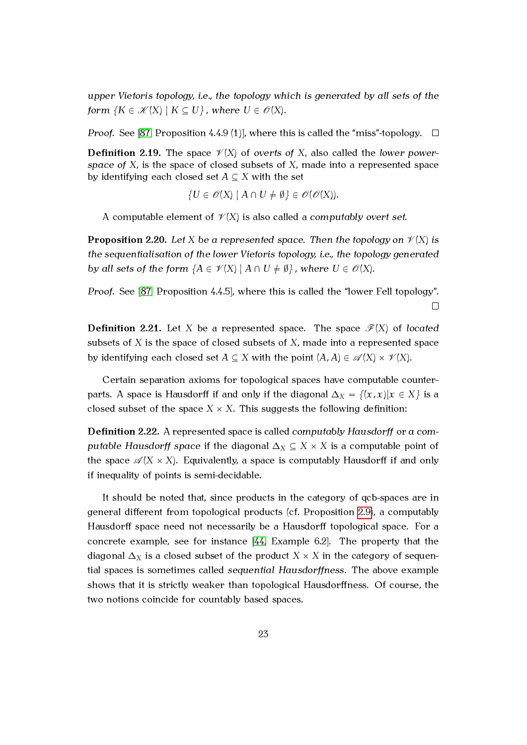*upper Vietoris topology, i.e., the topology which is generated by all sets of the form* $\{K \in \mathscr{K}(X) \mid K \subseteq U\}$*, where* $U \in \mathscr{O}(X)$.

*Proof.* See [87, Proposition 4.4.9 (1)], where this is called the "miss"-topology. □

**Definition 2.19.** The space $\mathscr{V}(X)$ of *overts of* $X$, also called the *lower powerspace of* $X$, is the space of closed subsets of $X$, made into a represented space by identifying each closed set $A \subseteq X$ with the set

$$\{U \in \mathscr{O}(X) \mid A \cap U \neq \emptyset\} \in \mathscr{O}(\mathscr{O}(X)).$$

A computable element of $\mathscr{V}(X)$ is also called a *computably overt set*.

**Proposition 2.20.** *Let* $X$ *be a represented space. Then the topology on* $\mathscr{V}(X)$ *is the sequentialisation of the lower Vietoris topology, i.e., the topology generated by all sets of the form* $\{A \in \mathscr{V}(X) \mid A \cap U \neq \emptyset\}$*, where* $U \in \mathscr{O}(X)$.

*Proof.* See [87, Proposition 4.4.5], where this is called the "lower Fell topology". □

**Definition 2.21.** Let $X$ be a represented space. The space $\mathscr{F}(X)$ of *located* subsets of $X$ is the space of closed subsets of $X$, made into a represented space by identifying each closed set $A \subseteq X$ with the point $(A, A) \in \mathscr{A}(X) \times \mathscr{V}(X)$.

Certain separation axioms for topological spaces have computable counterparts. A space is Hausdorff if and only if the diagonal $\Delta_X = \{(x, x) | x \in X\}$ is a closed subset of the space $X \times X$. This suggests the following definition:

**Definition 2.22.** A represented space is called *computably Hausdorff* or *a computable Hausdorff space* if the diagonal $\Delta_X \subseteq X \times X$ is a computable point of the space $\mathscr{A}(X \times X)$. Equivalently, a space is computably Hausdorff if and only if inequality of points is semi-decidable.

It should be noted that, since products in the category of qcb-spaces are in general different from topological products (cf. Proposition 2.9), a computably Hausdorff space need not necessarily be a Hausdorff topological space. For a concrete example, see for instance [44, Example 6.2]. The property that the diagonal $\Delta_X$ is a closed subset of the product $X \times X$ in the category of sequential spaces is sometimes called *sequential Hausdorffness*. The above example shows that it is strictly weaker than topological Hausdorffness. Of course, the two notions coincide for countably based spaces.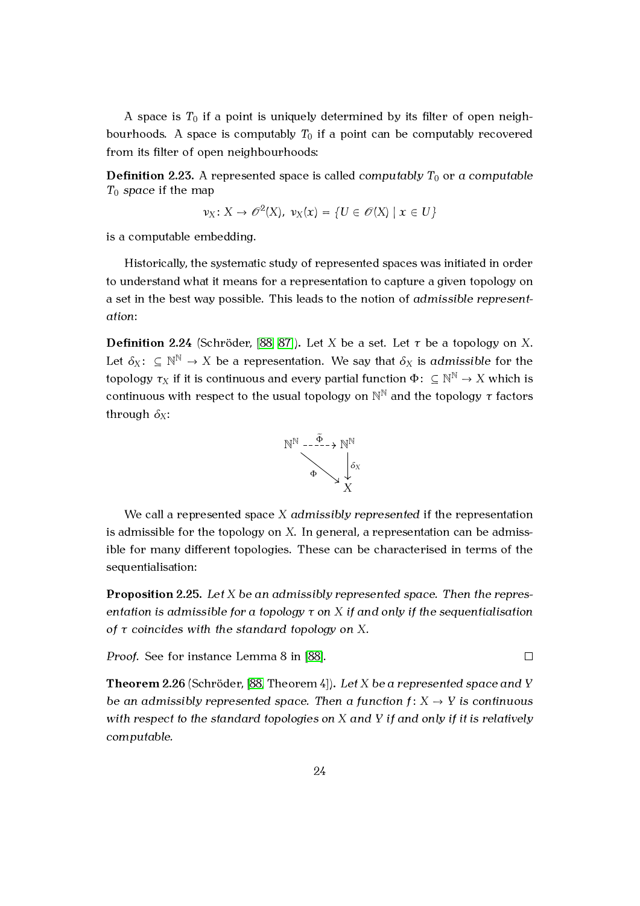A space is $T_0$ if a point is uniquely determined by its filter of open neighbourhoods. A space is computably $T_0$ if a point can be computably recovered from its filter of open neighbourhoods:

**Definition 2.23.** A represented space is called *computably $T_0$* or *a computable $T_0$ space* if the map

$$\nu_X \colon X \to \mathcal{O}^2(X),\ \nu_X(x) = \{U \in \mathcal{O}(X) \mid x \in U\}$$

is a computable embedding.

Historically, the systematic study of represented spaces was initiated in order to understand what it means for a representation to capture a given topology on a set in the best way possible. This leads to the notion of *admissible representation*:

**Definition 2.24** (Schröder, [88, 87]). Let $X$ be a set. Let $\tau$ be a topology on $X$. Let $\delta_X \colon \subseteq \mathbb{N}^{\mathbb{N}} \to X$ be a representation. We say that $\delta_X$ is *admissible* for the topology $\tau_X$ if it is continuous and every partial function $\Phi \colon \subseteq \mathbb{N}^{\mathbb{N}} \to X$ which is continuous with respect to the usual topology on $\mathbb{N}^{\mathbb{N}}$ and the topology $\tau$ factors through $\delta_X$:

$$\begin{array}{ccc} \mathbb{N}^{\mathbb{N}} & \overset{\tilde{\Phi}}{\dashrightarrow} & \mathbb{N}^{\mathbb{N}} \\ & \underset{\Phi}{\searrow} & \downarrow \delta_X \\ & & X \end{array}$$

We call a represented space $X$ *admissibly represented* if the representation is admissible for the topology on $X$. In general, a representation can be admissible for many different topologies. These can be characterised in terms of the sequentialisation:

**Proposition 2.25.** *Let $X$ be an admissibly represented space. Then the representation is admissible for a topology $\tau$ on $X$ if and only if the sequentialisation of $\tau$ coincides with the standard topology on $X$.*

*Proof.* See for instance Lemma 8 in [88]. ∎

**Theorem 2.26** (Schröder, [88, Theorem 4]). *Let $X$ be a represented space and $Y$ be an admissibly represented space. Then a function $f \colon X \to Y$ is continuous with respect to the standard topologies on $X$ and $Y$ if and only if it is relatively computable.*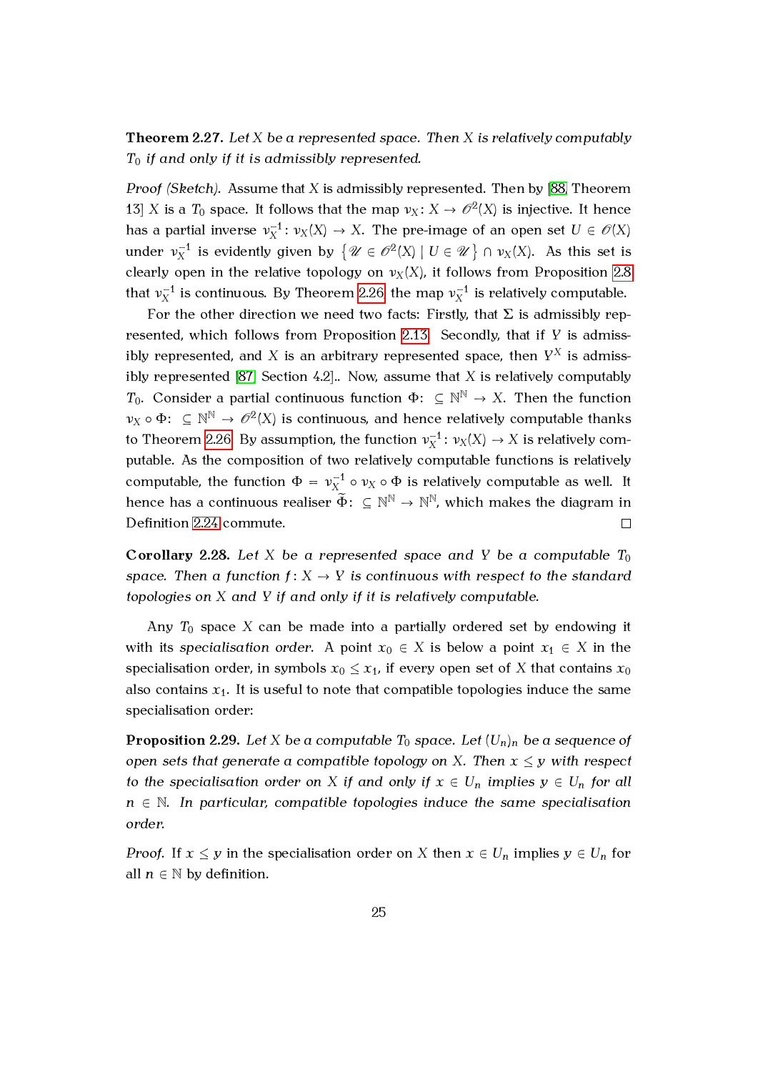**Theorem 2.27.** *Let $X$ be a represented space. Then $X$ is relatively computably $T_0$ if and only if it is admissibly represented.*

*Proof (Sketch).* Assume that $X$ is admissibly represented. Then by [88, Theorem 13] $X$ is a $T_0$ space. It follows that the map $\nu_X \colon X \to \mathscr{O}^2(X)$ is injective. It hence has a partial inverse $\nu_X^{-1} \colon \nu_X(X) \to X$. The pre-image of an open set $U \in \mathscr{O}(X)$ under $\nu_X^{-1}$ is evidently given by $\left\{ \mathscr{U} \in \mathscr{O}^2(X) \mid U \in \mathscr{U} \right\} \cap \nu_X(X)$. As this set is clearly open in the relative topology on $\nu_X(X)$, it follows from Proposition 2.8 that $\nu_X^{-1}$ is continuous. By Theorem 2.26 the map $\nu_X^{-1}$ is relatively computable.

For the other direction we need two facts: Firstly, that $\Sigma$ is admissibly represented, which follows from Proposition 2.13. Secondly, that if $Y$ is admissibly represented, and $X$ is an arbitrary represented space, then $Y^X$ is admissibly represented [87, Section 4.2].. Now, assume that $X$ is relatively computably $T_0$. Consider a partial continuous function $\Phi \colon \subseteq \mathbb{N}^{\mathbb{N}} \to X$. Then the function $\nu_X \circ \Phi \colon \subseteq \mathbb{N}^{\mathbb{N}} \to \mathscr{O}^2(X)$ is continuous, and hence relatively computable thanks to Theorem 2.26. By assumption, the function $\nu_X^{-1} \colon \nu_X(X) \to X$ is relatively computable. As the composition of two relatively computable functions is relatively computable, the function $\Phi = \nu_X^{-1} \circ \nu_X \circ \Phi$ is relatively computable as well. It hence has a continuous realiser $\widetilde{\Phi} \colon \subseteq \mathbb{N}^{\mathbb{N}} \to \mathbb{N}^{\mathbb{N}}$, which makes the diagram in Definition 2.24 commute. □

**Corollary 2.28.** *Let $X$ be a represented space and $Y$ be a computable $T_0$ space. Then a function $f \colon X \to Y$ is continuous with respect to the standard topologies on $X$ and $Y$ if and only if it is relatively computable.*

Any $T_0$ space $X$ can be made into a partially ordered set by endowing it with its *specialisation order*. A point $x_0 \in X$ is below a point $x_1 \in X$ in the specialisation order, in symbols $x_0 \leq x_1$, if every open set of $X$ that contains $x_0$ also contains $x_1$. It is useful to note that compatible topologies induce the same specialisation order:

**Proposition 2.29.** *Let $X$ be a computable $T_0$ space. Let $(U_n)_n$ be a sequence of open sets that generate a compatible topology on $X$. Then $x \leq y$ with respect to the specialisation order on $X$ if and only if $x \in U_n$ implies $y \in U_n$ for all $n \in \mathbb{N}$. In particular, compatible topologies induce the same specialisation order.*

*Proof.* If $x \leq y$ in the specialisation order on $X$ then $x \in U_n$ implies $y \in U_n$ for all $n \in \mathbb{N}$ by definition.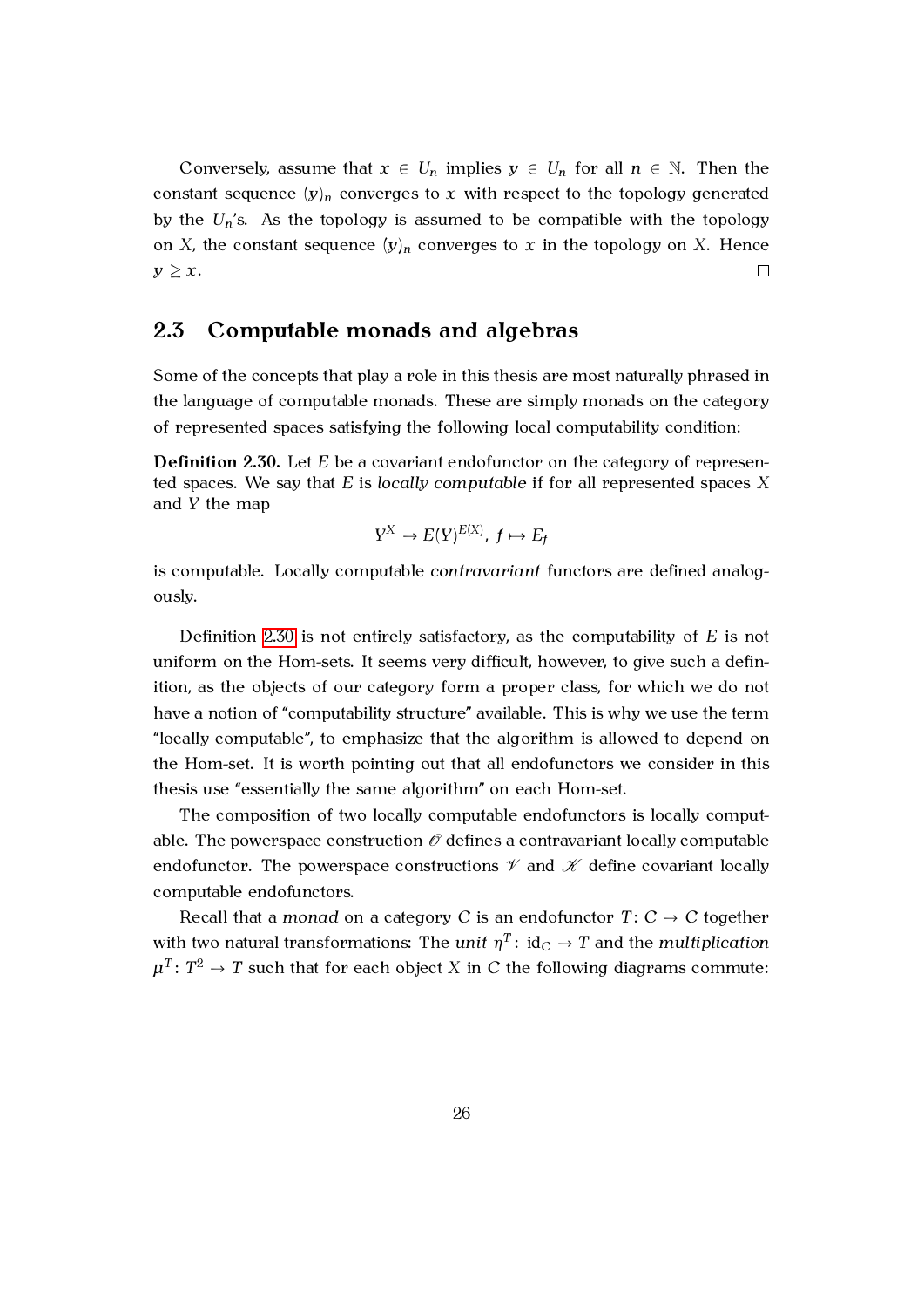Conversely, assume that $x \in U_n$ implies $y \in U_n$ for all $n \in \mathbb{N}$. Then the constant sequence $(y)_n$ converges to $x$ with respect to the topology generated by the $U_n$'s. As the topology is assumed to be compatible with the topology on $X$, the constant sequence $(y)_n$ converges to $x$ in the topology on $X$. Hence $y \geq x$. □

## 2.3 Computable monads and algebras

Some of the concepts that play a role in this thesis are most naturally phrased in the language of computable monads. These are simply monads on the category of represented spaces satisfying the following local computability condition:

**Definition 2.30.** Let $E$ be a covariant endofunctor on the category of represented spaces. We say that $E$ is *locally computable* if for all represented spaces $X$ and $Y$ the map

$$Y^X \to E(Y)^{E(X)},\ f \mapsto E_f$$

is computable. Locally computable *contravariant* functors are defined analogously.

Definition 2.30 is not entirely satisfactory, as the computability of $E$ is not uniform on the Hom-sets. It seems very difficult, however, to give such a definition, as the objects of our category form a proper class, for which we do not have a notion of "computability structure" available. This is why we use the term "locally computable", to emphasize that the algorithm is allowed to depend on the Hom-set. It is worth pointing out that all endofunctors we consider in this thesis use "essentially the same algorithm" on each Hom-set.

The composition of two locally computable endofunctors is locally computable. The powerspace construction $\mathscr{O}$ defines a contravariant locally computable endofunctor. The powerspace constructions $\mathscr{V}$ and $\mathscr{K}$ define covariant locally computable endofunctors.

Recall that a *monad* on a category $C$ is an endofunctor $T\colon C \to C$ together with two natural transformations: The *unit* $\eta^T\colon \mathrm{id}_C \to T$ and the *multiplication* $\mu^T\colon T^2 \to T$ such that for each object $X$ in $C$ the following diagrams commute: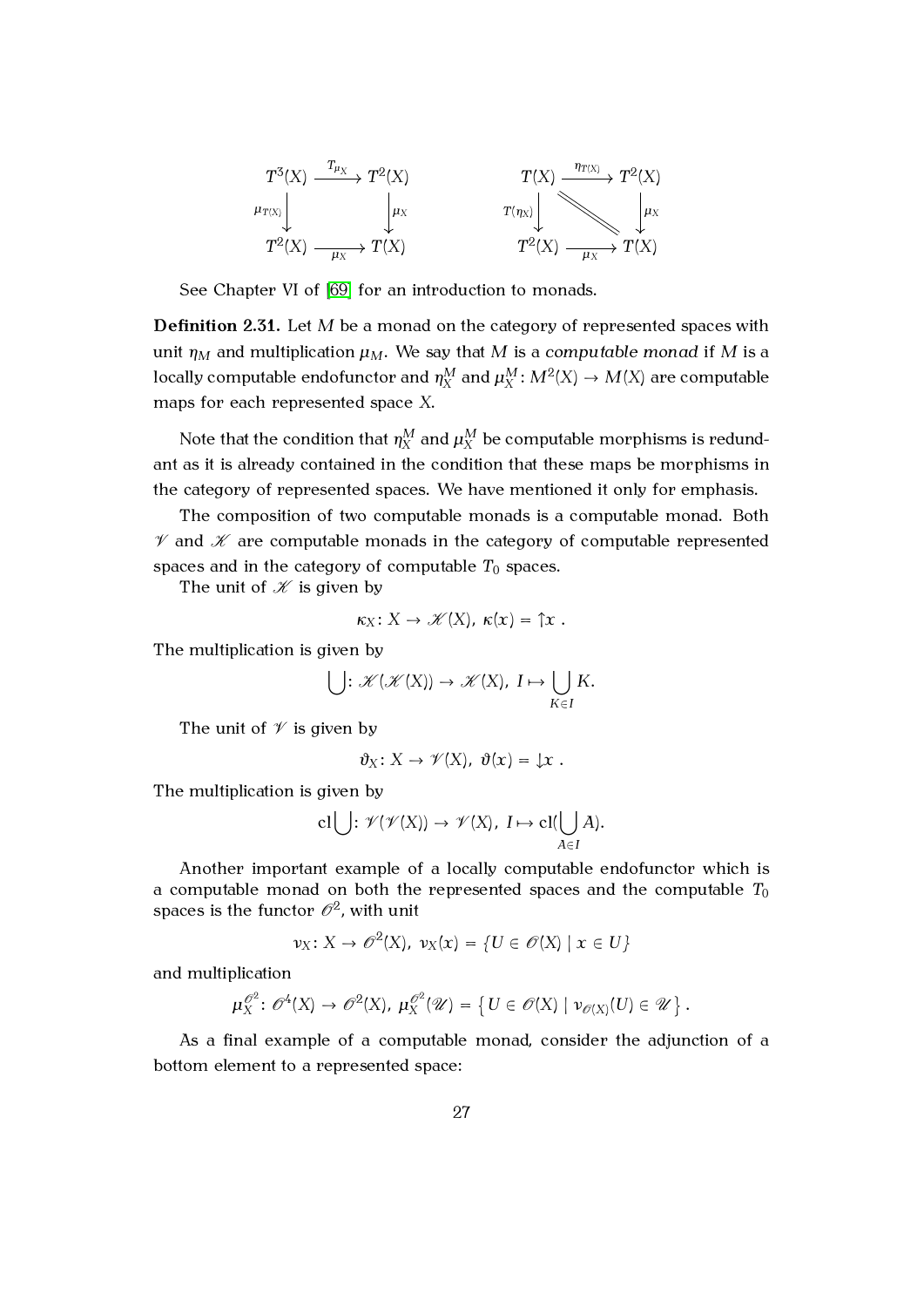$$
\begin{array}{ccc}
T^3(X) & \xrightarrow{T_{\mu_X}} & T^2(X) \\
{\scriptstyle \mu_{T(X)}}\downarrow & & \downarrow{\scriptstyle \mu_X} \\
T^2(X) & \xrightarrow[\mu_X]{} & T(X)
\end{array}
\qquad\qquad
\begin{array}{ccc}
T(X) & \xrightarrow{\eta_{T(X)}} & T^2(X) \\
{\scriptstyle T(\eta_X)}\downarrow & \diagdown\!\!\diagdown & \downarrow{\scriptstyle \mu_X} \\
T^2(X) & \xrightarrow[\mu_X]{} & T(X)
\end{array}
$$

See Chapter VI of [69] for an introduction to monads.

**Definition 2.31.** Let $M$ be a monad on the category of represented spaces with unit $\eta_M$ and multiplication $\mu_M$. We say that $M$ is a *computable monad* if $M$ is a locally computable endofunctor and $\eta^M_X$ and $\mu^M_X\colon M^2(X) \to M(X)$ are computable maps for each represented space $X$.

Note that the condition that $\eta^M_X$ and $\mu^M_X$ be computable morphisms is redundant as it is already contained in the condition that these maps be morphisms in the category of represented spaces. We have mentioned it only for emphasis.

The composition of two computable monads is a computable monad. Both $\mathscr{V}$ and $\mathscr{K}$ are computable monads in the category of computable represented spaces and in the category of computable $T_0$ spaces.

The unit of $\mathscr{K}$ is given by

$$\kappa_X\colon X \to \mathscr{K}(X),\ \kappa(x) = \uparrow x\ .$$

The multiplication is given by

$$\bigcup\colon \mathscr{K}(\mathscr{K}(X)) \to \mathscr{K}(X),\ I \mapsto \bigcup_{K \in I} K.$$

The unit of $\mathscr{V}$ is given by

$$\vartheta_X\colon X \to \mathscr{V}(X),\ \vartheta(x) = \downarrow x\ .$$

The multiplication is given by

$$\mathrm{cl}\bigcup\colon \mathscr{V}(\mathscr{V}(X)) \to \mathscr{V}(X),\ I \mapsto \mathrm{cl}(\bigcup_{A \in I} A).$$

Another important example of a locally computable endofunctor which is a computable monad on both the represented spaces and the computable $T_0$ spaces is the functor $\mathscr{O}^2$, with unit

$$\nu_X\colon X \to \mathscr{O}^2(X),\ \nu_X(x) = \{U \in \mathscr{O}(X) \mid x \in U\}$$

and multiplication

$$\mu^{\mathscr{O}^2}_X\colon \mathscr{O}^4(X) \to \mathscr{O}^2(X),\ \mu^{\mathscr{O}^2}_X(\mathscr{U}) = \left\{U \in \mathscr{O}(X) \mid \nu_{\mathscr{O}(X)}(U) \in \mathscr{U}\right\}.$$

As a final example of a computable monad, consider the adjunction of a bottom element to a represented space: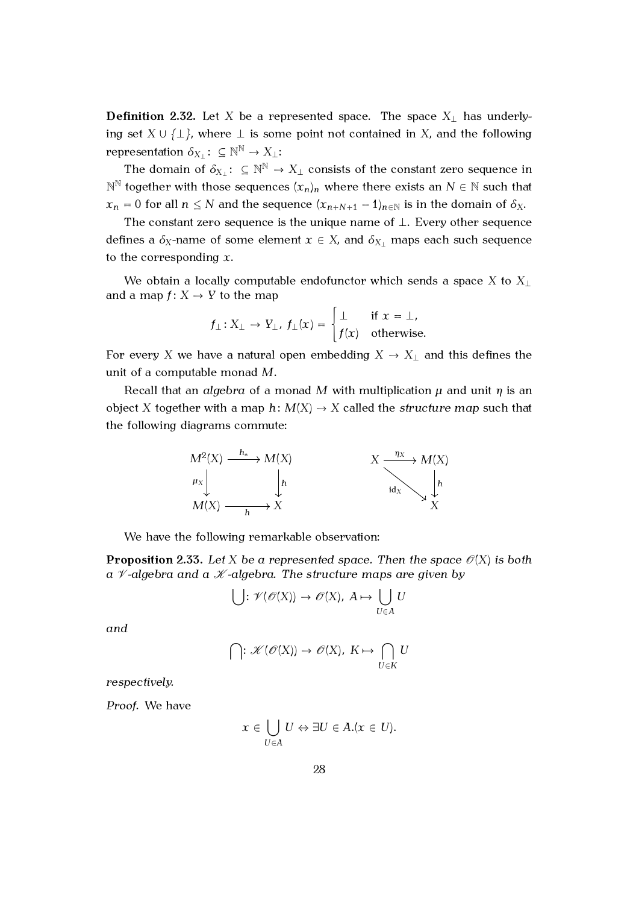**Definition 2.32.** Let $X$ be a represented space. The space $X_\bot$ has underlying set $X \cup \{\bot\}$, where $\bot$ is some point not contained in $X$, and the following representation $\delta_{X_\bot} \colon \subseteq \mathbb{N}^\mathbb{N} \to X_\bot$:

The domain of $\delta_{X_\bot} \colon \subseteq \mathbb{N}^\mathbb{N} \to X_\bot$ consists of the constant zero sequence in $\mathbb{N}^\mathbb{N}$ together with those sequences $(x_n)_n$ where there exists an $N \in \mathbb{N}$ such that $x_n = 0$ for all $n \leq N$ and the sequence $(x_{n+N+1} - 1)_{n \in \mathbb{N}}$ is in the domain of $\delta_X$.

The constant zero sequence is the unique name of $\bot$. Every other sequence defines a $\delta_X$-name of some element $x \in X$, and $\delta_{X_\bot}$ maps each such sequence to the corresponding $x$.

We obtain a locally computable endofunctor which sends a space $X$ to $X_\bot$ and a map $f \colon X \to Y$ to the map

$$f_\bot \colon X_\bot \to Y_\bot,\ f_\bot(x) = \begin{cases} \bot & \text{if } x = \bot, \\ f(x) & \text{otherwise.} \end{cases}$$

For every $X$ we have a natural open embedding $X \to X_\bot$ and this defines the unit of a computable monad $M$.

Recall that an *algebra* of a monad $M$ with multiplication $\mu$ and unit $\eta$ is an object $X$ together with a map $h \colon M(X) \to X$ called the *structure map* such that the following diagrams commute:

$$\begin{array}{ccc} M^2(X) & \xrightarrow{h_*} & M(X) \\ {\scriptstyle \mu_X}\downarrow & & \downarrow{\scriptstyle h} \\ M(X) & \xrightarrow[h]{} & X \end{array} \qquad\qquad \begin{array}{ccc} X & \xrightarrow{\eta_X} & M(X) \\ & {\scriptstyle \mathrm{id}_X}\searrow & \downarrow{\scriptstyle h} \\ & & X \end{array}$$

We have the following remarkable observation:

**Proposition 2.33.** *Let $X$ be a represented space. Then the space $\mathcal{O}(X)$ is both a $\mathcal{V}$-algebra and a $\mathcal{K}$-algebra. The structure maps are given by*

$$\bigcup \colon \mathcal{V}(\mathcal{O}(X)) \to \mathcal{O}(X),\ A \mapsto \bigcup_{U \in A} U$$

*and*

$$\bigcap \colon \mathcal{K}(\mathcal{O}(X)) \to \mathcal{O}(X),\ K \mapsto \bigcap_{U \in K} U$$

*respectively.*

*Proof.* We have

$$x \in \bigcup_{U \in A} U \Leftrightarrow \exists U \in A.(x \in U).$$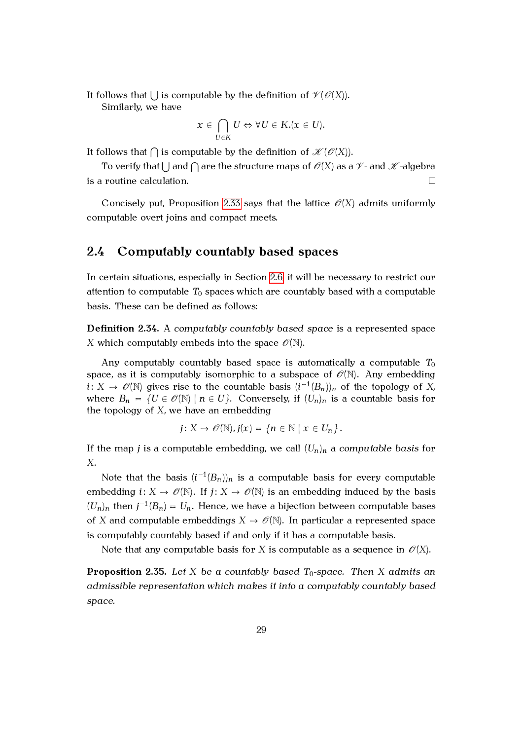It follows that $\bigcup$ is computable by the definition of $\mathscr{V}(\mathscr{O}(X))$.

Similarly, we have

$$x \in \bigcap_{U \in K} U \Leftrightarrow \forall U \in K.(x \in U).$$

It follows that $\bigcap$ is computable by the definition of $\mathscr{K}(\mathscr{O}(X))$.

To verify that $\bigcup$ and $\bigcap$ are the structure maps of $\mathscr{O}(X)$ as a $\mathscr{V}$- and $\mathscr{K}$-algebra is a routine calculation. □

Concisely put, Proposition 2.33 says that the lattice $\mathscr{O}(X)$ admits uniformly computable overt joins and compact meets.

## 2.4 Computably countably based spaces

In certain situations, especially in Section 2.6 it will be necessary to restrict our attention to computable $T_0$ spaces which are countably based with a computable basis. These can be defined as follows:

**Definition 2.34.** A *computably countably based space* is a represented space $X$ which computably embeds into the space $\mathscr{O}(\mathbb{N})$.

Any computably countably based space is automatically a computable $T_0$ space, as it is computably isomorphic to a subspace of $\mathscr{O}(\mathbb{N})$. Any embedding $i \colon X \to \mathscr{O}(\mathbb{N})$ gives rise to the countable basis $(i^{-1}(B_n))_n$ of the topology of $X$, where $B_n = \{U \in \mathscr{O}(\mathbb{N}) \mid n \in U\}$. Conversely, if $(U_n)_n$ is a countable basis for the topology of $X$, we have an embedding

$$j \colon X \to \mathscr{O}(\mathbb{N}), j(x) = \{n \in \mathbb{N} \mid x \in U_n\}.$$

If the map $j$ is a computable embedding, we call $(U_n)_n$ a *computable basis* for $X$.

Note that the basis $(i^{-1}(B_n))_n$ is a computable basis for every computable embedding $i \colon X \to \mathscr{O}(\mathbb{N})$. If $j \colon X \to \mathscr{O}(\mathbb{N})$ is an embedding induced by the basis $(U_n)_n$ then $j^{-1}(B_n) = U_n$. Hence, we have a bijection between computable bases of $X$ and computable embeddings $X \to \mathscr{O}(\mathbb{N})$. In particular a represented space is computably countably based if and only if it has a computable basis.

Note that any computable basis for $X$ is computable as a sequence in $\mathscr{O}(X)$.

**Proposition 2.35.** *Let $X$ be a countably based $T_0$-space. Then $X$ admits an admissible representation which makes it into a computably countably based space.*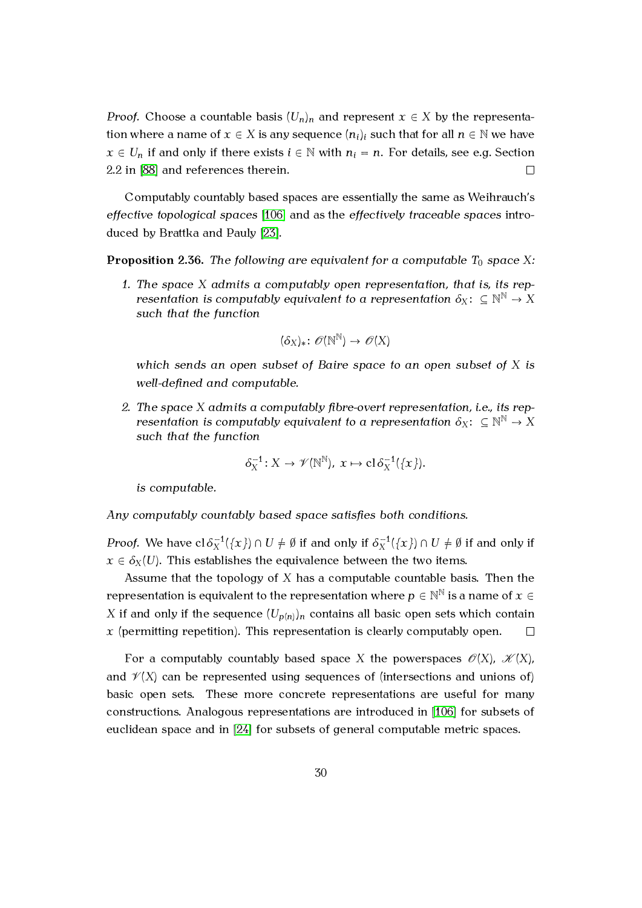*Proof.* Choose a countable basis $(U_n)_n$ and represent $x \in X$ by the representation where a name of $x \in X$ is any sequence $(n_i)_i$ such that for all $n \in \mathbb{N}$ we have $x \in U_n$ if and only if there exists $i \in \mathbb{N}$ with $n_i = n$. For details, see e.g. Section 2.2 in [88] and references therein. □

Computably countably based spaces are essentially the same as Weihrauch's *effective topological spaces* [106] and as the *effectively traceable spaces* introduced by Brattka and Pauly [23].

**Proposition 2.36.** *The following are equivalent for a computable $T_0$ space $X$:*

1. *The space $X$ admits a computably open representation, that is, its representation is computably equivalent to a representation $\delta_X \colon \subseteq \mathbb{N}^{\mathbb{N}} \to X$ such that the function*

$$(\delta_X)_* \colon \mathscr{O}(\mathbb{N}^{\mathbb{N}}) \to \mathscr{O}(X)$$

   *which sends an open subset of Baire space to an open subset of $X$ is well-defined and computable.*

2. *The space $X$ admits a computably fibre-overt representation, i.e., its representation is computably equivalent to a representation $\delta_X \colon \subseteq \mathbb{N}^{\mathbb{N}} \to X$ such that the function*

$$\delta_X^{-1} \colon X \to \mathscr{V}(\mathbb{N}^{\mathbb{N}}),\ x \mapsto \operatorname{cl} \delta_X^{-1}(\{x\}).$$

   *is computable.*

*Any computably countably based space satisfies both conditions.*

*Proof.* We have $\operatorname{cl} \delta_X^{-1}(\{x\}) \cap U \neq \emptyset$ if and only if $\delta_X^{-1}(\{x\}) \cap U \neq \emptyset$ if and only if $x \in \delta_X(U)$. This establishes the equivalence between the two items.

Assume that the topology of $X$ has a computable countable basis. Then the representation is equivalent to the representation where $p \in \mathbb{N}^{\mathbb{N}}$ is a name of $x \in X$ if and only if the sequence $(U_{p(n)})_n$ contains all basic open sets which contain $x$ (permitting repetition). This representation is clearly computably open. □

For a computably countably based space $X$ the powerspaces $\mathscr{O}(X)$, $\mathscr{K}(X)$, and $\mathscr{V}(X)$ can be represented using sequences of (intersections and unions of) basic open sets. These more concrete representations are useful for many constructions. Analogous representations are introduced in [106] for subsets of euclidean space and in [24] for subsets of general computable metric spaces.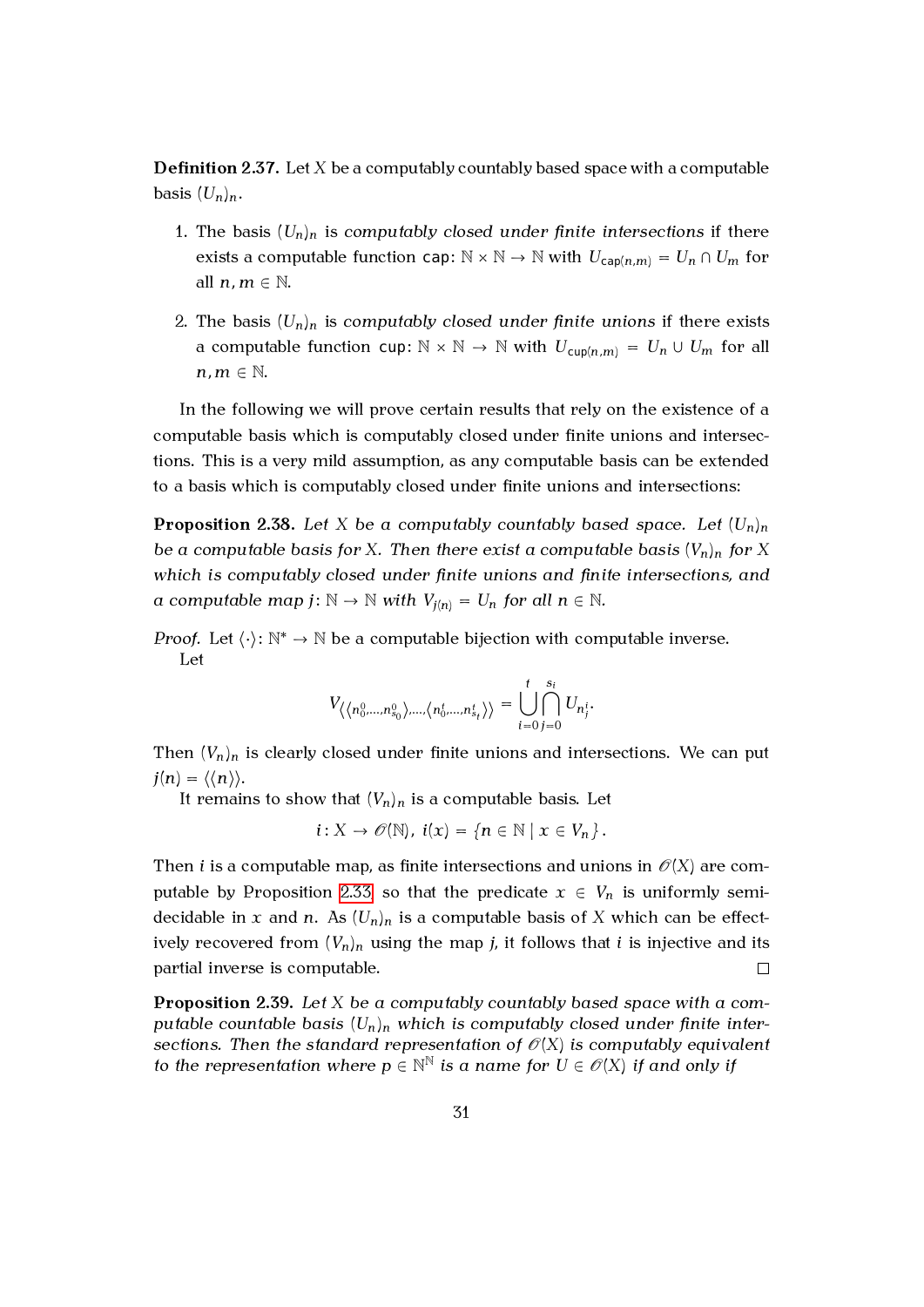**Definition 2.37.** Let $X$ be a computably countably based space with a computable basis $(U_n)_n$.

1. The basis $(U_n)_n$ is *computably closed under finite intersections* if there exists a computable function $\mathsf{cap}\colon \mathbb{N} \times \mathbb{N} \to \mathbb{N}$ with $U_{\mathsf{cap}(n,m)} = U_n \cap U_m$ for all $n, m \in \mathbb{N}$.

2. The basis $(U_n)_n$ is *computably closed under finite unions* if there exists a computable function $\mathsf{cup}\colon \mathbb{N} \times \mathbb{N} \to \mathbb{N}$ with $U_{\mathsf{cup}(n,m)} = U_n \cup U_m$ for all $n, m \in \mathbb{N}$.

In the following we will prove certain results that rely on the existence of a computable basis which is computably closed under finite unions and intersections. This is a very mild assumption, as any computable basis can be extended to a basis which is computably closed under finite unions and intersections:

**Proposition 2.38.** *Let $X$ be a computably countably based space. Let $(U_n)_n$ be a computable basis for $X$. Then there exist a computable basis $(V_n)_n$ for $X$ which is computably closed under finite unions and finite intersections, and a computable map $j\colon \mathbb{N} \to \mathbb{N}$ with $V_{j(n)} = U_n$ for all $n \in \mathbb{N}$.*

*Proof.* Let $\langle\cdot\rangle\colon \mathbb{N}^* \to \mathbb{N}$ be a computable bijection with computable inverse.

Let

$$V_{\langle\langle n_0^0, \dots, n_{s_0}^0\rangle, \dots, \langle n_0^t, \dots, n_{s_t}^t\rangle\rangle} = \bigcup_{i=0}^{t} \bigcap_{j=0}^{s_i} U_{n_j^i}.$$

Then $(V_n)_n$ is clearly closed under finite unions and intersections. We can put $j(n) = \langle\langle n\rangle\rangle$.

It remains to show that $(V_n)_n$ is a computable basis. Let

$$i\colon X \to \mathcal{O}(\mathbb{N}),\ i(x) = \{n \in \mathbb{N} \mid x \in V_n\}.$$

Then $i$ is a computable map, as finite intersections and unions in $\mathcal{O}(X)$ are computable by Proposition 2.33 so that the predicate $x \in V_n$ is uniformly semi-decidable in $x$ and $n$. As $(U_n)_n$ is a computable basis of $X$ which can be effectively recovered from $(V_n)_n$ using the map $j$, it follows that $i$ is injective and its partial inverse is computable. $\square$

**Proposition 2.39.** *Let $X$ be a computably countably based space with a computable countable basis $(U_n)_n$ which is computably closed under finite intersections. Then the standard representation of $\mathcal{O}(X)$ is computably equivalent to the representation where $p \in \mathbb{N}^{\mathbb{N}}$ is a name for $U \in \mathcal{O}(X)$ if and only if*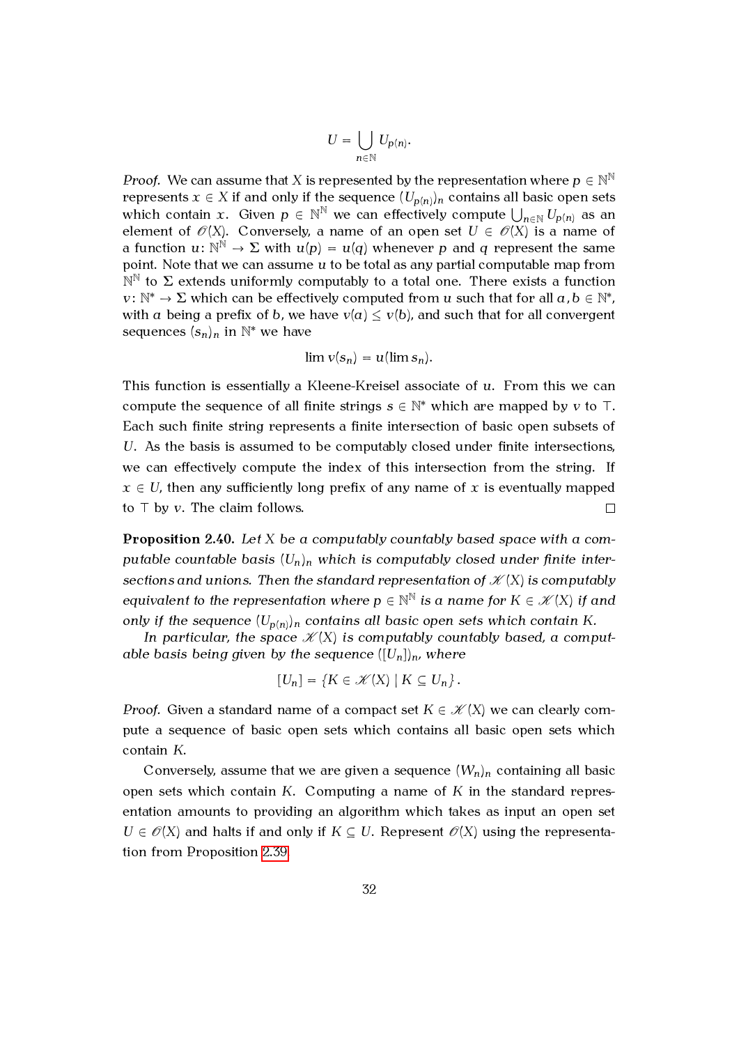$$U = \bigcup_{n\in\mathbb{N}} U_{p(n)}.$$

*Proof.* We can assume that $X$ is represented by the representation where $p \in \mathbb{N}^{\mathbb{N}}$ represents $x \in X$ if and only if the sequence $(U_{p(n)})_n$ contains all basic open sets which contain $x$. Given $p \in \mathbb{N}^{\mathbb{N}}$ we can effectively compute $\bigcup_{n\in\mathbb{N}} U_{p(n)}$ as an element of $\mathscr{O}(X)$. Conversely, a name of an open set $U \in \mathscr{O}(X)$ is a name of a function $u \colon \mathbb{N}^{\mathbb{N}} \to \Sigma$ with $u(p) = u(q)$ whenever $p$ and $q$ represent the same point. Note that we can assume $u$ to be total as any partial computable map from $\mathbb{N}^{\mathbb{N}}$ to $\Sigma$ extends uniformly computably to a total one. There exists a function $v \colon \mathbb{N}^* \to \Sigma$ which can be effectively computed from $u$ such that for all $a, b \in \mathbb{N}^*$, with $a$ being a prefix of $b$, we have $v(a) \leq v(b)$, and such that for all convergent sequences $(s_n)_n$ in $\mathbb{N}^*$ we have

$$\lim v(s_n) = u(\lim s_n).$$

This function is essentially a Kleene-Kreisel associate of $u$. From this we can compute the sequence of all finite strings $s \in \mathbb{N}^*$ which are mapped by $v$ to $\top$. Each such finite string represents a finite intersection of basic open subsets of $U$. As the basis is assumed to be computably closed under finite intersections, we can effectively compute the index of this intersection from the string. If $x \in U$, then any sufficiently long prefix of any name of $x$ is eventually mapped to $\top$ by $v$. The claim follows. □

**Proposition 2.40.** *Let $X$ be a computably countably based space with a computable countable basis $(U_n)_n$ which is computably closed under finite intersections and unions. Then the standard representation of $\mathscr{K}(X)$ is computably equivalent to the representation where $p \in \mathbb{N}^{\mathbb{N}}$ is a name for $K \in \mathscr{K}(X)$ if and only if the sequence $(U_{p(n)})_n$ contains all basic open sets which contain $K$.*

*In particular, the space $\mathscr{K}(X)$ is computably countably based, a computable basis being given by the sequence $([U_n])_n$, where*

$$[U_n] = \{K \in \mathscr{K}(X) \mid K \subseteq U_n\}.$$

*Proof.* Given a standard name of a compact set $K \in \mathscr{K}(X)$ we can clearly compute a sequence of basic open sets which contains all basic open sets which contain $K$.

Conversely, assume that we are given a sequence $(W_n)_n$ containing all basic open sets which contain $K$. Computing a name of $K$ in the standard representation amounts to providing an algorithm which takes as input an open set $U \in \mathscr{O}(X)$ and halts if and only if $K \subseteq U$. Represent $\mathscr{O}(X)$ using the representation from Proposition 2.39.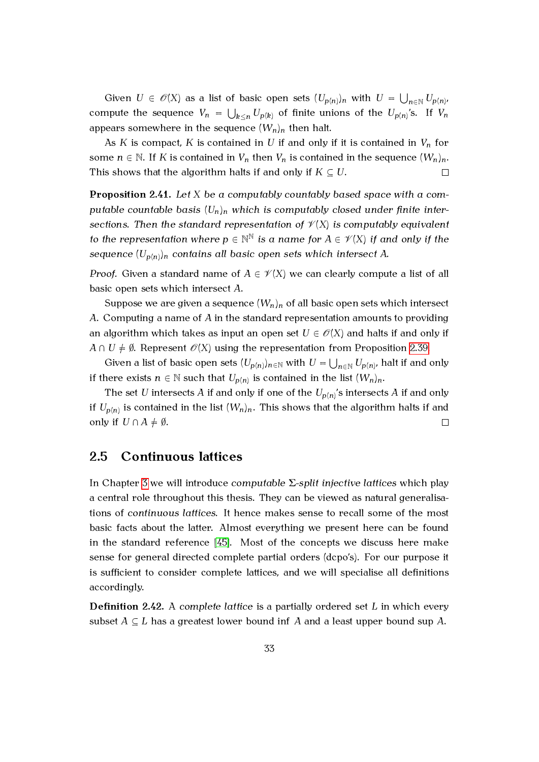Given $U \in \mathscr{O}(X)$ as a list of basic open sets $(U_{p(n)})_n$ with $U = \bigcup_{n \in \mathbb{N}} U_{p(n)}$, compute the sequence $V_n = \bigcup_{k \leq n} U_{p(k)}$ of finite unions of the $U_{p(n)}$'s. If $V_n$ appears somewhere in the sequence $(W_n)_n$ then halt.

As $K$ is compact, $K$ is contained in $U$ if and only if it is contained in $V_n$ for some $n \in \mathbb{N}$. If $K$ is contained in $V_n$ then $V_n$ is contained in the sequence $(W_n)_n$. This shows that the algorithm halts if and only if $K \subseteq U$. □

**Proposition 2.41.** *Let $X$ be a computably countably based space with a computable countable basis $(U_n)_n$ which is computably closed under finite intersections. Then the standard representation of $\mathscr{V}(X)$ is computably equivalent to the representation where $p \in \mathbb{N}^{\mathbb{N}}$ is a name for $A \in \mathscr{V}(X)$ if and only if the sequence $(U_{p(n)})_n$ contains all basic open sets which intersect $A$.*

*Proof.* Given a standard name of $A \in \mathscr{V}(X)$ we can clearly compute a list of all basic open sets which intersect $A$.

Suppose we are given a sequence $(W_n)_n$ of all basic open sets which intersect $A$. Computing a name of $A$ in the standard representation amounts to providing an algorithm which takes as input an open set $U \in \mathscr{O}(X)$ and halts if and only if $A \cap U \neq \emptyset$. Represent $\mathscr{O}(X)$ using the representation from Proposition 2.39.

Given a list of basic open sets $(U_{p(n)})_{n \in \mathbb{N}}$ with $U = \bigcup_{n \in \mathbb{N}} U_{p(n)}$, halt if and only if there exists $n \in \mathbb{N}$ such that $U_{p(n)}$ is contained in the list $(W_n)_n$.

The set $U$ intersects $A$ if and only if one of the $U_{p(n)}$'s intersects $A$ if and only if $U_{p(n)}$ is contained in the list $(W_n)_n$. This shows that the algorithm halts if and only if $U \cap A \neq \emptyset$. □

## 2.5 Continuous lattices

In Chapter 3 we will introduce *computable Σ-split injective lattices* which play a central role throughout this thesis. They can be viewed as natural generalisations of *continuous lattices*. It hence makes sense to recall some of the most basic facts about the latter. Almost everything we present here can be found in the standard reference [45]. Most of the concepts we discuss here make sense for general directed complete partial orders (dcpo's). For our purpose it is sufficient to consider complete lattices, and we will specialise all definitions accordingly.

**Definition 2.42.** A *complete lattice* is a partially ordered set $L$ in which every subset $A \subseteq L$ has a greatest lower bound $\inf A$ and a least upper bound $\sup A$.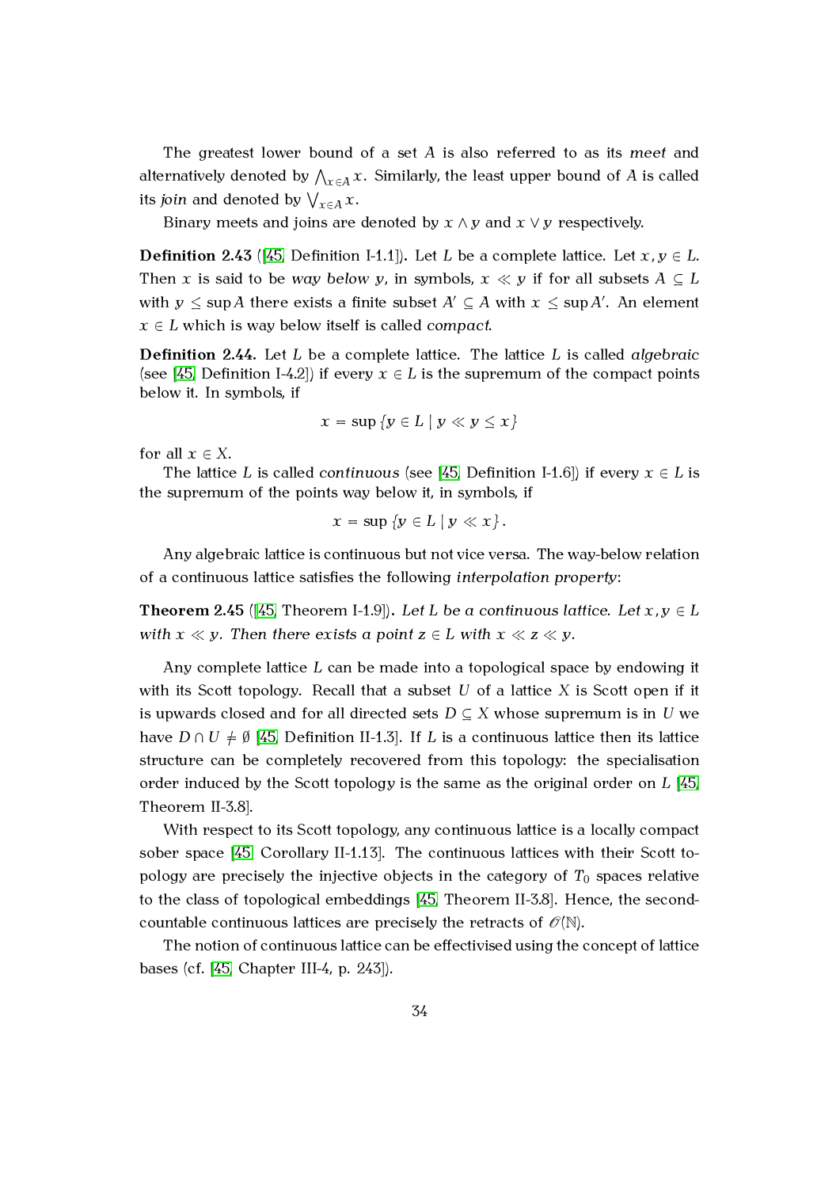The greatest lower bound of a set $A$ is also referred to as its *meet* and alternatively denoted by $\bigwedge_{x\in A} x$. Similarly, the least upper bound of $A$ is called its *join* and denoted by $\bigvee_{x\in A} x$.

Binary meets and joins are denoted by $x \wedge y$ and $x \vee y$ respectively.

**Definition 2.43** ([45, Definition I-1.1]). Let $L$ be a complete lattice. Let $x, y \in L$. Then $x$ is said to be *way below* $y$, in symbols, $x \ll y$ if for all subsets $A \subseteq L$ with $y \leq \sup A$ there exists a finite subset $A' \subseteq A$ with $x \leq \sup A'$. An element $x \in L$ which is way below itself is called *compact*.

**Definition 2.44.** Let $L$ be a complete lattice. The lattice $L$ is called *algebraic* (see [45, Definition I-4.2]) if every $x \in L$ is the supremum of the compact points below it. In symbols, if

$$x = \sup \{y \in L \mid y \ll y \leq x\}$$

for all $x \in X$.

The lattice $L$ is called *continuous* (see [45, Definition I-1.6]) if every $x \in L$ is the supremum of the points way below it, in symbols, if

$$x = \sup \{y \in L \mid y \ll x\}.$$

Any algebraic lattice is continuous but not vice versa. The way-below relation of a continuous lattice satisfies the following *interpolation property*:

**Theorem 2.45** ([45, Theorem I-1.9]). *Let $L$ be a continuous lattice. Let $x, y \in L$ with $x \ll y$. Then there exists a point $z \in L$ with $x \ll z \ll y$.*

Any complete lattice $L$ can be made into a topological space by endowing it with its Scott topology. Recall that a subset $U$ of a lattice $X$ is Scott open if it is upwards closed and for all directed sets $D \subseteq X$ whose supremum is in $U$ we have $D \cap U \neq \emptyset$ [45, Definition II-1.3]. If $L$ is a continuous lattice then its lattice structure can be completely recovered from this topology: the specialisation order induced by the Scott topology is the same as the original order on $L$ [45, Theorem II-3.8].

With respect to its Scott topology, any continuous lattice is a locally compact sober space [45, Corollary II-1.13]. The continuous lattices with their Scott topology are precisely the injective objects in the category of $T_0$ spaces relative to the class of topological embeddings [45, Theorem II-3.8]. Hence, the second-countable continuous lattices are precisely the retracts of $\mathscr{O}(\mathbb{N})$.

The notion of continuous lattice can be effectivised using the concept of lattice bases (cf. [45, Chapter III-4, p. 243]).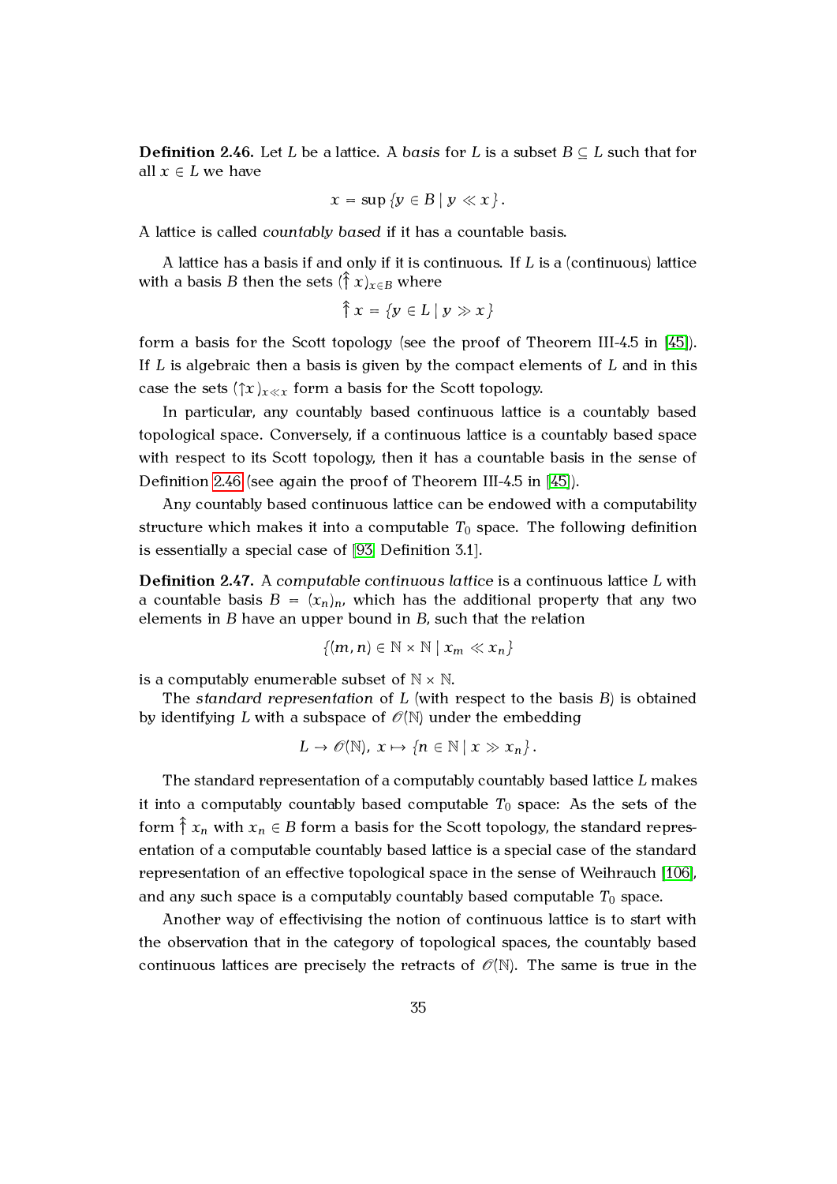**Definition 2.46.** Let $L$ be a lattice. A *basis* for $L$ is a subset $B \subseteq L$ such that for all $x \in L$ we have

$$x = \sup \{y \in B \mid y \ll x\}.$$

A lattice is called *countably based* if it has a countable basis.

A lattice has a basis if and only if it is continuous. If $L$ is a (continuous) lattice with a basis $B$ then the sets $(\Uparrow x)_{x \in B}$ where

$$\Uparrow x = \{y \in L \mid y \gg x\}$$

form a basis for the Scott topology (see the proof of Theorem III-4.5 in [45]). If $L$ is algebraic then a basis is given by the compact elements of $L$ and in this case the sets $(\uparrow x)_{x \ll x}$ form a basis for the Scott topology.

In particular, any countably based continuous lattice is a countably based topological space. Conversely, if a continuous lattice is a countably based space with respect to its Scott topology, then it has a countable basis in the sense of Definition 2.46 (see again the proof of Theorem III-4.5 in [45]).

Any countably based continuous lattice can be endowed with a computability structure which makes it into a computable $T_0$ space. The following definition is essentially a special case of [93, Definition 3.1].

**Definition 2.47.** A *computable continuous lattice* is a continuous lattice $L$ with a countable basis $B = (x_n)_n$, which has the additional property that any two elements in $B$ have an upper bound in $B$, such that the relation

$$\{(m, n) \in \mathbb{N} \times \mathbb{N} \mid x_m \ll x_n\}$$

is a computably enumerable subset of $\mathbb{N} \times \mathbb{N}$.

The *standard representation* of $L$ (with respect to the basis $B$) is obtained by identifying $L$ with a subspace of $\mathscr{O}(\mathbb{N})$ under the embedding

$$L \to \mathscr{O}(\mathbb{N}),\ x \mapsto \{n \in \mathbb{N} \mid x \gg x_n\}.$$

The standard representation of a computably countably based lattice $L$ makes it into a computably countably based computable $T_0$ space: As the sets of the form $\Uparrow x_n$ with $x_n \in B$ form a basis for the Scott topology, the standard representation of a computable countably based lattice is a special case of the standard representation of an effective topological space in the sense of Weihrauch [106], and any such space is a computably countably based computable $T_0$ space.

Another way of effectivising the notion of continuous lattice is to start with the observation that in the category of topological spaces, the countably based continuous lattices are precisely the retracts of $\mathscr{O}(\mathbb{N})$. The same is true in the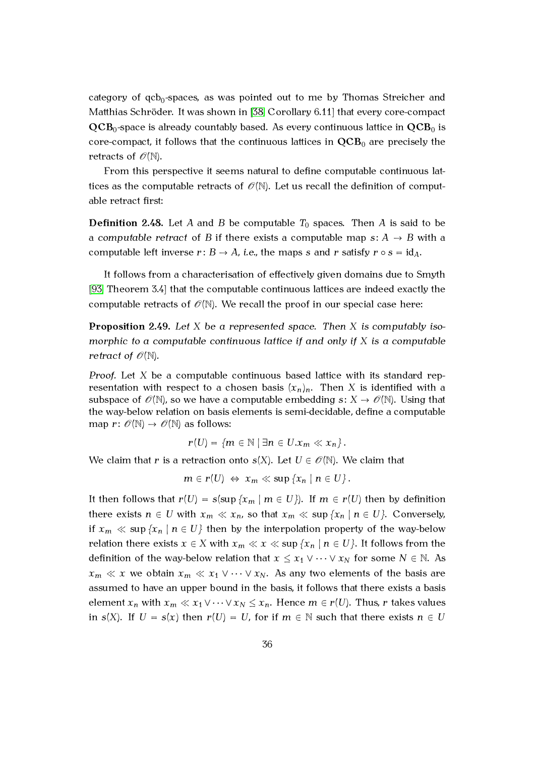category of qcb$_0$-spaces, as was pointed out to me by Thomas Streicher and Matthias Schröder. It was shown in [38, Corollary 6.11] that every core-compact $\mathbf{QCB}_0$-space is already countably based. As every continuous lattice in $\mathbf{QCB}_0$ is core-compact, it follows that the continuous lattices in $\mathbf{QCB}_0$ are precisely the retracts of $\mathscr{O}(\mathbb{N})$.

From this perspective it seems natural to define computable continuous lattices as the computable retracts of $\mathscr{O}(\mathbb{N})$. Let us recall the definition of computable retract first:

**Definition 2.48.** Let $A$ and $B$ be computable $T_0$ spaces. Then $A$ is said to be a *computable retract* of $B$ if there exists a computable map $s\colon A \to B$ with a computable left inverse $r\colon B \to A$, *i.e.*, the maps $s$ and $r$ satisfy $r \circ s = \mathrm{id}_A$.

It follows from a characterisation of effectively given domains due to Smyth [93, Theorem 3.4] that the computable continuous lattices are indeed exactly the computable retracts of $\mathscr{O}(\mathbb{N})$. We recall the proof in our special case here:

**Proposition 2.49.** *Let $X$ be a represented space. Then $X$ is computably isomorphic to a computable continuous lattice if and only if $X$ is a computable retract of $\mathscr{O}(\mathbb{N})$.*

*Proof.* Let $X$ be a computable continuous based lattice with its standard representation with respect to a chosen basis $(x_n)_n$. Then $X$ is identified with a subspace of $\mathscr{O}(\mathbb{N})$, so we have a computable embedding $s\colon X \to \mathscr{O}(\mathbb{N})$. Using that the way-below relation on basis elements is semi-decidable, define a computable map $r\colon \mathscr{O}(\mathbb{N}) \to \mathscr{O}(\mathbb{N})$ as follows:

$$r(U) = \{m \in \mathbb{N} \mid \exists n \in U. x_m \ll x_n\}.$$

We claim that $r$ is a retraction onto $s(X)$. Let $U \in \mathscr{O}(\mathbb{N})$. We claim that

$$m \in r(U) \;\Leftrightarrow\; x_m \ll \sup\{x_n \mid n \in U\}.$$

It then follows that $r(U) = s(\sup\{x_m \mid m \in U\})$. If $m \in r(U)$ then by definition there exists $n \in U$ with $x_m \ll x_n$, so that $x_m \ll \sup\{x_n \mid n \in U\}$. Conversely, if $x_m \ll \sup\{x_n \mid n \in U\}$ then by the interpolation property of the way-below relation there exists $x \in X$ with $x_m \ll x \ll \sup\{x_n \mid n \in U\}$. It follows from the definition of the way-below relation that $x \leq x_1 \vee \cdots \vee x_N$ for some $N \in \mathbb{N}$. As $x_m \ll x$ we obtain $x_m \ll x_1 \vee \cdots \vee x_N$. As any two elements of the basis are assumed to have an upper bound in the basis, it follows that there exists a basis element $x_n$ with $x_m \ll x_1 \vee \cdots \vee x_N \leq x_n$. Hence $m \in r(U)$. Thus, $r$ takes values in $s(X)$. If $U = s(x)$ then $r(U) = U$, for if $m \in \mathbb{N}$ such that there exists $n \in U$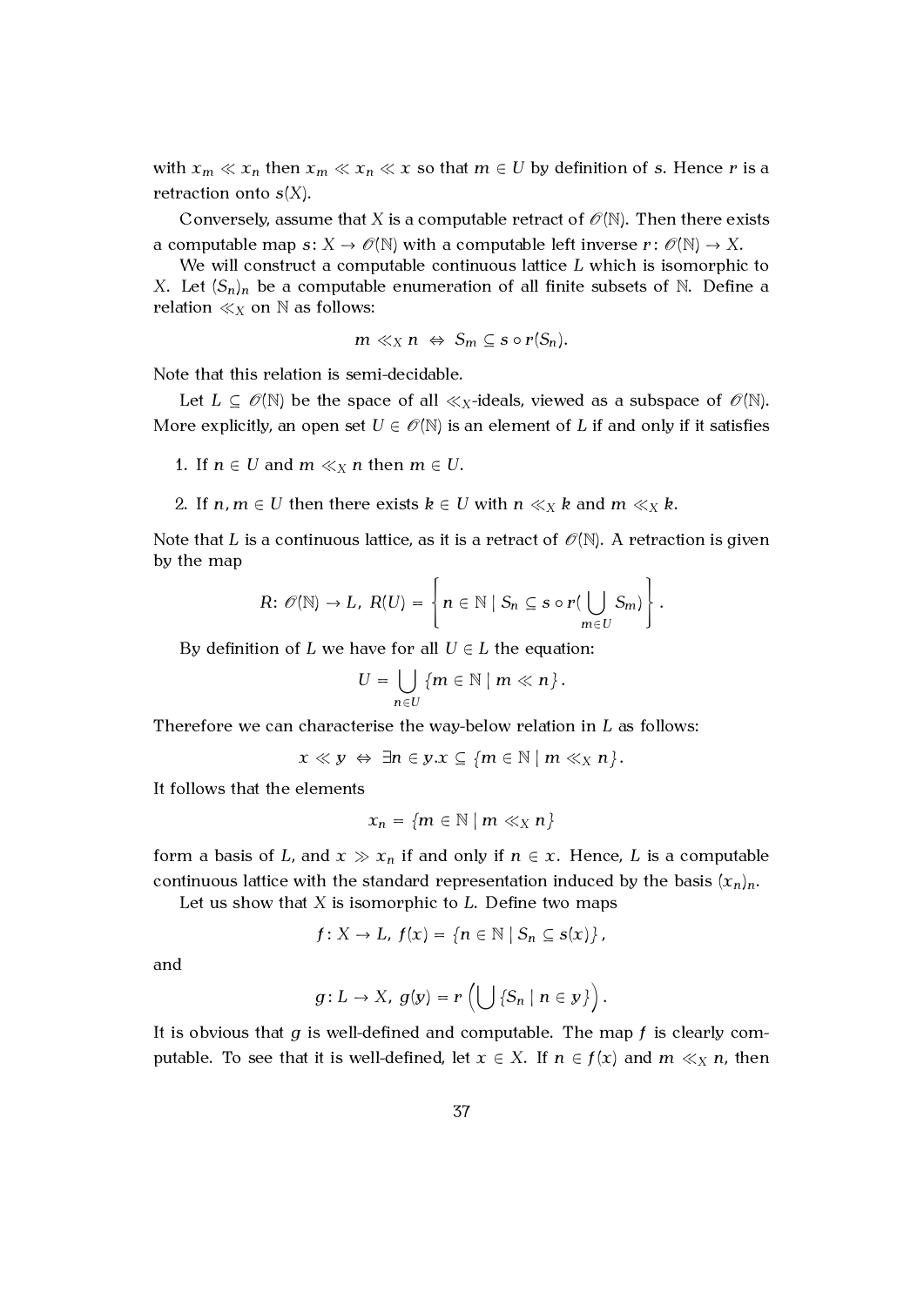with $x_m \ll x_n$ then $x_m \ll x_n \ll x$ so that $m \in U$ by definition of $s$. Hence $r$ is a retraction onto $s(X)$.

Conversely, assume that $X$ is a computable retract of $\mathcal{O}(\mathbb{N})$. Then there exists a computable map $s\colon X \to \mathcal{O}(\mathbb{N})$ with a computable left inverse $r\colon \mathcal{O}(\mathbb{N}) \to X$.

We will construct a computable continuous lattice $L$ which is isomorphic to $X$. Let $(S_n)_n$ be a computable enumeration of all finite subsets of $\mathbb{N}$. Define a relation $\ll_X$ on $\mathbb{N}$ as follows:

$$m \ll_X n \;\Leftrightarrow\; S_m \subseteq s \circ r(S_n).$$

Note that this relation is semi-decidable.

Let $L \subseteq \mathcal{O}(\mathbb{N})$ be the space of all $\ll_X$-ideals, viewed as a subspace of $\mathcal{O}(\mathbb{N})$. More explicitly, an open set $U \in \mathcal{O}(\mathbb{N})$ is an element of $L$ if and only if it satisfies

1. If $n \in U$ and $m \ll_X n$ then $m \in U$.

2. If $n, m \in U$ then there exists $k \in U$ with $n \ll_X k$ and $m \ll_X k$.

Note that $L$ is a continuous lattice, as it is a retract of $\mathcal{O}(\mathbb{N})$. A retraction is given by the map

$$R\colon \mathcal{O}(\mathbb{N}) \to L,\; R(U) = \left\{ n \in \mathbb{N} \mid S_n \subseteq s \circ r\Big(\bigcup_{m \in U} S_m\Big) \right\}.$$

By definition of $L$ we have for all $U \in L$ the equation:

$$U = \bigcup_{n \in U} \{m \in \mathbb{N} \mid m \ll n\}.$$

Therefore we can characterise the way-below relation in $L$ as follows:

$$x \ll y \;\Leftrightarrow\; \exists n \in y. x \subseteq \{m \in \mathbb{N} \mid m \ll_X n\}.$$

It follows that the elements

$$x_n = \{m \in \mathbb{N} \mid m \ll_X n\}$$

form a basis of $L$, and $x \gg x_n$ if and only if $n \in x$. Hence, $L$ is a computable continuous lattice with the standard representation induced by the basis $(x_n)_n$.

Let us show that $X$ is isomorphic to $L$. Define two maps

$$f\colon X \to L,\; f(x) = \{n \in \mathbb{N} \mid S_n \subseteq s(x)\},$$

and

$$g\colon L \to X,\; g(y) = r\left(\bigcup \{S_n \mid n \in y\}\right).$$

It is obvious that $g$ is well-defined and computable. The map $f$ is clearly computable. To see that it is well-defined, let $x \in X$. If $n \in f(x)$ and $m \ll_X n$, then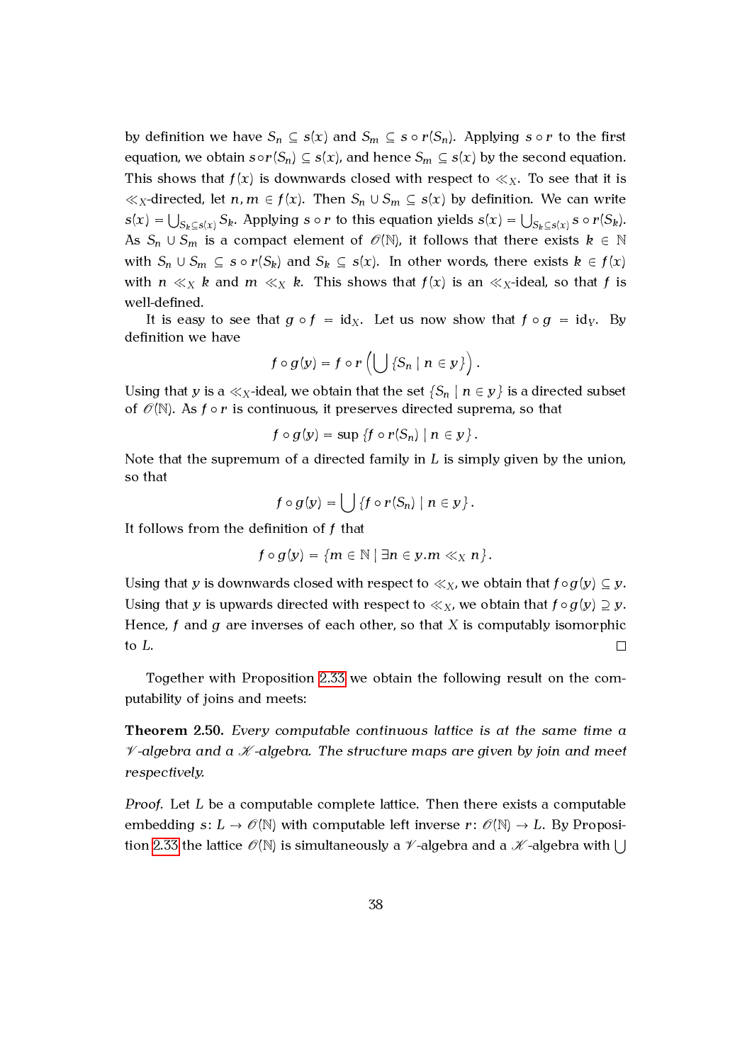by definition we have $S_n \subseteq s(x)$ and $S_m \subseteq s \circ r(S_n)$. Applying $s \circ r$ to the first equation, we obtain $s \circ r(S_n) \subseteq s(x)$, and hence $S_m \subseteq s(x)$ by the second equation. This shows that $f(x)$ is downwards closed with respect to $\ll_X$. To see that it is $\ll_X$-directed, let $n, m \in f(x)$. Then $S_n \cup S_m \subseteq s(x)$ by definition. We can write $s(x) = \bigcup_{S_k \subseteq s(x)} S_k$. Applying $s \circ r$ to this equation yields $s(x) = \bigcup_{S_k \subseteq s(x)} s \circ r(S_k)$. As $S_n \cup S_m$ is a compact element of $\mathscr{O}(\mathbb{N})$, it follows that there exists $k \in \mathbb{N}$ with $S_n \cup S_m \subseteq s \circ r(S_k)$ and $S_k \subseteq s(x)$. In other words, there exists $k \in f(x)$ with $n \ll_X k$ and $m \ll_X k$. This shows that $f(x)$ is an $\ll_X$-ideal, so that $f$ is well-defined.

It is easy to see that $g \circ f = \mathrm{id}_X$. Let us now show that $f \circ g = \mathrm{id}_Y$. By definition we have

$$f \circ g(y) = f \circ r \left( \bigcup \{S_n \mid n \in y\} \right).$$

Using that $y$ is a $\ll_X$-ideal, we obtain that the set $\{S_n \mid n \in y\}$ is a directed subset of $\mathscr{O}(\mathbb{N})$. As $f \circ r$ is continuous, it preserves directed suprema, so that

$$f \circ g(y) = \sup \{f \circ r(S_n) \mid n \in y\}.$$

Note that the supremum of a directed family in $L$ is simply given by the union, so that

$$f \circ g(y) = \bigcup \{f \circ r(S_n) \mid n \in y\}.$$

It follows from the definition of $f$ that

$$f \circ g(y) = \{m \in \mathbb{N} \mid \exists n \in y. m \ll_X n\}.$$

Using that $y$ is downwards closed with respect to $\ll_X$, we obtain that $f \circ g(y) \subseteq y$. Using that $y$ is upwards directed with respect to $\ll_X$, we obtain that $f \circ g(y) \supseteq y$. Hence, $f$ and $g$ are inverses of each other, so that $X$ is computably isomorphic to $L$. $\square$

Together with Proposition 2.33 we obtain the following result on the computability of joins and meets:

**Theorem 2.50.** *Every computable continuous lattice is at the same time a $\mathscr{V}$-algebra and a $\mathscr{K}$-algebra. The structure maps are given by join and meet respectively.*

*Proof.* Let $L$ be a computable complete lattice. Then there exists a computable embedding $s \colon L \to \mathscr{O}(\mathbb{N})$ with computable left inverse $r \colon \mathscr{O}(\mathbb{N}) \to L$. By Proposition 2.33 the lattice $\mathscr{O}(\mathbb{N})$ is simultaneously a $\mathscr{V}$-algebra and a $\mathscr{K}$-algebra with $\bigcup$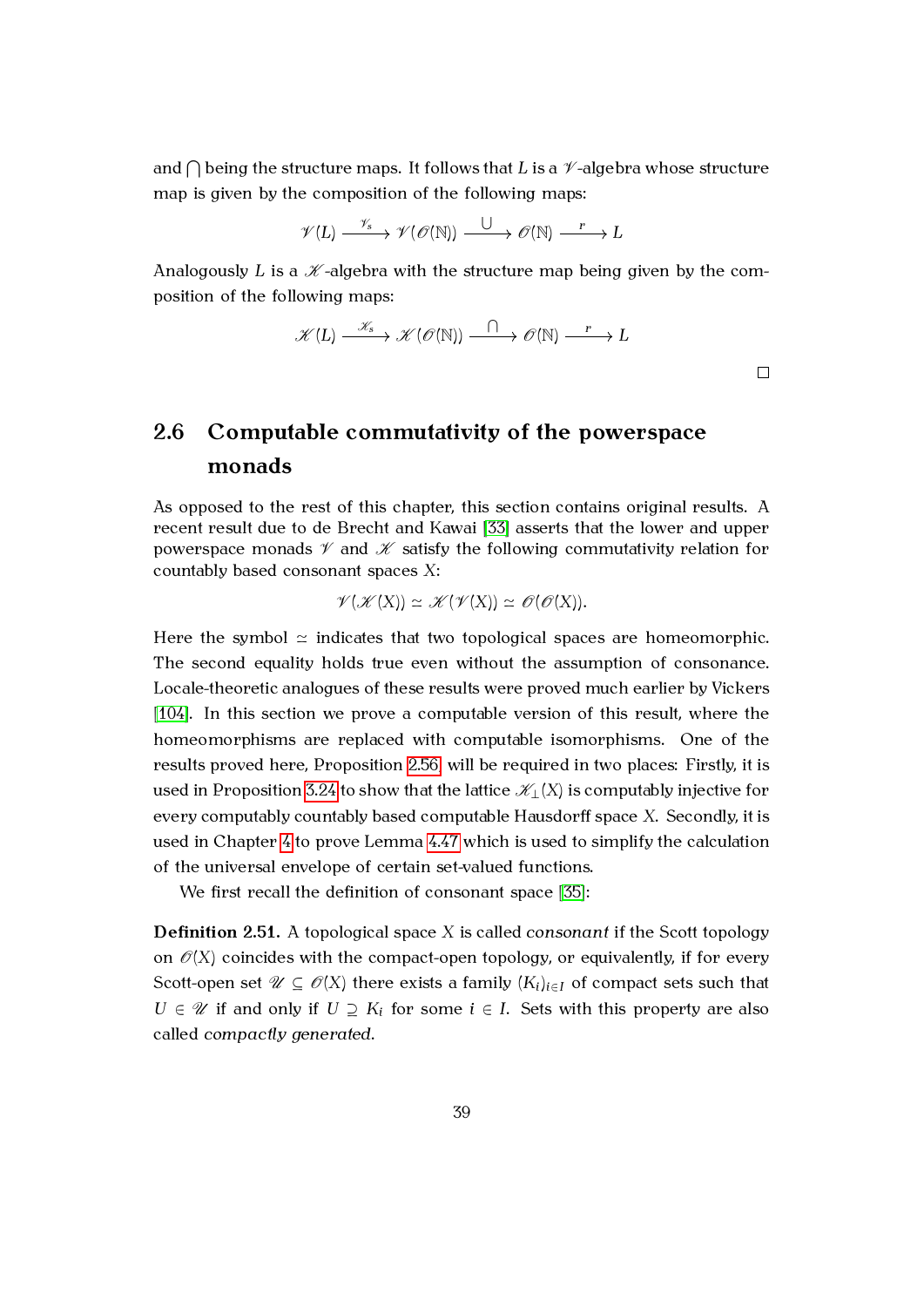and $\bigcap$ being the structure maps. It follows that $L$ is a $\mathscr{V}$-algebra whose structure map is given by the composition of the following maps:

$$\mathscr{V}(L) \xrightarrow{\mathscr{V}_s} \mathscr{V}(\mathscr{O}(\mathbb{N})) \xrightarrow{\bigcup} \mathscr{O}(\mathbb{N}) \xrightarrow{r} L$$

Analogously $L$ is a $\mathscr{K}$-algebra with the structure map being given by the composition of the following maps:

$$\mathscr{K}(L) \xrightarrow{\mathscr{K}_s} \mathscr{K}(\mathscr{O}(\mathbb{N})) \xrightarrow{\bigcap} \mathscr{O}(\mathbb{N}) \xrightarrow{r} L$$

□

## 2.6 Computable commutativity of the powerspace monads

As opposed to the rest of this chapter, this section contains original results. A recent result due to de Brecht and Kawai [33] asserts that the lower and upper powerspace monads $\mathscr{V}$ and $\mathscr{K}$ satisfy the following commutativity relation for countably based consonant spaces $X$:

$$\mathscr{V}(\mathscr{K}(X)) \simeq \mathscr{K}(\mathscr{V}(X)) \simeq \mathscr{O}(\mathscr{O}(X)).$$

Here the symbol $\simeq$ indicates that two topological spaces are homeomorphic. The second equality holds true even without the assumption of consonance. Locale-theoretic analogues of these results were proved much earlier by Vickers [104]. In this section we prove a computable version of this result, where the homeomorphisms are replaced with computable isomorphisms. One of the results proved here, Proposition 2.56 will be required in two places: Firstly, it is used in Proposition 3.24 to show that the lattice $\mathscr{K}_\perp(X)$ is computably injective for every computably countably based computable Hausdorff space $X$. Secondly, it is used in Chapter 4 to prove Lemma 4.47 which is used to simplify the calculation of the universal envelope of certain set-valued functions.

We first recall the definition of consonant space [35]:

**Definition 2.51.** A topological space $X$ is called *consonant* if the Scott topology on $\mathscr{O}(X)$ coincides with the compact-open topology, or equivalently, if for every Scott-open set $\mathscr{U} \subseteq \mathscr{O}(X)$ there exists a family $(K_i)_{i \in I}$ of compact sets such that $U \in \mathscr{U}$ if and only if $U \supseteq K_i$ for some $i \in I$. Sets with this property are also called *compactly generated*.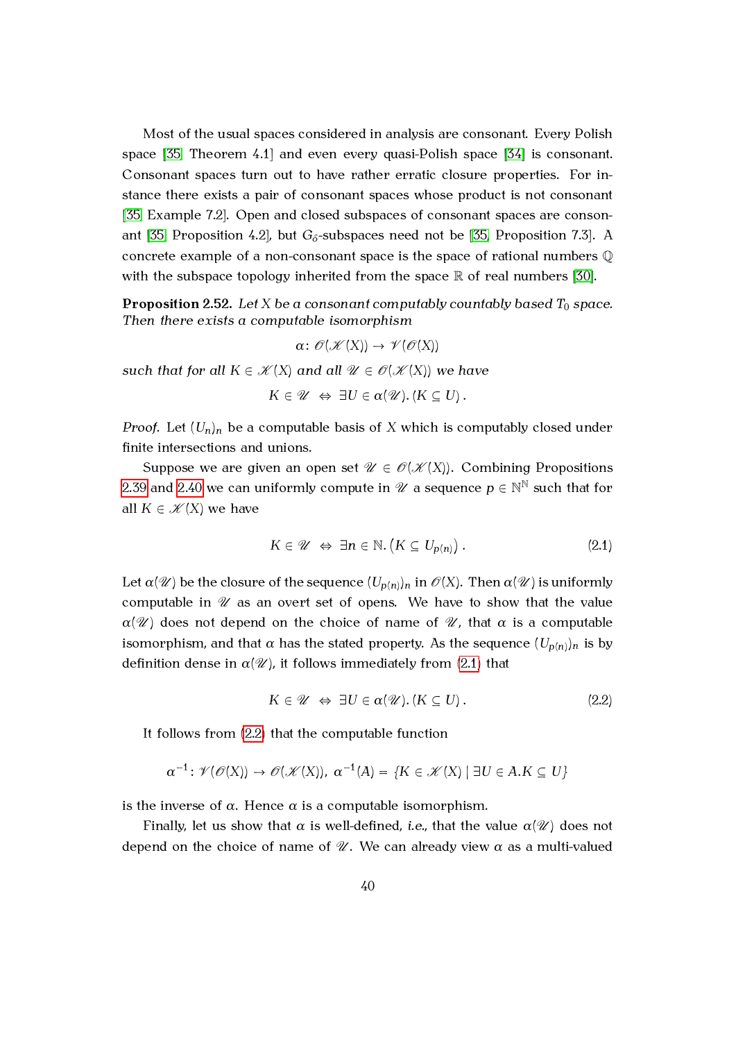Most of the usual spaces considered in analysis are consonant. Every Polish space [35, Theorem 4.1] and even every quasi-Polish space [34] is consonant. Consonant spaces turn out to have rather erratic closure properties. For instance there exists a pair of consonant spaces whose product is not consonant [35, Example 7.2]. Open and closed subspaces of consonant spaces are consonant [35, Proposition 4.2], but $G_\delta$-subspaces need not be [35, Proposition 7.3]. A concrete example of a non-consonant space is the space of rational numbers $\mathbb{Q}$ with the subspace topology inherited from the space $\mathbb{R}$ of real numbers [30].

**Proposition 2.52.** *Let $X$ be a consonant computably countably based $T_0$ space. Then there exists a computable isomorphism*

$$\alpha\colon \mathscr{O}(\mathscr{K}(X)) \to \mathscr{V}(\mathscr{O}(X))$$

*such that for all $K \in \mathscr{K}(X)$ and all $\mathscr{U} \in \mathscr{O}(\mathscr{K}(X))$ we have*

$$K \in \mathscr{U} \;\Leftrightarrow\; \exists U \in \alpha(\mathscr{U}).\,(K \subseteq U)\,.$$

*Proof.* Let $(U_n)_n$ be a computable basis of $X$ which is computably closed under finite intersections and unions.

Suppose we are given an open set $\mathscr{U} \in \mathscr{O}(\mathscr{K}(X))$. Combining Propositions 2.39 and 2.40 we can uniformly compute in $\mathscr{U}$ a sequence $p \in \mathbb{N}^{\mathbb{N}}$ such that for all $K \in \mathscr{K}(X)$ we have

$$K \in \mathscr{U} \;\Leftrightarrow\; \exists n \in \mathbb{N}.\left(K \subseteq U_{p(n)}\right). \tag{2.1}$$

Let $\alpha(\mathscr{U})$ be the closure of the sequence $(U_{p(n)})_n$ in $\mathscr{O}(X)$. Then $\alpha(\mathscr{U})$ is uniformly computable in $\mathscr{U}$ as an overt set of opens. We have to show that the value $\alpha(\mathscr{U})$ does not depend on the choice of name of $\mathscr{U}$, that $\alpha$ is a computable isomorphism, and that $\alpha$ has the stated property. As the sequence $(U_{p(n)})_n$ is by definition dense in $\alpha(\mathscr{U})$, it follows immediately from (2.1) that

$$K \in \mathscr{U} \;\Leftrightarrow\; \exists U \in \alpha(\mathscr{U}).\,(K \subseteq U)\,. \tag{2.2}$$

It follows from (2.2) that the computable function

$$\alpha^{-1}\colon \mathscr{V}(\mathscr{O}(X)) \to \mathscr{O}(\mathscr{K}(X)),\; \alpha^{-1}(A) = \{K \in \mathscr{K}(X) \mid \exists U \in A. K \subseteq U\}$$

is the inverse of $\alpha$. Hence $\alpha$ is a computable isomorphism.

Finally, let us show that $\alpha$ is well-defined, *i.e.*, that the value $\alpha(\mathscr{U})$ does not depend on the choice of name of $\mathscr{U}$. We can already view $\alpha$ as a multi-valued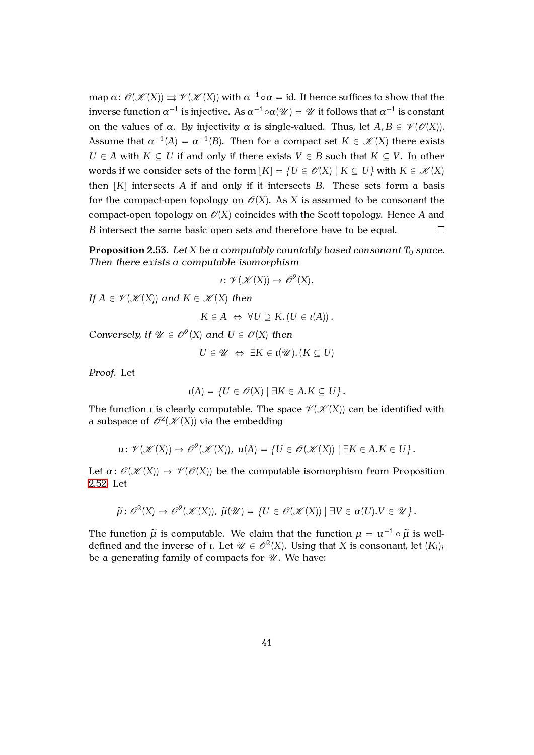map $\alpha\colon \mathscr{O}(\mathscr{K}(X)) \rightrightarrows \mathscr{V}(\mathscr{K}(X))$ with $\alpha^{-1} \circ \alpha = \mathrm{id}$. It hence suffices to show that the inverse function $\alpha^{-1}$ is injective. As $\alpha^{-1} \circ \alpha(\mathscr{U}) = \mathscr{U}$ it follows that $\alpha^{-1}$ is constant on the values of $\alpha$. By injectivity $\alpha$ is single-valued. Thus, let $A, B \in \mathscr{V}(\mathscr{O}(X))$. Assume that $\alpha^{-1}(A) = \alpha^{-1}(B)$. Then for a compact set $K \in \mathscr{K}(X)$ there exists $U \in A$ with $K \subseteq U$ if and only if there exists $V \in B$ such that $K \subseteq V$. In other words if we consider sets of the form $[K] = \{U \in \mathscr{O}(X) \mid K \subseteq U\}$ with $K \in \mathscr{K}(X)$ then $[K]$ intersects $A$ if and only if it intersects $B$. These sets form a basis for the compact-open topology on $\mathscr{O}(X)$. As $X$ is assumed to be consonant the compact-open topology on $\mathscr{O}(X)$ coincides with the Scott topology. Hence $A$ and $B$ intersect the same basic open sets and therefore have to be equal. □

**Proposition 2.53.** *Let $X$ be a computably countably based consonant $T_0$ space. Then there exists a computable isomorphism*

$$\iota\colon \mathscr{V}(\mathscr{K}(X)) \to \mathscr{O}^2(X).$$

*If $A \in \mathscr{V}(\mathscr{K}(X))$ and $K \in \mathscr{K}(X)$ then*

$$K \in A \;\Leftrightarrow\; \forall U \supseteq K.(U \in \iota(A)).$$

*Conversely, if $\mathscr{U} \in \mathscr{O}^2(X)$ and $U \in \mathscr{O}(X)$ then*

$$U \in \mathscr{U} \;\Leftrightarrow\; \exists K \in \iota(\mathscr{U}).(K \subseteq U)$$

*Proof.* Let

$$\iota(A) = \{U \in \mathscr{O}(X) \mid \exists K \in A. K \subseteq U\}.$$

The function $\iota$ is clearly computable. The space $\mathscr{V}(\mathscr{K}(X))$ can be identified with a subspace of $\mathscr{O}^2(\mathscr{K}(X))$ via the embedding

$$u\colon \mathscr{V}(\mathscr{K}(X)) \to \mathscr{O}^2(\mathscr{K}(X)),\; u(A) = \{U \in \mathscr{O}(\mathscr{K}(X)) \mid \exists K \in A. K \in U\}.$$

Let $\alpha\colon \mathscr{O}(\mathscr{K}(X)) \to \mathscr{V}(\mathscr{O}(X))$ be the computable isomorphism from Proposition 2.52. Let

$$\widetilde{\mu}\colon \mathscr{O}^2(X) \to \mathscr{O}^2(\mathscr{K}(X)),\; \widetilde{\mu}(\mathscr{U}) = \{U \in \mathscr{O}(\mathscr{K}(X)) \mid \exists V \in \alpha(U). V \in \mathscr{U}\}.$$

The function $\widetilde{\mu}$ is computable. We claim that the function $\mu = u^{-1} \circ \widetilde{\mu}$ is well-defined and the inverse of $\iota$. Let $\mathscr{U} \in \mathscr{O}^2(X)$. Using that $X$ is consonant, let $(K_i)_i$ be a generating family of compacts for $\mathscr{U}$. We have: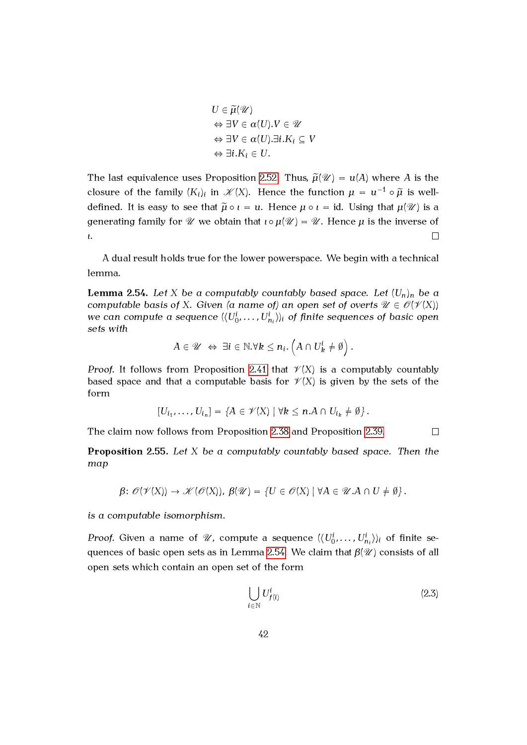$$
\begin{aligned}
&U \in \widetilde{\mu}(\mathscr{U}) \\
&\Leftrightarrow \exists V \in \alpha(U). V \in \mathscr{U} \\
&\Leftrightarrow \exists V \in \alpha(U). \exists i. K_i \subseteq V \\
&\Leftrightarrow \exists i. K_i \in U.
\end{aligned}
$$

The last equivalence uses Proposition 2.52. Thus, $\widetilde{\mu}(\mathscr{U}) = u(A)$ where $A$ is the closure of the family $(K_i)_i$ in $\mathscr{K}(X)$. Hence the function $\mu = u^{-1} \circ \widetilde{\mu}$ is well-defined. It is easy to see that $\widetilde{\mu} \circ \iota = u$. Hence $\mu \circ \iota = \mathrm{id}$. Using that $\mu(\mathscr{U})$ is a generating family for $\mathscr{U}$ we obtain that $\iota \circ \mu(\mathscr{U}) = \mathscr{U}$. Hence $\mu$ is the inverse of $\iota$. □

A dual result holds true for the lower powerspace. We begin with a technical lemma.

**Lemma 2.54.** *Let $X$ be a computably countably based space. Let $(U_n)_n$ be a computable basis of $X$. Given (a name of) an open set of overts $\mathscr{U} \in \mathscr{O}(\mathscr{V}(X))$ we can compute a sequence $(\langle U_0^i, \dots, U_{n_i}^i \rangle)_i$ of finite sequences of basic open sets with*

$$A \in \mathscr{U} \;\Leftrightarrow\; \exists i \in \mathbb{N}. \forall k \leq n_i. \left(A \cap U_k^i \neq \emptyset\right).$$

*Proof.* It follows from Proposition 2.41 that $\mathscr{V}(X)$ is a computably countably based space and that a computable basis for $\mathscr{V}(X)$ is given by the sets of the form

$$[U_{i_1}, \dots, U_{i_n}] = \{A \in \mathscr{V}(X) \mid \forall k \leq n. A \cap U_{i_k} \neq \emptyset\}.$$

The claim now follows from Proposition 2.38 and Proposition 2.39. □

**Proposition 2.55.** *Let $X$ be a computably countably based space. Then the map*

$$\beta \colon \mathscr{O}(\mathscr{V}(X)) \to \mathscr{K}(\mathscr{O}(X)),\; \beta(\mathscr{U}) = \{U \in \mathscr{O}(X) \mid \forall A \in \mathscr{U}. A \cap U \neq \emptyset\}.$$

*is a computable isomorphism.*

*Proof.* Given a name of $\mathscr{U}$, compute a sequence $(\langle U_0^i, \dots, U_{n_i}^i \rangle)_i$ of finite sequences of basic open sets as in Lemma 2.54. We claim that $\beta(\mathscr{U})$ consists of all open sets which contain an open set of the form

$$\bigcup_{i \in \mathbb{N}} U_{f(i)}^i \tag{2.3}$$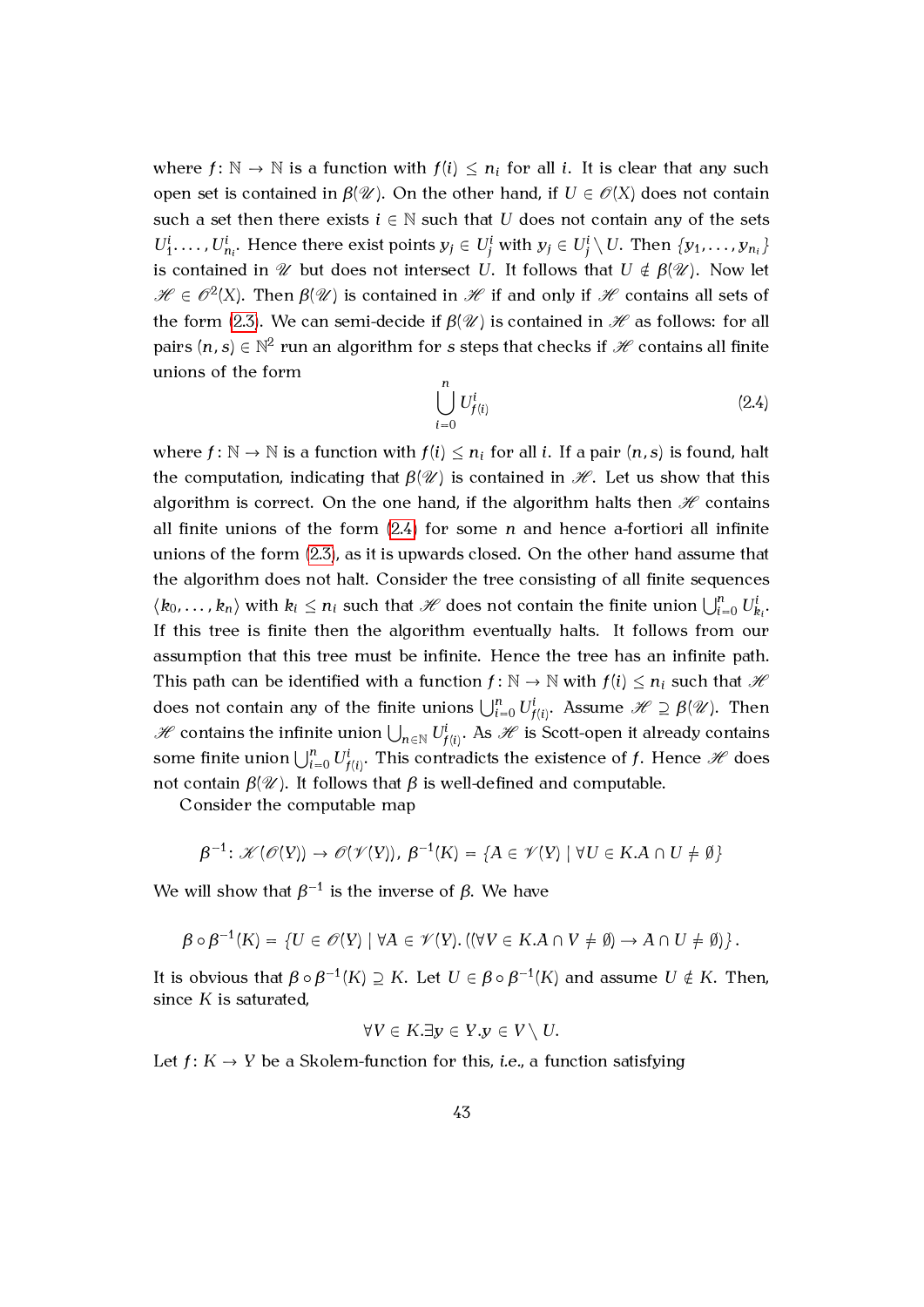where $f\colon \mathbb{N} \to \mathbb{N}$ is a function with $f(i) \leq n_i$ for all $i$. It is clear that any such open set is contained in $\beta(\mathscr{U})$. On the other hand, if $U \in \mathscr{O}(X)$ does not contain such a set then there exists $i \in \mathbb{N}$ such that $U$ does not contain any of the sets $U^i_1, \dots, U^i_{n_i}$. Hence there exist points $y_j \in U^i_j$ with $y_j \in U^i_j \setminus U$. Then $\{y_1, \dots, y_{n_i}\}$ is contained in $\mathscr{U}$ but does not intersect $U$. It follows that $U \notin \beta(\mathscr{U})$. Now let $\mathscr{H} \in \mathscr{O}^2(X)$. Then $\beta(\mathscr{U})$ is contained in $\mathscr{H}$ if and only if $\mathscr{H}$ contains all sets of the form (2.3). We can semi-decide if $\beta(\mathscr{U})$ is contained in $\mathscr{H}$ as follows: for all pairs $(n, s) \in \mathbb{N}^2$ run an algorithm for $s$ steps that checks if $\mathscr{H}$ contains all finite unions of the form

$$\bigcup_{i=0}^{n} U^i_{f(i)} \tag{2.4}$$

where $f\colon \mathbb{N} \to \mathbb{N}$ is a function with $f(i) \leq n_i$ for all $i$. If a pair $(n, s)$ is found, halt the computation, indicating that $\beta(\mathscr{U})$ is contained in $\mathscr{H}$. Let us show that this algorithm is correct. On the one hand, if the algorithm halts then $\mathscr{H}$ contains all finite unions of the form (2.4) for some $n$ and hence a-fortiori all infinite unions of the form (2.3), as it is upwards closed. On the other hand assume that the algorithm does not halt. Consider the tree consisting of all finite sequences $\langle k_0, \dots, k_n \rangle$ with $k_i \leq n_i$ such that $\mathscr{H}$ does not contain the finite union $\bigcup_{i=0}^{n} U^i_{k_i}$. If this tree is finite then the algorithm eventually halts. It follows from our assumption that this tree must be infinite. Hence the tree has an infinite path. This path can be identified with a function $f\colon \mathbb{N} \to \mathbb{N}$ with $f(i) \leq n_i$ such that $\mathscr{H}$ does not contain any of the finite unions $\bigcup_{i=0}^{n} U^i_{f(i)}$. Assume $\mathscr{H} \supseteq \beta(\mathscr{U})$. Then $\mathscr{H}$ contains the infinite union $\bigcup_{n\in\mathbb{N}} U^i_{f(i)}$. As $\mathscr{H}$ is Scott-open it already contains some finite union $\bigcup_{i=0}^{n} U^i_{f(i)}$. This contradicts the existence of $f$. Hence $\mathscr{H}$ does not contain $\beta(\mathscr{U})$. It follows that $\beta$ is well-defined and computable.

Consider the computable map

$$\beta^{-1}\colon \mathscr{K}(\mathscr{O}(Y)) \to \mathscr{O}(\mathscr{V}(Y)),\ \beta^{-1}(K) = \{A \in \mathscr{V}(Y) \mid \forall U \in K. A \cap U \neq \emptyset\}$$

We will show that $\beta^{-1}$ is the inverse of $\beta$. We have

$$\beta \circ \beta^{-1}(K) = \{U \in \mathscr{O}(Y) \mid \forall A \in \mathscr{V}(Y). ((\forall V \in K. A \cap V \neq \emptyset) \to A \cap U \neq \emptyset)\}.$$

It is obvious that $\beta \circ \beta^{-1}(K) \supseteq K$. Let $U \in \beta \circ \beta^{-1}(K)$ and assume $U \notin K$. Then, since $K$ is saturated,

$$\forall V \in K. \exists y \in Y. y \in V \setminus U.$$

Let $f\colon K \to Y$ be a Skolem-function for this, *i.e.*, a function satisfying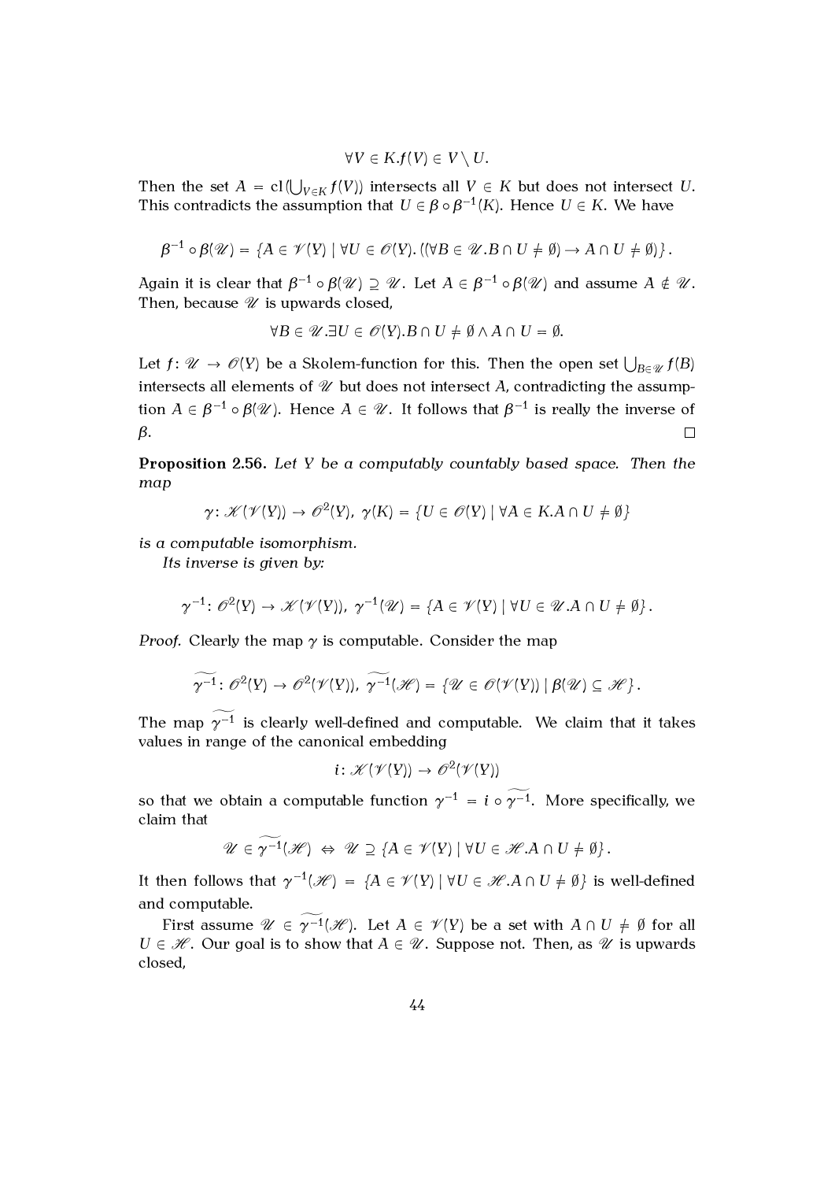$$\forall V \in K. f(V) \in V \setminus U.$$

Then the set $A = \mathrm{cl}(\bigcup_{V \in K} f(V))$ intersects all $V \in K$ but does not intersect $U$. This contradicts the assumption that $U \in \beta \circ \beta^{-1}(K)$. Hence $U \in K$. We have

$$\beta^{-1} \circ \beta(\mathscr{U}) = \{A \in \mathscr{V}(Y) \mid \forall U \in \mathscr{O}(Y). ((\forall B \in \mathscr{U}. B \cap U \neq \emptyset) \to A \cap U \neq \emptyset)\}.$$

Again it is clear that $\beta^{-1} \circ \beta(\mathscr{U}) \supseteq \mathscr{U}$. Let $A \in \beta^{-1} \circ \beta(\mathscr{U})$ and assume $A \notin \mathscr{U}$. Then, because $\mathscr{U}$ is upwards closed,

$$\forall B \in \mathscr{U}. \exists U \in \mathscr{O}(Y). B \cap U \neq \emptyset \wedge A \cap U = \emptyset.$$

Let $f \colon \mathscr{U} \to \mathscr{O}(Y)$ be a Skolem-function for this. Then the open set $\bigcup_{B \in \mathscr{U}} f(B)$ intersects all elements of $\mathscr{U}$ but does not intersect $A$, contradicting the assumption $A \in \beta^{-1} \circ \beta(\mathscr{U})$. Hence $A \in \mathscr{U}$. It follows that $\beta^{-1}$ is really the inverse of $\beta$. $\square$

**Proposition 2.56.** *Let $Y$ be a computably countably based space. Then the map*

$$\gamma \colon \mathscr{K}(\mathscr{V}(Y)) \to \mathscr{O}^2(Y),\ \gamma(K) = \{U \in \mathscr{O}(Y) \mid \forall A \in K. A \cap U \neq \emptyset\}$$

*is a computable isomorphism.*

*Its inverse is given by:*

$$\gamma^{-1} \colon \mathscr{O}^2(Y) \to \mathscr{K}(\mathscr{V}(Y)),\ \gamma^{-1}(\mathscr{U}) = \{A \in \mathscr{V}(Y) \mid \forall U \in \mathscr{U}. A \cap U \neq \emptyset\}.$$

*Proof.* Clearly the map $\gamma$ is computable. Consider the map

$$\widetilde{\gamma^{-1}} \colon \mathscr{O}^2(Y) \to \mathscr{O}^2(\mathscr{V}(Y)),\ \widetilde{\gamma^{-1}}(\mathscr{H}) = \{\mathscr{U} \in \mathscr{O}(\mathscr{V}(Y)) \mid \beta(\mathscr{U}) \subseteq \mathscr{H}\}.$$

The map $\widetilde{\gamma^{-1}}$ is clearly well-defined and computable. We claim that it takes values in range of the canonical embedding

$$i \colon \mathscr{K}(\mathscr{V}(Y)) \to \mathscr{O}^2(\mathscr{V}(Y))$$

so that we obtain a computable function $\gamma^{-1} = i \circ \widetilde{\gamma^{-1}}$. More specifically, we claim that

$$\mathscr{U} \in \widetilde{\gamma^{-1}}(\mathscr{H}) \Leftrightarrow \mathscr{U} \supseteq \{A \in \mathscr{V}(Y) \mid \forall U \in \mathscr{H}. A \cap U \neq \emptyset\}.$$

It then follows that $\gamma^{-1}(\mathscr{H}) = \{A \in \mathscr{V}(Y) \mid \forall U \in \mathscr{H}. A \cap U \neq \emptyset\}$ is well-defined and computable.

First assume $\mathscr{U} \in \widetilde{\gamma^{-1}}(\mathscr{H})$. Let $A \in \mathscr{V}(Y)$ be a set with $A \cap U \neq \emptyset$ for all $U \in \mathscr{H}$. Our goal is to show that $A \in \mathscr{U}$. Suppose not. Then, as $\mathscr{U}$ is upwards closed,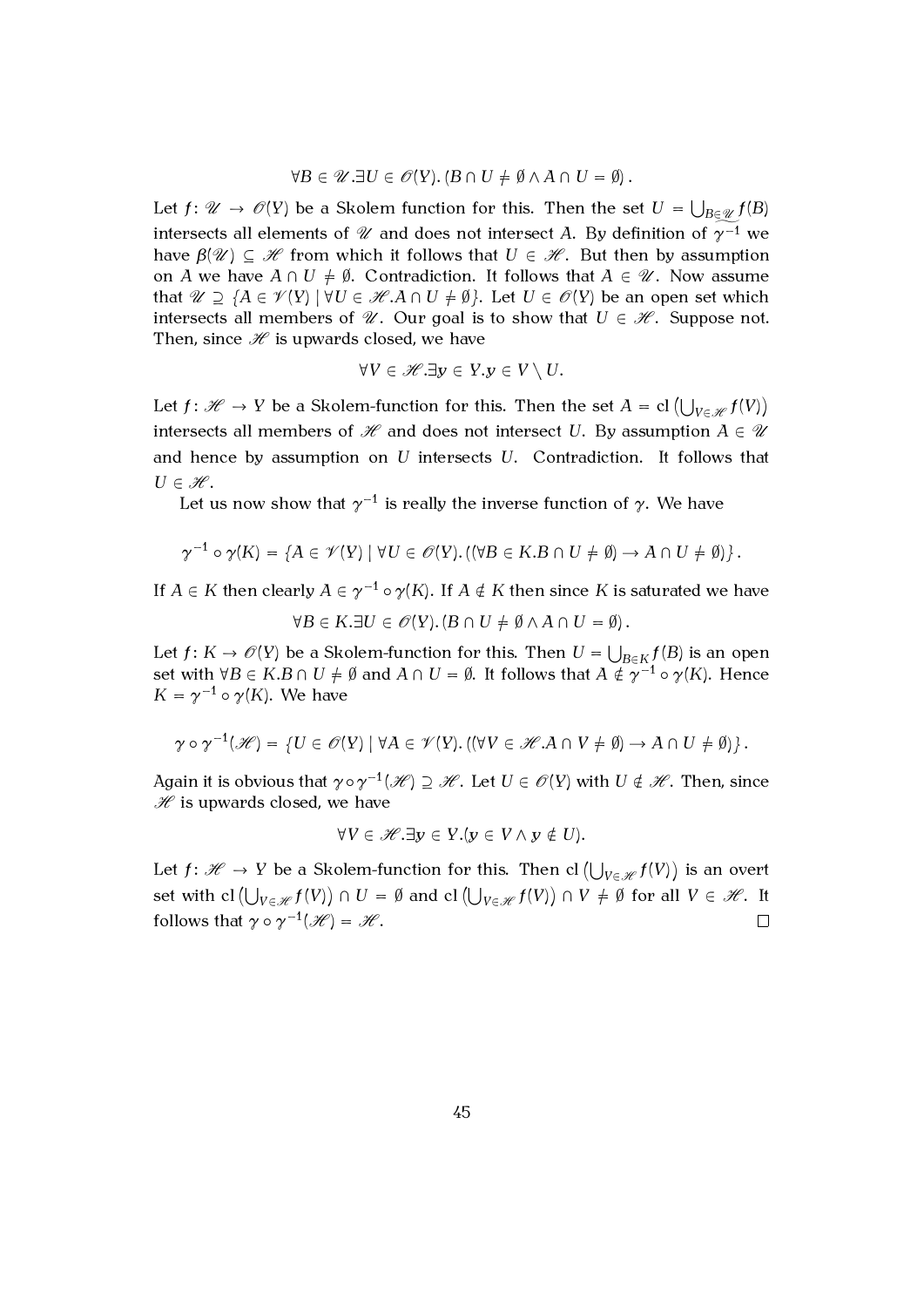$$\forall B \in \mathscr{U}.\exists U \in \mathscr{O}(Y).\, (B \cap U \neq \emptyset \wedge A \cap U = \emptyset)\,.$$

Let $f\colon \mathscr{U} \to \mathscr{O}(Y)$ be a Skolem function for this. Then the set $U = \bigcup_{B \in \mathscr{U}} f(B)$ intersects all elements of $\mathscr{U}$ and does not intersect $A$. By definition of $\gamma^{-1}$ we have $\beta(\mathscr{U}) \subseteq \mathscr{H}$ from which it follows that $U \in \mathscr{H}$. But then by assumption on $A$ we have $A \cap U \neq \emptyset$. Contradiction. It follows that $A \in \mathscr{U}$. Now assume that $\mathscr{U} \supseteq \{A \in \mathscr{V}(Y) \mid \forall U \in \mathscr{H}. A \cap U \neq \emptyset\}$. Let $U \in \mathscr{O}(Y)$ be an open set which intersects all members of $\mathscr{U}$. Our goal is to show that $U \in \mathscr{H}$. Suppose not. Then, since $\mathscr{H}$ is upwards closed, we have

$$\forall V \in \mathscr{H}.\exists y \in Y. y \in V \setminus U.$$

Let $f\colon \mathscr{H} \to Y$ be a Skolem-function for this. Then the set $A = \mathrm{cl}\left(\bigcup_{V \in \mathscr{H}} f(V)\right)$ intersects all members of $\mathscr{H}$ and does not intersect $U$. By assumption $A \in \mathscr{U}$ and hence by assumption on $U$ intersects $U$. Contradiction. It follows that $U \in \mathscr{H}$.

Let us now show that $\gamma^{-1}$ is really the inverse function of $\gamma$. We have

$$\gamma^{-1} \circ \gamma(K) = \{A \in \mathscr{V}(Y) \mid \forall U \in \mathscr{O}(Y).\, ((\forall B \in K. B \cap U \neq \emptyset) \to A \cap U \neq \emptyset)\}\,.$$

If $A \in K$ then clearly $A \in \gamma^{-1} \circ \gamma(K)$. If $A \notin K$ then since $K$ is saturated we have

$$\forall B \in K.\exists U \in \mathscr{O}(Y).\, (B \cap U \neq \emptyset \wedge A \cap U = \emptyset)\,.$$

Let $f\colon K \to \mathscr{O}(Y)$ be a Skolem-function for this. Then $U = \bigcup_{B \in K} f(B)$ is an open set with $\forall B \in K. B \cap U \neq \emptyset$ and $A \cap U = \emptyset$. It follows that $A \notin \gamma^{-1} \circ \gamma(K)$. Hence $K = \gamma^{-1} \circ \gamma(K)$. We have

$$\gamma \circ \gamma^{-1}(\mathscr{H}) = \{U \in \mathscr{O}(Y) \mid \forall A \in \mathscr{V}(Y).\, ((\forall V \in \mathscr{H}. A \cap V \neq \emptyset) \to A \cap U \neq \emptyset)\}\,.$$

Again it is obvious that $\gamma \circ \gamma^{-1}(\mathscr{H}) \supseteq \mathscr{H}$. Let $U \in \mathscr{O}(Y)$ with $U \notin \mathscr{H}$. Then, since $\mathscr{H}$ is upwards closed, we have

$$\forall V \in \mathscr{H}.\exists y \in Y.(y \in V \wedge y \notin U).$$

Let $f\colon \mathscr{H} \to Y$ be a Skolem-function for this. Then $\mathrm{cl}\left(\bigcup_{V \in \mathscr{H}} f(V)\right)$ is an overt set with $\mathrm{cl}\left(\bigcup_{V \in \mathscr{H}} f(V)\right) \cap U = \emptyset$ and $\mathrm{cl}\left(\bigcup_{V \in \mathscr{H}} f(V)\right) \cap V \neq \emptyset$ for all $V \in \mathscr{H}$. It follows that $\gamma \circ \gamma^{-1}(\mathscr{H}) = \mathscr{H}$. $\square$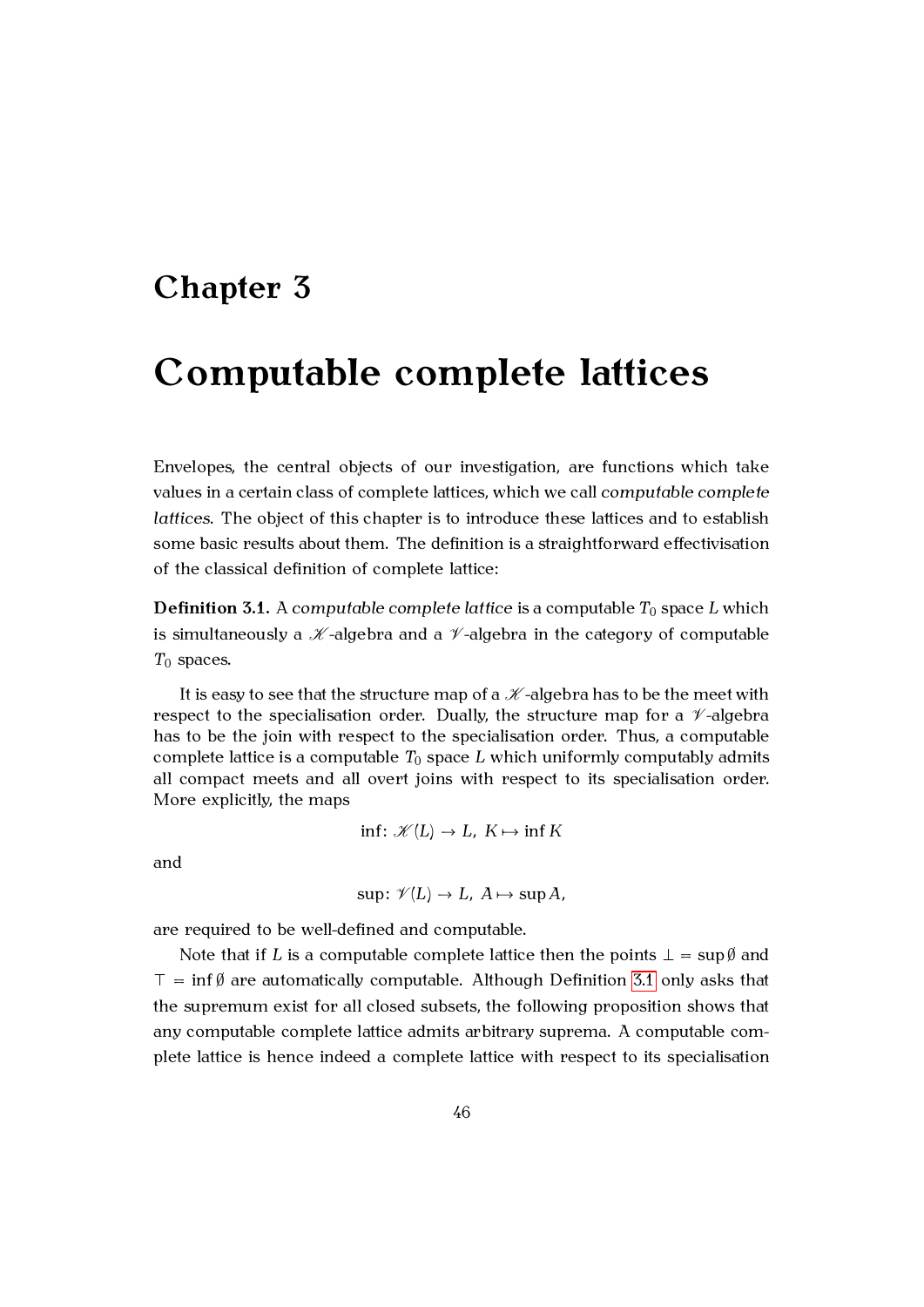# Chapter 3

# Computable complete lattices

Envelopes, the central objects of our investigation, are functions which take values in a certain class of complete lattices, which we call *computable complete lattices*. The object of this chapter is to introduce these lattices and to establish some basic results about them. The definition is a straightforward effectivisation of the classical definition of complete lattice:

**Definition 3.1.** A *computable complete lattice* is a computable $T_0$ space $L$ which is simultaneously a $\mathscr{K}$-algebra and a $\mathscr{V}$-algebra in the category of computable $T_0$ spaces.

It is easy to see that the structure map of a $\mathscr{K}$-algebra has to be the meet with respect to the specialisation order. Dually, the structure map for a $\mathscr{V}$-algebra has to be the join with respect to the specialisation order. Thus, a computable complete lattice is a computable $T_0$ space $L$ which uniformly computably admits all compact meets and all overt joins with respect to its specialisation order. More explicitly, the maps

$$\inf\colon \mathscr{K}(L) \to L,\ K \mapsto \inf K$$

and

$$\sup\colon \mathscr{V}(L) \to L,\ A \mapsto \sup A,$$

are required to be well-defined and computable.

Note that if $L$ is a computable complete lattice then the points $\bot = \sup \emptyset$ and $\top = \inf \emptyset$ are automatically computable. Although Definition 3.1 only asks that the supremum exist for all closed subsets, the following proposition shows that any computable complete lattice admits arbitrary suprema. A computable complete lattice is hence indeed a complete lattice with respect to its specialisation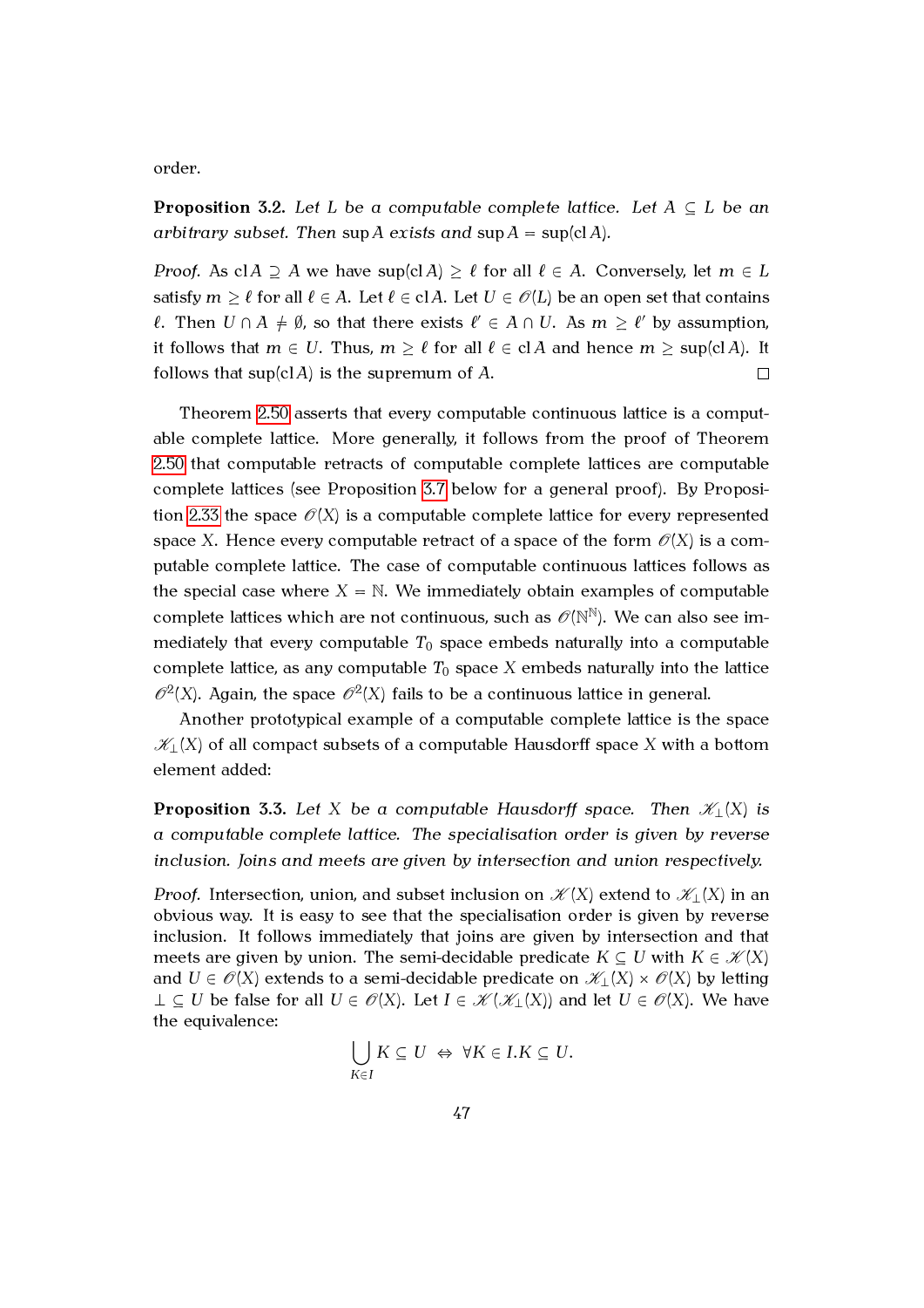order.

**Proposition 3.2.** *Let $L$ be a computable complete lattice. Let $A \subseteq L$ be an arbitrary subset. Then $\sup A$ exists and $\sup A = \sup(\operatorname{cl} A)$.*

*Proof.* As $\operatorname{cl} A \supseteq A$ we have $\sup(\operatorname{cl} A) \geq \ell$ for all $\ell \in A$. Conversely, let $m \in L$ satisfy $m \geq \ell$ for all $\ell \in A$. Let $\ell \in \operatorname{cl} A$. Let $U \in \mathscr{O}(L)$ be an open set that contains $\ell$. Then $U \cap A \neq \emptyset$, so that there exists $\ell' \in A \cap U$. As $m \geq \ell'$ by assumption, it follows that $m \in U$. Thus, $m \geq \ell$ for all $\ell \in \operatorname{cl} A$ and hence $m \geq \sup(\operatorname{cl} A)$. It follows that $\sup(\operatorname{cl} A)$ is the supremum of $A$. $\square$

Theorem 2.50 asserts that every computable continuous lattice is a computable complete lattice. More generally, it follows from the proof of Theorem 2.50 that computable retracts of computable complete lattices are computable complete lattices (see Proposition 3.7 below for a general proof). By Proposition 2.33 the space $\mathscr{O}(X)$ is a computable complete lattice for every represented space $X$. Hence every computable retract of a space of the form $\mathscr{O}(X)$ is a computable complete lattice. The case of computable continuous lattices follows as the special case where $X = \mathbb{N}$. We immediately obtain examples of computable complete lattices which are not continuous, such as $\mathscr{O}(\mathbb{N}^{\mathbb{N}})$. We can also see immediately that every computable $T_0$ space embeds naturally into a computable complete lattice, as any computable $T_0$ space $X$ embeds naturally into the lattice $\mathscr{O}^2(X)$. Again, the space $\mathscr{O}^2(X)$ fails to be a continuous lattice in general.

Another prototypical example of a computable complete lattice is the space $\mathscr{K}_\perp(X)$ of all compact subsets of a computable Hausdorff space $X$ with a bottom element added:

**Proposition 3.3.** *Let $X$ be a computable Hausdorff space. Then $\mathscr{K}_\perp(X)$ is a computable complete lattice. The specialisation order is given by reverse inclusion. Joins and meets are given by intersection and union respectively.*

*Proof.* Intersection, union, and subset inclusion on $\mathscr{K}(X)$ extend to $\mathscr{K}_\perp(X)$ in an obvious way. It is easy to see that the specialisation order is given by reverse inclusion. It follows immediately that joins are given by intersection and that meets are given by union. The semi-decidable predicate $K \subseteq U$ with $K \in \mathscr{K}(X)$ and $U \in \mathscr{O}(X)$ extends to a semi-decidable predicate on $\mathscr{K}_\perp(X) \times \mathscr{O}(X)$ by letting $\perp \subseteq U$ be false for all $U \in \mathscr{O}(X)$. Let $I \in \mathscr{K}(\mathscr{K}_\perp(X))$ and let $U \in \mathscr{O}(X)$. We have the equivalence:

$$\bigcup_{K \in I} K \subseteq U \;\Leftrightarrow\; \forall K \in I. K \subseteq U.$$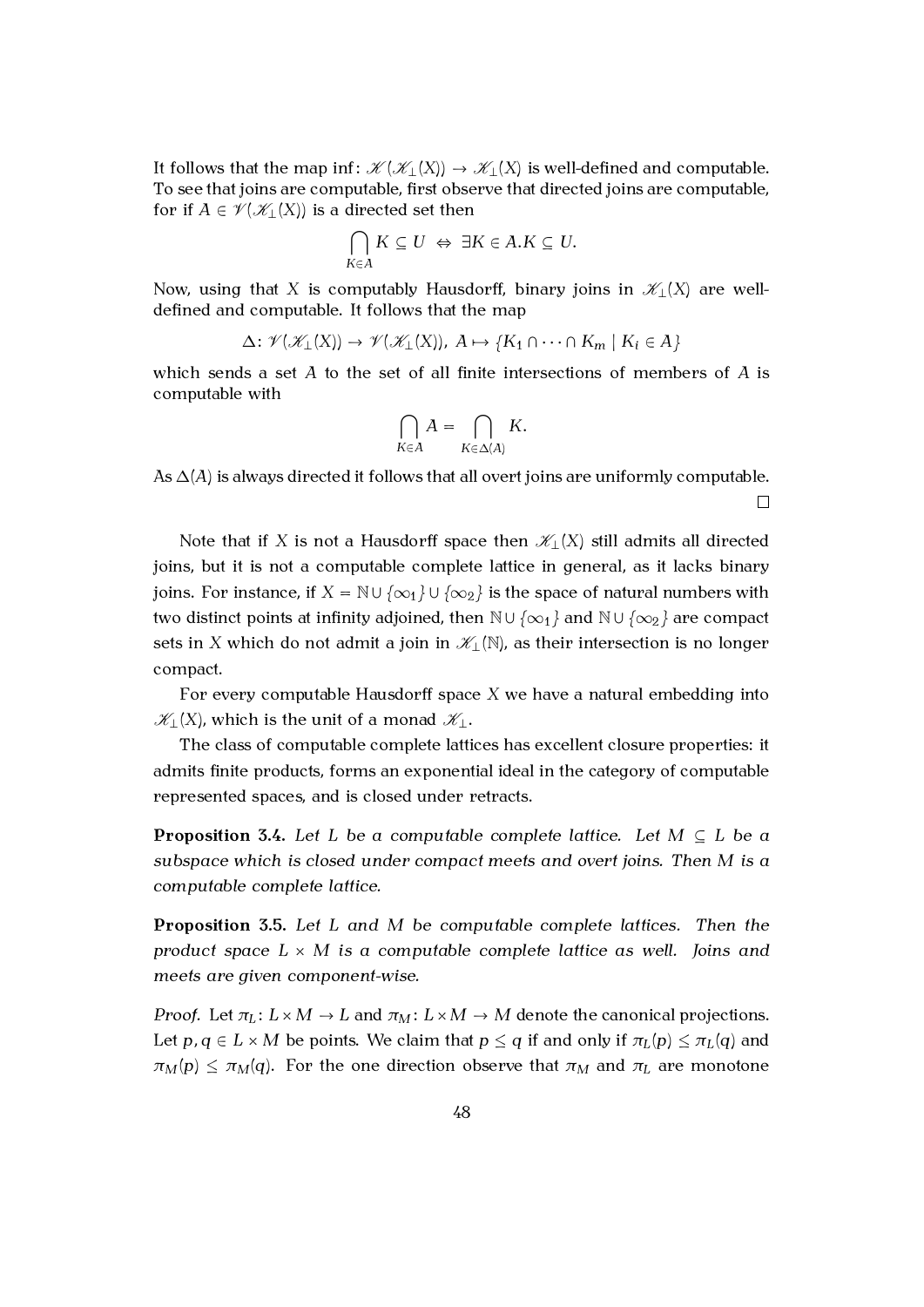It follows that the map $\inf\colon \mathscr{K}(\mathscr{K}_\perp(X)) \to \mathscr{K}_\perp(X)$ is well-defined and computable. To see that joins are computable, first observe that directed joins are computable, for if $A \in \mathscr{V}(\mathscr{K}_\perp(X))$ is a directed set then

$$\bigcap_{K \in A} K \subseteq U \;\Leftrightarrow\; \exists K \in A. K \subseteq U.$$

Now, using that $X$ is computably Hausdorff, binary joins in $\mathscr{K}_\perp(X)$ are well-defined and computable. It follows that the map

$$\Delta\colon \mathscr{V}(\mathscr{K}_\perp(X)) \to \mathscr{V}(\mathscr{K}_\perp(X)),\ A \mapsto \{K_1 \cap \cdots \cap K_m \mid K_i \in A\}$$

which sends a set $A$ to the set of all finite intersections of members of $A$ is computable with

$$\bigcap_{K \in A} A = \bigcap_{K \in \Delta(A)} K.$$

As $\Delta(A)$ is always directed it follows that all overt joins are uniformly computable. $\square$

Note that if $X$ is not a Hausdorff space then $\mathscr{K}_\perp(X)$ still admits all directed joins, but it is not a computable complete lattice in general, as it lacks binary joins. For instance, if $X = \mathbb{N} \cup \{\infty_1\} \cup \{\infty_2\}$ is the space of natural numbers with two distinct points at infinity adjoined, then $\mathbb{N} \cup \{\infty_1\}$ and $\mathbb{N} \cup \{\infty_2\}$ are compact sets in $X$ which do not admit a join in $\mathscr{K}_\perp(\mathbb{N})$, as their intersection is no longer compact.

For every computable Hausdorff space $X$ we have a natural embedding into $\mathscr{K}_\perp(X)$, which is the unit of a monad $\mathscr{K}_\perp$.

The class of computable complete lattices has excellent closure properties: it admits finite products, forms an exponential ideal in the category of computable represented spaces, and is closed under retracts.

**Proposition 3.4.** *Let $L$ be a computable complete lattice. Let $M \subseteq L$ be a subspace which is closed under compact meets and overt joins. Then $M$ is a computable complete lattice.*

**Proposition 3.5.** *Let $L$ and $M$ be computable complete lattices. Then the product space $L \times M$ is a computable complete lattice as well. Joins and meets are given component-wise.*

*Proof.* Let $\pi_L\colon L \times M \to L$ and $\pi_M\colon L \times M \to M$ denote the canonical projections. Let $p, q \in L \times M$ be points. We claim that $p \leq q$ if and only if $\pi_L(p) \leq \pi_L(q)$ and $\pi_M(p) \leq \pi_M(q)$. For the one direction observe that $\pi_M$ and $\pi_L$ are monotone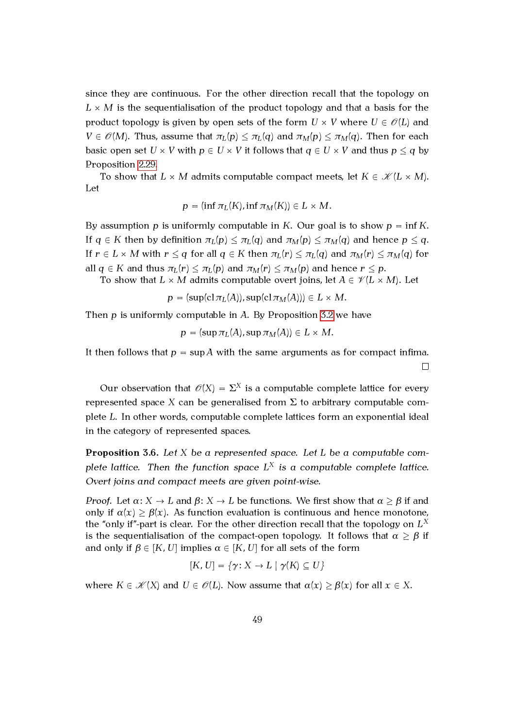since they are continuous. For the other direction recall that the topology on $L \times M$ is the sequentialisation of the product topology and that a basis for the product topology is given by open sets of the form $U \times V$ where $U \in \mathscr{O}(L)$ and $V \in \mathscr{O}(M)$. Thus, assume that $\pi_L(p) \leq \pi_L(q)$ and $\pi_M(p) \leq \pi_M(q)$. Then for each basic open set $U \times V$ with $p \in U \times V$ it follows that $q \in U \times V$ and thus $p \leq q$ by Proposition 2.29.

To show that $L \times M$ admits computable compact meets, let $K \in \mathscr{K}(L \times M)$. Let

$$p = (\inf \pi_L(K), \inf \pi_M(K)) \in L \times M.$$

By assumption $p$ is uniformly computable in $K$. Our goal is to show $p = \inf K$. If $q \in K$ then by definition $\pi_L(p) \leq \pi_L(q)$ and $\pi_M(p) \leq \pi_M(q)$ and hence $p \leq q$. If $r \in L \times M$ with $r \leq q$ for all $q \in K$ then $\pi_L(r) \leq \pi_L(q)$ and $\pi_M(r) \leq \pi_M(q)$ for all $q \in K$ and thus $\pi_L(r) \leq \pi_L(p)$ and $\pi_M(r) \leq \pi_M(p)$ and hence $r \leq p$.

To show that $L \times M$ admits computable overt joins, let $A \in \mathscr{V}(L \times M)$. Let

$$p = (\sup(\operatorname{cl} \pi_L(A)), \sup(\operatorname{cl} \pi_M(A))) \in L \times M.$$

Then $p$ is uniformly computable in $A$. By Proposition 3.2 we have

$$p = (\sup \pi_L(A), \sup \pi_M(A)) \in L \times M.$$

It then follows that $p = \sup A$ with the same arguments as for compact infima. □

Our observation that $\mathscr{O}(X) = \Sigma^X$ is a computable complete lattice for every represented space $X$ can be generalised from $\Sigma$ to arbitrary computable complete $L$. In other words, computable complete lattices form an exponential ideal in the category of represented spaces.

**Proposition 3.6.** *Let $X$ be a represented space. Let $L$ be a computable complete lattice. Then the function space $L^X$ is a computable complete lattice. Overt joins and compact meets are given point-wise.*

*Proof.* Let $\alpha\colon X \to L$ and $\beta\colon X \to L$ be functions. We first show that $\alpha \geq \beta$ if and only if $\alpha(x) \geq \beta(x)$. As function evaluation is continuous and hence monotone, the "only if"-part is clear. For the other direction recall that the topology on $L^X$ is the sequentialisation of the compact-open topology. It follows that $\alpha \geq \beta$ if and only if $\beta \in [K, U]$ implies $\alpha \in [K, U]$ for all sets of the form

$$[K, U] = \{\gamma\colon X \to L \mid \gamma(K) \subseteq U\}$$

where $K \in \mathscr{K}(X)$ and $U \in \mathscr{O}(L)$. Now assume that $\alpha(x) \geq \beta(x)$ for all $x \in X$.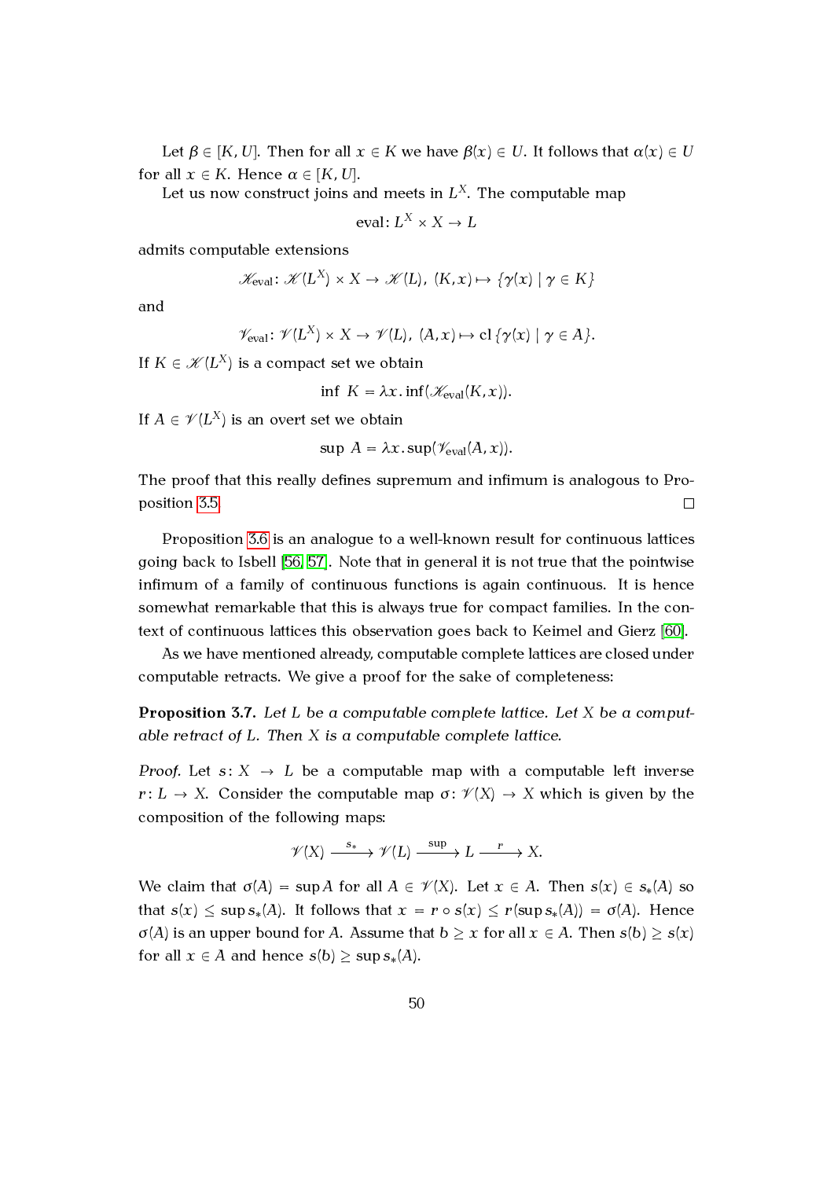Let $\beta \in [K, U]$. Then for all $x \in K$ we have $\beta(x) \in U$. It follows that $\alpha(x) \in U$ for all $x \in K$. Hence $\alpha \in [K, U]$.

Let us now construct joins and meets in $L^X$. The computable map

$$\mathrm{eval}\colon L^X \times X \to L$$

admits computable extensions

$$\mathscr{K}_{\mathrm{eval}}\colon \mathscr{K}(L^X) \times X \to \mathscr{K}(L),\ (K, x) \mapsto \{\gamma(x) \mid \gamma \in K\}$$

and

$$\mathscr{V}_{\mathrm{eval}}\colon \mathscr{V}(L^X) \times X \to \mathscr{V}(L),\ (A, x) \mapsto \mathrm{cl}\,\{\gamma(x) \mid \gamma \in A\}.$$

If $K \in \mathscr{K}(L^X)$ is a compact set we obtain

$$\inf\ K = \lambda x.\inf(\mathscr{K}_{\mathrm{eval}}(K, x)).$$

If $A \in \mathscr{V}(L^X)$ is an overt set we obtain

$$\sup\ A = \lambda x.\sup(\mathscr{V}_{\mathrm{eval}}(A, x)).$$

The proof that this really defines supremum and infimum is analogous to Proposition 3.5. □

Proposition 3.6 is an analogue to a well-known result for continuous lattices going back to Isbell [56, 57]. Note that in general it is not true that the pointwise infimum of a family of continuous functions is again continuous. It is hence somewhat remarkable that this is always true for compact families. In the context of continuous lattices this observation goes back to Keimel and Gierz [60].

As we have mentioned already, computable complete lattices are closed under computable retracts. We give a proof for the sake of completeness:

**Proposition 3.7.** *Let $L$ be a computable complete lattice. Let $X$ be a computable retract of $L$. Then $X$ is a computable complete lattice.*

*Proof.* Let $s\colon X \to L$ be a computable map with a computable left inverse $r\colon L \to X$. Consider the computable map $\sigma\colon \mathscr{V}(X) \to X$ which is given by the composition of the following maps:

$$\mathscr{V}(X) \xrightarrow{s_*} \mathscr{V}(L) \xrightarrow{\sup} L \xrightarrow{r} X.$$

We claim that $\sigma(A) = \sup A$ for all $A \in \mathscr{V}(X)$. Let $x \in A$. Then $s(x) \in s_*(A)$ so that $s(x) \leq \sup s_*(A)$. It follows that $x = r \circ s(x) \leq r(\sup s_*(A)) = \sigma(A)$. Hence $\sigma(A)$ is an upper bound for $A$. Assume that $b \geq x$ for all $x \in A$. Then $s(b) \geq s(x)$ for all $x \in A$ and hence $s(b) \geq \sup s_*(A)$.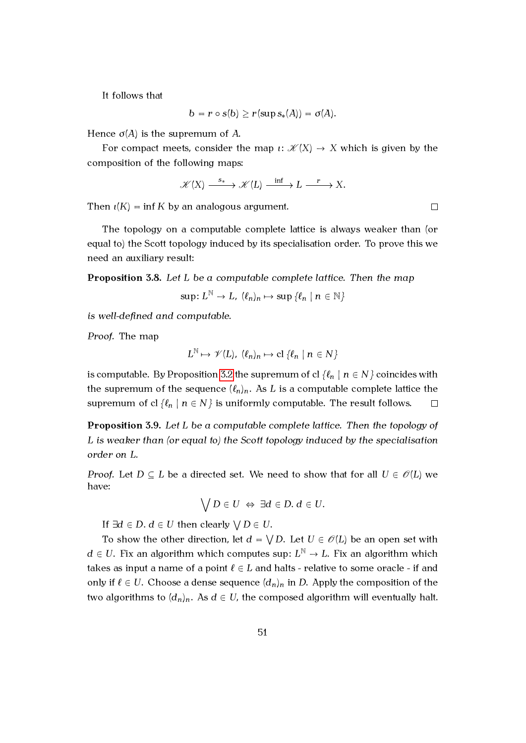It follows that

$$b = r \circ s(b) \geq r(\sup s_*(A)) = \sigma(A).$$

Hence $\sigma(A)$ is the supremum of $A$.

For compact meets, consider the map $\iota \colon \mathscr{K}(X) \to X$ which is given by the composition of the following maps:

$$\mathscr{K}(X) \xrightarrow{s_*} \mathscr{K}(L) \xrightarrow{\inf} L \xrightarrow{r} X.$$

Then $\iota(K) = \inf K$ by an analogous argument. $\square$

The topology on a computable complete lattice is always weaker than (or equal to) the Scott topology induced by its specialisation order. To prove this we need an auxiliary result:

**Proposition 3.8.** *Let $L$ be a computable complete lattice. Then the map*

$$\sup \colon L^{\mathbb{N}} \to L,\ (\ell_n)_n \mapsto \sup \{\ell_n \mid n \in \mathbb{N}\}$$

*is well-defined and computable.*

*Proof.* The map

$$L^{\mathbb{N}} \mapsto \mathscr{V}(L),\ (\ell_n)_n \mapsto \mathrm{cl}\,\{\ell_n \mid n \in N\}$$

is computable. By Proposition 3.2 the supremum of $\mathrm{cl}\,\{\ell_n \mid n \in N\}$ coincides with the supremum of the sequence $(\ell_n)_n$. As $L$ is a computable complete lattice the supremum of $\mathrm{cl}\,\{\ell_n \mid n \in N\}$ is uniformly computable. The result follows. $\square$

**Proposition 3.9.** *Let $L$ be a computable complete lattice. Then the topology of $L$ is weaker than (or equal to) the Scott topology induced by the specialisation order on $L$.*

*Proof.* Let $D \subseteq L$ be a directed set. We need to show that for all $U \in \mathscr{O}(L)$ we have:

$$\bigvee D \in U \;\Leftrightarrow\; \exists d \in D.\, d \in U.$$

If $\exists d \in D.\, d \in U$ then clearly $\bigvee D \in U$.

To show the other direction, let $d = \bigvee D$. Let $U \in \mathscr{O}(L)$ be an open set with $d \in U$. Fix an algorithm which computes $\sup \colon L^{\mathbb{N}} \to L$. Fix an algorithm which takes as input a name of a point $\ell \in L$ and halts - relative to some oracle - if and only if $\ell \in U$. Choose a dense sequence $(d_n)_n$ in $D$. Apply the composition of the two algorithms to $(d_n)_n$. As $d \in U$, the composed algorithm will eventually halt.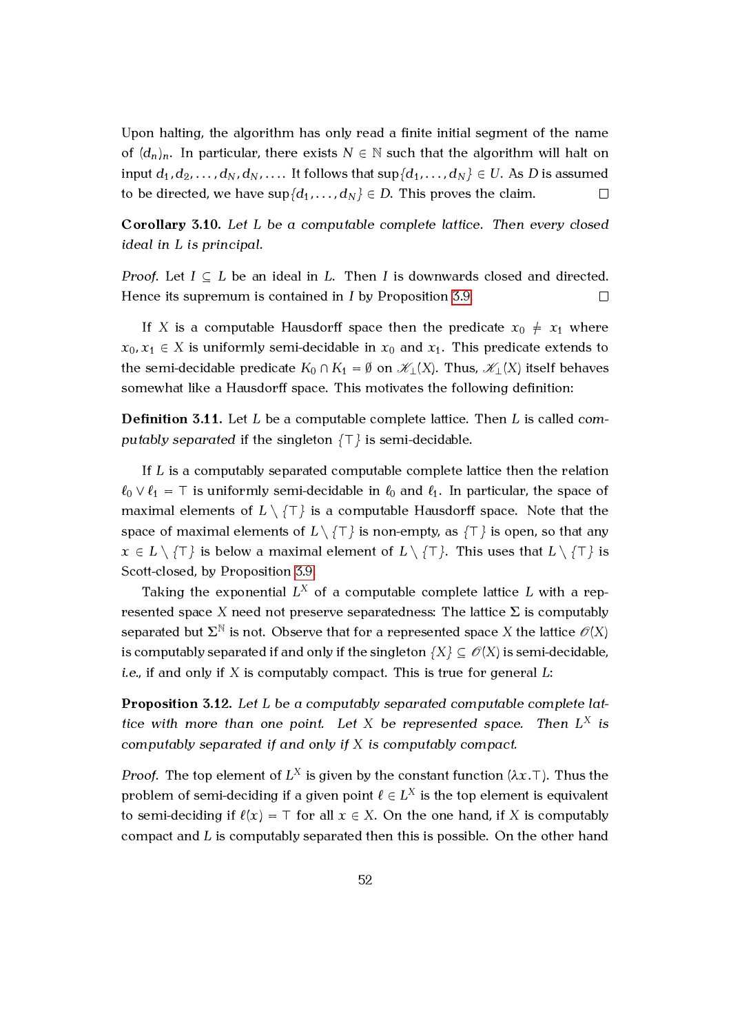Upon halting, the algorithm has only read a finite initial segment of the name of $(d_n)_n$. In particular, there exists $N \in \mathbb{N}$ such that the algorithm will halt on input $d_1, d_2, \dots, d_N, d_N, \dots$. It follows that $\sup\{d_1, \dots, d_N\} \in U$. As $D$ is assumed to be directed, we have $\sup\{d_1, \dots, d_N\} \in D$. This proves the claim. □

**Corollary 3.10.** *Let $L$ be a computable complete lattice. Then every closed ideal in $L$ is principal.*

*Proof.* Let $I \subseteq L$ be an ideal in $L$. Then $I$ is downwards closed and directed. Hence its supremum is contained in $I$ by Proposition 3.9. □

If $X$ is a computable Hausdorff space then the predicate $x_0 \neq x_1$ where $x_0, x_1 \in X$ is uniformly semi-decidable in $x_0$ and $x_1$. This predicate extends to the semi-decidable predicate $K_0 \cap K_1 = \emptyset$ on $\mathscr{K}_\perp(X)$. Thus, $\mathscr{K}_\perp(X)$ itself behaves somewhat like a Hausdorff space. This motivates the following definition:

**Definition 3.11.** Let $L$ be a computable complete lattice. Then $L$ is called *computably separated* if the singleton $\{\top\}$ is semi-decidable.

If $L$ is a computably separated computable complete lattice then the relation $\ell_0 \vee \ell_1 = \top$ is uniformly semi-decidable in $\ell_0$ and $\ell_1$. In particular, the space of maximal elements of $L \setminus \{\top\}$ is a computable Hausdorff space. Note that the space of maximal elements of $L \setminus \{\top\}$ is non-empty, as $\{\top\}$ is open, so that any $x \in L \setminus \{\top\}$ is below a maximal element of $L \setminus \{\top\}$. This uses that $L \setminus \{\top\}$ is Scott-closed, by Proposition 3.9.

Taking the exponential $L^X$ of a computable complete lattice $L$ with a represented space $X$ need not preserve separatedness: The lattice $\Sigma$ is computably separated but $\Sigma^{\mathbb{N}}$ is not. Observe that for a represented space $X$ the lattice $\mathscr{O}(X)$ is computably separated if and only if the singleton $\{X\} \subseteq \mathscr{O}(X)$ is semi-decidable, *i.e.*, if and only if $X$ is computably compact. This is true for general $L$:

**Proposition 3.12.** *Let $L$ be a computably separated computable complete lattice with more than one point. Let $X$ be represented space. Then $L^X$ is computably separated if and only if $X$ is computably compact.*

*Proof.* The top element of $L^X$ is given by the constant function $(\lambda x.\top)$. Thus the problem of semi-deciding if a given point $\ell \in L^X$ is the top element is equivalent to semi-deciding if $\ell(x) = \top$ for all $x \in X$. On the one hand, if $X$ is computably compact and $L$ is computably separated then this is possible. On the other hand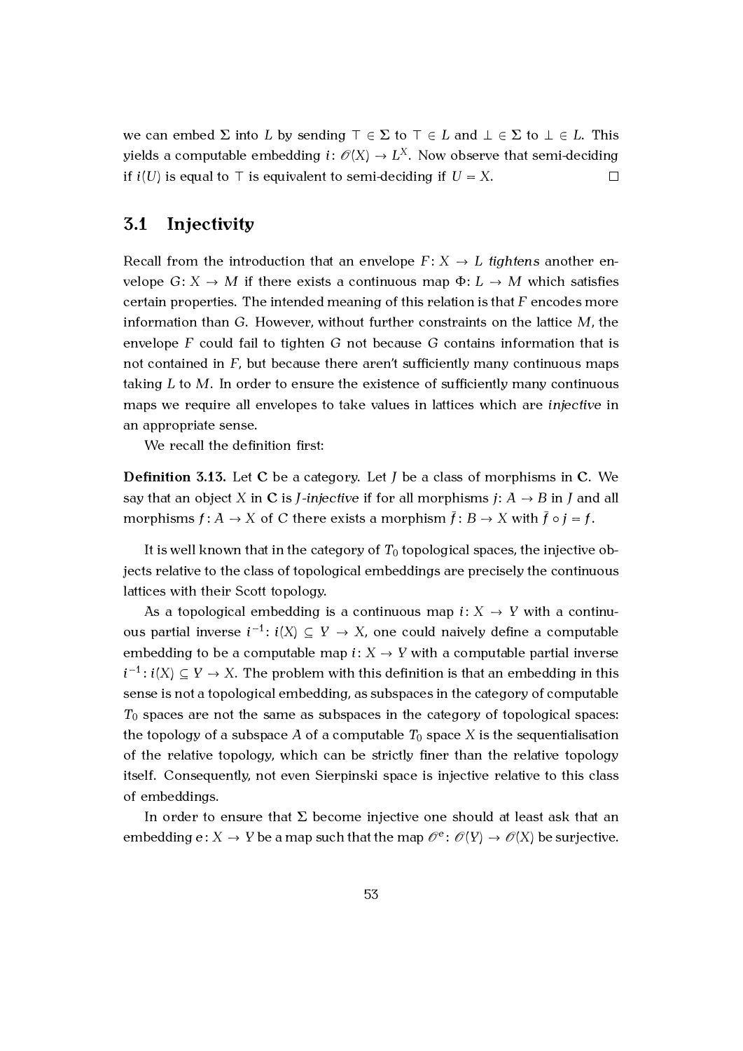we can embed $\Sigma$ into $L$ by sending $\top \in \Sigma$ to $\top \in L$ and $\bot \in \Sigma$ to $\bot \in L$. This yields a computable embedding $i\colon \mathscr{O}(X) \to L^X$. Now observe that semi-deciding if $i(U)$ is equal to $\top$ is equivalent to semi-deciding if $U = X$. $\square$

## 3.1 Injectivity

Recall from the introduction that an envelope $F\colon X \to L$ *tightens* another envelope $G\colon X \to M$ if there exists a continuous map $\Phi\colon L \to M$ which satisfies certain properties. The intended meaning of this relation is that $F$ encodes more information than $G$. However, without further constraints on the lattice $M$, the envelope $F$ could fail to tighten $G$ not because $G$ contains information that is not contained in $F$, but because there aren't sufficiently many continuous maps taking $L$ to $M$. In order to ensure the existence of sufficiently many continuous maps we require all envelopes to take values in lattices which are *injective* in an appropriate sense.

We recall the definition first:

**Definition 3.13.** Let $\mathbf{C}$ be a category. Let $J$ be a class of morphisms in $\mathbf{C}$. We say that an object $X$ in $\mathbf{C}$ is *$J$-injective* if for all morphisms $j\colon A \to B$ in $J$ and all morphisms $f\colon A \to X$ of $C$ there exists a morphism $\bar{f}\colon B \to X$ with $\bar{f} \circ j = f$.

It is well known that in the category of $T_0$ topological spaces, the injective objects relative to the class of topological embeddings are precisely the continuous lattices with their Scott topology.

As a topological embedding is a continuous map $i\colon X \to Y$ with a continuous partial inverse $i^{-1}\colon i(X) \subseteq Y \to X$, one could naively define a computable embedding to be a computable map $i\colon X \to Y$ with a computable partial inverse $i^{-1}\colon i(X) \subseteq Y \to X$. The problem with this definition is that an embedding in this sense is not a topological embedding, as subspaces in the category of computable $T_0$ spaces are not the same as subspaces in the category of topological spaces: the topology of a subspace $A$ of a computable $T_0$ space $X$ is the sequentialisation of the relative topology, which can be strictly finer than the relative topology itself. Consequently, not even Sierpinski space is injective relative to this class of embeddings.

In order to ensure that $\Sigma$ become injective one should at least ask that an embedding $e\colon X \to Y$ be a map such that the map $\mathscr{O}^e\colon \mathscr{O}(Y) \to \mathscr{O}(X)$ be surjective.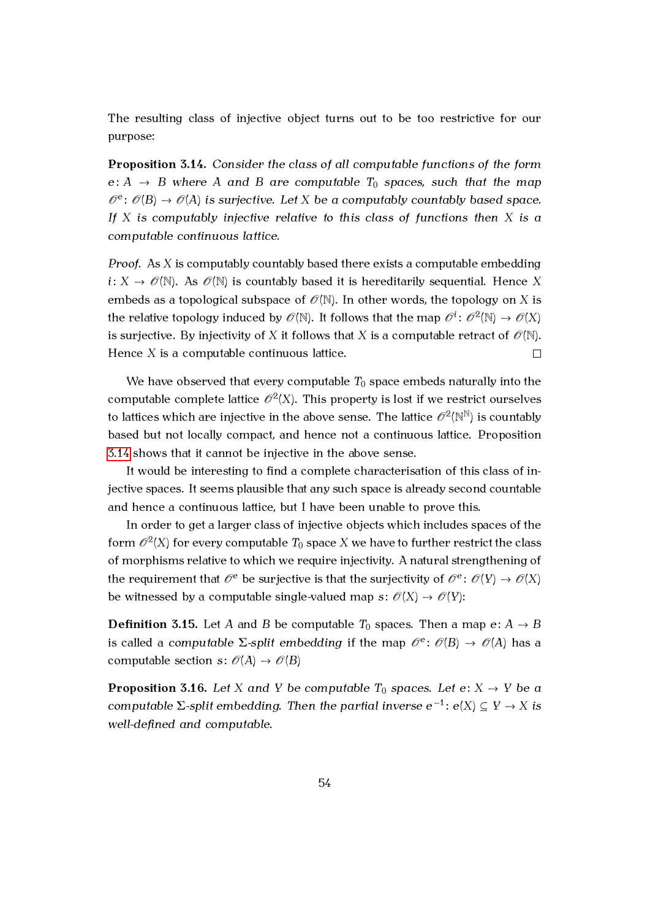The resulting class of injective object turns out to be too restrictive for our purpose:

**Proposition 3.14.** *Consider the class of all computable functions of the form $e: A \to B$ where $A$ and $B$ are computable $T_0$ spaces, such that the map $\mathscr{O}^e: \mathscr{O}(B) \to \mathscr{O}(A)$ is surjective. Let $X$ be a computably countably based space. If $X$ is computably injective relative to this class of functions then $X$ is a computable continuous lattice.*

*Proof.* As $X$ is computably countably based there exists a computable embedding $i: X \to \mathscr{O}(\mathbb{N})$. As $\mathscr{O}(\mathbb{N})$ is countably based it is hereditarily sequential. Hence $X$ embeds as a topological subspace of $\mathscr{O}(\mathbb{N})$. In other words, the topology on $X$ is the relative topology induced by $\mathscr{O}(\mathbb{N})$. It follows that the map $\mathscr{O}^i: \mathscr{O}^2(\mathbb{N}) \to \mathscr{O}(X)$ is surjective. By injectivity of $X$ it follows that $X$ is a computable retract of $\mathscr{O}(\mathbb{N})$. Hence $X$ is a computable continuous lattice. $\square$

We have observed that every computable $T_0$ space embeds naturally into the computable complete lattice $\mathscr{O}^2(X)$. This property is lost if we restrict ourselves to lattices which are injective in the above sense. The lattice $\mathscr{O}^2(\mathbb{N}^\mathbb{N})$ is countably based but not locally compact, and hence not a continuous lattice. Proposition 3.14 shows that it cannot be injective in the above sense.

It would be interesting to find a complete characterisation of this class of injective spaces. It seems plausible that any such space is already second countable and hence a continuous lattice, but I have been unable to prove this.

In order to get a larger class of injective objects which includes spaces of the form $\mathscr{O}^2(X)$ for every computable $T_0$ space $X$ we have to further restrict the class of morphisms relative to which we require injectivity. A natural strengthening of the requirement that $\mathscr{O}^e$ be surjective is that the surjectivity of $\mathscr{O}^e: \mathscr{O}(Y) \to \mathscr{O}(X)$ be witnessed by a computable single-valued map $s: \mathscr{O}(X) \to \mathscr{O}(Y)$:

**Definition 3.15.** Let $A$ and $B$ be computable $T_0$ spaces. Then a map $e: A \to B$ is called a *computable $\Sigma$-split embedding* if the map $\mathscr{O}^e: \mathscr{O}(B) \to \mathscr{O}(A)$ has a computable section $s: \mathscr{O}(A) \to \mathscr{O}(B)$

**Proposition 3.16.** *Let $X$ and $Y$ be computable $T_0$ spaces. Let $e: X \to Y$ be a computable $\Sigma$-split embedding. Then the partial inverse $e^{-1}: e(X) \subseteq Y \to X$ is well-defined and computable.*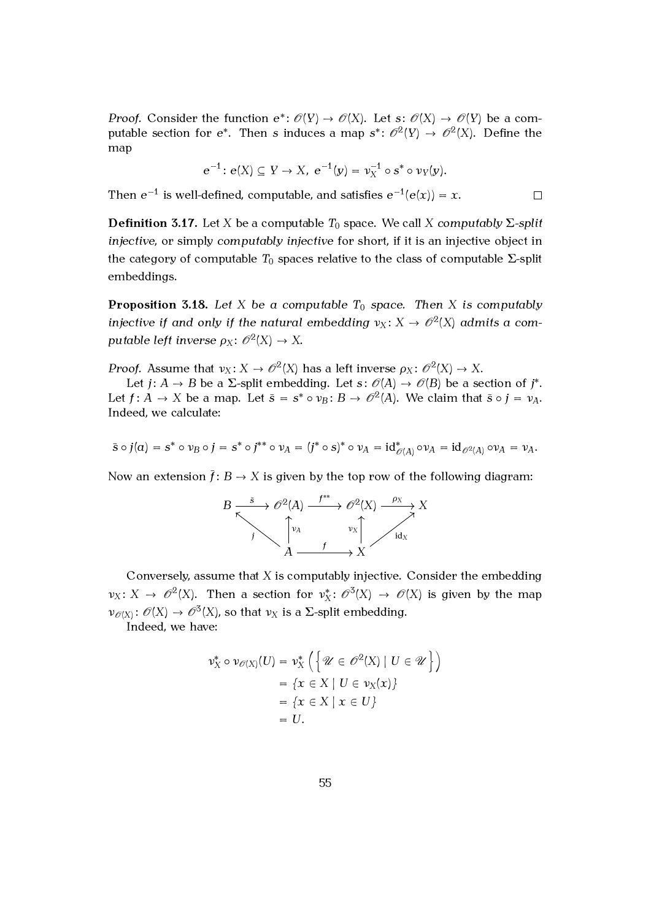*Proof.* Consider the function $e^*: \mathscr{O}(Y) \to \mathscr{O}(X)$. Let $s: \mathscr{O}(X) \to \mathscr{O}(Y)$ be a computable section for $e^*$. Then $s$ induces a map $s^*: \mathscr{O}^2(Y) \to \mathscr{O}^2(X)$. Define the map

$$e^{-1}: e(X) \subseteq Y \to X,\ e^{-1}(y) = \nu_X^{-1} \circ s^* \circ \nu_Y(y).$$

Then $e^{-1}$ is well-defined, computable, and satisfies $e^{-1}(e(x)) = x$. □

**Definition 3.17.** Let $X$ be a computable $T_0$ space. We call $X$ *computably Σ-split injective*, or simply *computably injective* for short, if it is an injective object in the category of computable $T_0$ spaces relative to the class of computable Σ-split embeddings.

**Proposition 3.18.** *Let $X$ be a computable $T_0$ space. Then $X$ is computably injective if and only if the natural embedding $\nu_X: X \to \mathscr{O}^2(X)$ admits a computable left inverse $\rho_X: \mathscr{O}^2(X) \to X$.*

*Proof.* Assume that $\nu_X: X \to \mathscr{O}^2(X)$ has a left inverse $\rho_X: \mathscr{O}^2(X) \to X$.

Let $j: A \to B$ be a Σ-split embedding. Let $s: \mathscr{O}(A) \to \mathscr{O}(B)$ be a section of $j^*$. Let $f: A \to X$ be a map. Let $\bar{s} = s^* \circ \nu_B: B \to \mathscr{O}^2(A)$. We claim that $\bar{s} \circ j = \nu_A$. Indeed, we calculate:

$$\bar{s} \circ j(a) = s^* \circ \nu_B \circ j = s^* \circ j^{**} \circ \nu_A = (j^* \circ s)^* \circ \nu_A = \mathrm{id}^*_{\mathscr{O}(A)} \circ \nu_A = \mathrm{id}_{\mathscr{O}^2(A)} \circ \nu_A = \nu_A.$$

Now an extension $\bar{f}: B \to X$ is given by the top row of the following diagram:

$$\begin{array}{ccccccc}
B & \xrightarrow{\bar{s}} & \mathscr{O}^2(A) & \xrightarrow{f^{**}} & \mathscr{O}^2(X) & \xrightarrow{\rho_X} & X \\
& \nwarrow^{j} & \uparrow{\scriptstyle \nu_A} & & \uparrow{\scriptstyle \nu_X} & \nearrow_{\mathrm{id}_X} & \\
& & A & \xrightarrow{f} & X & &
\end{array}$$

Conversely, assume that $X$ is computably injective. Consider the embedding $\nu_X: X \to \mathscr{O}^2(X)$. Then a section for $\nu_X^*: \mathscr{O}^3(X) \to \mathscr{O}(X)$ is given by the map $\nu_{\mathscr{O}(X)}: \mathscr{O}(X) \to \mathscr{O}^3(X)$, so that $\nu_X$ is a Σ-split embedding.

Indeed, we have:

$$\begin{aligned}
\nu_X^* \circ \nu_{\mathscr{O}(X)}(U) &= \nu_X^* \left( \left\{ \mathscr{U} \in \mathscr{O}^2(X) \mid U \in \mathscr{U} \right\} \right) \\
&= \{x \in X \mid U \in \nu_X(x)\} \\
&= \{x \in X \mid x \in U\} \\
&= U.
\end{aligned}$$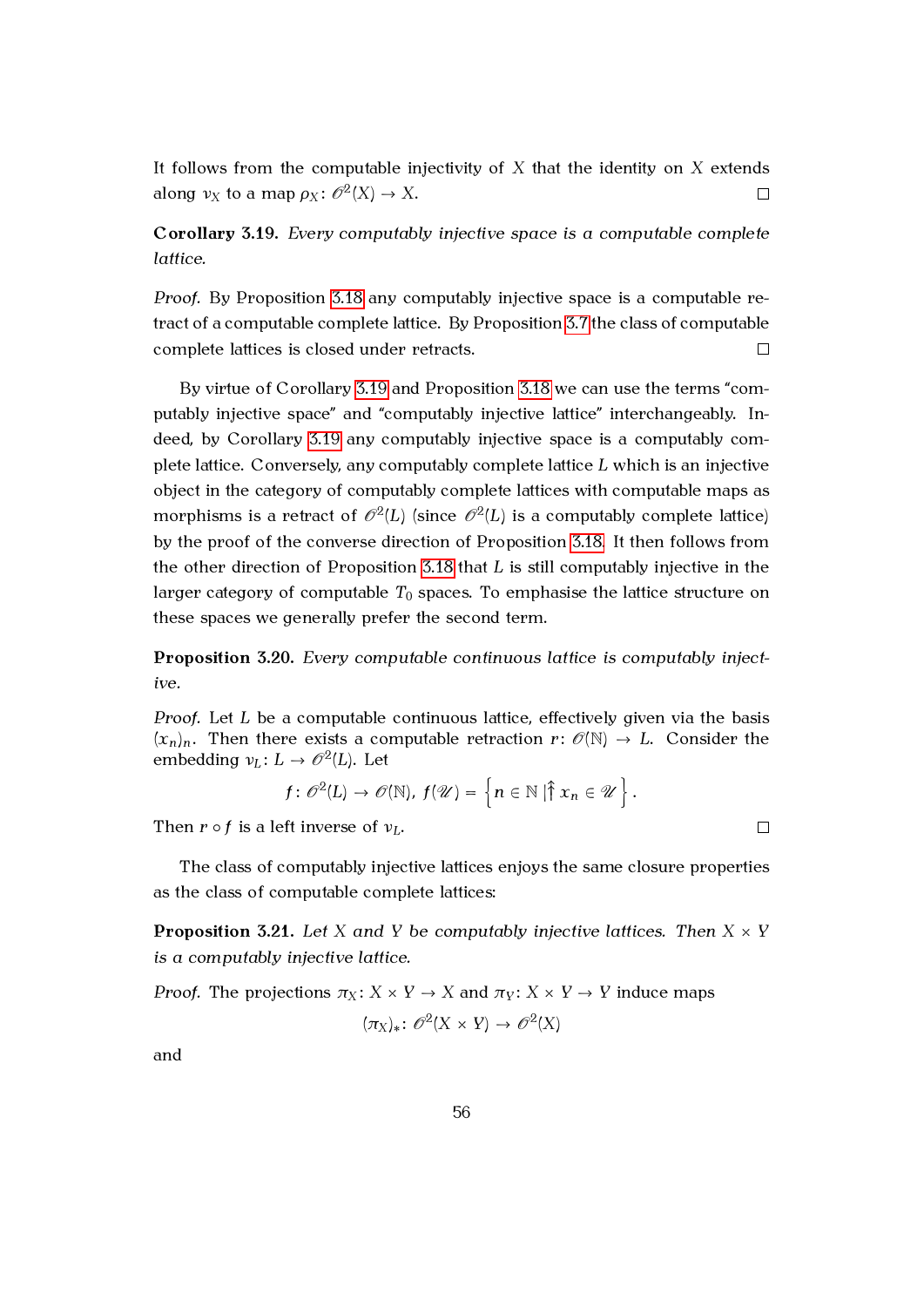It follows from the computable injectivity of $X$ that the identity on $X$ extends along $\nu_X$ to a map $\rho_X \colon \mathscr{O}^2(X) \to X$. □

**Corollary 3.19.** *Every computably injective space is a computable complete lattice.*

*Proof.* By Proposition 3.18 any computably injective space is a computable retract of a computable complete lattice. By Proposition 3.7 the class of computable complete lattices is closed under retracts. □

By virtue of Corollary 3.19 and Proposition 3.18 we can use the terms "computably injective space" and "computably injective lattice" interchangeably. Indeed, by Corollary 3.19 any computably injective space is a computably complete lattice. Conversely, any computably complete lattice $L$ which is an injective object in the category of computably complete lattices with computable maps as morphisms is a retract of $\mathscr{O}^2(L)$ (since $\mathscr{O}^2(L)$ is a computably complete lattice) by the proof of the converse direction of Proposition 3.18. It then follows from the other direction of Proposition 3.18 that $L$ is still computably injective in the larger category of computable $T_0$ spaces. To emphasise the lattice structure on these spaces we generally prefer the second term.

**Proposition 3.20.** *Every computable continuous lattice is computably injective.*

*Proof.* Let $L$ be a computable continuous lattice, effectively given via the basis $(x_n)_n$. Then there exists a computable retraction $r \colon \mathscr{O}(\mathbb{N}) \to L$. Consider the embedding $\nu_L \colon L \to \mathscr{O}^2(L)$. Let

$$f \colon \mathscr{O}^2(L) \to \mathscr{O}(\mathbb{N}),\ f(\mathscr{U}) = \left\{ n \in \mathbb{N} \,|\, \Uparrow x_n \in \mathscr{U} \right\}.$$

Then $r \circ f$ is a left inverse of $\nu_L$. □

The class of computably injective lattices enjoys the same closure properties as the class of computable complete lattices:

**Proposition 3.21.** *Let $X$ and $Y$ be computably injective lattices. Then $X \times Y$ is a computably injective lattice.*

*Proof.* The projections $\pi_X \colon X \times Y \to X$ and $\pi_Y \colon X \times Y \to Y$ induce maps

$$(\pi_X)_* \colon \mathscr{O}^2(X \times Y) \to \mathscr{O}^2(X)$$

and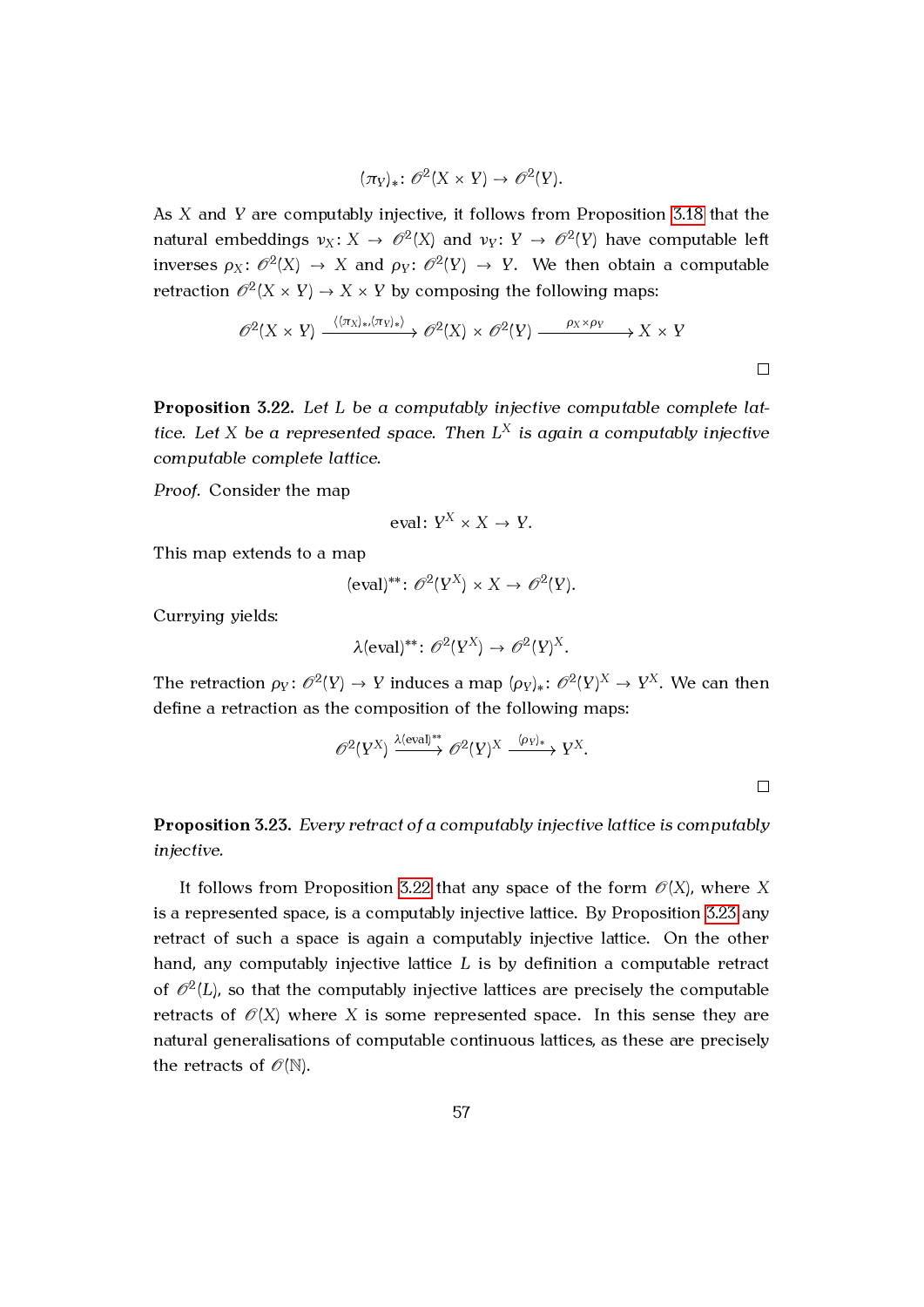$$(\pi_Y)_* \colon \mathscr{O}^2(X \times Y) \to \mathscr{O}^2(Y).$$

As $X$ and $Y$ are computably injective, it follows from Proposition 3.18 that the natural embeddings $\nu_X \colon X \to \mathscr{O}^2(X)$ and $\nu_Y \colon Y \to \mathscr{O}^2(Y)$ have computable left inverses $\rho_X \colon \mathscr{O}^2(X) \to X$ and $\rho_Y \colon \mathscr{O}^2(Y) \to Y$. We then obtain a computable retraction $\mathscr{O}^2(X \times Y) \to X \times Y$ by composing the following maps:

$$\mathscr{O}^2(X \times Y) \xrightarrow{\langle (\pi_X)_*, (\pi_Y)_* \rangle} \mathscr{O}^2(X) \times \mathscr{O}^2(Y) \xrightarrow{\rho_X \times \rho_Y} X \times Y$$

□

**Proposition 3.22.** *Let $L$ be a computably injective computable complete lattice. Let $X$ be a represented space. Then $L^X$ is again a computably injective computable complete lattice.*

*Proof.* Consider the map

$$\mathrm{eval} \colon Y^X \times X \to Y.$$

This map extends to a map

$$(\mathrm{eval})^{**} \colon \mathscr{O}^2(Y^X) \times X \to \mathscr{O}^2(Y).$$

Currying yields:

$$\lambda(\mathrm{eval})^{**} \colon \mathscr{O}^2(Y^X) \to \mathscr{O}^2(Y)^X.$$

The retraction $\rho_Y \colon \mathscr{O}^2(Y) \to Y$ induces a map $(\rho_Y)_* \colon \mathscr{O}^2(Y)^X \to Y^X$. We can then define a retraction as the composition of the following maps:

$$\mathscr{O}^2(Y^X) \xrightarrow{\lambda(\mathrm{eval})^{**}} \mathscr{O}^2(Y)^X \xrightarrow{(\rho_Y)_*} Y^X.$$

□

**Proposition 3.23.** *Every retract of a computably injective lattice is computably injective.*

It follows from Proposition 3.22 that any space of the form $\mathscr{O}(X)$, where $X$ is a represented space, is a computably injective lattice. By Proposition 3.23 any retract of such a space is again a computably injective lattice. On the other hand, any computably injective lattice $L$ is by definition a computable retract of $\mathscr{O}^2(L)$, so that the computably injective lattices are precisely the computable retracts of $\mathscr{O}(X)$ where $X$ is some represented space. In this sense they are natural generalisations of computable continuous lattices, as these are precisely the retracts of $\mathscr{O}(\mathbb{N})$.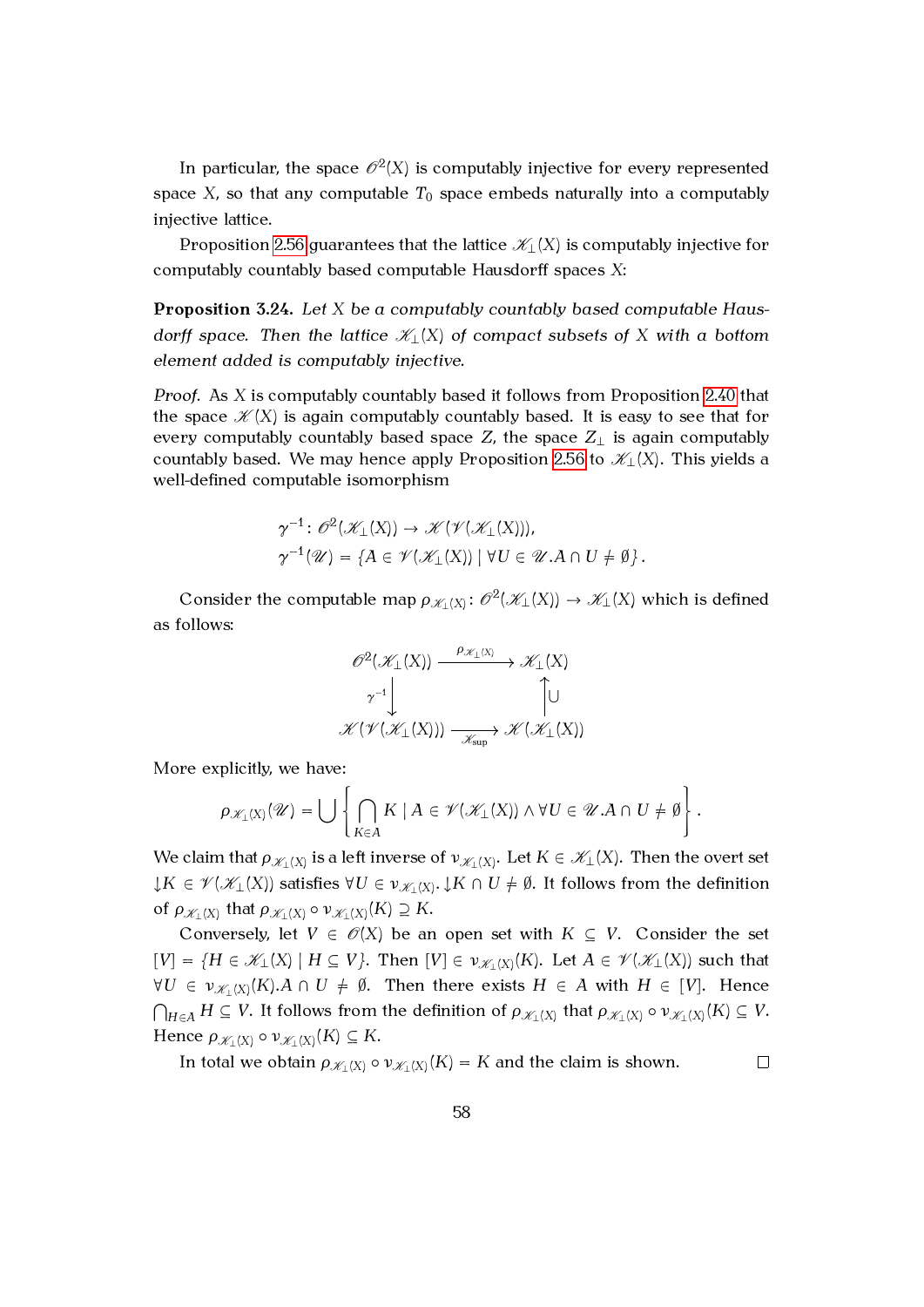In particular, the space $\mathscr{O}^2(X)$ is computably injective for every represented space $X$, so that any computable $T_0$ space embeds naturally into a computably injective lattice.

Proposition 2.56 guarantees that the lattice $\mathscr{K}_\perp(X)$ is computably injective for computably countably based computable Hausdorff spaces $X$:

**Proposition 3.24.** *Let $X$ be a computably countably based computable Hausdorff space. Then the lattice $\mathscr{K}_\perp(X)$ of compact subsets of $X$ with a bottom element added is computably injective.*

*Proof.* As $X$ is computably countably based it follows from Proposition 2.40 that the space $\mathscr{K}(X)$ is again computably countably based. It is easy to see that for every computably countably based space $Z$, the space $Z_\perp$ is again computably countably based. We may hence apply Proposition 2.56 to $\mathscr{K}_\perp(X)$. This yields a well-defined computable isomorphism

$$\gamma^{-1} \colon \mathscr{O}^2(\mathscr{K}_\perp(X)) \to \mathscr{K}(\mathscr{V}(\mathscr{K}_\perp(X))),$$
$$\gamma^{-1}(\mathscr{U}) = \{A \in \mathscr{V}(\mathscr{K}_\perp(X)) \mid \forall U \in \mathscr{U}. A \cap U \neq \emptyset\}.$$

Consider the computable map $\rho_{\mathscr{K}_\perp(X)} \colon \mathscr{O}^2(\mathscr{K}_\perp(X)) \to \mathscr{K}_\perp(X)$ which is defined as follows:

$$\begin{array}{ccc}
\mathscr{O}^2(\mathscr{K}_\perp(X)) & \xrightarrow{\rho_{\mathscr{K}_\perp(X)}} & \mathscr{K}_\perp(X) \\
{\scriptstyle \gamma^{-1}} \downarrow & & \uparrow {\scriptstyle \bigcup} \\
\mathscr{K}(\mathscr{V}(\mathscr{K}_\perp(X))) & \xrightarrow[\mathscr{K}_{\sup}]{} & \mathscr{K}(\mathscr{K}_\perp(X))
\end{array}$$

More explicitly, we have:

$$\rho_{\mathscr{K}_\perp(X)}(\mathscr{U}) = \bigcup \left\{ \bigcap_{K \in A} K \mid A \in \mathscr{V}(\mathscr{K}_\perp(X)) \wedge \forall U \in \mathscr{U}. A \cap U \neq \emptyset \right\}.$$

We claim that $\rho_{\mathscr{K}_\perp(X)}$ is a left inverse of $\nu_{\mathscr{K}_\perp(X)}$. Let $K \in \mathscr{K}_\perp(X)$. Then the overt set $\downarrow K \in \mathscr{V}(\mathscr{K}_\perp(X))$ satisfies $\forall U \in \nu_{\mathscr{K}_\perp(X)}. \downarrow K \cap U \neq \emptyset$. It follows from the definition of $\rho_{\mathscr{K}_\perp(X)}$ that $\rho_{\mathscr{K}_\perp(X)} \circ \nu_{\mathscr{K}_\perp(X)}(K) \supseteq K$.

Conversely, let $V \in \mathscr{O}(X)$ be an open set with $K \subseteq V$. Consider the set $[V] = \{H \in \mathscr{K}_\perp(X) \mid H \subseteq V\}$. Then $[V] \in \nu_{\mathscr{K}_\perp(X)}(K)$. Let $A \in \mathscr{V}(\mathscr{K}_\perp(X))$ such that $\forall U \in \nu_{\mathscr{K}_\perp(X)}(K). A \cap U \neq \emptyset$. Then there exists $H \in A$ with $H \in [V]$. Hence $\bigcap_{H \in A} H \subseteq V$. It follows from the definition of $\rho_{\mathscr{K}_\perp(X)}$ that $\rho_{\mathscr{K}_\perp(X)} \circ \nu_{\mathscr{K}_\perp(X)}(K) \subseteq V$. Hence $\rho_{\mathscr{K}_\perp(X)} \circ \nu_{\mathscr{K}_\perp(X)}(K) \subseteq K$.

In total we obtain $\rho_{\mathscr{K}_\perp(X)} \circ \nu_{\mathscr{K}_\perp(X)}(K) = K$ and the claim is shown. □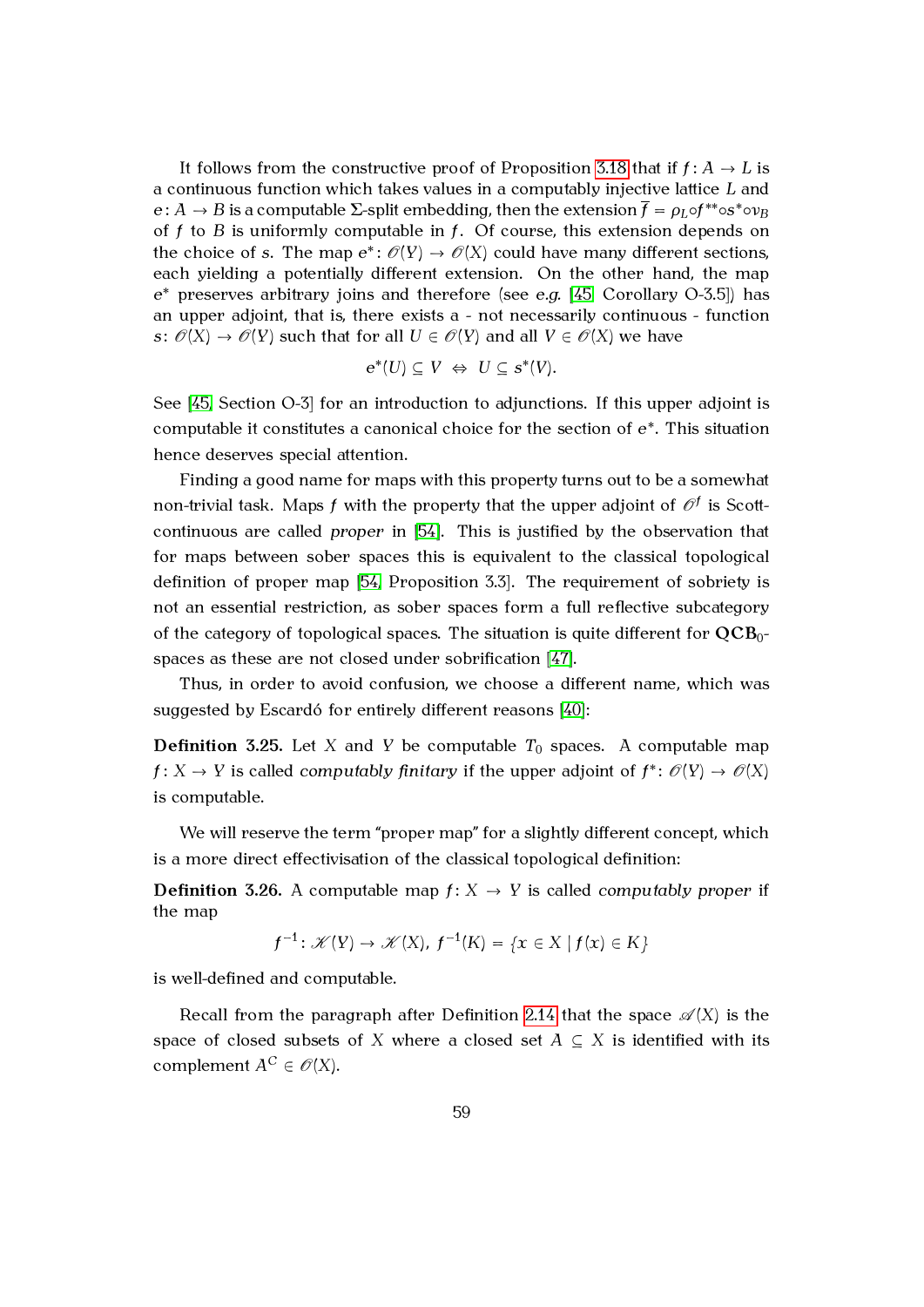It follows from the constructive proof of Proposition 3.18 that if $f: A \to L$ is a continuous function which takes values in a computably injective lattice $L$ and $e: A \to B$ is a computable $\Sigma$-split embedding, then the extension $\overline{f} = \rho_L \circ f^{**} \circ s^* \circ \nu_B$ of $f$ to $B$ is uniformly computable in $f$. Of course, this extension depends on the choice of $s$. The map $e^*: \mathcal{O}(Y) \to \mathcal{O}(X)$ could have many different sections, each yielding a potentially different extension. On the other hand, the map $e^*$ preserves arbitrary joins and therefore (see *e.g.* [45, Corollary O-3.5]) has an upper adjoint, that is, there exists a - not necessarily continuous - function $s: \mathcal{O}(X) \to \mathcal{O}(Y)$ such that for all $U \in \mathcal{O}(Y)$ and all $V \in \mathcal{O}(X)$ we have

$$e^*(U) \subseteq V \;\Leftrightarrow\; U \subseteq s^*(V).$$

See [45, Section O-3] for an introduction to adjunctions. If this upper adjoint is computable it constitutes a canonical choice for the section of $e^*$. This situation hence deserves special attention.

Finding a good name for maps with this property turns out to be a somewhat non-trivial task. Maps $f$ with the property that the upper adjoint of $\mathcal{O}^f$ is Scott-continuous are called *proper* in [54]. This is justified by the observation that for maps between sober spaces this is equivalent to the classical topological definition of proper map [54, Proposition 3.3]. The requirement of sobriety is not an essential restriction, as sober spaces form a full reflective subcategory of the category of topological spaces. The situation is quite different for $\mathbf{QCB}_0$-spaces as these are not closed under sobrification [47].

Thus, in order to avoid confusion, we choose a different name, which was suggested by Escardó for entirely different reasons [40]:

**Definition 3.25.** Let $X$ and $Y$ be computable $T_0$ spaces. A computable map $f: X \to Y$ is called *computably finitary* if the upper adjoint of $f^*: \mathcal{O}(Y) \to \mathcal{O}(X)$ is computable.

We will reserve the term "proper map" for a slightly different concept, which is a more direct effectivisation of the classical topological definition:

**Definition 3.26.** A computable map $f: X \to Y$ is called *computably proper* if the map

$$f^{-1}: \mathcal{K}(Y) \to \mathcal{K}(X),\; f^{-1}(K) = \{x \in X \mid f(x) \in K\}$$

is well-defined and computable.

Recall from the paragraph after Definition 2.14 that the space $\mathcal{A}(X)$ is the space of closed subsets of $X$ where a closed set $A \subseteq X$ is identified with its complement $A^C \in \mathcal{O}(X)$.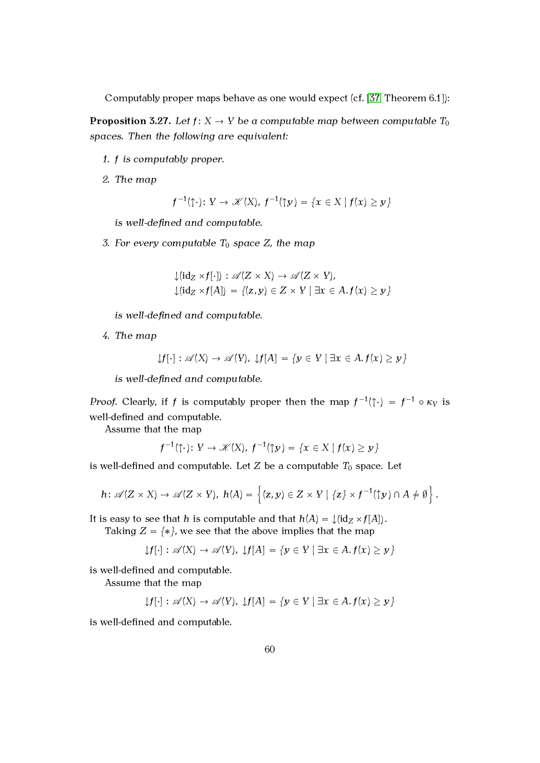Computably proper maps behave as one would expect (cf. [37, Theorem 6.1]):

**Proposition 3.27.** *Let $f\colon X \to Y$ be a computable map between computable $T_0$ spaces. Then the following are equivalent:*

1. *$f$ is computably proper.*
2. *The map*
$$f^{-1}(\uparrow\cdot)\colon Y \to \mathscr{K}(X),\ f^{-1}(\uparrow y) = \{x \in X \mid f(x) \geq y\}$$
*is well-defined and computable.*
3. *For every computable $T_0$ space $Z$, the map*
$$\downarrow(\mathrm{id}_Z \times f[\cdot]) : \mathscr{A}(Z \times X) \to \mathscr{A}(Z \times Y),$$
$$\downarrow(\mathrm{id}_Z \times f[A]) = \{(z, y) \in Z \times Y \mid \exists x \in A.\, f(x) \geq y\}$$
*is well-defined and computable.*
4. *The map*
$$\downarrow f[\cdot] : \mathscr{A}(X) \to \mathscr{A}(Y),\ \downarrow f[A] = \{y \in Y \mid \exists x \in A.\, f(x) \geq y\}$$
*is well-defined and computable.*

*Proof.* Clearly, if $f$ is computably proper then the map $f^{-1}(\uparrow\cdot) = f^{-1} \circ \kappa_Y$ is well-defined and computable.

Assume that the map
$$f^{-1}(\uparrow\cdot)\colon Y \to \mathscr{K}(X),\ f^{-1}(\uparrow y) = \{x \in X \mid f(x) \geq y\}$$
is well-defined and computable. Let $Z$ be a computable $T_0$ space. Let
$$h\colon \mathscr{A}(Z \times X) \to \mathscr{A}(Z \times Y),\ h(A) = \left\{(z, y) \in Z \times Y \mid \{z\} \times f^{-1}(\uparrow y) \cap A \neq \emptyset\right\}.$$
It is easy to see that $h$ is computable and that $h(A) = \downarrow(\mathrm{id}_Z \times f[A])$.

Taking $Z = \{*\}$, we see that the above implies that the map
$$\downarrow f[\cdot] : \mathscr{A}(X) \to \mathscr{A}(Y),\ \downarrow f[A] = \{y \in Y \mid \exists x \in A.\, f(x) \geq y\}$$
is well-defined and computable.

Assume that the map
$$\downarrow f[\cdot] : \mathscr{A}(X) \to \mathscr{A}(Y),\ \downarrow f[A] = \{y \in Y \mid \exists x \in A.\, f(x) \geq y\}$$
is well-defined and computable.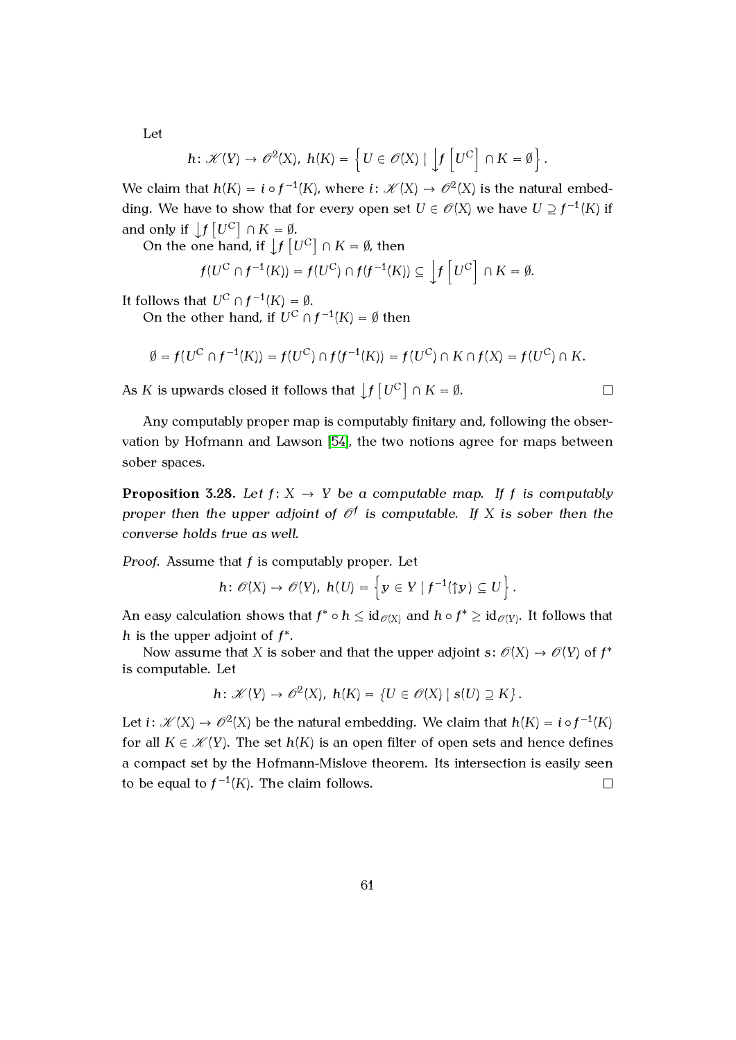Let

$$h\colon \mathscr{K}(Y) \to \mathscr{O}^2(X),\ h(K) = \left\{ U \in \mathscr{O}(X) \mid \downarrow f\left[U^C\right] \cap K = \emptyset \right\}.$$

We claim that $h(K) = i \circ f^{-1}(K)$, where $i\colon \mathscr{K}(X) \to \mathscr{O}^2(X)$ is the natural embedding. We have to show that for every open set $U \in \mathscr{O}(X)$ we have $U \supseteq f^{-1}(K)$ if and only if $\downarrow f\left[U^C\right] \cap K = \emptyset$.

On the one hand, if $\downarrow f\left[U^C\right] \cap K = \emptyset$, then

$$f(U^C \cap f^{-1}(K)) = f(U^C) \cap f(f^{-1}(K)) \subseteq \downarrow f\left[U^C\right] \cap K = \emptyset.$$

It follows that $U^C \cap f^{-1}(K) = \emptyset$.

On the other hand, if $U^C \cap f^{-1}(K) = \emptyset$ then

$$\emptyset = f(U^C \cap f^{-1}(K)) = f(U^C) \cap f(f^{-1}(K)) = f(U^C) \cap K \cap f(X) = f(U^C) \cap K.$$

As $K$ is upwards closed it follows that $\downarrow f\left[U^C\right] \cap K = \emptyset$. □

Any computably proper map is computably finitary and, following the observation by Hofmann and Lawson [54], the two notions agree for maps between sober spaces.

**Proposition 3.28.** *Let $f\colon X \to Y$ be a computable map. If $f$ is computably proper then the upper adjoint of $\mathscr{O}^f$ is computable. If $X$ is sober then the converse holds true as well.*

*Proof.* Assume that $f$ is computably proper. Let

$$h\colon \mathscr{O}(X) \to \mathscr{O}(Y),\ h(U) = \left\{ y \in Y \mid f^{-1}(\uparrow y) \subseteq U \right\}.$$

An easy calculation shows that $f^* \circ h \leq \mathrm{id}_{\mathscr{O}(X)}$ and $h \circ f^* \geq \mathrm{id}_{\mathscr{O}(Y)}$. It follows that $h$ is the upper adjoint of $f^*$.

Now assume that $X$ is sober and that the upper adjoint $s\colon \mathscr{O}(X) \to \mathscr{O}(Y)$ of $f^*$ is computable. Let

$$h\colon \mathscr{K}(Y) \to \mathscr{O}^2(X),\ h(K) = \{ U \in \mathscr{O}(X) \mid s(U) \supseteq K \}.$$

Let $i\colon \mathscr{K}(X) \to \mathscr{O}^2(X)$ be the natural embedding. We claim that $h(K) = i \circ f^{-1}(K)$ for all $K \in \mathscr{K}(Y)$. The set $h(K)$ is an open filter of open sets and hence defines a compact set by the Hofmann-Mislove theorem. Its intersection is easily seen to be equal to $f^{-1}(K)$. The claim follows. □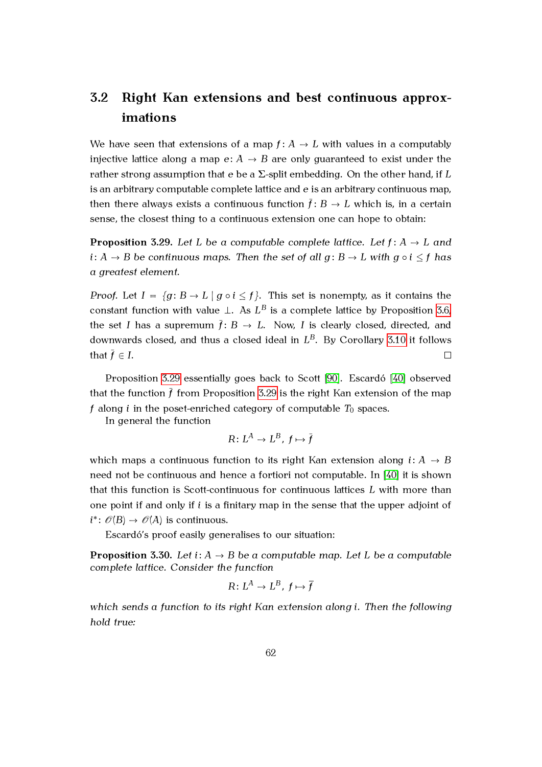## 3.2 Right Kan extensions and best continuous approximations

We have seen that extensions of a map $f\colon A \to L$ with values in a computably injective lattice along a map $e\colon A \to B$ are only guaranteed to exist under the rather strong assumption that $e$ be a $\Sigma$-split embedding. On the other hand, if $L$ is an arbitrary computable complete lattice and $e$ is an arbitrary continuous map, then there always exists a continuous function $\bar{f}\colon B \to L$ which is, in a certain sense, the closest thing to a continuous extension one can hope to obtain:

**Proposition 3.29.** *Let $L$ be a computable complete lattice. Let $f\colon A \to L$ and $i\colon A \to B$ be continuous maps. Then the set of all $g\colon B \to L$ with $g \circ i \leq f$ has a greatest element.*

*Proof.* Let $I = \{g\colon B \to L \mid g \circ i \leq f\}$. This set is nonempty, as it contains the constant function with value $\bot$. As $L^B$ is a complete lattice by Proposition 3.6, the set $I$ has a supremum $\bar{f}\colon B \to L$. Now, $I$ is clearly closed, directed, and downwards closed, and thus a closed ideal in $L^B$. By Corollary 3.10 it follows that $\bar{f} \in I$. □

Proposition 3.29 essentially goes back to Scott [90]. Escardó [40] observed that the function $\bar{f}$ from Proposition 3.29 is the right Kan extension of the map $f$ along $i$ in the poset-enriched category of computable $T_0$ spaces.

In general the function

$$R\colon L^A \to L^B,\ f \mapsto \bar{f}$$

which maps a continuous function to its right Kan extension along $i\colon A \to B$ need not be continuous and hence a fortiori not computable. In [40] it is shown that this function is Scott-continuous for continuous lattices $L$ with more than one point if and only if $i$ is a finitary map in the sense that the upper adjoint of $i^*\colon \mathscr{O}(B) \to \mathscr{O}(A)$ is continuous.

Escardó's proof easily generalises to our situation:

**Proposition 3.30.** *Let $i\colon A \to B$ be a computable map. Let $L$ be a computable complete lattice. Consider the function*

$$R\colon L^A \to L^B,\ f \mapsto \bar{f}$$

*which sends a function to its right Kan extension along $i$. Then the following hold true:*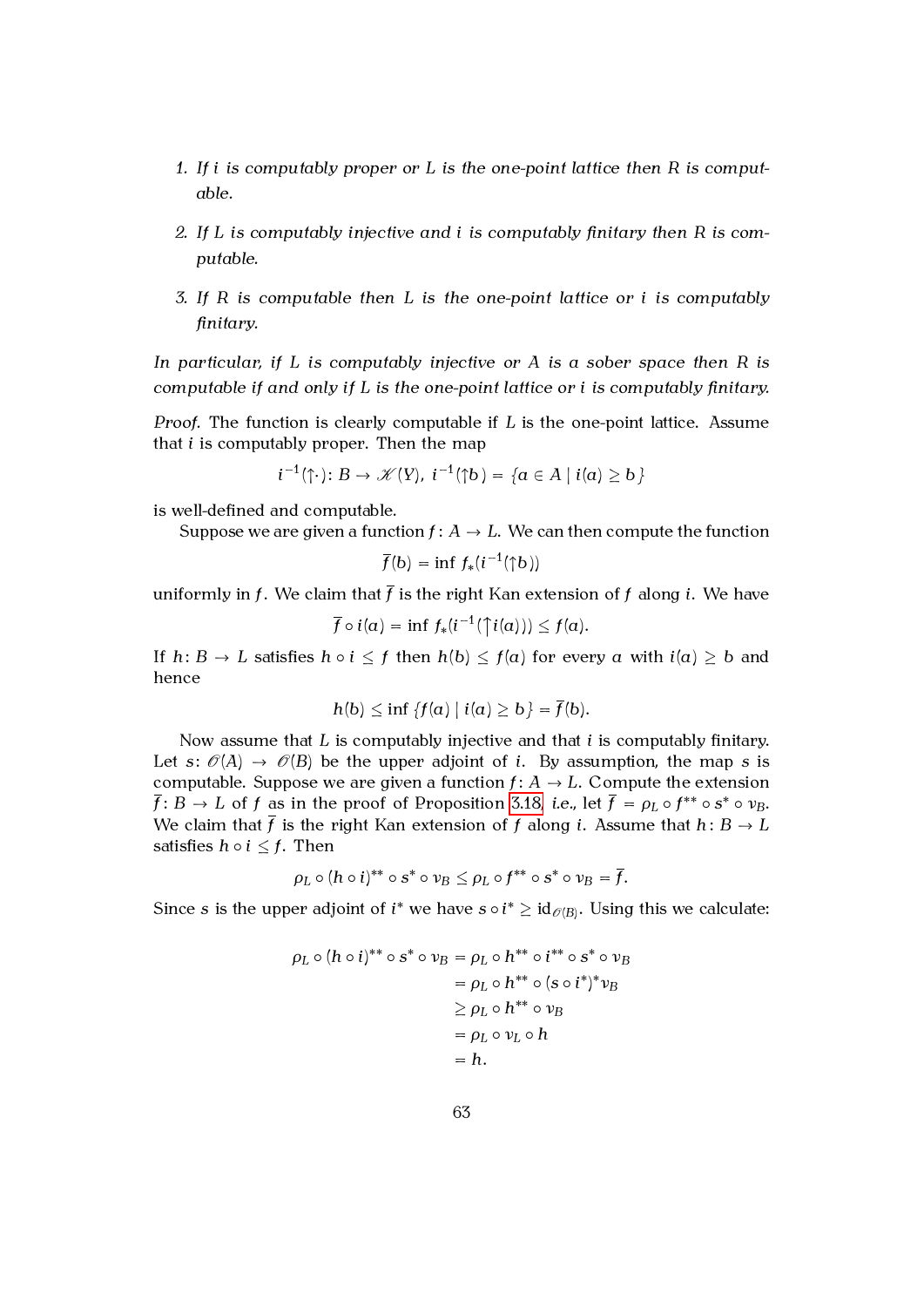1. *If $i$ is computably proper or $L$ is the one-point lattice then $R$ is computable.*

2. *If $L$ is computably injective and $i$ is computably finitary then $R$ is computable.*

3. *If $R$ is computable then $L$ is the one-point lattice or $i$ is computably finitary.*

*In particular, if $L$ is computably injective or $A$ is a sober space then $R$ is computable if and only if $L$ is the one-point lattice or $i$ is computably finitary.*

*Proof.* The function is clearly computable if $L$ is the one-point lattice. Assume that $i$ is computably proper. Then the map

$$i^{-1}(\uparrow\cdot)\colon B \to \mathscr{K}(Y),\ i^{-1}(\uparrow b) = \{a \in A \mid i(a) \geq b\}$$

is well-defined and computable.

Suppose we are given a function $f\colon A \to L$. We can then compute the function

$$\overline{f}(b) = \inf f_*(i^{-1}(\uparrow b))$$

uniformly in $f$. We claim that $\overline{f}$ is the right Kan extension of $f$ along $i$. We have

$$\overline{f} \circ i(a) = \inf f_*(i^{-1}(\uparrow i(a))) \leq f(a).$$

If $h\colon B \to L$ satisfies $h \circ i \leq f$ then $h(b) \leq f(a)$ for every $a$ with $i(a) \geq b$ and hence

$$h(b) \leq \inf \{f(a) \mid i(a) \geq b\} = \overline{f}(b).$$

Now assume that $L$ is computably injective and that $i$ is computably finitary. Let $s\colon \mathscr{O}(A) \to \mathscr{O}(B)$ be the upper adjoint of $i$. By assumption, the map $s$ is computable. Suppose we are given a function $f\colon A \to L$. Compute the extension $\overline{f}\colon B \to L$ of $f$ as in the proof of Proposition 3.18, *i.e.*, let $\overline{f} = \rho_L \circ f^{**} \circ s^* \circ \nu_B$. We claim that $\overline{f}$ is the right Kan extension of $f$ along $i$. Assume that $h\colon B \to L$ satisfies $h \circ i \leq f$. Then

$$\rho_L \circ (h \circ i)^{**} \circ s^* \circ \nu_B \leq \rho_L \circ f^{**} \circ s^* \circ \nu_B = \overline{f}.$$

Since $s$ is the upper adjoint of $i^*$ we have $s \circ i^* \geq \mathrm{id}_{\mathscr{O}(B)}$. Using this we calculate:

$$\begin{aligned}
\rho_L \circ (h \circ i)^{**} \circ s^* \circ \nu_B &= \rho_L \circ h^{**} \circ i^{**} \circ s^* \circ \nu_B \\
&= \rho_L \circ h^{**} \circ (s \circ i^*)^* \nu_B \\
&\geq \rho_L \circ h^{**} \circ \nu_B \\
&= \rho_L \circ \nu_L \circ h \\
&= h.
\end{aligned}$$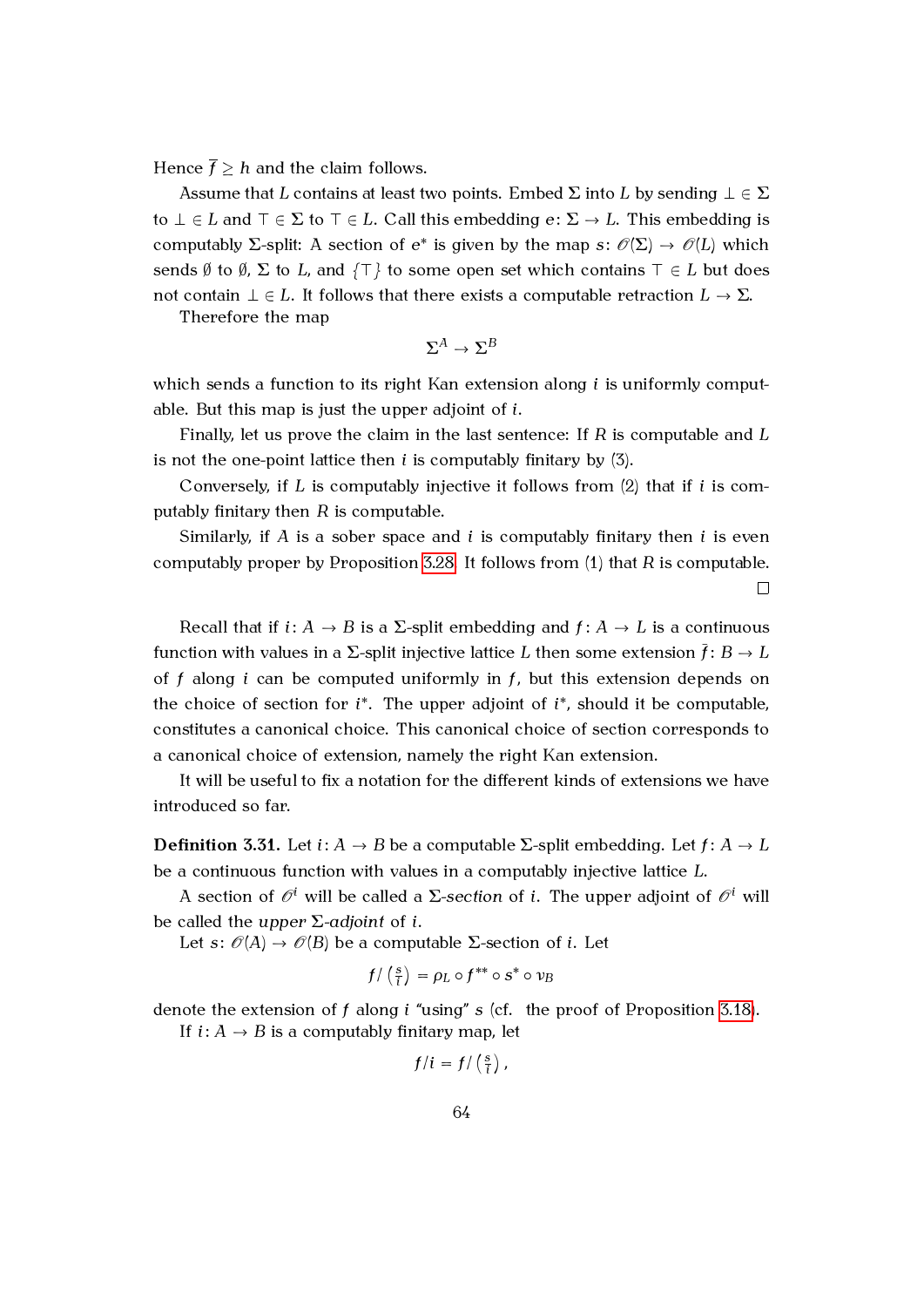Hence $\overline{f} \geq h$ and the claim follows.

Assume that $L$ contains at least two points. Embed $\Sigma$ into $L$ by sending $\bot \in \Sigma$ to $\bot \in L$ and $\top \in \Sigma$ to $\top \in L$. Call this embedding $e \colon \Sigma \to L$. This embedding is computably $\Sigma$-split: A section of $e^*$ is given by the map $s \colon \mathscr{O}(\Sigma) \to \mathscr{O}(L)$ which sends $\emptyset$ to $\emptyset$, $\Sigma$ to $L$, and $\{\top\}$ to some open set which contains $\top \in L$ but does not contain $\bot \in L$. It follows that there exists a computable retraction $L \to \Sigma$.

Therefore the map

$$\Sigma^A \to \Sigma^B$$

which sends a function to its right Kan extension along $i$ is uniformly computable. But this map is just the upper adjoint of $i$.

Finally, let us prove the claim in the last sentence: If $R$ is computable and $L$ is not the one-point lattice then $i$ is computably finitary by (3).

Conversely, if $L$ is computably injective it follows from (2) that if $i$ is computably finitary then $R$ is computable.

Similarly, if $A$ is a sober space and $i$ is computably finitary then $i$ is even computably proper by Proposition 3.28. It follows from (1) that $R$ is computable.

□

Recall that if $i \colon A \to B$ is a $\Sigma$-split embedding and $f \colon A \to L$ is a continuous function with values in a $\Sigma$-split injective lattice $L$ then some extension $\bar{f} \colon B \to L$ of $f$ along $i$ can be computed uniformly in $f$, but this extension depends on the choice of section for $i^*$. The upper adjoint of $i^*$, should it be computable, constitutes a canonical choice. This canonical choice of section corresponds to a canonical choice of extension, namely the right Kan extension.

It will be useful to fix a notation for the different kinds of extensions we have introduced so far.

**Definition 3.31.** Let $i \colon A \to B$ be a computable $\Sigma$-split embedding. Let $f \colon A \to L$ be a continuous function with values in a computably injective lattice $L$.

A section of $\mathscr{O}^i$ will be called a *$\Sigma$-section* of $i$. The upper adjoint of $\mathscr{O}^i$ will be called the *upper $\Sigma$-adjoint* of $i$.

Let $s \colon \mathscr{O}(A) \to \mathscr{O}(B)$ be a computable $\Sigma$-section of $i$. Let

$$f/\left(\begin{smallmatrix} s \\ i \end{smallmatrix}\right) = \rho_L \circ f^{**} \circ s^* \circ \nu_B$$

denote the extension of $f$ along $i$ "using" $s$ (cf. the proof of Proposition 3.18).

If $i \colon A \to B$ is a computably finitary map, let

$$f/i = f/\left(\begin{smallmatrix} s \\ i \end{smallmatrix}\right),$$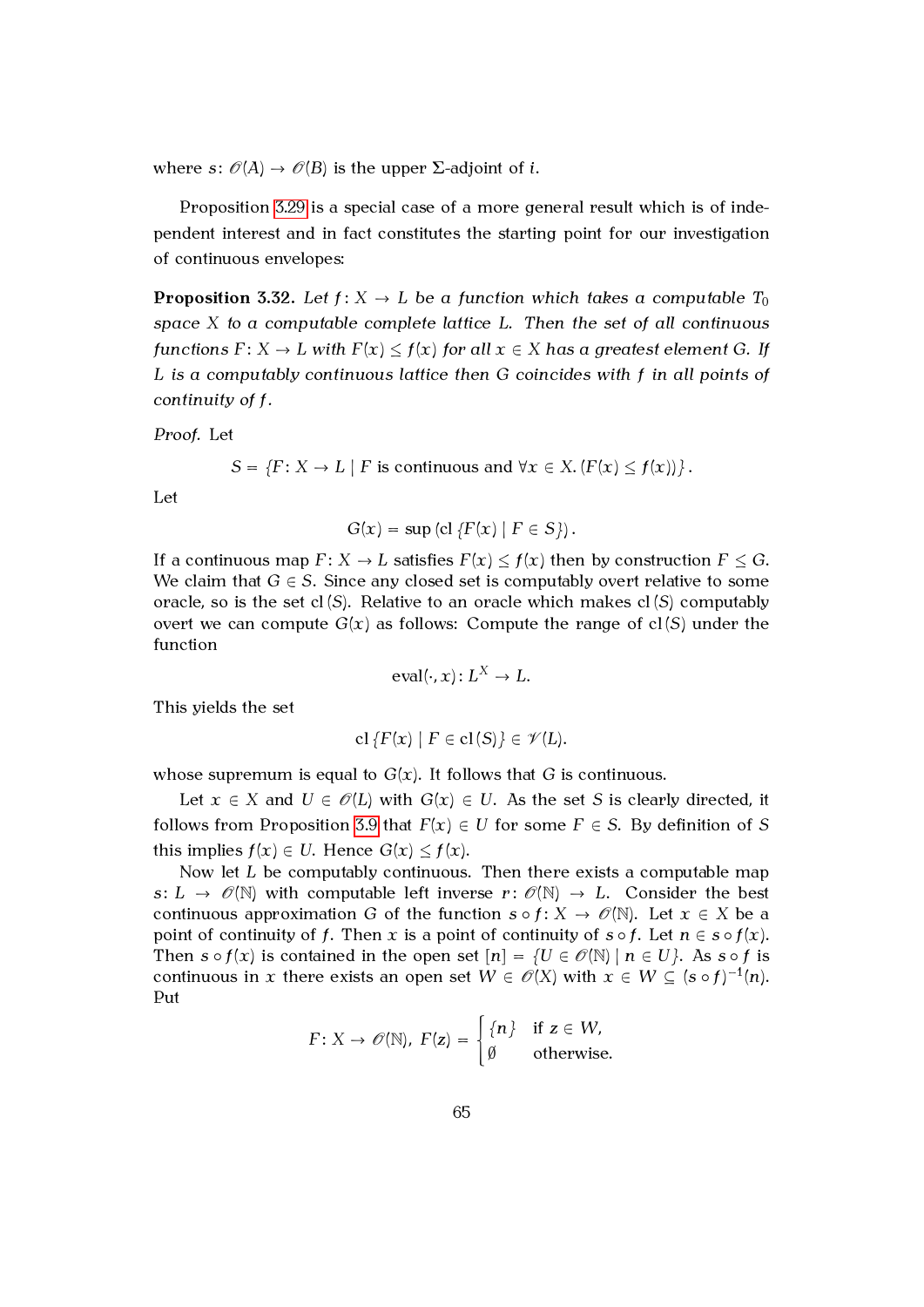where $s\colon \mathscr{O}(A) \to \mathscr{O}(B)$ is the upper $\Sigma$-adjoint of $i$.

Proposition 3.29 is a special case of a more general result which is of independent interest and in fact constitutes the starting point for our investigation of continuous envelopes:

**Proposition 3.32.** *Let $f\colon X \to L$ be a function which takes a computable $T_0$ space $X$ to a computable complete lattice $L$. Then the set of all continuous functions $F\colon X \to L$ with $F(x) \leq f(x)$ for all $x \in X$ has a greatest element $G$. If $L$ is a computably continuous lattice then $G$ coincides with $f$ in all points of continuity of $f$.*

*Proof.* Let

$$S = \{F\colon X \to L \mid F \text{ is continuous and } \forall x \in X.\,(F(x) \leq f(x))\}.$$

Let

$$G(x) = \sup\left(\mathrm{cl}\,\{F(x) \mid F \in S\}\right).$$

If a continuous map $F\colon X \to L$ satisfies $F(x) \leq f(x)$ then by construction $F \leq G$. We claim that $G \in S$. Since any closed set is computably overt relative to some oracle, so is the set $\mathrm{cl}\,(S)$. Relative to an oracle which makes $\mathrm{cl}\,(S)$ computably overt we can compute $G(x)$ as follows: Compute the range of $\mathrm{cl}\,(S)$ under the function

$$\mathrm{eval}(\cdot, x)\colon L^X \to L.$$

This yields the set

$$\mathrm{cl}\,\{F(x) \mid F \in \mathrm{cl}\,(S)\} \in \mathscr{V}(L).$$

whose supremum is equal to $G(x)$. It follows that $G$ is continuous.

Let $x \in X$ and $U \in \mathscr{O}(L)$ with $G(x) \in U$. As the set $S$ is clearly directed, it follows from Proposition 3.9 that $F(x) \in U$ for some $F \in S$. By definition of $S$ this implies $f(x) \in U$. Hence $G(x) \leq f(x)$.

Now let $L$ be computably continuous. Then there exists a computable map $s\colon L \to \mathscr{O}(\mathbb{N})$ with computable left inverse $r\colon \mathscr{O}(\mathbb{N}) \to L$. Consider the best continuous approximation $G$ of the function $s \circ f\colon X \to \mathscr{O}(\mathbb{N})$. Let $x \in X$ be a point of continuity of $f$. Then $x$ is a point of continuity of $s \circ f$. Let $n \in s \circ f(x)$. Then $s \circ f(x)$ is contained in the open set $[n] = \{U \in \mathscr{O}(\mathbb{N}) \mid n \in U\}$. As $s \circ f$ is continuous in $x$ there exists an open set $W \in \mathscr{O}(X)$ with $x \in W \subseteq (s \circ f)^{-1}(n)$. Put

$$F\colon X \to \mathscr{O}(\mathbb{N}),\; F(z) = \begin{cases} \{n\} & \text{if } z \in W, \\ \emptyset & \text{otherwise.} \end{cases}$$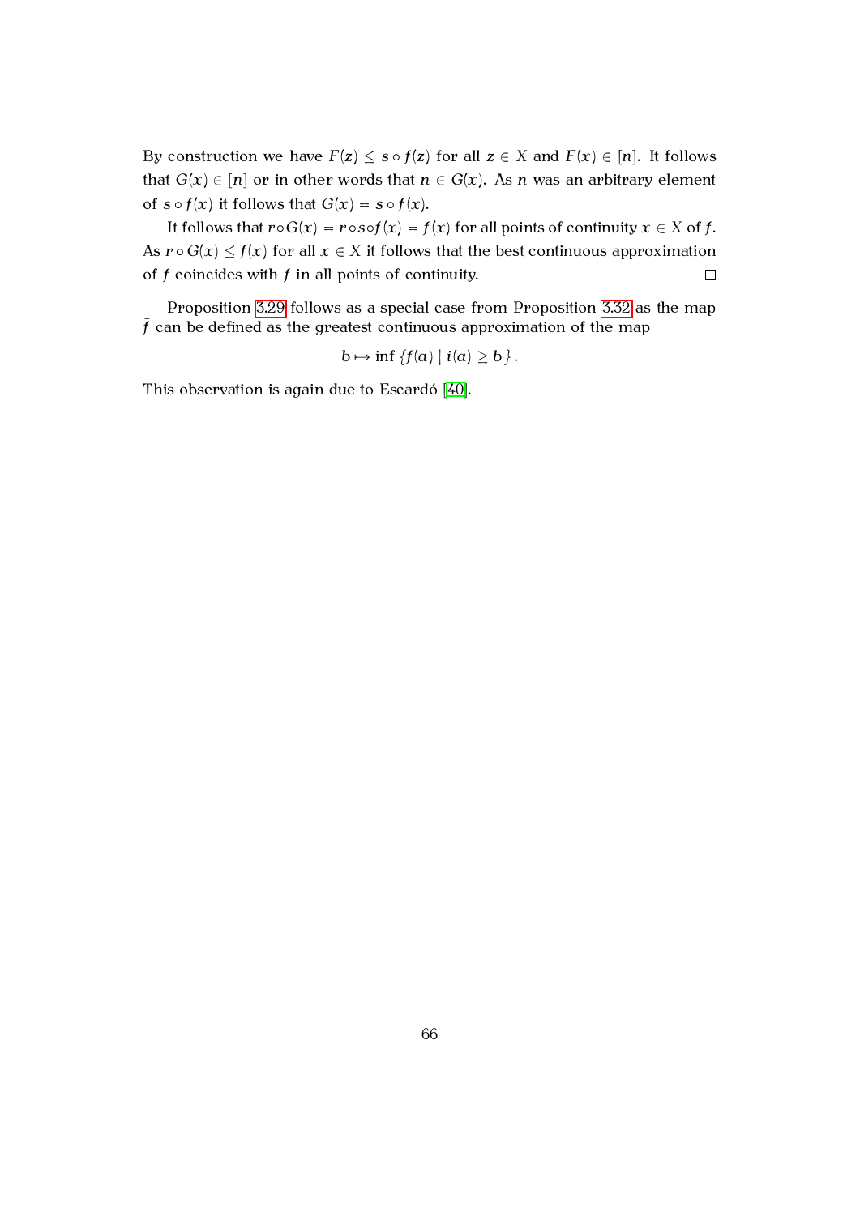By construction we have $F(z) \leq s \circ f(z)$ for all $z \in X$ and $F(x) \in [n]$. It follows that $G(x) \in [n]$ or in other words that $n \in G(x)$. As $n$ was an arbitrary element of $s \circ f(x)$ it follows that $G(x) = s \circ f(x)$.

It follows that $r \circ G(x) = r \circ s \circ f(x) = f(x)$ for all points of continuity $x \in X$ of $f$. As $r \circ G(x) \leq f(x)$ for all $x \in X$ it follows that the best continuous approximation of $f$ coincides with $f$ in all points of continuity. □

Proposition 3.29 follows as a special case from Proposition 3.32 as the map $\bar{f}$ can be defined as the greatest continuous approximation of the map

$$b \mapsto \inf \{f(a) \mid i(a) \geq b\}.$$

This observation is again due to Escardó [40].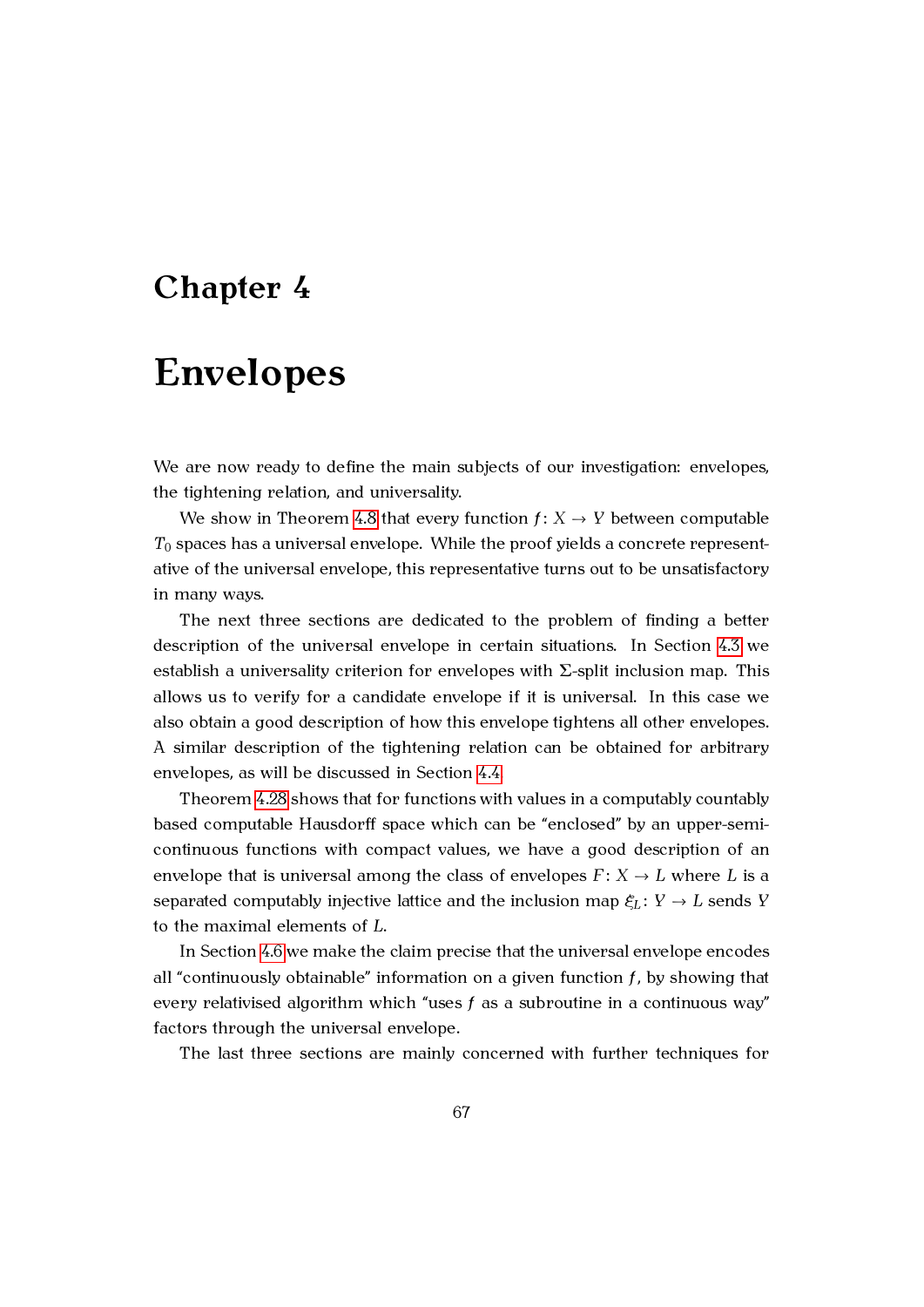# Chapter 4

# Envelopes

We are now ready to define the main subjects of our investigation: envelopes, the tightening relation, and universality.

We show in Theorem 4.8 that every function $f: X \to Y$ between computable $T_0$ spaces has a universal envelope. While the proof yields a concrete representative of the universal envelope, this representative turns out to be unsatisfactory in many ways.

The next three sections are dedicated to the problem of finding a better description of the universal envelope in certain situations. In Section 4.3 we establish a universality criterion for envelopes with $\Sigma$-split inclusion map. This allows us to verify for a candidate envelope if it is universal. In this case we also obtain a good description of how this envelope tightens all other envelopes. A similar description of the tightening relation can be obtained for arbitrary envelopes, as will be discussed in Section 4.4.

Theorem 4.28 shows that for functions with values in a computably countably based computable Hausdorff space which can be "enclosed" by an upper-semi-continuous functions with compact values, we have a good description of an envelope that is universal among the class of envelopes $F: X \to L$ where $L$ is a separated computably injective lattice and the inclusion map $\xi_L: Y \to L$ sends $Y$ to the maximal elements of $L$.

In Section 4.6 we make the claim precise that the universal envelope encodes all "continuously obtainable" information on a given function $f$, by showing that every relativised algorithm which "uses $f$ as a subroutine in a continuous way" factors through the universal envelope.

The last three sections are mainly concerned with further techniques for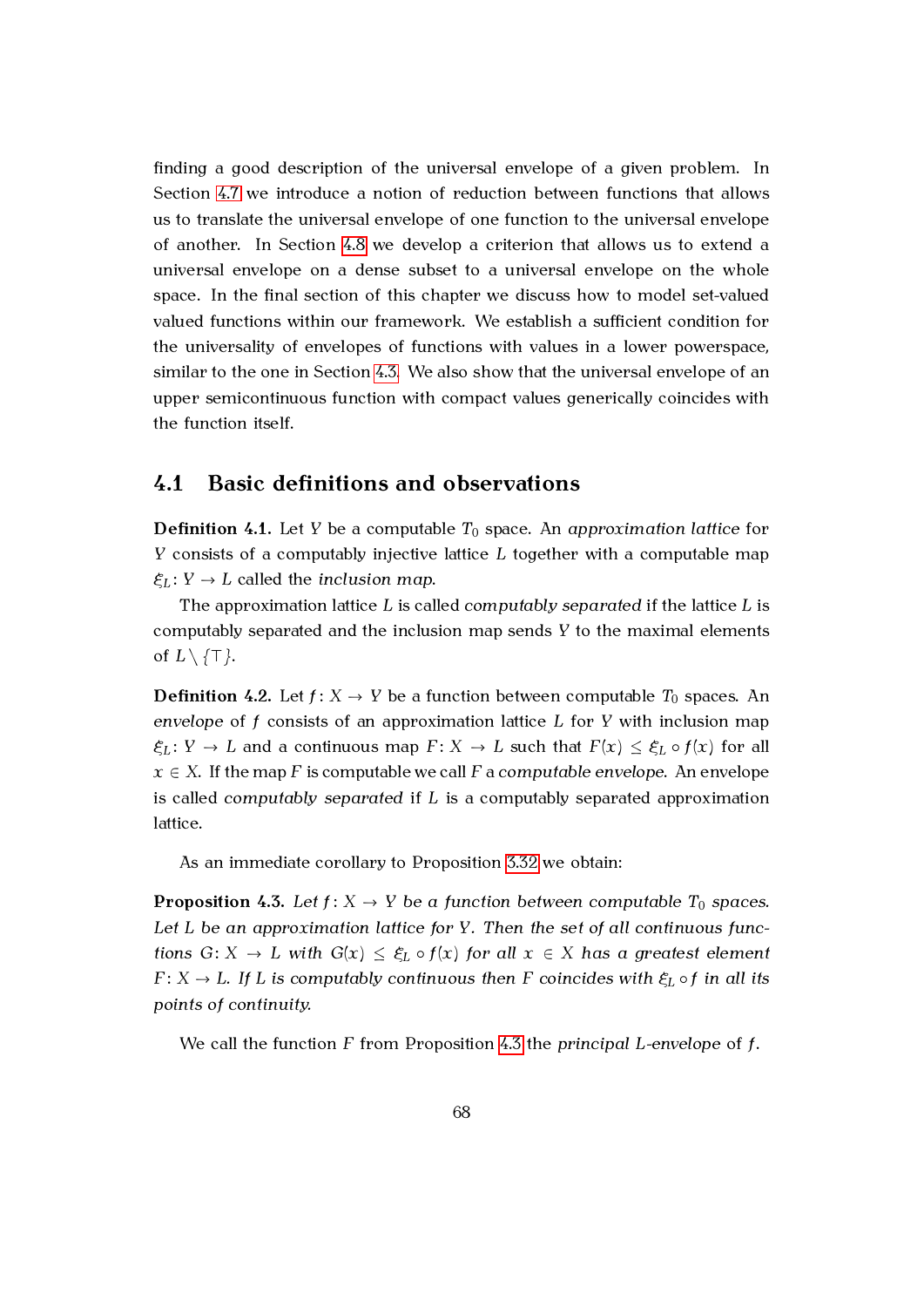finding a good description of the universal envelope of a given problem. In Section 4.7 we introduce a notion of reduction between functions that allows us to translate the universal envelope of one function to the universal envelope of another. In Section 4.8 we develop a criterion that allows us to extend a universal envelope on a dense subset to a universal envelope on the whole space. In the final section of this chapter we discuss how to model set-valued valued functions within our framework. We establish a sufficient condition for the universality of envelopes of functions with values in a lower powerspace, similar to the one in Section 4.3. We also show that the universal envelope of an upper semicontinuous function with compact values generically coincides with the function itself.

## 4.1 Basic definitions and observations

**Definition 4.1.** Let $Y$ be a computable $T_0$ space. An *approximation lattice* for $Y$ consists of a computably injective lattice $L$ together with a computable map $\xi_L \colon Y \to L$ called the *inclusion map*.

The approximation lattice $L$ is called *computably separated* if the lattice $L$ is computably separated and the inclusion map sends $Y$ to the maximal elements of $L \setminus \{\top\}$.

**Definition 4.2.** Let $f \colon X \to Y$ be a function between computable $T_0$ spaces. An *envelope* of $f$ consists of an approximation lattice $L$ for $Y$ with inclusion map $\xi_L \colon Y \to L$ and a continuous map $F \colon X \to L$ such that $F(x) \leq \xi_L \circ f(x)$ for all $x \in X$. If the map $F$ is computable we call $F$ a *computable envelope*. An envelope is called *computably separated* if $L$ is a computably separated approximation lattice.

As an immediate corollary to Proposition 3.32 we obtain:

**Proposition 4.3.** *Let $f \colon X \to Y$ be a function between computable $T_0$ spaces. Let $L$ be an approximation lattice for $Y$. Then the set of all continuous functions $G \colon X \to L$ with $G(x) \leq \xi_L \circ f(x)$ for all $x \in X$ has a greatest element $F \colon X \to L$. If $L$ is computably continuous then $F$ coincides with $\xi_L \circ f$ in all its points of continuity.*

We call the function $F$ from Proposition 4.3 the *principal $L$-envelope* of $f$.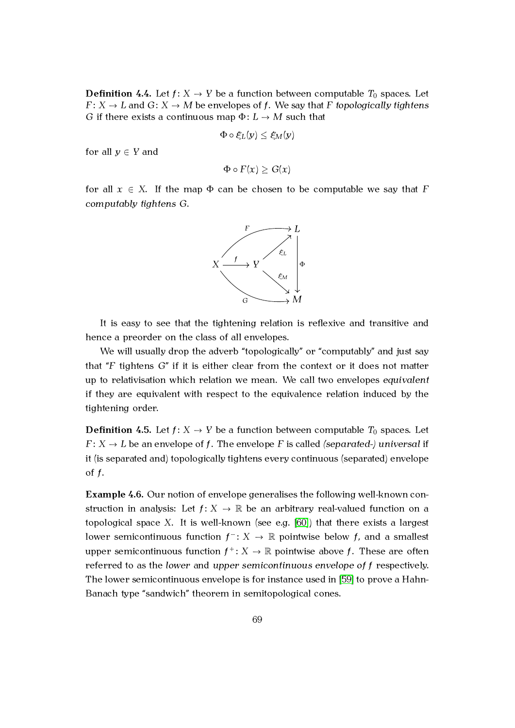**Definition 4.4.** Let $f\colon X \to Y$ be a function between computable $T_0$ spaces. Let $F\colon X \to L$ and $G\colon X \to M$ be envelopes of $f$. We say that $F$ *topologically tightens* $G$ if there exists a continuous map $\Phi\colon L \to M$ such that

$$\Phi \circ \xi_L(y) \leq \xi_M(y)$$

for all $y \in Y$ and

$$\Phi \circ F(x) \geq G(x)$$

for all $x \in X$. If the map $\Phi$ can be chosen to be computable we say that $F$ *computably tightens* $G$.

$$\begin{array}{ccccc} & & F & & L \\ X & \xrightarrow{f} & Y & \xrightarrow{\xi_L} & L \\ & & & \xrightarrow{\xi_M} & \downarrow \Phi \\ & & G & & M \end{array}$$

It is easy to see that the tightening relation is reflexive and transitive and hence a preorder on the class of all envelopes.

We will usually drop the adverb "topologically" or "computably" and just say that "$F$ tightens $G$" if it is either clear from the context or it does not matter up to relativisation which relation we mean. We call two envelopes *equivalent* if they are equivalent with respect to the equivalence relation induced by the tightening order.

**Definition 4.5.** Let $f\colon X \to Y$ be a function between computable $T_0$ spaces. Let $F\colon X \to L$ be an envelope of $f$. The envelope $F$ is called *(separated-) universal* if it (is separated and) topologically tightens every continuous (separated) envelope of $f$.

**Example 4.6.** Our notion of envelope generalises the following well-known construction in analysis: Let $f\colon X \to \mathbb{R}$ be an arbitrary real-valued function on a topological space $X$. It is well-known (see e.g. [60]) that there exists a largest lower semicontinuous function $f^-\colon X \to \mathbb{R}$ pointwise below $f$, and a smallest upper semicontinuous function $f^+\colon X \to \mathbb{R}$ pointwise above $f$. These are often referred to as the *lower* and *upper semicontinuous envelope of* $f$ respectively. The lower semicontinuous envelope is for instance used in [59] to prove a Hahn-Banach type "sandwich" theorem in semitopological cones.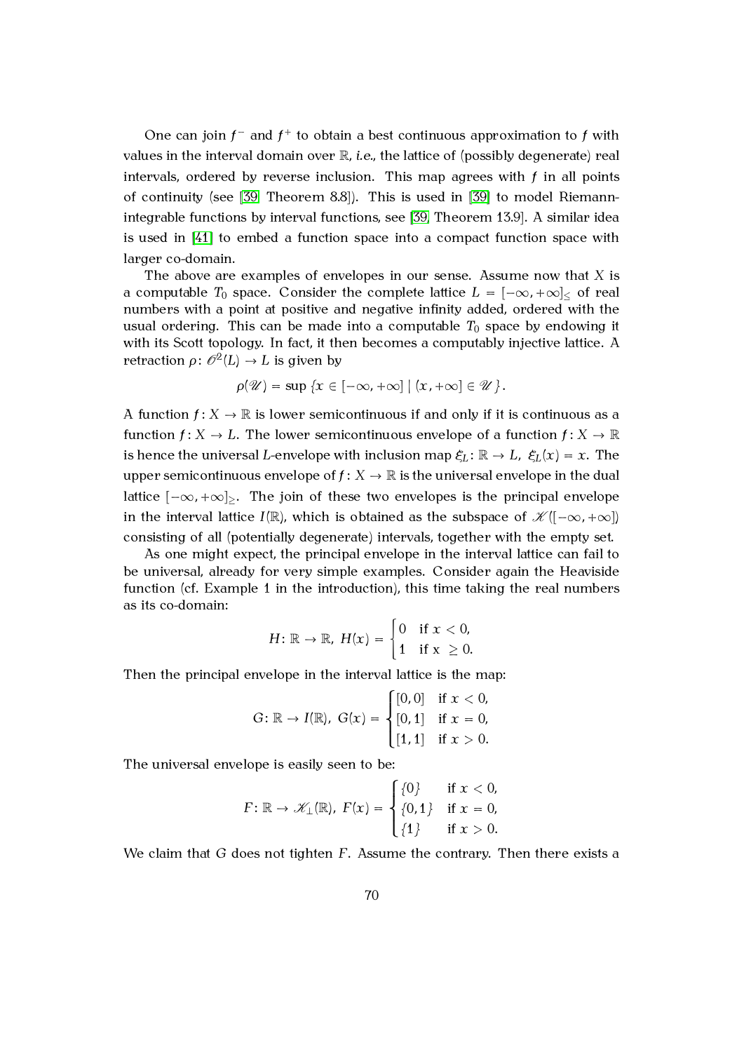One can join $f^-$ and $f^+$ to obtain a best continuous approximation to $f$ with values in the interval domain over $\mathbb{R}$, *i.e.*, the lattice of (possibly degenerate) real intervals, ordered by reverse inclusion. This map agrees with $f$ in all points of continuity (see [39, Theorem 8.8]). This is used in [39] to model Riemann-integrable functions by interval functions, see [39, Theorem 13.9]. A similar idea is used in [41] to embed a function space into a compact function space with larger co-domain.

The above are examples of envelopes in our sense. Assume now that $X$ is a computable $T_0$ space. Consider the complete lattice $L = [-\infty, +\infty]_{\leq}$ of real numbers with a point at positive and negative infinity added, ordered with the usual ordering. This can be made into a computable $T_0$ space by endowing it with its Scott topology. In fact, it then becomes a computably injective lattice. A retraction $\rho\colon \mathscr{O}^2(L) \to L$ is given by

$$\rho(\mathscr{U}) = \sup\left\{x \in [-\infty, +\infty] \mid (x, +\infty] \in \mathscr{U}\right\}.$$

A function $f\colon X \to \mathbb{R}$ is lower semicontinuous if and only if it is continuous as a function $f\colon X \to L$. The lower semicontinuous envelope of a function $f\colon X \to \mathbb{R}$ is hence the universal $L$-envelope with inclusion map $\xi_L\colon \mathbb{R} \to L$, $\xi_L(x) = x$. The upper semicontinuous envelope of $f\colon X \to \mathbb{R}$ is the universal envelope in the dual lattice $[-\infty, +\infty]_{\geq}$. The join of these two envelopes is the principal envelope in the interval lattice $I(\mathbb{R})$, which is obtained as the subspace of $\mathscr{K}([-\infty, +\infty])$ consisting of all (potentially degenerate) intervals, together with the empty set.

As one might expect, the principal envelope in the interval lattice can fail to be universal, already for very simple examples. Consider again the Heaviside function (cf. Example 1 in the introduction), this time taking the real numbers as its co-domain:

$$H\colon \mathbb{R} \to \mathbb{R},\ H(x) = \begin{cases} 0 & \text{if } x < 0, \\ 1 & \text{if } x \geq 0. \end{cases}$$

Then the principal envelope in the interval lattice is the map:

$$G\colon \mathbb{R} \to I(\mathbb{R}),\ G(x) = \begin{cases} [0,0] & \text{if } x < 0, \\ [0,1] & \text{if } x = 0, \\ [1,1] & \text{if } x > 0. \end{cases}$$

The universal envelope is easily seen to be:

$$F\colon \mathbb{R} \to \mathscr{K}_{\perp}(\mathbb{R}),\ F(x) = \begin{cases} \{0\} & \text{if } x < 0, \\ \{0,1\} & \text{if } x = 0, \\ \{1\} & \text{if } x > 0. \end{cases}$$

We claim that $G$ does not tighten $F$. Assume the contrary. Then there exists a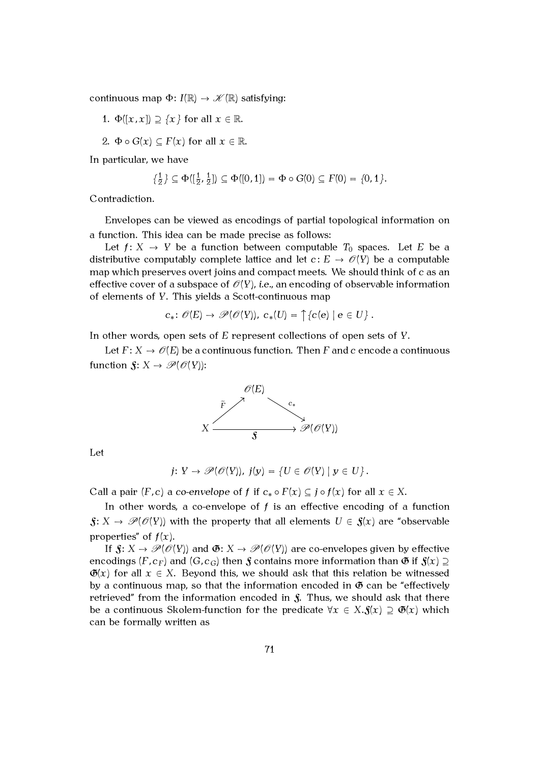continuous map $\Phi\colon I(\mathbb{R}) \to \mathscr{K}(\mathbb{R})$ satisfying:

1. $\Phi([x,x]) \supseteq \{x\}$ for all $x \in \mathbb{R}$.
2. $\Phi \circ G(x) \subseteq F(x)$ for all $x \in \mathbb{R}$.

In particular, we have

$$\{\tfrac{1}{2}\} \subseteq \Phi([\tfrac{1}{2}, \tfrac{1}{2}]) \subseteq \Phi([0,1]) = \Phi \circ G(0) \subseteq F(0) = \{0, 1\}.$$

Contradiction.

Envelopes can be viewed as encodings of partial topological information on a function. This idea can be made precise as follows:

Let $f\colon X \to Y$ be a function between computable $T_0$ spaces. Let $E$ be a distributive computably complete lattice and let $c\colon E \to \mathscr{O}(Y)$ be a computable map which preserves overt joins and compact meets. We should think of $c$ as an effective cover of a subspace of $\mathscr{O}(Y)$, *i.e.*, an encoding of observable information of elements of $Y$. This yields a Scott-continuous map

$$c_*\colon \mathscr{O}(E) \to \mathscr{P}(\mathscr{O}(Y)),\ c_*(U) = \uparrow\{c(e) \mid e \in U\}.$$

In other words, open sets of $E$ represent collections of open sets of $Y$.

Let $F\colon X \to \mathscr{O}(E)$ be a continuous function. Then $F$ and $c$ encode a continuous function $\mathfrak{F}\colon X \to \mathscr{P}(\mathscr{O}(Y))$:

$$\begin{array}{ccc} & \mathscr{O}(E) & \\ {}^{\tilde{F}}\nearrow & & \searrow^{c_*} \\ X & \xrightarrow[\mathfrak{F}]{} & \mathscr{P}(\mathscr{O}(Y)) \end{array}$$

Let

$$j\colon Y \to \mathscr{P}(\mathscr{O}(Y)),\ j(y) = \{U \in \mathscr{O}(Y) \mid y \in U\}.$$

Call a pair $(F, c)$ a *co-envelope* of $f$ if $c_* \circ F(x) \subseteq j \circ f(x)$ for all $x \in X$.

In other words, a co-envelope of $f$ is an effective encoding of a function $\mathfrak{F}\colon X \to \mathscr{P}(\mathscr{O}(Y))$ with the property that all elements $U \in \mathfrak{F}(x)$ are "observable properties" of $f(x)$.

If $\mathfrak{F}\colon X \to \mathscr{P}(\mathscr{O}(Y))$ and $\mathfrak{G}\colon X \to \mathscr{P}(\mathscr{O}(Y))$ are co-envelopes given by effective encodings $(F, c_F)$ and $(G, c_G)$ then $\mathfrak{F}$ contains more information than $\mathfrak{G}$ if $\mathfrak{F}(x) \supseteq \mathfrak{G}(x)$ for all $x \in X$. Beyond this, we should ask that this relation be witnessed by a continuous map, so that the information encoded in $\mathfrak{G}$ can be "effectively retrieved" from the information encoded in $\mathfrak{F}$. Thus, we should ask that there be a continuous Skolem-function for the predicate $\forall x \in X.\mathfrak{F}(x) \supseteq \mathfrak{G}(x)$ which can be formally written as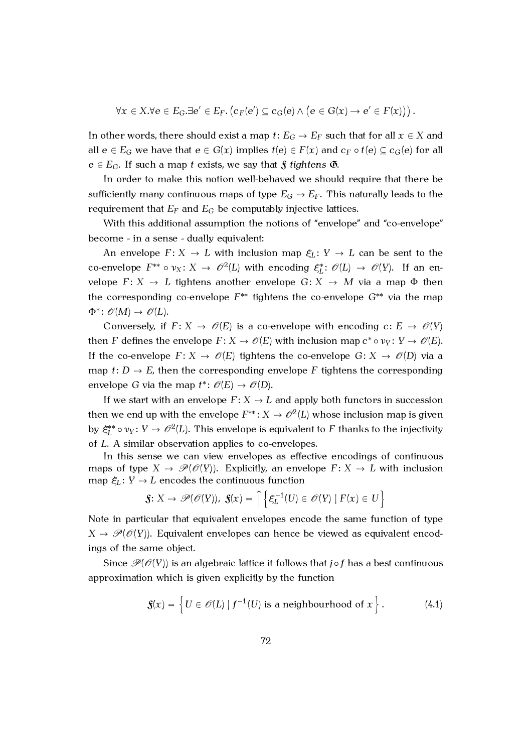$$\forall x \in X.\forall e \in E_G.\exists e' \in E_F.\left(c_F(e') \subseteq c_G(e) \wedge \left(e \in G(x) \rightarrow e' \in F(x)\right)\right).$$

In other words, there should exist a map $t\colon E_G \to E_F$ such that for all $x \in X$ and all $e \in E_G$ we have that $e \in G(x)$ implies $t(e) \in F(x)$ and $c_F \circ t(e) \subseteq c_G(e)$ for all $e \in E_G$. If such a map $t$ exists, we say that $\mathfrak{F}$ *tightens* $\mathfrak{G}$.

In order to make this notion well-behaved we should require that there be sufficiently many continuous maps of type $E_G \to E_F$. This naturally leads to the requirement that $E_F$ and $E_G$ be computably injective lattices.

With this additional assumption the notions of "envelope" and "co-envelope" become - in a sense - dually equivalent:

An envelope $F\colon X \to L$ with inclusion map $\xi_L\colon Y \to L$ can be sent to the co-envelope $F^{**} \circ \nu_X\colon X \to \mathscr{O}^2(L)$ with encoding $\xi_L^*\colon \mathscr{O}(L) \to \mathscr{O}(Y)$. If an envelope $F\colon X \to L$ tightens another envelope $G\colon X \to M$ via a map $\Phi$ then the corresponding co-envelope $F^{**}$ tightens the co-envelope $G^{**}$ via the map $\Phi^*\colon \mathscr{O}(M) \to \mathscr{O}(L)$.

Conversely, if $F\colon X \to \mathscr{O}(E)$ is a co-envelope with encoding $c\colon E \to \mathscr{O}(Y)$ then $F$ defines the envelope $F\colon X \to \mathscr{O}(E)$ with inclusion map $c^* \circ \nu_Y\colon Y \to \mathscr{O}(E)$. If the co-envelope $F\colon X \to \mathscr{O}(E)$ tightens the co-envelope $G\colon X \to \mathscr{O}(D)$ via a map $t\colon D \to E$, then the corresponding envelope $F$ tightens the corresponding envelope $G$ via the map $t^*\colon \mathscr{O}(E) \to \mathscr{O}(D)$.

If we start with an envelope $F\colon X \to L$ and apply both functors in succession then we end up with the envelope $F^{**}\colon X \to \mathscr{O}^2(L)$ whose inclusion map is given by $\xi_L^{**} \circ \nu_Y\colon Y \to \mathscr{O}^2(L)$. This envelope is equivalent to $F$ thanks to the injectivity of $L$. A similar observation applies to co-envelopes.

In this sense we can view envelopes as effective encodings of continuous maps of type $X \to \mathscr{P}(\mathscr{O}(Y))$. Explicitly, an envelope $F\colon X \to L$ with inclusion map $\xi_L\colon Y \to L$ encodes the continuous function

$$\mathfrak{F}\colon X \to \mathscr{P}(\mathscr{O}(Y)),\ \mathfrak{F}(x) = \uparrow\left\{\xi_L^{-1}(U) \in \mathscr{O}(Y) \mid F(x) \in U\right\}$$

Note in particular that equivalent envelopes encode the same function of type $X \to \mathscr{P}(\mathscr{O}(Y))$. Equivalent envelopes can hence be viewed as equivalent encodings of the same object.

Since $\mathscr{P}(\mathscr{O}(Y))$ is an algebraic lattice it follows that $j \circ f$ has a best continuous approximation which is given explicitly by the function

$$\mathfrak{F}(x) = \left\{U \in \mathscr{O}(L) \mid f^{-1}(U) \text{ is a neighbourhood of } x\right\}. \tag{4.1}$$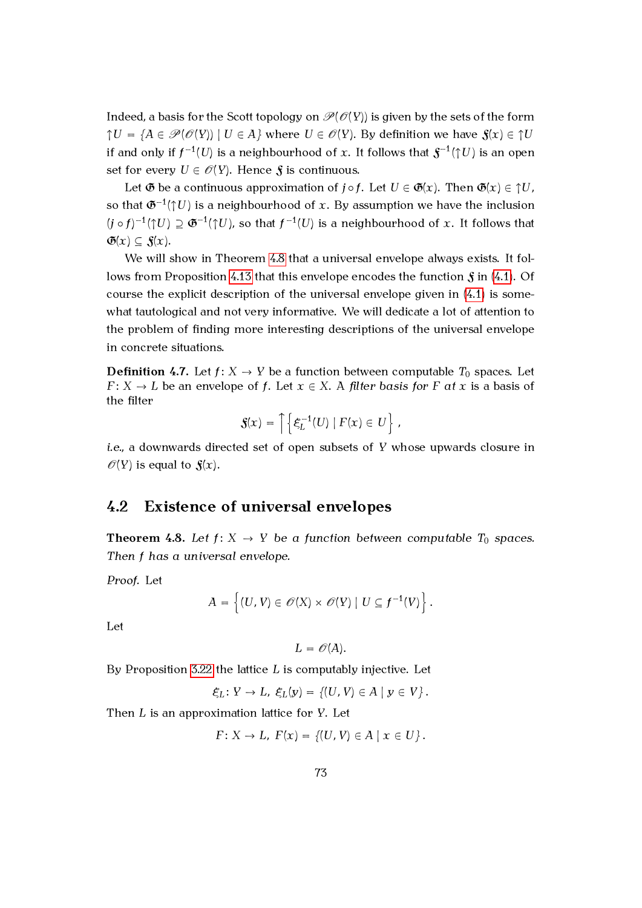Indeed, a basis for the Scott topology on $\mathscr{P}(\mathscr{O}(Y))$ is given by the sets of the form $\uparrow U = \{A \in \mathscr{P}(\mathscr{O}(Y)) \mid U \in A\}$ where $U \in \mathscr{O}(Y)$. By definition we have $\mathfrak{F}(x) \in \uparrow U$ if and only if $f^{-1}(U)$ is a neighbourhood of $x$. It follows that $\mathfrak{F}^{-1}(\uparrow U)$ is an open set for every $U \in \mathscr{O}(Y)$. Hence $\mathfrak{F}$ is continuous.

Let $\mathfrak{G}$ be a continuous approximation of $j \circ f$. Let $U \in \mathfrak{G}(x)$. Then $\mathfrak{G}(x) \in \uparrow U$, so that $\mathfrak{G}^{-1}(\uparrow U)$ is a neighbourhood of $x$. By assumption we have the inclusion $(j \circ f)^{-1}(\uparrow U) \supseteq \mathfrak{G}^{-1}(\uparrow U)$, so that $f^{-1}(U)$ is a neighbourhood of $x$. It follows that $\mathfrak{G}(x) \subseteq \mathfrak{F}(x)$.

We will show in Theorem 4.8 that a universal envelope always exists. It follows from Proposition 4.13 that this envelope encodes the function $\mathfrak{F}$ in (4.1). Of course the explicit description of the universal envelope given in (4.1) is somewhat tautological and not very informative. We will dedicate a lot of attention to the problem of finding more interesting descriptions of the universal envelope in concrete situations.

**Definition 4.7.** Let $f \colon X \to Y$ be a function between computable $T_0$ spaces. Let $F \colon X \to L$ be an envelope of $f$. Let $x \in X$. A *filter basis for $F$ at $x$* is a basis of the filter

$$\mathfrak{F}(x) = \uparrow\left\{\xi_L^{-1}(U) \mid F(x) \in U\right\},$$

*i.e.*, a downwards directed set of open subsets of $Y$ whose upwards closure in $\mathscr{O}(Y)$ is equal to $\mathfrak{F}(x)$.

## 4.2 Existence of universal envelopes

**Theorem 4.8.** *Let $f \colon X \to Y$ be a function between computable $T_0$ spaces. Then $f$ has a universal envelope.*

*Proof.* Let

$$A = \left\{(U, V) \in \mathscr{O}(X) \times \mathscr{O}(Y) \mid U \subseteq f^{-1}(V)\right\}.$$

Let

$$L = \mathscr{O}(A).$$

By Proposition 3.22 the lattice $L$ is computably injective. Let

$$\xi_L \colon Y \to L,\ \xi_L(y) = \{(U, V) \in A \mid y \in V\}.$$

Then $L$ is an approximation lattice for $Y$. Let

$$F \colon X \to L,\ F(x) = \{(U, V) \in A \mid x \in U\}.$$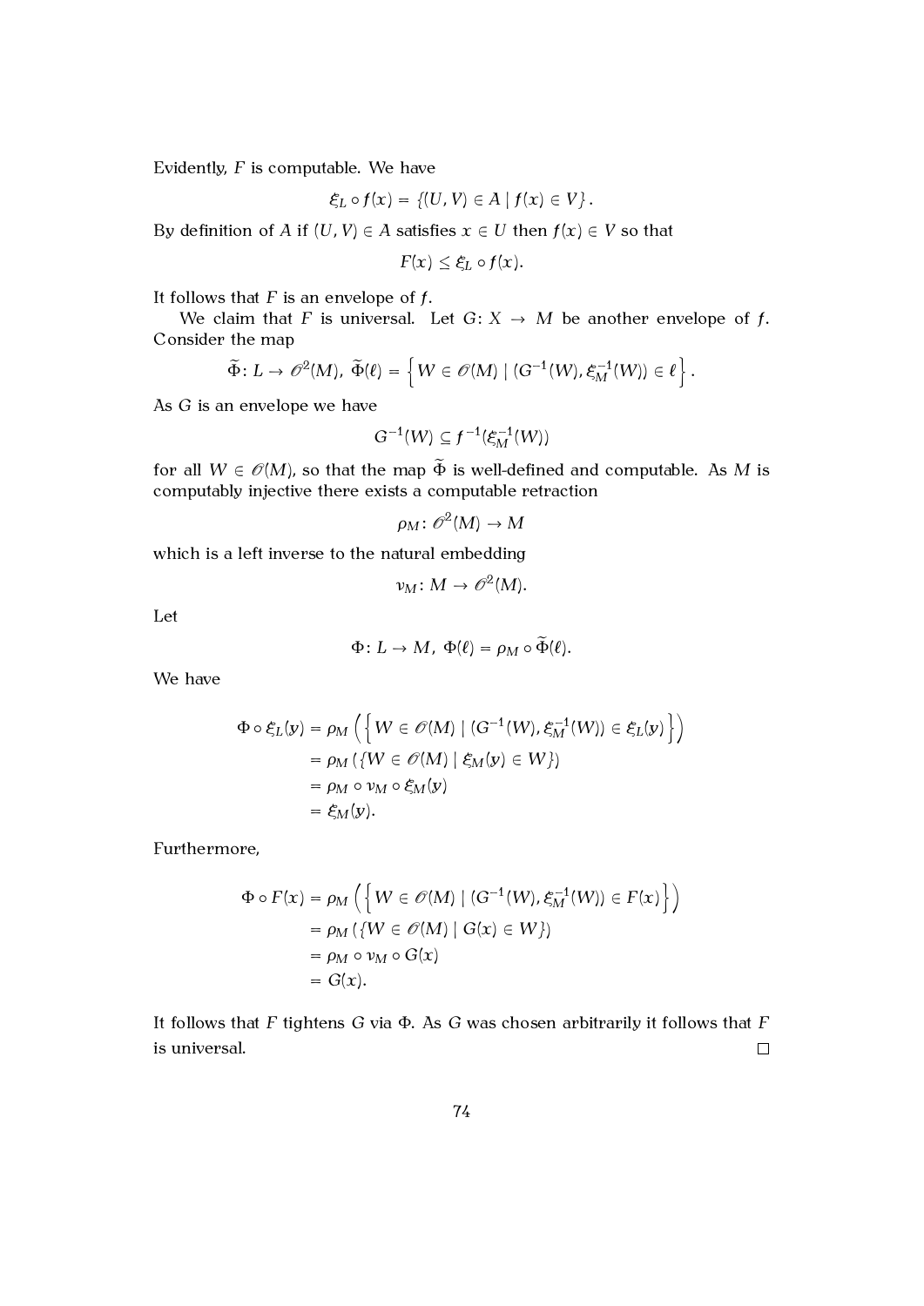Evidently, $F$ is computable. We have

$$\xi_L \circ f(x) = \{(U, V) \in A \mid f(x) \in V\}.$$

By definition of $A$ if $(U, V) \in A$ satisfies $x \in U$ then $f(x) \in V$ so that

$$F(x) \leq \xi_L \circ f(x).$$

It follows that $F$ is an envelope of $f$.

We claim that $F$ is universal. Let $G \colon X \to M$ be another envelope of $f$. Consider the map

$$\widetilde{\Phi} \colon L \to \mathscr{O}^2(M),\ \widetilde{\Phi}(\ell) = \left\{ W \in \mathscr{O}(M) \mid (G^{-1}(W), \xi_M^{-1}(W)) \in \ell \right\}.$$

As $G$ is an envelope we have

$$G^{-1}(W) \subseteq f^{-1}(\xi_M^{-1}(W))$$

for all $W \in \mathscr{O}(M)$, so that the map $\widetilde{\Phi}$ is well-defined and computable. As $M$ is computably injective there exists a computable retraction

$$\rho_M \colon \mathscr{O}^2(M) \to M$$

which is a left inverse to the natural embedding

$$\nu_M \colon M \to \mathscr{O}^2(M).$$

Let

$$\Phi \colon L \to M,\ \Phi(\ell) = \rho_M \circ \widetilde{\Phi}(\ell).$$

We have

$$\begin{aligned}
\Phi \circ \xi_L(y) &= \rho_M \left( \left\{ W \in \mathscr{O}(M) \mid (G^{-1}(W), \xi_M^{-1}(W)) \in \xi_L(y) \right\} \right) \\
&= \rho_M \left( \{ W \in \mathscr{O}(M) \mid \xi_M(y) \in W \} \right) \\
&= \rho_M \circ \nu_M \circ \xi_M(y) \\
&= \xi_M(y).
\end{aligned}$$

Furthermore,

$$\begin{aligned}
\Phi \circ F(x) &= \rho_M \left( \left\{ W \in \mathscr{O}(M) \mid (G^{-1}(W), \xi_M^{-1}(W)) \in F(x) \right\} \right) \\
&= \rho_M \left( \{ W \in \mathscr{O}(M) \mid G(x) \in W \} \right) \\
&= \rho_M \circ \nu_M \circ G(x) \\
&= G(x).
\end{aligned}$$

It follows that $F$ tightens $G$ via $\Phi$. As $G$ was chosen arbitrarily it follows that $F$ is universal. $\square$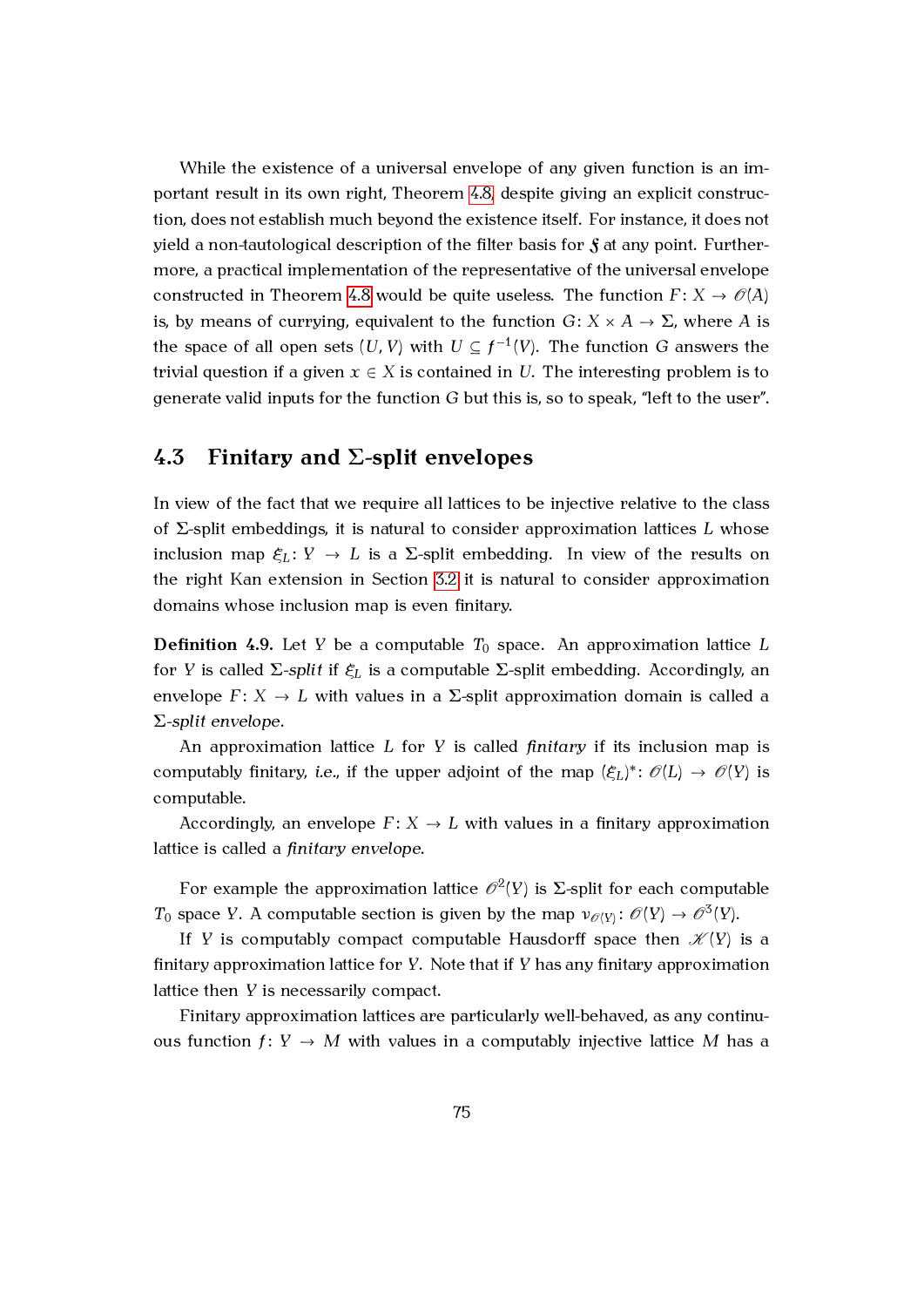While the existence of a universal envelope of any given function is an important result in its own right, Theorem 4.8, despite giving an explicit construction, does not establish much beyond the existence itself. For instance, it does not yield a non-tautological description of the filter basis for $\mathfrak{F}$ at any point. Furthermore, a practical implementation of the representative of the universal envelope constructed in Theorem 4.8 would be quite useless. The function $F\colon X \to \mathscr{O}(A)$ is, by means of currying, equivalent to the function $G\colon X \times A \to \Sigma$, where $A$ is the space of all open sets $(U, V)$ with $U \subseteq f^{-1}(V)$. The function $G$ answers the trivial question if a given $x \in X$ is contained in $U$. The interesting problem is to generate valid inputs for the function $G$ but this is, so to speak, "left to the user".

## 4.3 Finitary and $\Sigma$-split envelopes

In view of the fact that we require all lattices to be injective relative to the class of $\Sigma$-split embeddings, it is natural to consider approximation lattices $L$ whose inclusion map $\xi_L\colon Y \to L$ is a $\Sigma$-split embedding. In view of the results on the right Kan extension in Section 3.2 it is natural to consider approximation domains whose inclusion map is even finitary.

**Definition 4.9.** Let $Y$ be a computable $T_0$ space. An approximation lattice $L$ for $Y$ is called *$\Sigma$-split* if $\xi_L$ is a computable $\Sigma$-split embedding. Accordingly, an envelope $F\colon X \to L$ with values in a $\Sigma$-split approximation domain is called a *$\Sigma$-split envelope*.

An approximation lattice $L$ for $Y$ is called *finitary* if its inclusion map is computably finitary, *i.e.*, if the upper adjoint of the map $(\xi_L)^*\colon \mathscr{O}(L) \to \mathscr{O}(Y)$ is computable.

Accordingly, an envelope $F\colon X \to L$ with values in a finitary approximation lattice is called a *finitary envelope*.

For example the approximation lattice $\mathscr{O}^2(Y)$ is $\Sigma$-split for each computable $T_0$ space $Y$. A computable section is given by the map $\nu_{\mathscr{O}(Y)}\colon \mathscr{O}(Y) \to \mathscr{O}^3(Y)$.

If $Y$ is computably compact computable Hausdorff space then $\mathscr{K}(Y)$ is a finitary approximation lattice for $Y$. Note that if $Y$ has any finitary approximation lattice then $Y$ is necessarily compact.

Finitary approximation lattices are particularly well-behaved, as any continuous function $f\colon Y \to M$ with values in a computably injective lattice $M$ has a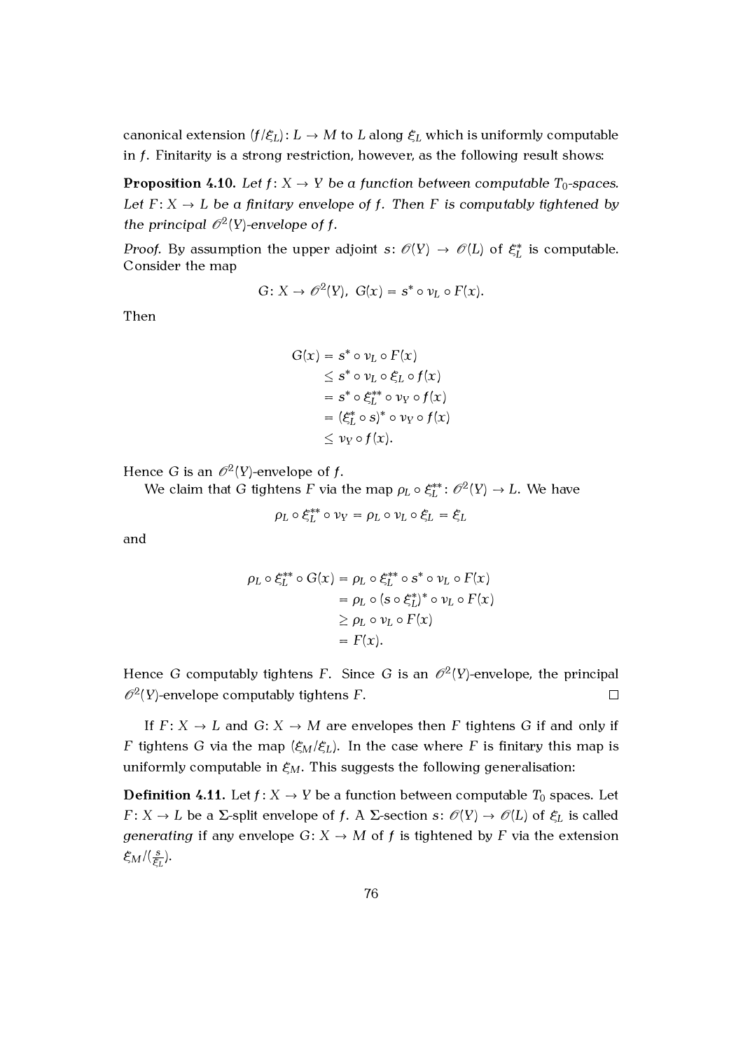canonical extension $(f/\xi_L)\colon L \to M$ to $L$ along $\xi_L$ which is uniformly computable in $f$. Finitarity is a strong restriction, however, as the following result shows:

**Proposition 4.10.** *Let $f\colon X \to Y$ be a function between computable $T_0$-spaces. Let $F\colon X \to L$ be a finitary envelope of $f$. Then $F$ is computably tightened by the principal $\mathcal{O}^2(Y)$-envelope of $f$.*

*Proof.* By assumption the upper adjoint $s\colon \mathcal{O}(Y) \to \mathcal{O}(L)$ of $\xi_L^*$ is computable. Consider the map

$$G\colon X \to \mathcal{O}^2(Y),\ G(x) = s^* \circ \nu_L \circ F(x).$$

Then

$$\begin{aligned}
G(x) &= s^* \circ \nu_L \circ F(x) \\
&\leq s^* \circ \nu_L \circ \xi_L \circ f(x) \\
&= s^* \circ \xi_L^{**} \circ \nu_Y \circ f(x) \\
&= (\xi_L^* \circ s)^* \circ \nu_Y \circ f(x) \\
&\leq \nu_Y \circ f(x).
\end{aligned}$$

Hence $G$ is an $\mathcal{O}^2(Y)$-envelope of $f$.

We claim that $G$ tightens $F$ via the map $\rho_L \circ \xi_L^{**}\colon \mathcal{O}^2(Y) \to L$. We have

$$\rho_L \circ \xi_L^{**} \circ \nu_Y = \rho_L \circ \nu_L \circ \xi_L = \xi_L$$

and

$$\begin{aligned}
\rho_L \circ \xi_L^{**} \circ G(x) &= \rho_L \circ \xi_L^{**} \circ s^* \circ \nu_L \circ F(x) \\
&= \rho_L \circ (s \circ \xi_L^*)^* \circ \nu_L \circ F(x) \\
&\geq \rho_L \circ \nu_L \circ F(x) \\
&= F(x).
\end{aligned}$$

Hence $G$ computably tightens $F$. Since $G$ is an $\mathcal{O}^2(Y)$-envelope, the principal $\mathcal{O}^2(Y)$-envelope computably tightens $F$. □

If $F\colon X \to L$ and $G\colon X \to M$ are envelopes then $F$ tightens $G$ if and only if $F$ tightens $G$ via the map $(\xi_M/\xi_L)$. In the case where $F$ is finitary this map is uniformly computable in $\xi_M$. This suggests the following generalisation:

**Definition 4.11.** Let $f\colon X \to Y$ be a function between computable $T_0$ spaces. Let $F\colon X \to L$ be a $\Sigma$-split envelope of $f$. A $\Sigma$-section $s\colon \mathcal{O}(Y) \to \mathcal{O}(L)$ of $\xi_L$ is called *generating* if any envelope $G\colon X \to M$ of $f$ is tightened by $F$ via the extension $\xi_M/(\frac{s}{\xi_L})$.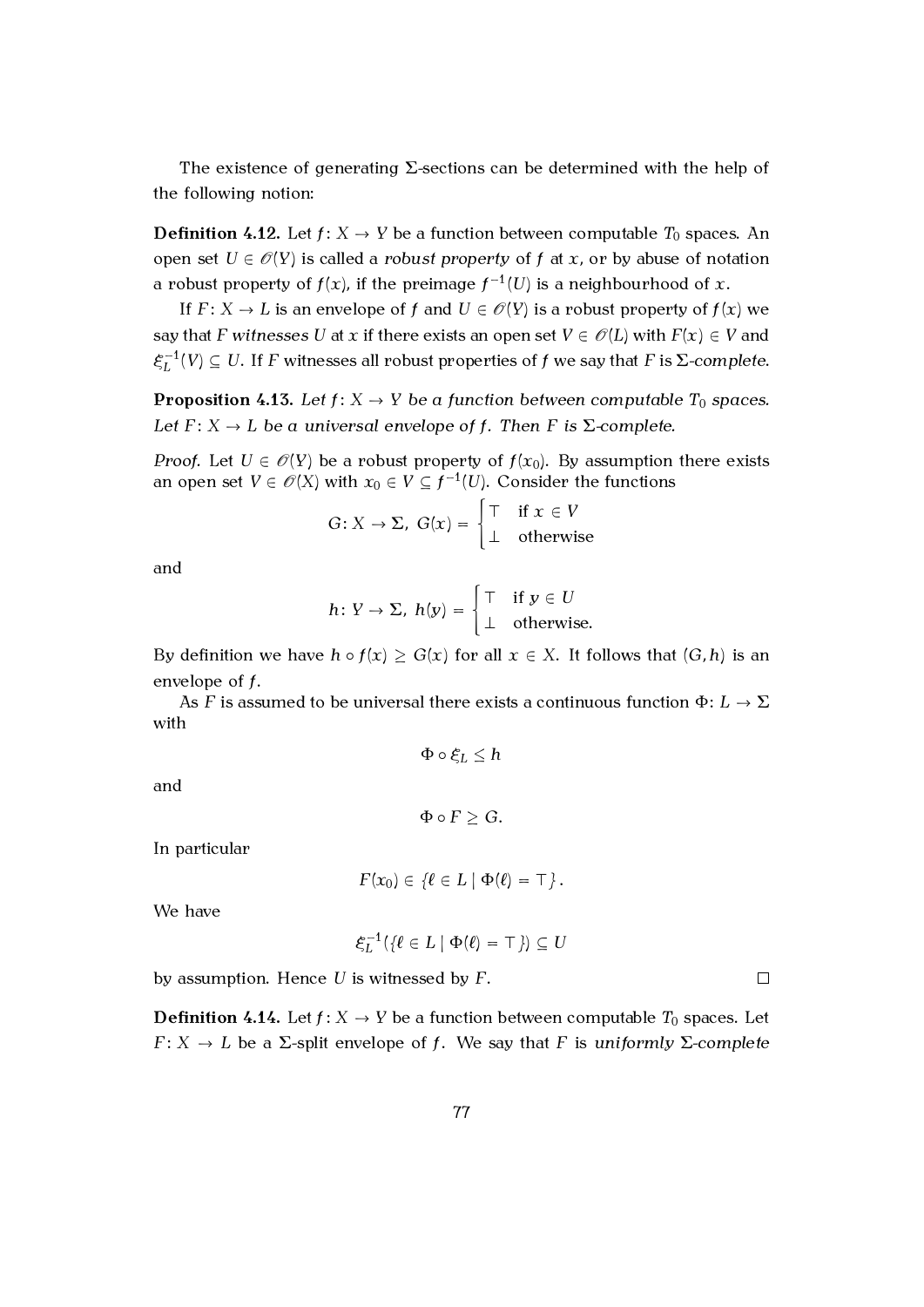The existence of generating Σ-sections can be determined with the help of the following notion:

**Definition 4.12.** Let $f\colon X \to Y$ be a function between computable $T_0$ spaces. An open set $U \in \mathscr{O}(Y)$ is called a *robust property* of $f$ at $x$, or by abuse of notation a robust property of $f(x)$, if the preimage $f^{-1}(U)$ is a neighbourhood of $x$.

If $F\colon X \to L$ is an envelope of $f$ and $U \in \mathscr{O}(Y)$ is a robust property of $f(x)$ we say that $F$ *witnesses* $U$ at $x$ if there exists an open set $V \in \mathscr{O}(L)$ with $F(x) \in V$ and $\xi_L^{-1}(V) \subseteq U$. If $F$ witnesses all robust properties of $f$ we say that $F$ is *Σ-complete*.

**Proposition 4.13.** *Let $f\colon X \to Y$ be a function between computable $T_0$ spaces. Let $F\colon X \to L$ be a universal envelope of $f$. Then $F$ is Σ-complete.*

*Proof.* Let $U \in \mathscr{O}(Y)$ be a robust property of $f(x_0)$. By assumption there exists an open set $V \in \mathscr{O}(X)$ with $x_0 \in V \subseteq f^{-1}(U)$. Consider the functions

$$G\colon X \to \Sigma,\ G(x) = \begin{cases} \top & \text{if } x \in V \\ \bot & \text{otherwise} \end{cases}$$

and

$$h\colon Y \to \Sigma,\ h(y) = \begin{cases} \top & \text{if } y \in U \\ \bot & \text{otherwise.} \end{cases}$$

By definition we have $h \circ f(x) \geq G(x)$ for all $x \in X$. It follows that $(G, h)$ is an envelope of $f$.

As $F$ is assumed to be universal there exists a continuous function $\Phi\colon L \to \Sigma$ with

$$\Phi \circ \xi_L \leq h$$

and

$$\Phi \circ F \geq G.$$

In particular

$$F(x_0) \in \{\ell \in L \mid \Phi(\ell) = \top\}.$$

We have

$$\xi_L^{-1}(\{\ell \in L \mid \Phi(\ell) = \top\}) \subseteq U$$

by assumption. Hence $U$ is witnessed by $F$. □

**Definition 4.14.** Let $f\colon X \to Y$ be a function between computable $T_0$ spaces. Let $F\colon X \to L$ be a Σ-split envelope of $f$. We say that $F$ is *uniformly Σ-complete*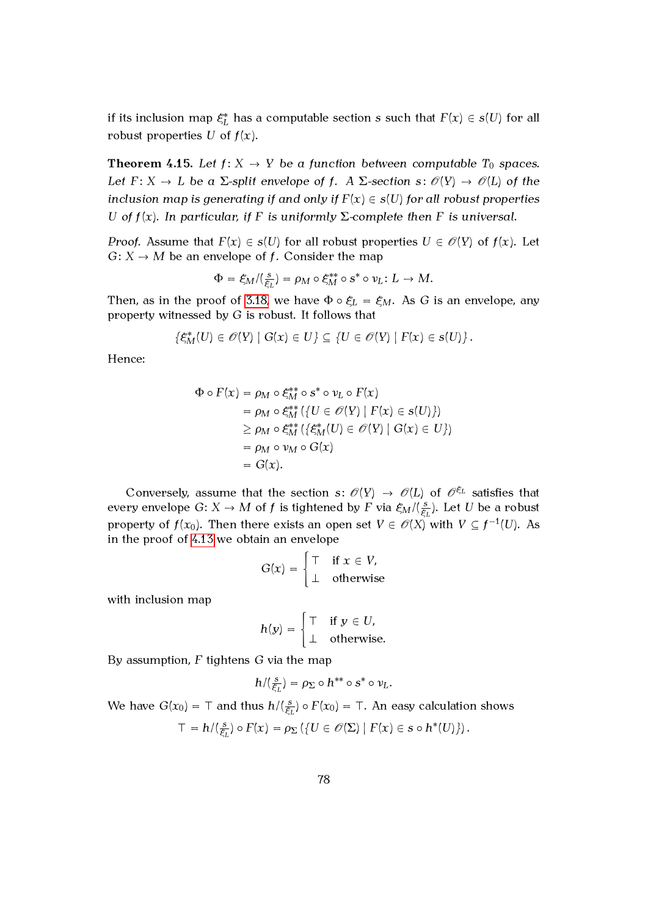if its inclusion map $\xi_L^*$ has a computable section $s$ such that $F(x) \in s(U)$ for all robust properties $U$ of $f(x)$.

**Theorem 4.15.** *Let $f\colon X \to Y$ be a function between computable $T_0$ spaces. Let $F\colon X \to L$ be a $\Sigma$-split envelope of $f$. A $\Sigma$-section $s\colon \mathscr{O}(Y) \to \mathscr{O}(L)$ of the inclusion map is generating if and only if $F(x) \in s(U)$ for all robust properties $U$ of $f(x)$. In particular, if $F$ is uniformly $\Sigma$-complete then $F$ is universal.*

*Proof.* Assume that $F(x) \in s(U)$ for all robust properties $U \in \mathscr{O}(Y)$ of $f(x)$. Let $G\colon X \to M$ be an envelope of $f$. Consider the map

$$\Phi = \xi_M/(\tfrac{s}{\xi_L}) = \rho_M \circ \xi_M^{**} \circ s^* \circ \nu_L \colon L \to M.$$

Then, as in the proof of 3.18, we have $\Phi \circ \xi_L = \xi_M$. As $G$ is an envelope, any property witnessed by $G$ is robust. It follows that

$$\{\xi_M^*(U) \in \mathscr{O}(Y) \mid G(x) \in U\} \subseteq \{U \in \mathscr{O}(Y) \mid F(x) \in s(U)\}.$$

Hence:

$$\begin{aligned}
\Phi \circ F(x) &= \rho_M \circ \xi_M^{**} \circ s^* \circ \nu_L \circ F(x) \\
&= \rho_M \circ \xi_M^{**}\left(\{U \in \mathscr{O}(Y) \mid F(x) \in s(U)\}\right) \\
&\geq \rho_M \circ \xi_M^{**}\left(\{\xi_M^*(U) \in \mathscr{O}(Y) \mid G(x) \in U\}\right) \\
&= \rho_M \circ \nu_M \circ G(x) \\
&= G(x).
\end{aligned}$$

Conversely, assume that the section $s\colon \mathscr{O}(Y) \to \mathscr{O}(L)$ of $\mathscr{O}^{\xi_L}$ satisfies that every envelope $G\colon X \to M$ of $f$ is tightened by $F$ via $\xi_M/(\frac{s}{\xi_L})$. Let $U$ be a robust property of $f(x_0)$. Then there exists an open set $V \in \mathscr{O}(X)$ with $V \subseteq f^{-1}(U)$. As in the proof of 4.13 we obtain an envelope

$$G(x) = \begin{cases} \top & \text{if } x \in V, \\ \bot & \text{otherwise} \end{cases}$$

with inclusion map

$$h(y) = \begin{cases} \top & \text{if } y \in U, \\ \bot & \text{otherwise.} \end{cases}$$

By assumption, $F$ tightens $G$ via the map

$$h/(\tfrac{s}{\xi_L}) = \rho_\Sigma \circ h^{**} \circ s^* \circ \nu_L.$$

We have $G(x_0) = \top$ and thus $h/(\frac{s}{\xi_L}) \circ F(x_0) = \top$. An easy calculation shows

$$\top = h/(\tfrac{s}{\xi_L}) \circ F(x) = \rho_\Sigma\left(\{U \in \mathscr{O}(\Sigma) \mid F(x) \in s \circ h^*(U)\}\right).$$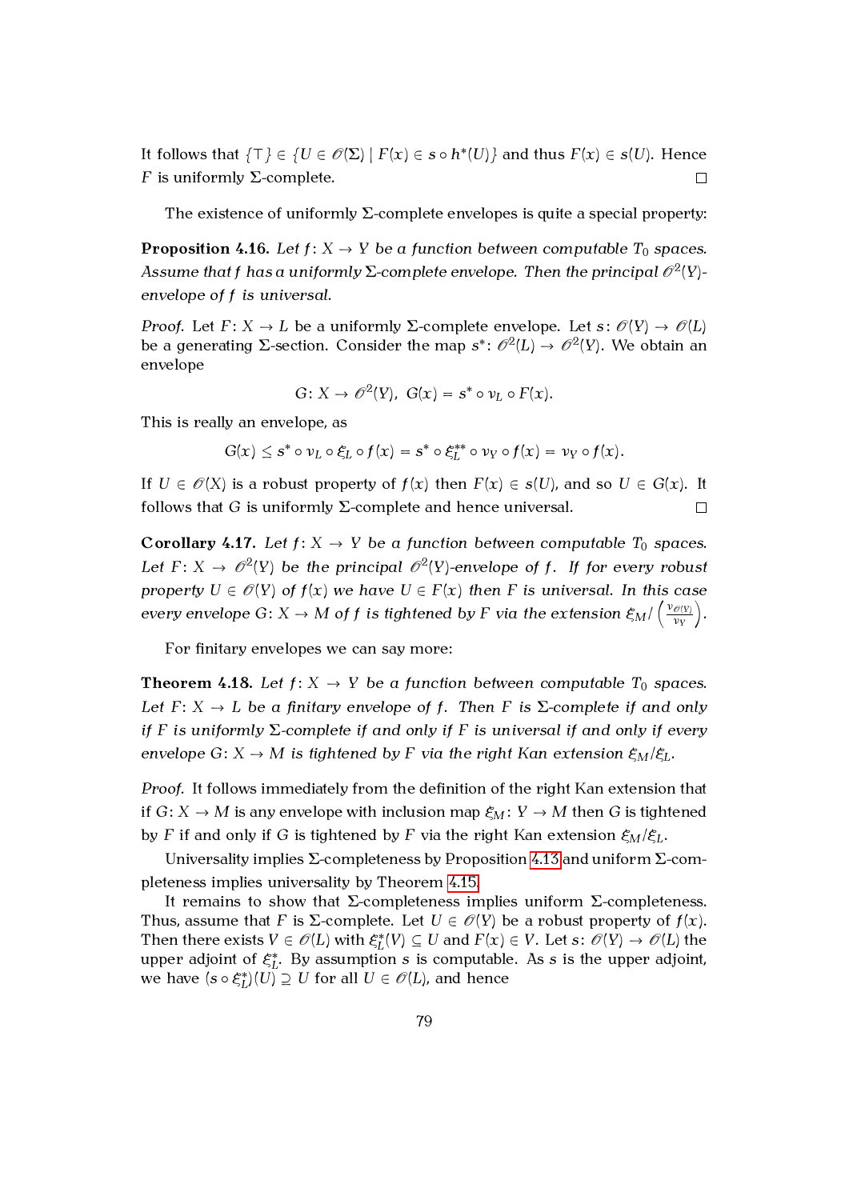It follows that $\{\top\} \in \{U \in \mathscr{O}(\Sigma) \mid F(x) \in s \circ h^*(U)\}$ and thus $F(x) \in s(U)$. Hence $F$ is uniformly $\Sigma$-complete. $\square$

The existence of uniformly $\Sigma$-complete envelopes is quite a special property:

**Proposition 4.16.** *Let $f\colon X \to Y$ be a function between computable $T_0$ spaces. Assume that $f$ has a uniformly $\Sigma$-complete envelope. Then the principal $\mathscr{O}^2(Y)$-envelope of $f$ is universal.*

*Proof.* Let $F\colon X \to L$ be a uniformly $\Sigma$-complete envelope. Let $s\colon \mathscr{O}(Y) \to \mathscr{O}(L)$ be a generating $\Sigma$-section. Consider the map $s^*\colon \mathscr{O}^2(L) \to \mathscr{O}^2(Y)$. We obtain an envelope

$$G\colon X \to \mathscr{O}^2(Y),\ G(x) = s^* \circ \nu_L \circ F(x).$$

This is really an envelope, as

$$G(x) \leq s^* \circ \nu_L \circ \xi_L \circ f(x) = s^* \circ \xi_L^{**} \circ \nu_Y \circ f(x) = \nu_Y \circ f(x).$$

If $U \in \mathscr{O}(X)$ is a robust property of $f(x)$ then $F(x) \in s(U)$, and so $U \in G(x)$. It follows that $G$ is uniformly $\Sigma$-complete and hence universal. $\square$

**Corollary 4.17.** *Let $f\colon X \to Y$ be a function between computable $T_0$ spaces. Let $F\colon X \to \mathscr{O}^2(Y)$ be the principal $\mathscr{O}^2(Y)$-envelope of $f$. If for every robust property $U \in \mathscr{O}(Y)$ of $f(x)$ we have $U \in F(x)$ then $F$ is universal. In this case every envelope $G\colon X \to M$ of $f$ is tightened by $F$ via the extension $\xi_M / \left(\frac{\nu_{\mathscr{O}(Y)}}{\nu_Y}\right)$.*

For finitary envelopes we can say more:

**Theorem 4.18.** *Let $f\colon X \to Y$ be a function between computable $T_0$ spaces. Let $F\colon X \to L$ be a finitary envelope of $f$. Then $F$ is $\Sigma$-complete if and only if $F$ is uniformly $\Sigma$-complete if and only if $F$ is universal if and only if every envelope $G\colon X \to M$ is tightened by $F$ via the right Kan extension $\xi_M/\xi_L$.*

*Proof.* It follows immediately from the definition of the right Kan extension that if $G\colon X \to M$ is any envelope with inclusion map $\xi_M\colon Y \to M$ then $G$ is tightened by $F$ if and only if $G$ is tightened by $F$ via the right Kan extension $\xi_M/\xi_L$.

Universality implies $\Sigma$-completeness by Proposition 4.13 and uniform $\Sigma$-completeness implies universality by Theorem 4.15.

It remains to show that $\Sigma$-completeness implies uniform $\Sigma$-completeness. Thus, assume that $F$ is $\Sigma$-complete. Let $U \in \mathscr{O}(Y)$ be a robust property of $f(x)$. Then there exists $V \in \mathscr{O}(L)$ with $\xi_L^*(V) \subseteq U$ and $F(x) \in V$. Let $s\colon \mathscr{O}(Y) \to \mathscr{O}(L)$ the upper adjoint of $\xi_L^*$. By assumption $s$ is computable. As $s$ is the upper adjoint, we have $(s \circ \xi_L^*)(U) \supseteq U$ for all $U \in \mathscr{O}(L)$, and hence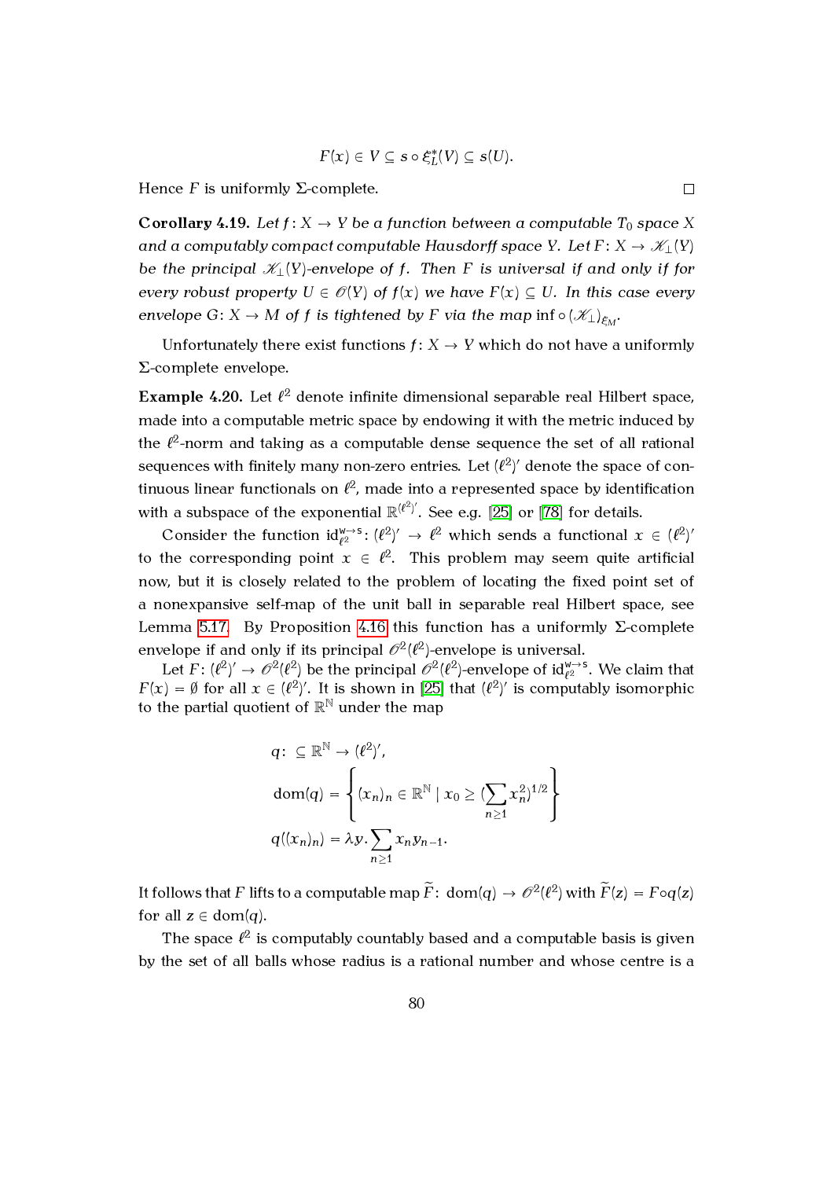$$F(x) \in V \subseteq s \circ \mathfrak{E}^*_L(V) \subseteq s(U).$$

Hence $F$ is uniformly $\Sigma$-complete. □

**Corollary 4.19.** *Let $f: X \to Y$ be a function between a computable $T_0$ space $X$ and a computably compact computable Hausdorff space $Y$. Let $F: X \to \mathscr{K}_\perp(Y)$ be the principal $\mathscr{K}_\perp(Y)$-envelope of $f$. Then $F$ is universal if and only if for every robust property $U \in \mathscr{O}(Y)$ of $f(x)$ we have $F(x) \subseteq U$. In this case every envelope $G: X \to M$ of $f$ is tightened by $F$ via the map $\inf \circ (\mathscr{K}_\perp)_{\mathcal{E}_M}$.*

Unfortunately there exist functions $f: X \to Y$ which do not have a uniformly $\Sigma$-complete envelope.

**Example 4.20.** Let $\ell^2$ denote infinite dimensional separable real Hilbert space, made into a computable metric space by endowing it with the metric induced by the $\ell^2$-norm and taking as a computable dense sequence the set of all rational sequences with finitely many non-zero entries. Let $(\ell^2)'$ denote the space of continuous linear functionals on $\ell^2$, made into a represented space by identification with a subspace of the exponential $\mathbb{R}^{(\ell^2)'}$. See e.g. [25] or [78] for details.

Consider the function $\mathrm{id}^{\mathrm{w}\to\mathrm{s}}_{\ell^2}: (\ell^2)' \to \ell^2$ which sends a functional $x \in (\ell^2)'$ to the corresponding point $x \in \ell^2$. This problem may seem quite artificial now, but it is closely related to the problem of locating the fixed point set of a nonexpansive self-map of the unit ball in separable real Hilbert space, see Lemma 5.17. By Proposition 4.16 this function has a uniformly $\Sigma$-complete envelope if and only if its principal $\mathscr{O}^2(\ell^2)$-envelope is universal.

Let $F: (\ell^2)' \to \mathscr{O}^2(\ell^2)$ be the principal $\mathscr{O}^2(\ell^2)$-envelope of $\mathrm{id}^{\mathrm{w}\to\mathrm{s}}_{\ell^2}$. We claim that $F(x) = \emptyset$ for all $x \in (\ell^2)'$. It is shown in [25] that $(\ell^2)'$ is computably isomorphic to the partial quotient of $\mathbb{R}^{\mathbb{N}}$ under the map

$$q: \subseteq \mathbb{R}^{\mathbb{N}} \to (\ell^2)',$$
$$\mathrm{dom}(q) = \left\{ (x_n)_n \in \mathbb{R}^{\mathbb{N}} \mid x_0 \geq (\sum_{n\geq 1} x_n^2)^{1/2} \right\}$$
$$q((x_n)_n) = \lambda y. \sum_{n\geq 1} x_n y_{n-1}.$$

It follows that $F$ lifts to a computable map $\widetilde{F}: \mathrm{dom}(q) \to \mathscr{O}^2(\ell^2)$ with $\widetilde{F}(z) = F \circ q(z)$ for all $z \in \mathrm{dom}(q)$.

The space $\ell^2$ is computably countably based and a computable basis is given by the set of all balls whose radius is a rational number and whose centre is a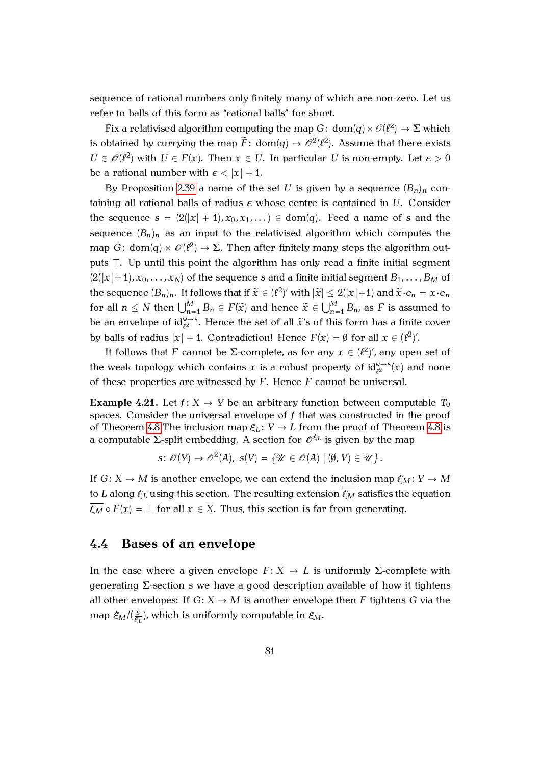sequence of rational numbers only finitely many of which are non-zero. Let us refer to balls of this form as "rational balls" for short.

Fix a relativised algorithm computing the map $G\colon \operatorname{dom}(q) \times \mathscr{O}(\ell^2) \to \Sigma$ which is obtained by currying the map $\widetilde{F}\colon \operatorname{dom}(q) \to \mathscr{O}^2(\ell^2)$. Assume that there exists $U \in \mathscr{O}(\ell^2)$ with $U \in F(x)$. Then $x \in U$. In particular $U$ is non-empty. Let $\varepsilon > 0$ be a rational number with $\varepsilon < |x| + 1$.

By Proposition 2.39 a name of the set $U$ is given by a sequence $(B_n)_n$ containing all rational balls of radius $\varepsilon$ whose centre is contained in $U$. Consider the sequence $s = (2(|x| + 1), x_0, x_1, \dots) \in \operatorname{dom}(q)$. Feed a name of $s$ and the sequence $(B_n)_n$ as an input to the relativised algorithm which computes the map $G\colon \operatorname{dom}(q) \times \mathscr{O}(\ell^2) \to \Sigma$. Then after finitely many steps the algorithm outputs $\top$. Up until this point the algorithm has only read a finite initial segment $(2(|x|+1), x_0, \dots, x_N)$ of the sequence $s$ and a finite initial segment $B_1, \dots, B_M$ of the sequence $(B_n)_n$. It follows that if $\widetilde{x} \in (\ell^2)'$ with $|\widetilde{x}| \leq 2(|x|+1)$ and $\widetilde{x} \cdot e_n = x \cdot e_n$ for all $n \leq N$ then $\bigcup_{n=1}^{M} B_n \in F(\widetilde{x})$ and hence $\widetilde{x} \in \bigcup_{n=1}^{M} B_n$, as $F$ is assumed to be an envelope of $\mathrm{id}_{\ell^2}^{\mathsf{w}\to\mathsf{s}}$. Hence the set of all $\widetilde{x}$'s of this form has a finite cover by balls of radius $|x| + 1$. Contradiction! Hence $F(x) = \emptyset$ for all $x \in (\ell^2)'$.

It follows that $F$ cannot be $\Sigma$-complete, as for any $x \in (\ell^2)'$, any open set of the weak topology which contains $x$ is a robust property of $\mathrm{id}_{\ell^2}^{\mathsf{w}\to\mathsf{s}}(x)$ and none of these properties are witnessed by $F$. Hence $F$ cannot be universal.

**Example 4.21.** Let $f\colon X \to Y$ be an arbitrary function between computable $T_0$ spaces. Consider the universal envelope of $f$ that was constructed in the proof of Theorem 4.8 The inclusion map $\xi_L\colon Y \to L$ from the proof of Theorem 4.8 is a computable $\Sigma$-split embedding. A section for $\mathscr{O}^{\xi_L}$ is given by the map

$$s\colon \mathscr{O}(Y) \to \mathscr{O}^2(A),\ s(V) = \{\mathscr{U} \in \mathscr{O}(A) \mid (\emptyset, V) \in \mathscr{U}\}.$$

If $G\colon X \to M$ is another envelope, we can extend the inclusion map $\xi_M\colon Y \to M$ to $L$ along $\xi_L$ using this section. The resulting extension $\overline{\xi_M}$ satisfies the equation $\overline{\xi_M} \circ F(x) = \bot$ for all $x \in X$. Thus, this section is far from generating.

## 4.4 Bases of an envelope

In the case where a given envelope $F\colon X \to L$ is uniformly $\Sigma$-complete with generating $\Sigma$-section $s$ we have a good description available of how it tightens all other envelopes: If $G\colon X \to M$ is another envelope then $F$ tightens $G$ via the map $\xi_M/(\frac{s}{\xi_L})$, which is uniformly computable in $\xi_M$.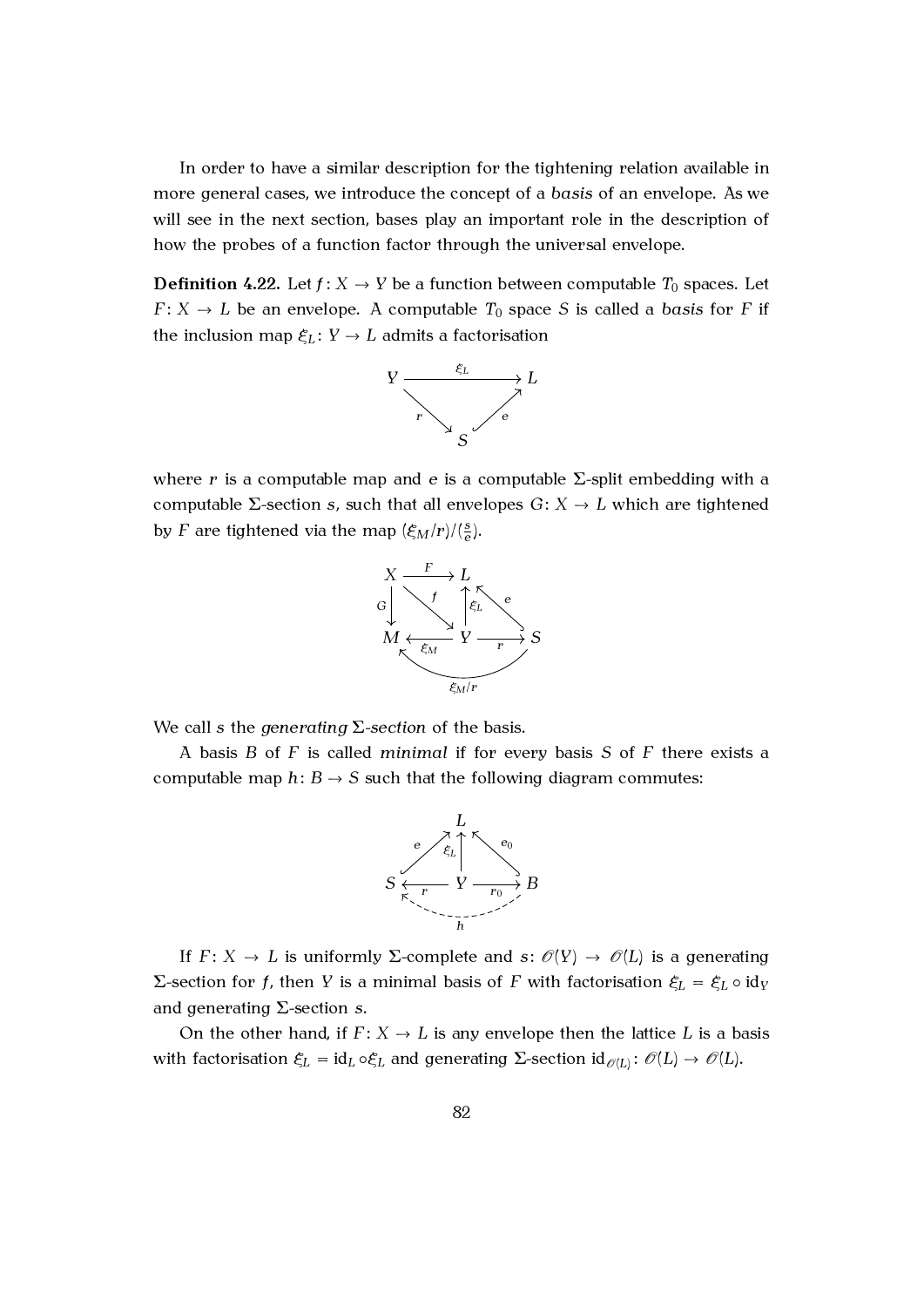In order to have a similar description for the tightening relation available in more general cases, we introduce the concept of a *basis* of an envelope. As we will see in the next section, bases play an important role in the description of how the probes of a function factor through the universal envelope.

**Definition 4.22.** Let $f\colon X \to Y$ be a function between computable $T_0$ spaces. Let $F\colon X \to L$ be an envelope. A computable $T_0$ space $S$ is called a *basis* for $F$ if the inclusion map $\xi_L\colon Y \to L$ admits a factorisation

$$\begin{array}{ccc} Y & \xrightarrow{\quad \xi_L \quad} & L \\ & {\scriptstyle r}\searrow \quad \nearrow{\scriptstyle e} & \\ & S & \end{array}$$

where $r$ is a computable map and $e$ is a computable $\Sigma$-split embedding with a computable $\Sigma$-section $s$, such that all envelopes $G\colon X \to L$ which are tightened by $F$ are tightened via the map $(\xi_M/r)/(\frac{s}{e})$.

$$\begin{array}{ccccc} X & \xrightarrow{F} & L & & \\ {\scriptstyle G}\downarrow & \searrow^{f} & \uparrow{\scriptstyle \xi_L} & \nwarrow^{e} & \\ M & \xleftarrow{\xi_M} & Y & \xrightarrow{r} & S \end{array} \qquad \xi_M/r\colon S \to M$$

We call $s$ the *generating $\Sigma$-section* of the basis.

A basis $B$ of $F$ is called *minimal* if for every basis $S$ of $F$ there exists a computable map $h\colon B \to S$ such that the following diagram commutes:

$$\begin{array}{ccccc} & & L & & \\ & {\scriptstyle e}\nearrow & \uparrow{\scriptstyle \xi_L} & \nwarrow{\scriptstyle e_0} & \\ S & \xleftarrow{r} & Y & \xrightarrow{r_0} & B \end{array} \qquad h\colon B \dashrightarrow S$$

If $F\colon X \to L$ is uniformly $\Sigma$-complete and $s\colon \mathscr{O}(Y) \to \mathscr{O}(L)$ is a generating $\Sigma$-section for $f$, then $Y$ is a minimal basis of $F$ with factorisation $\xi_L = \xi_L \circ \mathrm{id}_Y$ and generating $\Sigma$-section $s$.

On the other hand, if $F\colon X \to L$ is any envelope then the lattice $L$ is a basis with factorisation $\xi_L = \mathrm{id}_L \circ \xi_L$ and generating $\Sigma$-section $\mathrm{id}_{\mathscr{O}(L)}\colon \mathscr{O}(L) \to \mathscr{O}(L)$.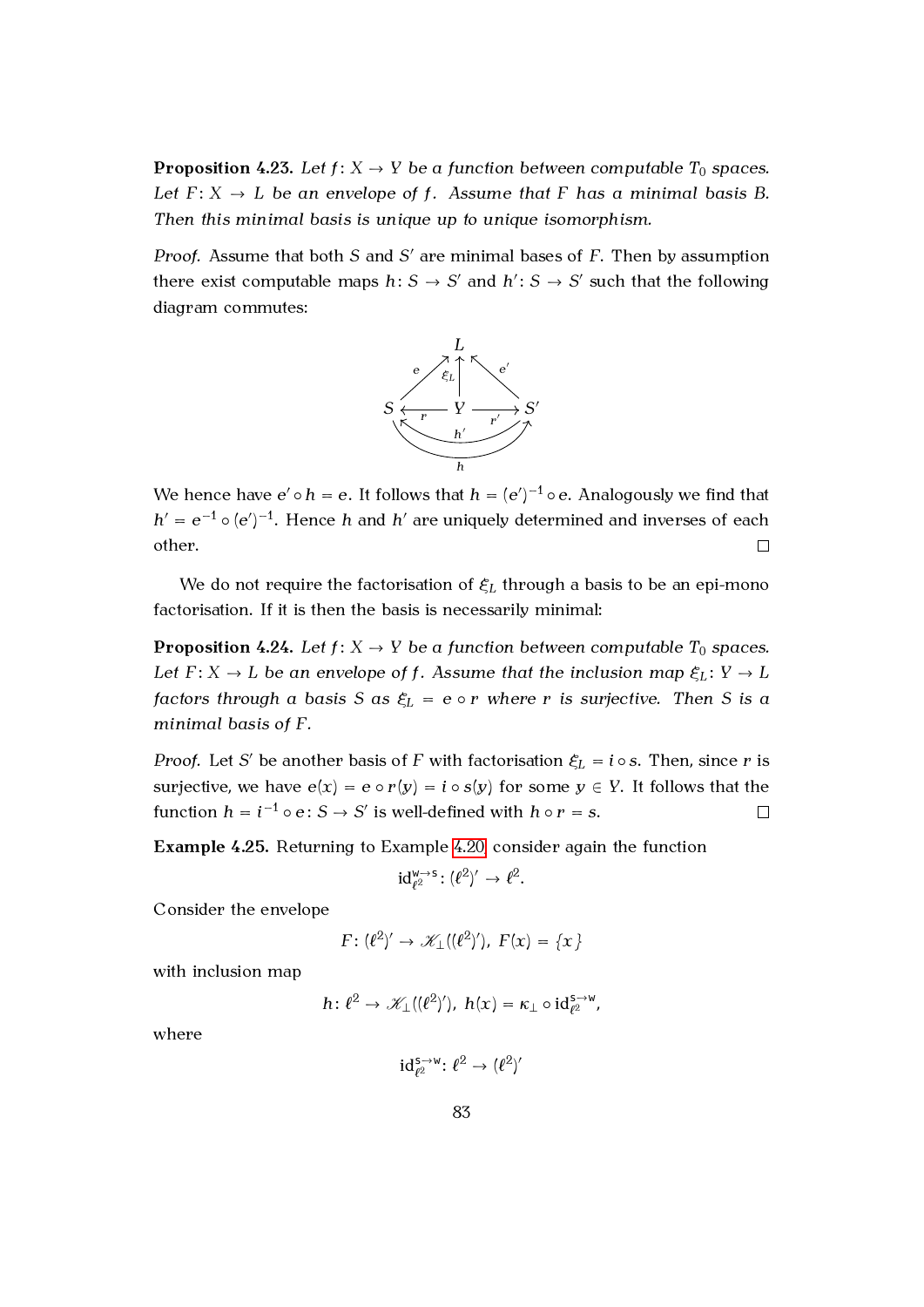**Proposition 4.23.** *Let $f\colon X \to Y$ be a function between computable $T_0$ spaces. Let $F\colon X \to L$ be an envelope of $f$. Assume that $F$ has a minimal basis $B$. Then this minimal basis is unique up to unique isomorphism.*

*Proof.* Assume that both $S$ and $S'$ are minimal bases of $F$. Then by assumption there exist computable maps $h\colon S \to S'$ and $h'\colon S \to S'$ such that the following diagram commutes:

$$
\begin{array}{ccccc}
 & & L & & \\
 & {\scriptstyle e}\nearrow & \uparrow{\scriptstyle \xi_L} & \nwarrow{\scriptstyle e'} & \\
S & \xleftarrow{\;r\;} & Y & \xrightarrow{\;r'\;} & S'
\end{array}
\qquad h\colon S \to S', \quad h'\colon S' \to S
$$

We hence have $e' \circ h = e$. It follows that $h = (e')^{-1} \circ e$. Analogously we find that $h' = e^{-1} \circ (e')^{-1}$. Hence $h$ and $h'$ are uniquely determined and inverses of each other. $\square$

We do not require the factorisation of $\xi_L$ through a basis to be an epi-mono factorisation. If it is then the basis is necessarily minimal:

**Proposition 4.24.** *Let $f\colon X \to Y$ be a function between computable $T_0$ spaces. Let $F\colon X \to L$ be an envelope of $f$. Assume that the inclusion map $\xi_L\colon Y \to L$ factors through a basis $S$ as $\xi_L = e \circ r$ where $r$ is surjective. Then $S$ is a minimal basis of $F$.*

*Proof.* Let $S'$ be another basis of $F$ with factorisation $\xi_L = i \circ s$. Then, since $r$ is surjective, we have $e(x) = e \circ r(y) = i \circ s(y)$ for some $y \in Y$. It follows that the function $h = i^{-1} \circ e\colon S \to S'$ is well-defined with $h \circ r = s$. $\square$

**Example 4.25.** Returning to Example 4.20 consider again the function

$$\mathrm{id}_{\ell^2}^{\mathsf{w}\to\mathsf{s}}\colon (\ell^2)' \to \ell^2.$$

Consider the envelope

$$F\colon (\ell^2)' \to \mathscr{K}_\perp((\ell^2)'),\ F(x) = \{x\}$$

with inclusion map

$$h\colon \ell^2 \to \mathscr{K}_\perp((\ell^2)'),\ h(x) = \kappa_\perp \circ \mathrm{id}_{\ell^2}^{\mathsf{s}\to\mathsf{w}},$$

where

$$\mathrm{id}_{\ell^2}^{\mathsf{s}\to\mathsf{w}}\colon \ell^2 \to (\ell^2)'$$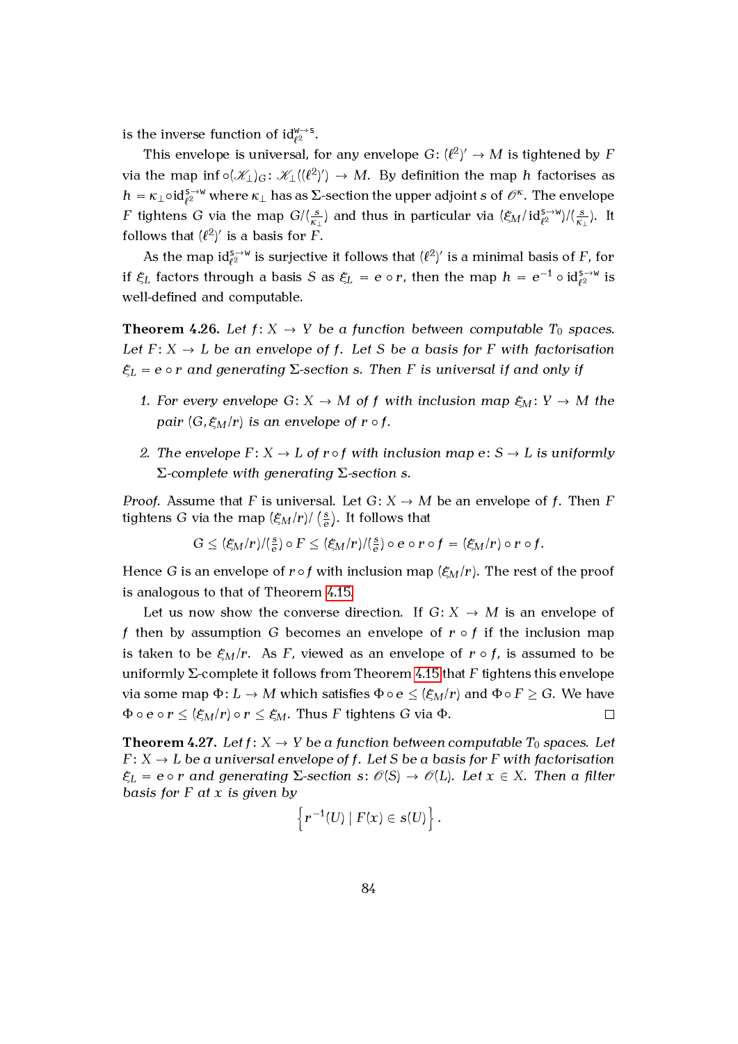is the inverse function of $\mathrm{id}_{\ell^2}^{\mathsf{w}\to\mathsf{s}}$.

This envelope is universal, for any envelope $G\colon (\ell^2)' \to M$ is tightened by $F$ via the map $\inf \circ (\mathscr{K}_\perp)_G \colon \mathscr{K}_\perp((\ell^2)') \to M$. By definition the map $h$ factorises as $h = \kappa_\perp \circ \mathrm{id}_{\ell^2}^{\mathsf{s}\to\mathsf{w}}$ where $\kappa_\perp$ has as $\Sigma$-section the upper adjoint $s$ of $\mathscr{O}^\kappa$. The envelope $F$ tightens $G$ via the map $G/(\frac{s}{\kappa_\perp})$ and thus in particular via $(\xi_M/\mathrm{id}_{\ell^2}^{\mathsf{s}\to\mathsf{w}})/(\frac{s}{\kappa_\perp})$. It follows that $(\ell^2)'$ is a basis for $F$.

As the map $\mathrm{id}_{\ell^2}^{\mathsf{s}\to\mathsf{w}}$ is surjective it follows that $(\ell^2)'$ is a minimal basis of $F$, for if $\xi_L$ factors through a basis $S$ as $\xi_L = e \circ r$, then the map $h = e^{-1} \circ \mathrm{id}_{\ell^2}^{\mathsf{s}\to\mathsf{w}}$ is well-defined and computable.

**Theorem 4.26.** *Let $f\colon X \to Y$ be a function between computable $T_0$ spaces. Let $F\colon X \to L$ be an envelope of $f$. Let $S$ be a basis for $F$ with factorisation $\xi_L = e \circ r$ and generating $\Sigma$-section $s$. Then $F$ is universal if and only if*

1. *For every envelope $G\colon X \to M$ of $f$ with inclusion map $\xi_M\colon Y \to M$ the pair $(G, \xi_M/r)$ is an envelope of $r \circ f$.*
2. *The envelope $F\colon X \to L$ of $r \circ f$ with inclusion map $e\colon S \to L$ is uniformly $\Sigma$-complete with generating $\Sigma$-section $s$.*

*Proof.* Assume that $F$ is universal. Let $G\colon X \to M$ be an envelope of $f$. Then $F$ tightens $G$ via the map $(\xi_M/r)/\left(\frac{s}{e}\right)$. It follows that

$$G \leq (\xi_M/r)/(\tfrac{s}{e}) \circ F \leq (\xi_M/r)/(\tfrac{s}{e}) \circ e \circ r \circ f = (\xi_M/r) \circ r \circ f.$$

Hence $G$ is an envelope of $r \circ f$ with inclusion map $(\xi_M/r)$. The rest of the proof is analogous to that of Theorem 4.15.

Let us now show the converse direction. If $G\colon X \to M$ is an envelope of $f$ then by assumption $G$ becomes an envelope of $r \circ f$ if the inclusion map is taken to be $\xi_M/r$. As $F$, viewed as an envelope of $r \circ f$, is assumed to be uniformly $\Sigma$-complete it follows from Theorem 4.15 that $F$ tightens this envelope via some map $\Phi\colon L \to M$ which satisfies $\Phi \circ e \leq (\xi_M/r)$ and $\Phi \circ F \geq G$. We have $\Phi \circ e \circ r \leq (\xi_M/r) \circ r \leq \xi_M$. Thus $F$ tightens $G$ via $\Phi$. $\square$

**Theorem 4.27.** *Let $f\colon X \to Y$ be a function between computable $T_0$ spaces. Let $F\colon X \to L$ be a universal envelope of $f$. Let $S$ be a basis for $F$ with factorisation $\xi_L = e \circ r$ and generating $\Sigma$-section $s\colon \mathscr{O}(S) \to \mathscr{O}(L)$. Let $x \in X$. Then a filter basis for $F$ at $x$ is given by*

$$\left\{ r^{-1}(U) \mid F(x) \in s(U) \right\}.$$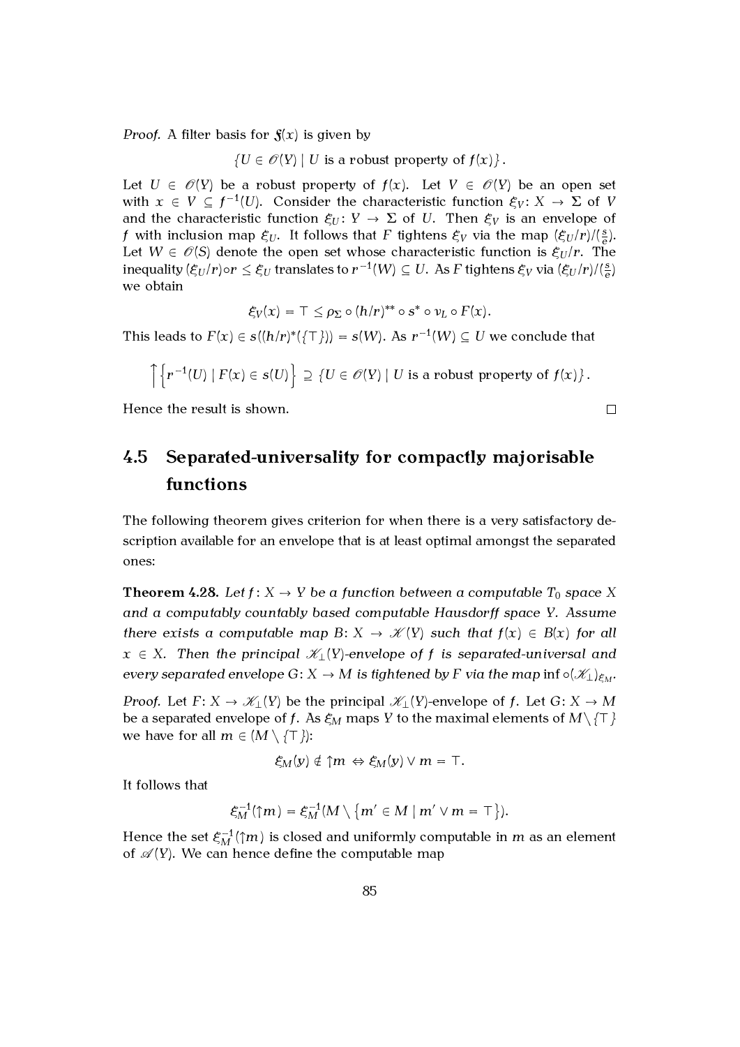*Proof.* A filter basis for $\mathfrak{F}(x)$ is given by

$$\{U \in \mathscr{O}(Y) \mid U \text{ is a robust property of } f(x)\}.$$

Let $U \in \mathscr{O}(Y)$ be a robust property of $f(x)$. Let $V \in \mathscr{O}(Y)$ be an open set with $x \in V \subseteq f^{-1}(U)$. Consider the characteristic function $\xi_V \colon X \to \Sigma$ of $V$ and the characteristic function $\xi_U \colon Y \to \Sigma$ of $U$. Then $\xi_V$ is an envelope of $f$ with inclusion map $\xi_U$. It follows that $F$ tightens $\xi_V$ via the map $(\xi_U/r)/(\frac{s}{e})$. Let $W \in \mathscr{O}(S)$ denote the open set whose characteristic function is $\xi_U/r$. The inequality $(\xi_U/r) \circ r \leq \xi_U$ translates to $r^{-1}(W) \subseteq U$. As $F$ tightens $\xi_V$ via $(\xi_U/r)/(\frac{s}{e})$ we obtain

$$\xi_V(x) = \top \leq \rho_\Sigma \circ (h/r)^{**} \circ s^* \circ \nu_L \circ F(x).$$

This leads to $F(x) \in s((h/r)^*(\{\top\})) = s(W)$. As $r^{-1}(W) \subseteq U$ we conclude that

$$\uparrow\left\{r^{-1}(U) \mid F(x) \in s(U)\right\} \supseteq \{U \in \mathscr{O}(Y) \mid U \text{ is a robust property of } f(x)\}.$$

Hence the result is shown. $\square$

## 4.5 Separated-universality for compactly majorisable functions

The following theorem gives criterion for when there is a very satisfactory description available for an envelope that is at least optimal amongst the separated ones:

**Theorem 4.28.** *Let $f \colon X \to Y$ be a function between a computable $T_0$ space $X$ and a computably countably based computable Hausdorff space $Y$. Assume there exists a computable map $B \colon X \to \mathscr{K}(Y)$ such that $f(x) \in B(x)$ for all $x \in X$. Then the principal $\mathscr{K}_\perp(Y)$-envelope of $f$ is separated-universal and every separated envelope $G \colon X \to M$ is tightened by $F$ via the map* $\inf \circ (\mathscr{K}_\perp)_{\xi_M}$.

*Proof.* Let $F \colon X \to \mathscr{K}_\perp(Y)$ be the principal $\mathscr{K}_\perp(Y)$-envelope of $f$. Let $G \colon X \to M$ be a separated envelope of $f$. As $\xi_M$ maps $Y$ to the maximal elements of $M \setminus \{\top\}$ we have for all $m \in (M \setminus \{\top\})$:

$$\xi_M(y) \notin \uparrow m \Leftrightarrow \xi_M(y) \vee m = \top.$$

It follows that

$$\xi_M^{-1}(\uparrow m) = \xi_M^{-1}(M \setminus \left\{m' \in M \mid m' \vee m = \top\right\}).$$

Hence the set $\xi_M^{-1}(\uparrow m)$ is closed and uniformly computable in $m$ as an element of $\mathscr{A}(Y)$. We can hence define the computable map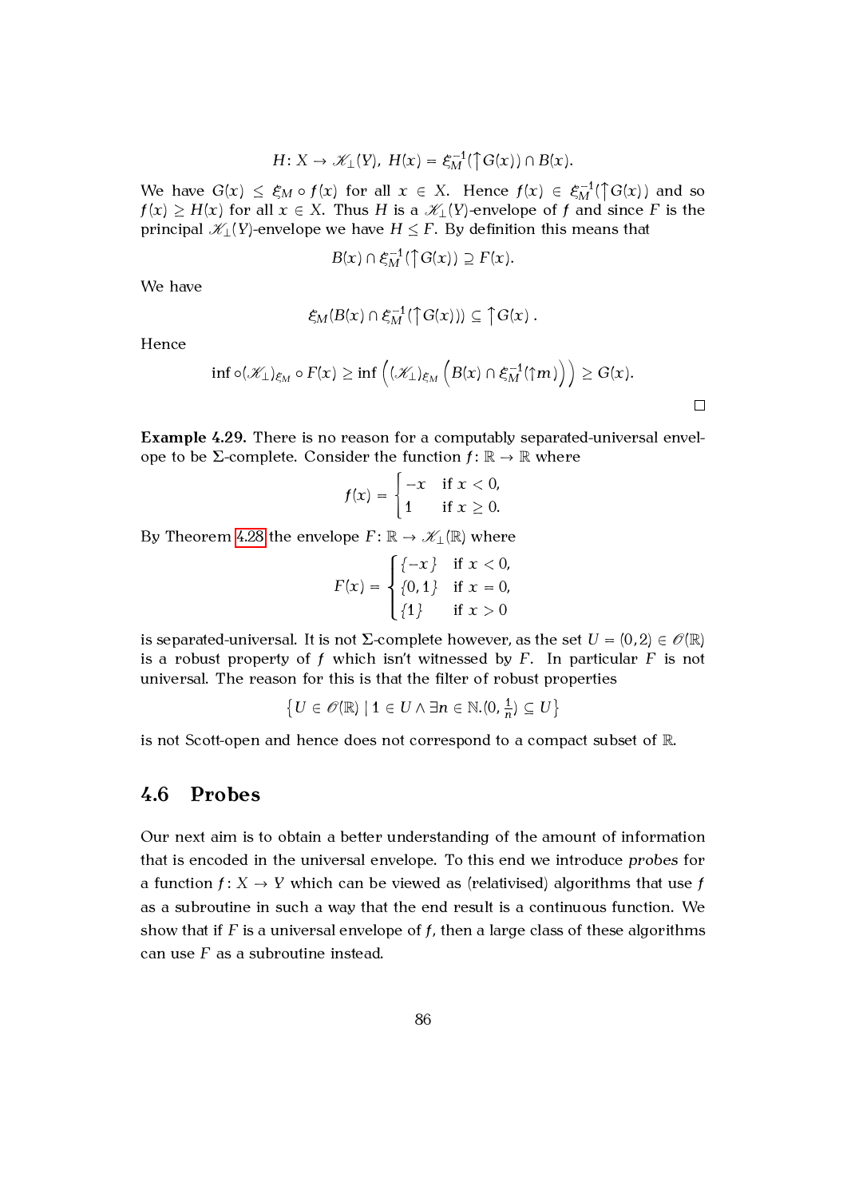$$H \colon X \to \mathscr{K}_\perp(Y),\ H(x) = \xi_M^{-1}(\Uparrow G(x)) \cap B(x).$$

We have $G(x) \leq \xi_M \circ f(x)$ for all $x \in X$. Hence $f(x) \in \xi_M^{-1}(\Uparrow G(x))$ and so $f(x) \geq H(x)$ for all $x \in X$. Thus $H$ is a $\mathscr{K}_\perp(Y)$-envelope of $f$ and since $F$ is the principal $\mathscr{K}_\perp(Y)$-envelope we have $H \leq F$. By definition this means that

$$B(x) \cap \xi_M^{-1}(\Uparrow G(x)) \supseteq F(x).$$

We have

$$\xi_M(B(x) \cap \xi_M^{-1}(\Uparrow G(x))) \subseteq \Uparrow G(x)\ .$$

Hence

$$\inf \circ (\mathscr{K}_\perp)_{\xi_M} \circ F(x) \geq \inf \left( (\mathscr{K}_\perp)_{\xi_M} \left( B(x) \cap \xi_M^{-1}(\uparrow m) \right) \right) \geq G(x).$$

□

**Example 4.29.** There is no reason for a computably separated-universal envelope to be $\Sigma$-complete. Consider the function $f \colon \mathbb{R} \to \mathbb{R}$ where

$$f(x) = \begin{cases} -x & \text{if } x < 0, \\ 1 & \text{if } x \geq 0. \end{cases}$$

By Theorem 4.28 the envelope $F \colon \mathbb{R} \to \mathscr{K}_\perp(\mathbb{R})$ where

$$F(x) = \begin{cases} \{-x\} & \text{if } x < 0, \\ \{0, 1\} & \text{if } x = 0, \\ \{1\} & \text{if } x > 0 \end{cases}$$

is separated-universal. It is not $\Sigma$-complete however, as the set $U = (0, 2) \in \mathscr{O}(\mathbb{R})$ is a robust property of $f$ which isn't witnessed by $F$. In particular $F$ is not universal. The reason for this is that the filter of robust properties

$$\left\{ U \in \mathscr{O}(\mathbb{R}) \mid 1 \in U \wedge \exists n \in \mathbb{N}. (0, \tfrac{1}{n}) \subseteq U \right\}$$

is not Scott-open and hence does not correspond to a compact subset of $\mathbb{R}$.

## 4.6 Probes

Our next aim is to obtain a better understanding of the amount of information that is encoded in the universal envelope. To this end we introduce *probes* for a function $f \colon X \to Y$ which can be viewed as (relativised) algorithms that use $f$ as a subroutine in such a way that the end result is a continuous function. We show that if $F$ is a universal envelope of $f$, then a large class of these algorithms can use $F$ as a subroutine instead.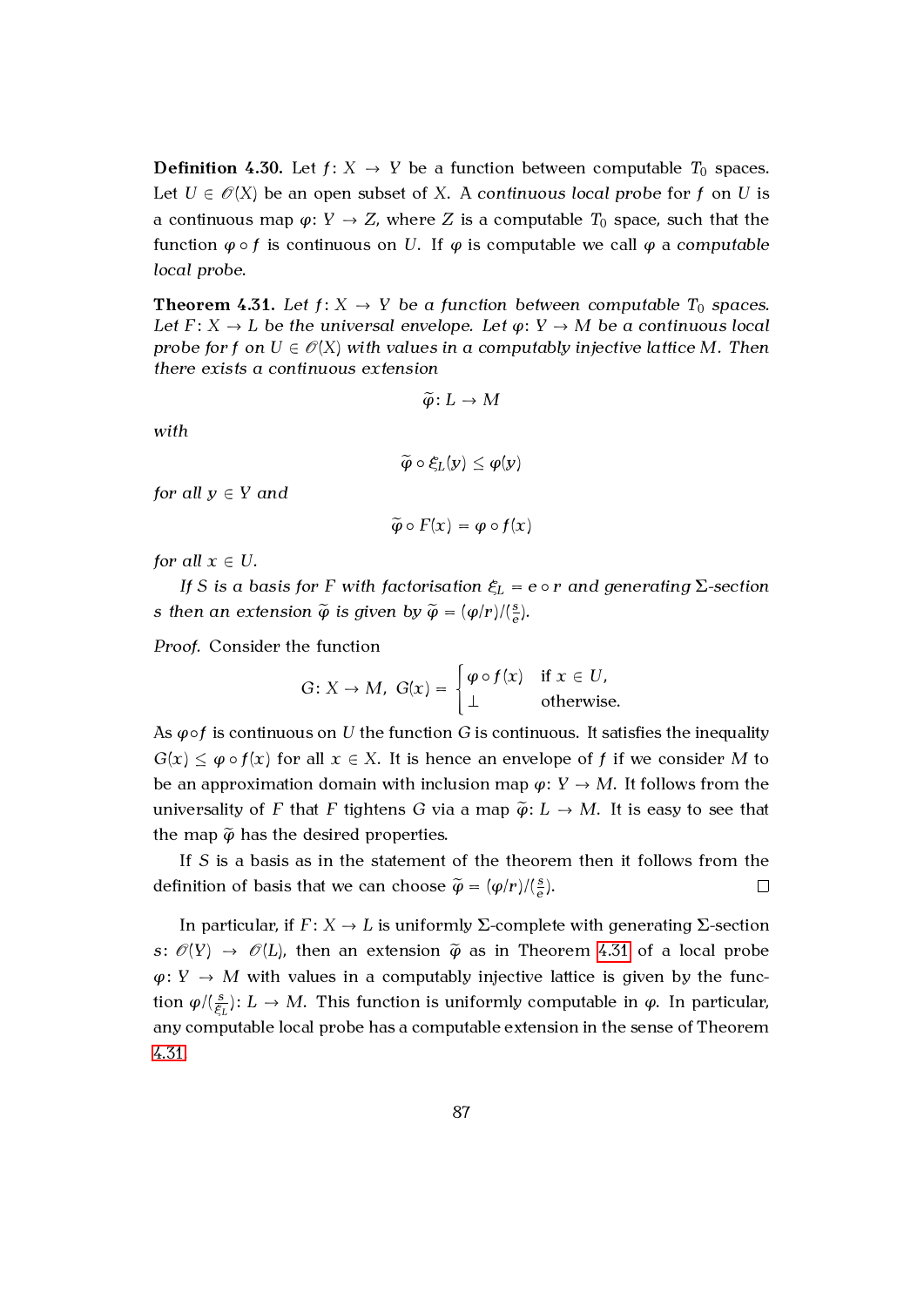**Definition 4.30.** Let $f\colon X \to Y$ be a function between computable $T_0$ spaces. Let $U \in \mathscr{O}(X)$ be an open subset of $X$. A *continuous local probe* for $f$ on $U$ is a continuous map $\varphi\colon Y \to Z$, where $Z$ is a computable $T_0$ space, such that the function $\varphi \circ f$ is continuous on $U$. If $\varphi$ is computable we call $\varphi$ a *computable local probe*.

**Theorem 4.31.** *Let $f\colon X \to Y$ be a function between computable $T_0$ spaces. Let $F\colon X \to L$ be the universal envelope. Let $\varphi\colon Y \to M$ be a continuous local probe for $f$ on $U \in \mathscr{O}(X)$ with values in a computably injective lattice $M$. Then there exists a continuous extension*

$$\widetilde{\varphi}\colon L \to M$$

*with*

$$\widetilde{\varphi} \circ \xi_L(y) \leq \varphi(y)$$

*for all $y \in Y$ and*

$$\widetilde{\varphi} \circ F(x) = \varphi \circ f(x)$$

*for all $x \in U$.*

*If $S$ is a basis for $F$ with factorisation $\xi_L = e \circ r$ and generating $\Sigma$-section $s$ then an extension $\widetilde{\varphi}$ is given by $\widetilde{\varphi} = (\varphi/r)/(\frac{s}{e})$.*

*Proof.* Consider the function

$$G\colon X \to M,\ G(x) = \begin{cases} \varphi \circ f(x) & \text{if } x \in U, \\ \bot & \text{otherwise.} \end{cases}$$

As $\varphi \circ f$ is continuous on $U$ the function $G$ is continuous. It satisfies the inequality $G(x) \leq \varphi \circ f(x)$ for all $x \in X$. It is hence an envelope of $f$ if we consider $M$ to be an approximation domain with inclusion map $\varphi\colon Y \to M$. It follows from the universality of $F$ that $F$ tightens $G$ via a map $\widetilde{\varphi}\colon L \to M$. It is easy to see that the map $\widetilde{\varphi}$ has the desired properties.

If $S$ is a basis as in the statement of the theorem then it follows from the definition of basis that we can choose $\widetilde{\varphi} = (\varphi/r)/(\frac{s}{e})$. $\square$

In particular, if $F\colon X \to L$ is uniformly $\Sigma$-complete with generating $\Sigma$-section $s\colon \mathscr{O}(Y) \to \mathscr{O}(L)$, then an extension $\widetilde{\varphi}$ as in Theorem 4.31 of a local probe $\varphi\colon Y \to M$ with values in a computably injective lattice is given by the function $\varphi/(\frac{s}{\xi_L})\colon L \to M$. This function is uniformly computable in $\varphi$. In particular, any computable local probe has a computable extension in the sense of Theorem 4.31.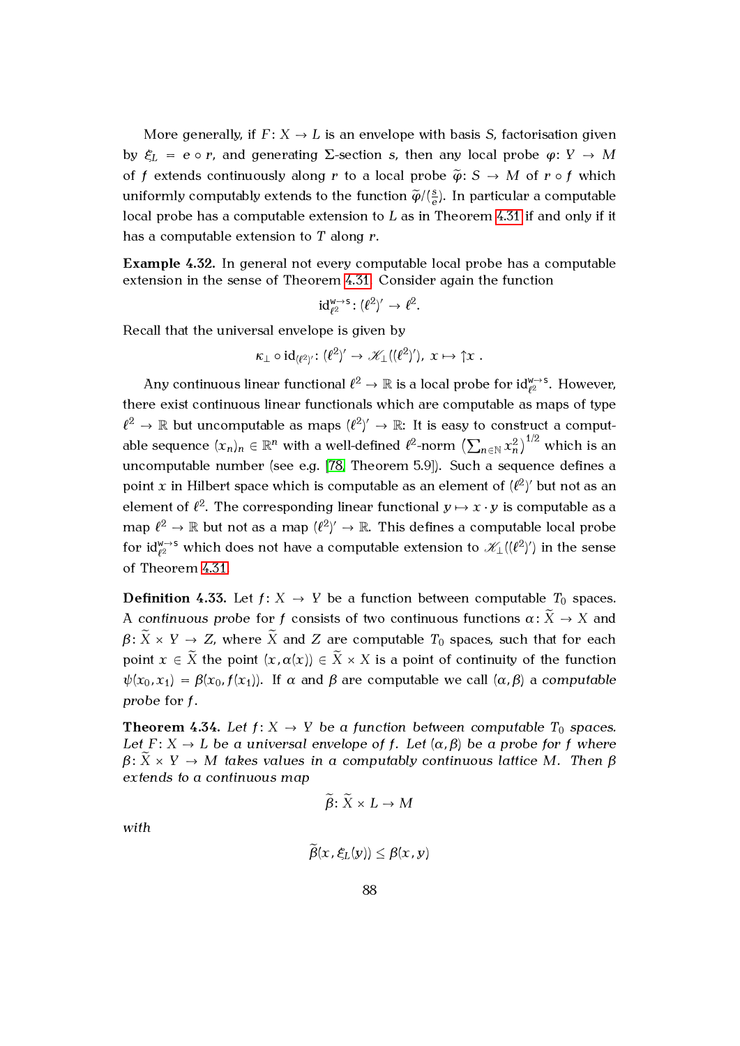More generally, if $F\colon X \to L$ is an envelope with basis $S$, factorisation given by $\xi_L = e \circ r$, and generating $\Sigma$-section $s$, then any local probe $\varphi\colon Y \to M$ of $f$ extends continuously along $r$ to a local probe $\widetilde{\varphi}\colon S \to M$ of $r \circ f$ which uniformly computably extends to the function $\widetilde{\varphi}/(\frac{s}{e})$. In particular a computable local probe has a computable extension to $L$ as in Theorem 4.31 if and only if it has a computable extension to $T$ along $r$.

**Example 4.32.** In general not every computable local probe has a computable extension in the sense of Theorem 4.31. Consider again the function

$$\mathrm{id}_{\ell^2}^{\mathsf{w}\to\mathsf{s}}\colon (\ell^2)' \to \ell^2.$$

Recall that the universal envelope is given by

$$\kappa_\perp \circ \mathrm{id}_{(\ell^2)'}\colon (\ell^2)' \to \mathscr{K}_\perp((\ell^2)'),\ x \mapsto \uparrow x\ .$$

Any continuous linear functional $\ell^2 \to \mathbb{R}$ is a local probe for $\mathrm{id}_{\ell^2}^{\mathsf{w}\to\mathsf{s}}$. However, there exist continuous linear functionals which are computable as maps of type $\ell^2 \to \mathbb{R}$ but uncomputable as maps $(\ell^2)' \to \mathbb{R}$: It is easy to construct a computable sequence $(x_n)_n \in \mathbb{R}^n$ with a well-defined $\ell^2$-norm $\left(\sum_{n\in\mathbb{N}} x_n^2\right)^{1/2}$ which is an uncomputable number (see e.g. [78, Theorem 5.9]). Such a sequence defines a point $x$ in Hilbert space which is computable as an element of $(\ell^2)'$ but not as an element of $\ell^2$. The corresponding linear functional $y \mapsto x \cdot y$ is computable as a map $\ell^2 \to \mathbb{R}$ but not as a map $(\ell^2)' \to \mathbb{R}$. This defines a computable local probe for $\mathrm{id}_{\ell^2}^{\mathsf{w}\to\mathsf{s}}$ which does not have a computable extension to $\mathscr{K}_\perp((\ell^2)')$ in the sense of Theorem 4.31.

**Definition 4.33.** Let $f\colon X \to Y$ be a function between computable $T_0$ spaces. A *continuous probe* for $f$ consists of two continuous functions $\alpha\colon \widetilde{X} \to X$ and $\beta\colon \widetilde{X} \times Y \to Z$, where $\widetilde{X}$ and $Z$ are computable $T_0$ spaces, such that for each point $x \in \widetilde{X}$ the point $(x, \alpha(x)) \in \widetilde{X} \times X$ is a point of continuity of the function $\psi(x_0, x_1) = \beta(x_0, f(x_1))$. If $\alpha$ and $\beta$ are computable we call $(\alpha, \beta)$ a *computable probe* for $f$.

**Theorem 4.34.** *Let $f\colon X \to Y$ be a function between computable $T_0$ spaces. Let $F\colon X \to L$ be a universal envelope of $f$. Let $(\alpha, \beta)$ be a probe for $f$ where $\beta\colon \widetilde{X} \times Y \to M$ takes values in a computably continuous lattice $M$. Then $\beta$ extends to a continuous map*

$$\widetilde{\beta}\colon \widetilde{X} \times L \to M$$

*with*

$$\widetilde{\beta}(x, \xi_L(y)) \leq \beta(x, y)$$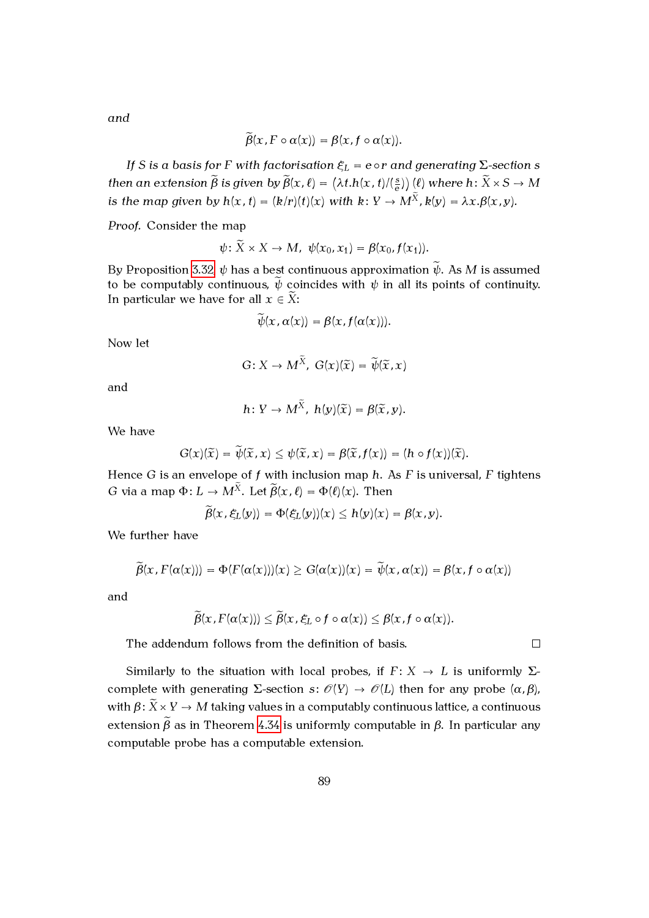*and*

$$\widetilde{\beta}(x, F \circ \alpha(x)) = \beta(x, f \circ \alpha(x)).$$

*If $S$ is a basis for $F$ with factorisation $\xi_L = e \circ r$ and generating $\Sigma$-section $s$ then an extension $\widetilde{\beta}$ is given by $\widetilde{\beta}(x, \ell) = \left(\lambda t.h(x,t)/(\frac{s}{e})\right)(\ell)$ where $h \colon \widetilde{X} \times S \to M$ is the map given by $h(x,t) = (k/r)(t)(x)$ with $k \colon Y \to M^{\widetilde{X}}$, $k(y) = \lambda x.\beta(x,y)$.*

*Proof.* Consider the map

$$\psi \colon \widetilde{X} \times X \to M, \ \psi(x_0, x_1) = \beta(x_0, f(x_1)).$$

By Proposition 3.32 $\psi$ has a best continuous approximation $\widetilde{\psi}$. As $M$ is assumed to be computably continuous, $\widetilde{\psi}$ coincides with $\psi$ in all its points of continuity. In particular we have for all $x \in \widetilde{X}$:

$$\widetilde{\psi}(x, \alpha(x)) = \beta(x, f(\alpha(x))).$$

Now let

$$G \colon X \to M^{\widetilde{X}}, \ G(x)(\widetilde{x}) = \widetilde{\psi}(\widetilde{x}, x)$$

and

$$h \colon Y \to M^{\widetilde{X}}, \ h(y)(\widetilde{x}) = \beta(\widetilde{x}, y).$$

We have

$$G(x)(\widetilde{x}) = \widetilde{\psi}(\widetilde{x}, x) \leq \psi(\widetilde{x}, x) = \beta(\widetilde{x}, f(x)) = (h \circ f(x))(\widetilde{x}).$$

Hence $G$ is an envelope of $f$ with inclusion map $h$. As $F$ is universal, $F$ tightens $G$ via a map $\Phi \colon L \to M^{\widetilde{X}}$. Let $\widetilde{\beta}(x, \ell) = \Phi(\ell)(x)$. Then

$$\widetilde{\beta}(x, \xi_L(y)) = \Phi(\xi_L(y))(x) \leq h(y)(x) = \beta(x, y).$$

We further have

$$\widetilde{\beta}(x, F(\alpha(x))) = \Phi(F(\alpha(x)))(x) \geq G(\alpha(x))(x) = \widetilde{\psi}(x, \alpha(x)) = \beta(x, f \circ \alpha(x))$$

and

$$\widetilde{\beta}(x, F(\alpha(x))) \leq \widetilde{\beta}(x, \xi_L \circ f \circ \alpha(x)) \leq \beta(x, f \circ \alpha(x)).$$

The addendum follows from the definition of basis. □

Similarly to the situation with local probes, if $F \colon X \to L$ is uniformly $\Sigma$-complete with generating $\Sigma$-section $s \colon \mathcal{O}(Y) \to \mathcal{O}(L)$ then for any probe $(\alpha, \beta)$, with $\beta \colon \widetilde{X} \times Y \to M$ taking values in a computably continuous lattice, a continuous extension $\widetilde{\beta}$ as in Theorem 4.34 is uniformly computable in $\beta$. In particular any computable probe has a computable extension.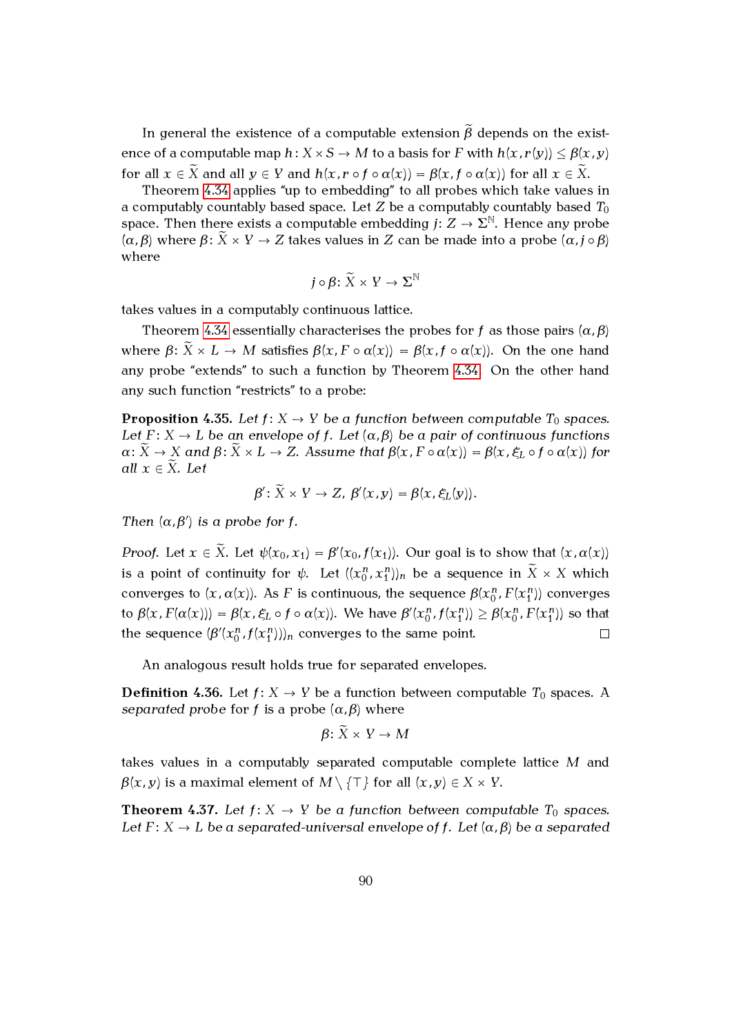In general the existence of a computable extension $\widetilde{\beta}$ depends on the existence of a computable map $h\colon X \times S \to M$ to a basis for $F$ with $h(x, r(y)) \leq \beta(x, y)$ for all $x \in \widetilde{X}$ and all $y \in Y$ and $h(x, r \circ f \circ \alpha(x)) = \beta(x, f \circ \alpha(x))$ for all $x \in \widetilde{X}$.

Theorem 4.34 applies "up to embedding" to all probes which take values in a computably countably based space. Let $Z$ be a computably countably based $T_0$ space. Then there exists a computable embedding $j\colon Z \to \Sigma^{\mathbb{N}}$. Hence any probe $(\alpha, \beta)$ where $\beta\colon \widetilde{X} \times Y \to Z$ takes values in $Z$ can be made into a probe $(\alpha, j \circ \beta)$ where

$$j \circ \beta\colon \widetilde{X} \times Y \to \Sigma^{\mathbb{N}}$$

takes values in a computably continuous lattice.

Theorem 4.34 essentially characterises the probes for $f$ as those pairs $(\alpha, \beta)$ where $\beta\colon \widetilde{X} \times L \to M$ satisfies $\beta(x, F \circ \alpha(x)) = \beta(x, f \circ \alpha(x))$. On the one hand any probe "extends" to such a function by Theorem 4.34. On the other hand any such function "restricts" to a probe:

**Proposition 4.35.** *Let $f\colon X \to Y$ be a function between computable $T_0$ spaces. Let $F\colon X \to L$ be an envelope of $f$. Let $(\alpha, \beta)$ be a pair of continuous functions $\alpha\colon \widetilde{X} \to X$ and $\beta\colon \widetilde{X} \times L \to Z$. Assume that $\beta(x, F \circ \alpha(x)) = \beta(x, \xi_L \circ f \circ \alpha(x))$ for all $x \in \widetilde{X}$. Let*

$$\beta'\colon \widetilde{X} \times Y \to Z,\ \beta'(x, y) = \beta(x, \xi_L(y)).$$

*Then $(\alpha, \beta')$ is a probe for $f$.*

*Proof.* Let $x \in \widetilde{X}$. Let $\psi(x_0, x_1) = \beta'(x_0, f(x_1))$. Our goal is to show that $(x, \alpha(x))$ is a point of continuity for $\psi$. Let $((x_0^n, x_1^n))_n$ be a sequence in $\widetilde{X} \times X$ which converges to $(x, \alpha(x))$. As $F$ is continuous, the sequence $\beta(x_0^n, F(x_1^n))$ converges to $\beta(x, F(\alpha(x))) = \beta(x, \xi_L \circ f \circ \alpha(x))$. We have $\beta'(x_0^n, f(x_1^n)) \geq \beta(x_0^n, F(x_1^n))$ so that the sequence $(\beta'(x_0^n, f(x_1^n)))_n$ converges to the same point. $\square$

An analogous result holds true for separated envelopes.

**Definition 4.36.** Let $f\colon X \to Y$ be a function between computable $T_0$ spaces. A *separated probe* for $f$ is a probe $(\alpha, \beta)$ where

$$\beta\colon \widetilde{X} \times Y \to M$$

takes values in a computably separated computable complete lattice $M$ and $\beta(x, y)$ is a maximal element of $M \setminus \{\top\}$ for all $(x, y) \in X \times Y$.

**Theorem 4.37.** *Let $f\colon X \to Y$ be a function between computable $T_0$ spaces. Let $F\colon X \to L$ be a separated-universal envelope of $f$. Let $(\alpha, \beta)$ be a separated*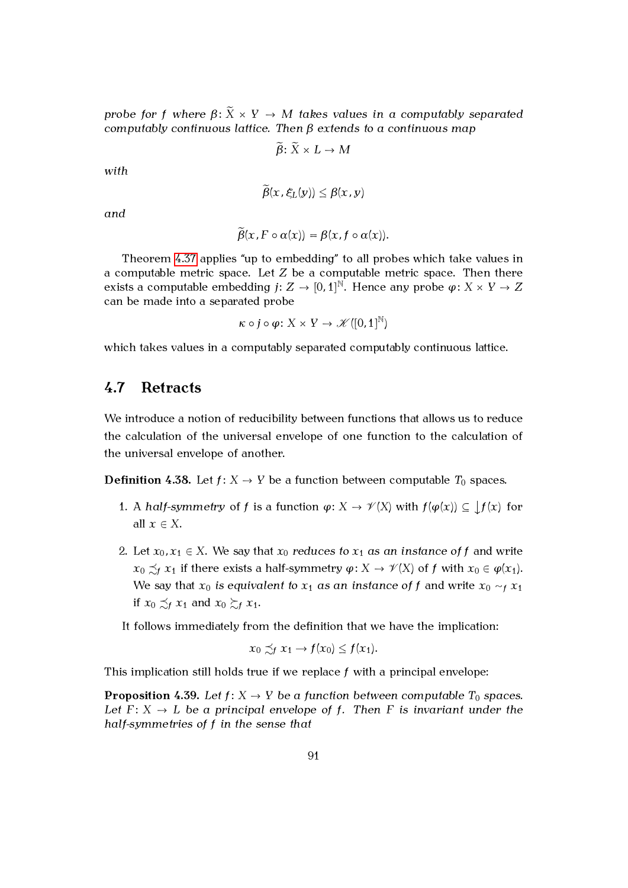*probe for $f$ where $\beta\colon \widetilde{X} \times Y \to M$ takes values in a computably separated computably continuous lattice. Then $\beta$ extends to a continuous map*

$$\widetilde{\beta}\colon \widetilde{X} \times L \to M$$

*with*

$$\widetilde{\beta}(x, \xi_L(y)) \leq \beta(x, y)$$

*and*

$$\widetilde{\beta}(x, F \circ \alpha(x)) = \beta(x, f \circ \alpha(x)).$$

Theorem 4.37 applies "up to embedding" to all probes which take values in a computable metric space. Let $Z$ be a computable metric space. Then there exists a computable embedding $j\colon Z \to [0,1]^{\mathbb{N}}$. Hence any probe $\varphi\colon X \times Y \to Z$ can be made into a separated probe

$$\kappa \circ j \circ \varphi\colon X \times Y \to \mathscr{K}([0,1]^{\mathbb{N}})$$

which takes values in a computably separated computably continuous lattice.

## 4.7 Retracts

We introduce a notion of reducibility between functions that allows us to reduce the calculation of the universal envelope of one function to the calculation of the universal envelope of another.

**Definition 4.38.** Let $f\colon X \to Y$ be a function between computable $T_0$ spaces.

1. A *half-symmetry* of $f$ is a function $\varphi\colon X \to \mathscr{V}(X)$ with $f(\varphi(x)) \subseteq \downarrow f(x)$ for all $x \in X$.

2. Let $x_0, x_1 \in X$. We say that $x_0$ *reduces to* $x_1$ *as an instance of* $f$ and write $x_0 \precsim_f x_1$ if there exists a half-symmetry $\varphi\colon X \to \mathscr{V}(X)$ of $f$ with $x_0 \in \varphi(x_1)$. We say that $x_0$ *is equivalent to* $x_1$ *as an instance of* $f$ and write $x_0 \sim_f x_1$ if $x_0 \precsim_f x_1$ and $x_0 \succsim_f x_1$.

It follows immediately from the definition that we have the implication:

$$x_0 \precsim_f x_1 \to f(x_0) \leq f(x_1).$$

This implication still holds true if we replace $f$ with a principal envelope:

**Proposition 4.39.** *Let $f\colon X \to Y$ be a function between computable $T_0$ spaces. Let $F\colon X \to L$ be a principal envelope of $f$. Then $F$ is invariant under the half-symmetries of $f$ in the sense that*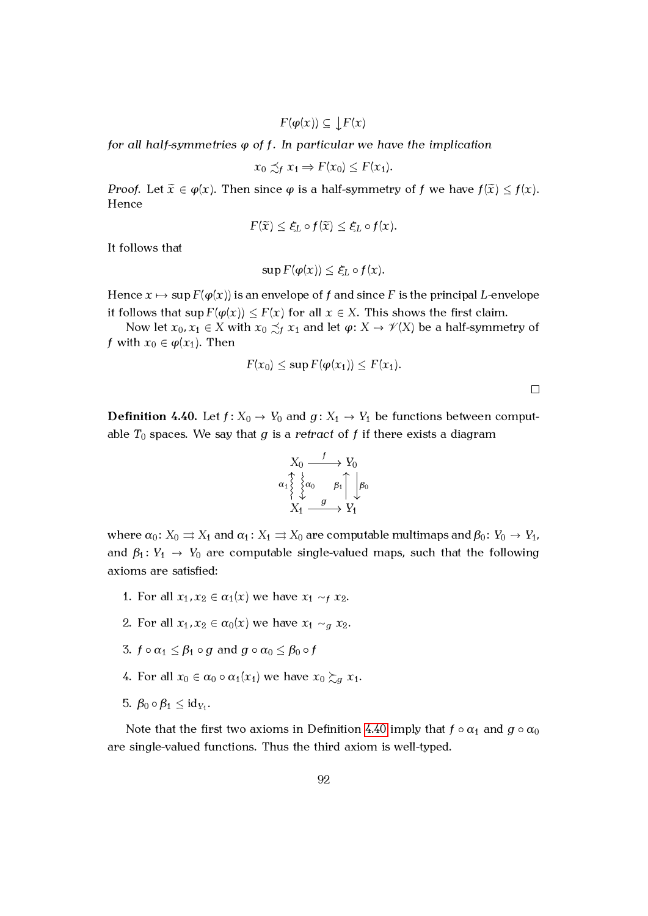$$F(\varphi(x)) \subseteq \downarrow F(x)$$

*for all half-symmetries $\varphi$ of $f$. In particular we have the implication*

$$x_0 \precsim_f x_1 \Rightarrow F(x_0) \leq F(x_1).$$

*Proof.* Let $\widetilde{x} \in \varphi(x)$. Then since $\varphi$ is a half-symmetry of $f$ we have $f(\widetilde{x}) \leq f(x)$. Hence

$$F(\widetilde{x}) \leq \xi_L \circ f(\widetilde{x}) \leq \xi_L \circ f(x).$$

It follows that

$$\sup F(\varphi(x)) \leq \xi_L \circ f(x).$$

Hence $x \mapsto \sup F(\varphi(x))$ is an envelope of $f$ and since $F$ is the principal $L$-envelope it follows that $\sup F(\varphi(x)) \leq F(x)$ for all $x \in X$. This shows the first claim.

Now let $x_0, x_1 \in X$ with $x_0 \precsim_f x_1$ and let $\varphi\colon X \to \mathscr{V}(X)$ be a half-symmetry of $f$ with $x_0 \in \varphi(x_1)$. Then

$$F(x_0) \leq \sup F(\varphi(x_1)) \leq F(x_1).$$

□

**Definition 4.40.** Let $f\colon X_0 \to Y_0$ and $g\colon X_1 \to Y_1$ be functions between computable $T_0$ spaces. We say that $g$ is a *retract* of $f$ if there exists a diagram

$$\begin{array}{ccc} X_0 & \xrightarrow{\;f\;} & Y_0 \\ {\scriptstyle\alpha_1}\uparrow\;\downarrow{\scriptstyle\alpha_0} & & {\scriptstyle\beta_1}\uparrow\;\downarrow{\scriptstyle\beta_0} \\ X_1 & \xrightarrow{\;g\;} & Y_1 \end{array}$$

where $\alpha_0\colon X_0 \rightrightarrows X_1$ and $\alpha_1\colon X_1 \rightrightarrows X_0$ are computable multimaps and $\beta_0\colon Y_0 \to Y_1$, and $\beta_1\colon Y_1 \to Y_0$ are computable single-valued maps, such that the following axioms are satisfied:

1. For all $x_1, x_2 \in \alpha_1(x)$ we have $x_1 \sim_f x_2$.
2. For all $x_1, x_2 \in \alpha_0(x)$ we have $x_1 \sim_g x_2$.
3. $f \circ \alpha_1 \leq \beta_1 \circ g$ and $g \circ \alpha_0 \leq \beta_0 \circ f$
4. For all $x_0 \in \alpha_0 \circ \alpha_1(x_1)$ we have $x_0 \succsim_g x_1$.
5. $\beta_0 \circ \beta_1 \leq \mathrm{id}_{Y_1}$.

Note that the first two axioms in Definition 4.40 imply that $f \circ \alpha_1$ and $g \circ \alpha_0$ are single-valued functions. Thus the third axiom is well-typed.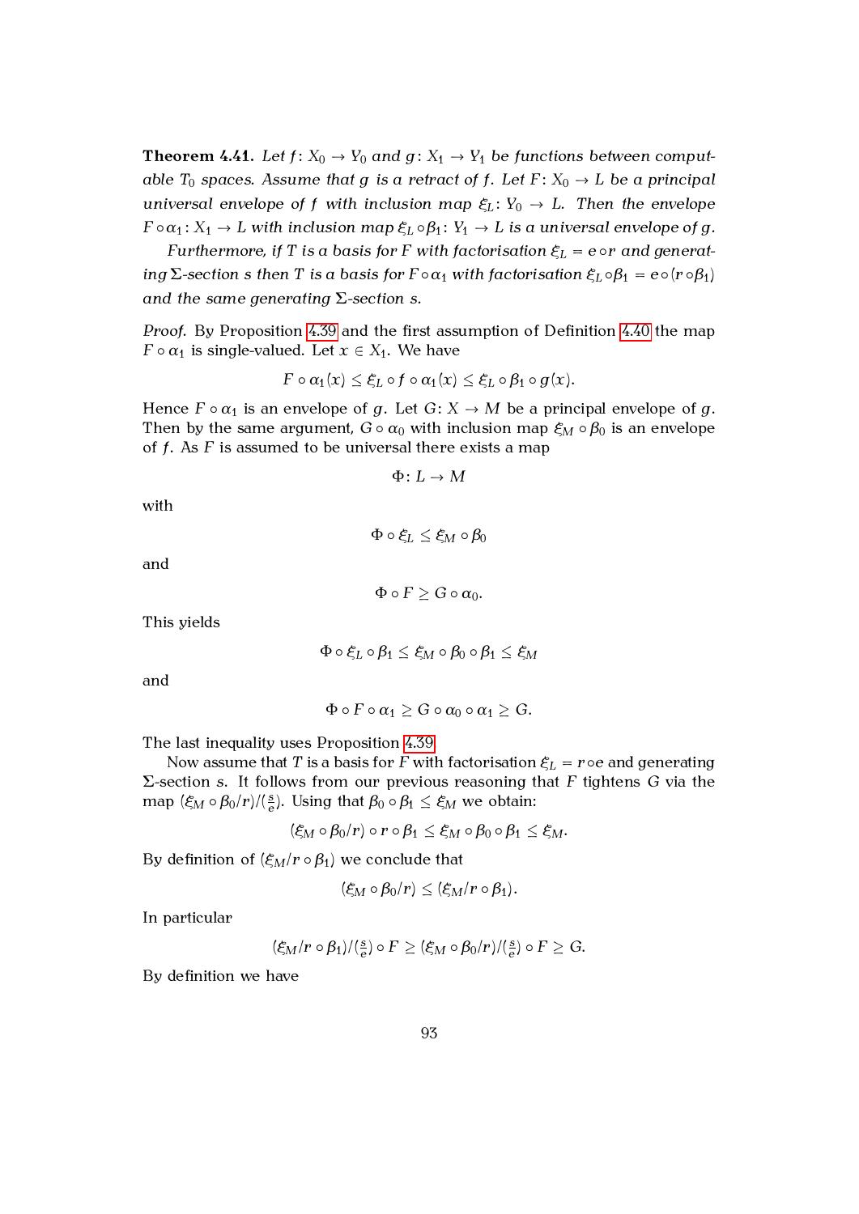**Theorem 4.41.** *Let $f\colon X_0 \to Y_0$ and $g\colon X_1 \to Y_1$ be functions between computable $T_0$ spaces. Assume that $g$ is a retract of $f$. Let $F\colon X_0 \to L$ be a principal universal envelope of $f$ with inclusion map $\xi_L\colon Y_0 \to L$. Then the envelope $F \circ \alpha_1 \colon X_1 \to L$ with inclusion map $\xi_L \circ \beta_1 \colon Y_1 \to L$ is a universal envelope of $g$.*

*Furthermore, if $T$ is a basis for $F$ with factorisation $\xi_L = e \circ r$ and generating $\Sigma$-section $s$ then $T$ is a basis for $F \circ \alpha_1$ with factorisation $\xi_L \circ \beta_1 = e \circ (r \circ \beta_1)$ and the same generating $\Sigma$-section $s$.*

*Proof.* By Proposition 4.39 and the first assumption of Definition 4.40 the map $F \circ \alpha_1$ is single-valued. Let $x \in X_1$. We have

$$F \circ \alpha_1(x) \leq \xi_L \circ f \circ \alpha_1(x) \leq \xi_L \circ \beta_1 \circ g(x).$$

Hence $F \circ \alpha_1$ is an envelope of $g$. Let $G\colon X \to M$ be a principal envelope of $g$. Then by the same argument, $G \circ \alpha_0$ with inclusion map $\xi_M \circ \beta_0$ is an envelope of $f$. As $F$ is assumed to be universal there exists a map

$$\Phi\colon L \to M$$

with

$$\Phi \circ \xi_L \leq \xi_M \circ \beta_0$$

and

$$\Phi \circ F \geq G \circ \alpha_0.$$

This yields

$$\Phi \circ \xi_L \circ \beta_1 \leq \xi_M \circ \beta_0 \circ \beta_1 \leq \xi_M$$

and

$$\Phi \circ F \circ \alpha_1 \geq G \circ \alpha_0 \circ \alpha_1 \geq G.$$

The last inequality uses Proposition 4.39.

Now assume that $T$ is a basis for $F$ with factorisation $\xi_L = r \circ e$ and generating $\Sigma$-section $s$. It follows from our previous reasoning that $F$ tightens $G$ via the map $(\xi_M \circ \beta_0 / r)/(\frac{s}{e})$. Using that $\beta_0 \circ \beta_1 \leq \xi_M$ we obtain:

$$(\xi_M \circ \beta_0 / r) \circ r \circ \beta_1 \leq \xi_M \circ \beta_0 \circ \beta_1 \leq \xi_M.$$

By definition of $(\xi_M / r \circ \beta_1)$ we conclude that

$$(\xi_M \circ \beta_0 / r) \leq (\xi_M / r \circ \beta_1).$$

In particular

$$(\xi_M / r \circ \beta_1)/(\tfrac{s}{e}) \circ F \geq (\xi_M \circ \beta_0 / r)/(\tfrac{s}{e}) \circ F \geq G.$$

By definition we have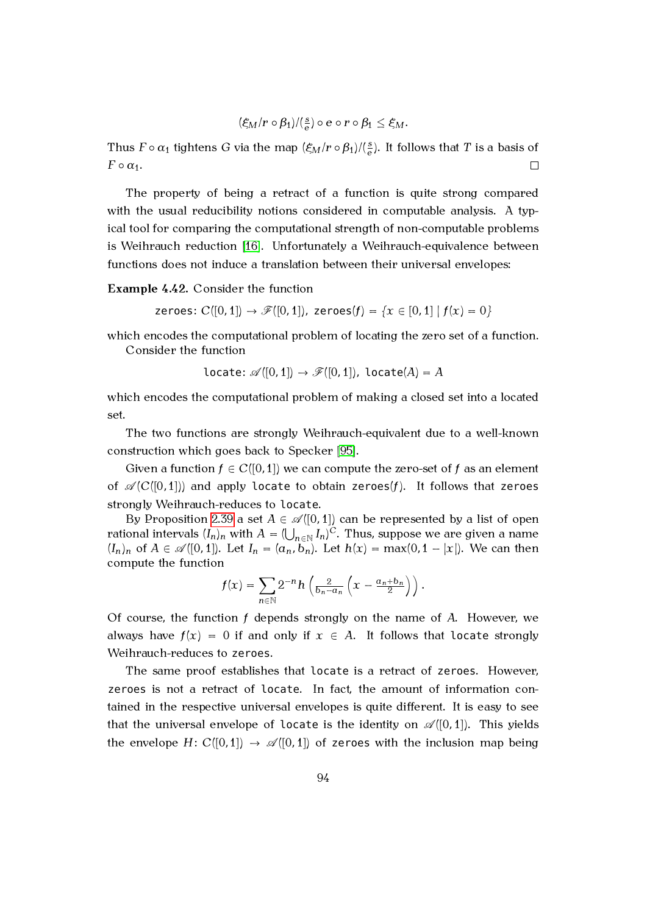$$(\xi_M / r \circ \beta_1)/(\tfrac{s}{e}) \circ e \circ r \circ \beta_1 \leq \xi_M.$$

Thus $F \circ \alpha_1$ tightens $G$ via the map $(\xi_M / r \circ \beta_1)/(\frac{s}{e})$. It follows that $T$ is a basis of $F \circ \alpha_1$. □

The property of being a retract of a function is quite strong compared with the usual reducibility notions considered in computable analysis. A typical tool for comparing the computational strength of non-computable problems is Weihrauch reduction [16]. Unfortunately a Weihrauch-equivalence between functions does not induce a translation between their universal envelopes:

**Example 4.42.** Consider the function

$$\texttt{zeroes}\colon C([0,1]) \to \mathscr{F}([0,1]),\ \texttt{zeroes}(f) = \{x \in [0,1] \mid f(x) = 0\}$$

which encodes the computational problem of locating the zero set of a function.

Consider the function

$$\texttt{locate}\colon \mathscr{A}([0,1]) \to \mathscr{F}([0,1]),\ \texttt{locate}(A) = A$$

which encodes the computational problem of making a closed set into a located set.

The two functions are strongly Weihrauch-equivalent due to a well-known construction which goes back to Specker [95].

Given a function $f \in C([0,1])$ we can compute the zero-set of $f$ as an element of $\mathscr{A}(C([0,1]))$ and apply `locate` to obtain `zeroes`$(f)$. It follows that `zeroes` strongly Weihrauch-reduces to `locate`.

By Proposition 2.39 a set $A \in \mathscr{A}([0,1])$ can be represented by a list of open rational intervals $(I_n)_n$ with $A = (\bigcup_{n\in\mathbb{N}} I_n)^C$. Thus, suppose we are given a name $(I_n)_n$ of $A \in \mathscr{A}([0,1])$. Let $I_n = (a_n, b_n)$. Let $h(x) = \max(0, 1 - |x|)$. We can then compute the function

$$f(x) = \sum_{n\in\mathbb{N}} 2^{-n} h\left(\tfrac{2}{b_n - a_n}\left(x - \tfrac{a_n + b_n}{2}\right)\right).$$

Of course, the function $f$ depends strongly on the name of $A$. However, we always have $f(x) = 0$ if and only if $x \in A$. It follows that `locate` strongly Weihrauch-reduces to `zeroes`.

The same proof establishes that `locate` is a retract of `zeroes`. However, `zeroes` is not a retract of `locate`. In fact, the amount of information contained in the respective universal envelopes is quite different. It is easy to see that the universal envelope of `locate` is the identity on $\mathscr{A}([0,1])$. This yields the envelope $H\colon C([0,1]) \to \mathscr{A}([0,1])$ of `zeroes` with the inclusion map being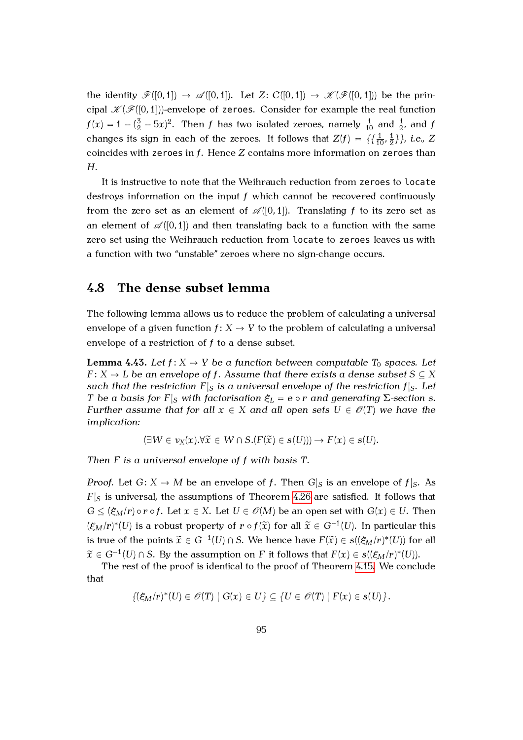the identity $\mathscr{F}([0,1]) \to \mathscr{A}([0,1])$. Let $Z\colon C([0,1]) \to \mathscr{K}(\mathscr{F}([0,1]))$ be the principal $\mathscr{K}(\mathscr{F}([0,1]))$-envelope of `zeroes`. Consider for example the real function $f(x) = 1 - (\frac{3}{2} - 5x)^2$. Then $f$ has two isolated zeroes, namely $\frac{1}{10}$ and $\frac{1}{2}$, and $f$ changes its sign in each of the zeroes. It follows that $Z(f) = \{\{\frac{1}{10}, \frac{1}{2}\}\}$, *i.e.*, $Z$ coincides with `zeroes` in $f$. Hence $Z$ contains more information on `zeroes` than $H$.

It is instructive to note that the Weihrauch reduction from `zeroes` to `locate` destroys information on the input $f$ which cannot be recovered continuously from the zero set as an element of $\mathscr{A}([0,1])$. Translating $f$ to its zero set as an element of $\mathscr{A}([0,1])$ and then translating back to a function with the same zero set using the Weihrauch reduction from `locate` to `zeroes` leaves us with a function with two "unstable" zeroes where no sign-change occurs.

## 4.8 The dense subset lemma

The following lemma allows us to reduce the problem of calculating a universal envelope of a given function $f\colon X \to Y$ to the problem of calculating a universal envelope of a restriction of $f$ to a dense subset.

**Lemma 4.43.** *Let $f\colon X \to Y$ be a function between computable $T_0$ spaces. Let $F\colon X \to L$ be an envelope of $f$. Assume that there exists a dense subset $S \subseteq X$ such that the restriction $F|_S$ is a universal envelope of the restriction $f|_S$. Let $T$ be a basis for $F|_S$ with factorisation $\xi_L = e \circ r$ and generating $\Sigma$-section $s$. Further assume that for all $x \in X$ and all open sets $U \in \mathscr{O}(T)$ we have the implication:*

$$(\exists W \in \nu_X(x). \forall \widetilde{x} \in W \cap S. (F(\widetilde{x}) \in s(U))) \to F(x) \in s(U).$$

*Then $F$ is a universal envelope of $f$ with basis $T$.*

*Proof.* Let $G\colon X \to M$ be an envelope of $f$. Then $G|_S$ is an envelope of $f|_S$. As $F|_S$ is universal, the assumptions of Theorem 4.26 are satisfied. It follows that $G \leq (\xi_M/r) \circ r \circ f$. Let $x \in X$. Let $U \in \mathscr{O}(M)$ be an open set with $G(x) \in U$. Then $(\xi_M/r)^*(U)$ is a robust property of $r \circ f(\widetilde{x})$ for all $\widetilde{x} \in G^{-1}(U)$. In particular this is true of the points $\widetilde{x} \in G^{-1}(U) \cap S$. We hence have $F(\widetilde{x}) \in s((\xi_M/r)^*(U))$ for all $\widetilde{x} \in G^{-1}(U) \cap S$. By the assumption on $F$ it follows that $F(x) \in s((\xi_M/r)^*(U))$.

The rest of the proof is identical to the proof of Theorem 4.15. We conclude that

$$\{(\xi_M/r)^*(U) \in \mathscr{O}(T) \mid G(x) \in U\} \subseteq \{U \in \mathscr{O}(T) \mid F(x) \in s(U)\}.$$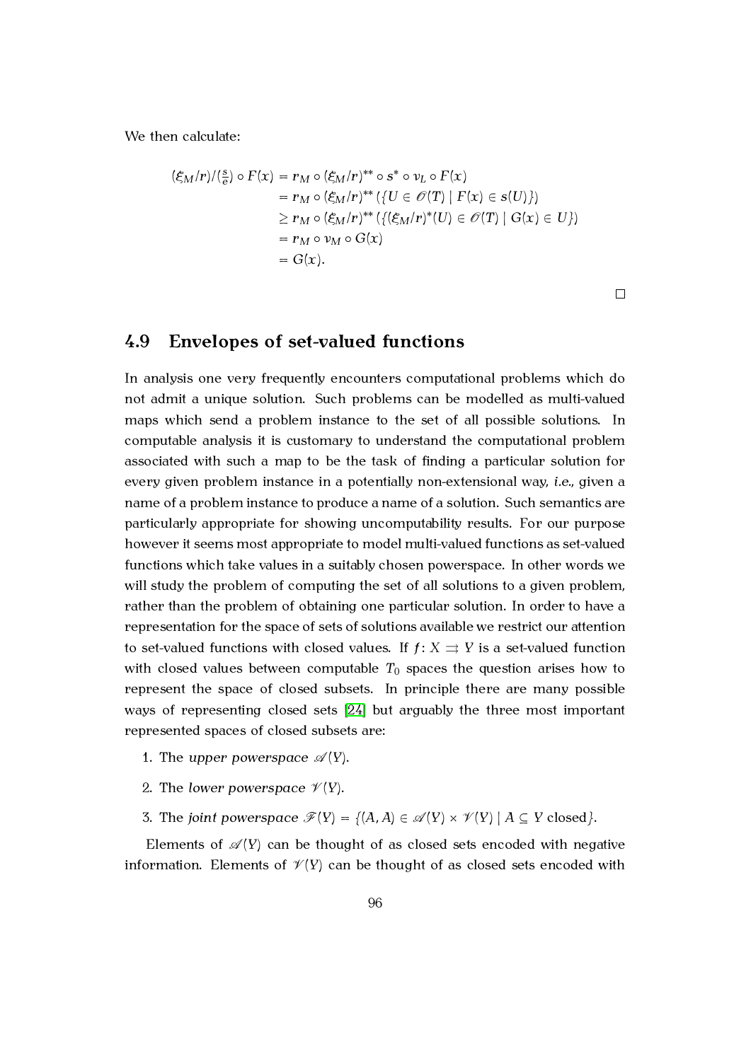We then calculate:

$$
\begin{aligned}
(\xi_M/r)/(\tfrac{s}{e}) \circ F(x) &= r_M \circ (\xi_M/r)^{**} \circ s^* \circ \nu_L \circ F(x) \\
&= r_M \circ (\xi_M/r)^{**} (\{U \in \mathscr{O}(T) \mid F(x) \in s(U)\}) \\
&\geq r_M \circ (\xi_M/r)^{**} (\{(\xi_M/r)^*(U) \in \mathscr{O}(T) \mid G(x) \in U\}) \\
&= r_M \circ \nu_M \circ G(x) \\
&= G(x).
\end{aligned}
$$

□

## 4.9 Envelopes of set-valued functions

In analysis one very frequently encounters computational problems which do not admit a unique solution. Such problems can be modelled as multi-valued maps which send a problem instance to the set of all possible solutions. In computable analysis it is customary to understand the computational problem associated with such a map to be the task of finding a particular solution for every given problem instance in a potentially non-extensional way, *i.e.*, given a name of a problem instance to produce a name of a solution. Such semantics are particularly appropriate for showing uncomputability results. For our purpose however it seems most appropriate to model multi-valued functions as set-valued functions which take values in a suitably chosen powerspace. In other words we will study the problem of computing the set of all solutions to a given problem, rather than the problem of obtaining one particular solution. In order to have a representation for the space of sets of solutions available we restrict our attention to set-valued functions with closed values. If $f \colon X \rightrightarrows Y$ is a set-valued function with closed values between computable $T_0$ spaces the question arises how to represent the space of closed subsets. In principle there are many possible ways of representing closed sets [24] but arguably the three most important represented spaces of closed subsets are:

1. The *upper powerspace* $\mathscr{A}(Y)$.
2. The *lower powerspace* $\mathscr{V}(Y)$.
3. The *joint powerspace* $\mathscr{F}(Y) = \{(A, A) \in \mathscr{A}(Y) \times \mathscr{V}(Y) \mid A \subseteq Y \text{ closed}\}$.

Elements of $\mathscr{A}(Y)$ can be thought of as closed sets encoded with negative information. Elements of $\mathscr{V}(Y)$ can be thought of as closed sets encoded with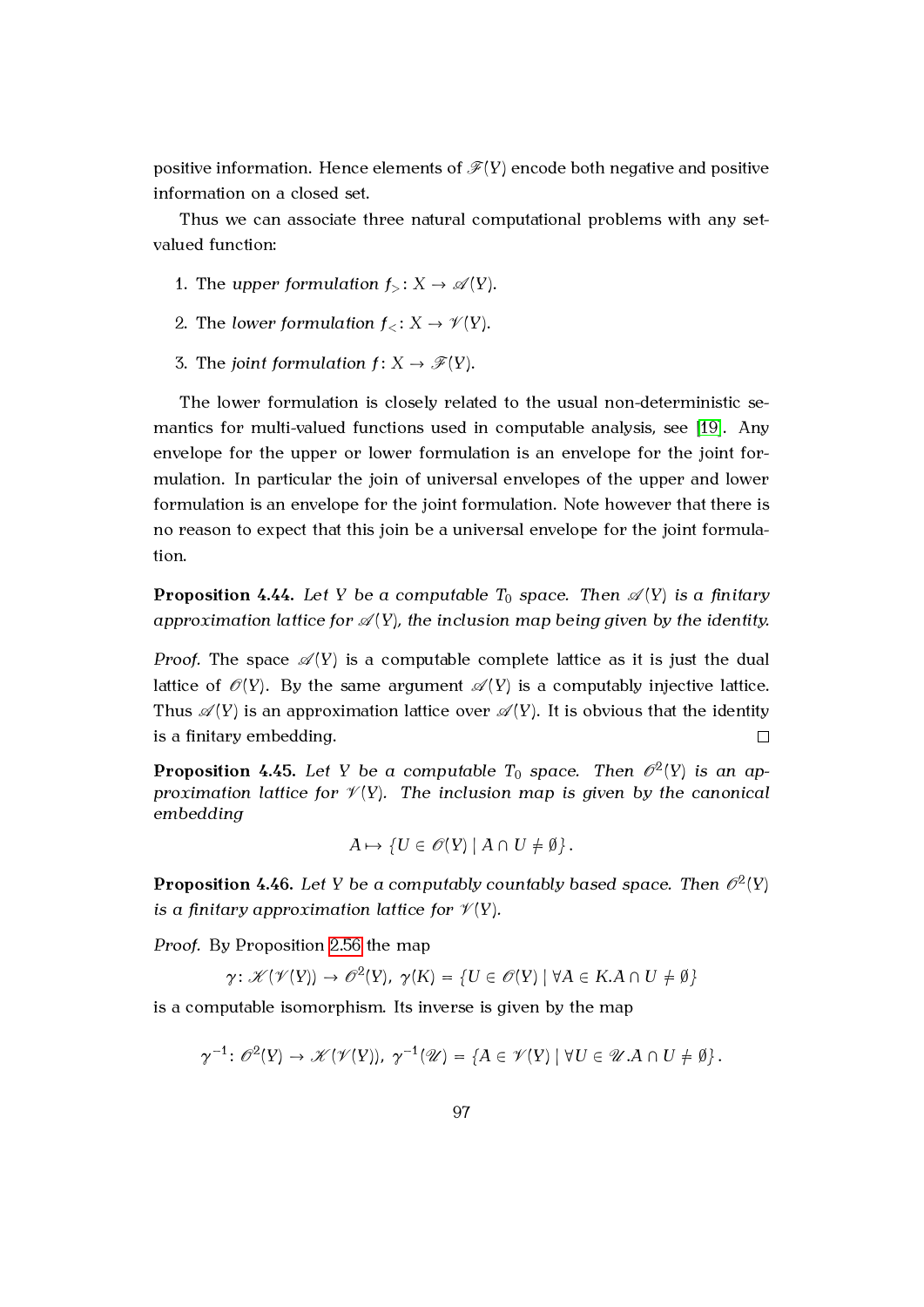positive information. Hence elements of $\mathscr{F}(Y)$ encode both negative and positive information on a closed set.

Thus we can associate three natural computational problems with any set-valued function:

1. The *upper formulation* $f_>: X \to \mathscr{A}(Y)$.
2. The *lower formulation* $f_<: X \to \mathscr{V}(Y)$.
3. The *joint formulation* $f: X \to \mathscr{F}(Y)$.

The lower formulation is closely related to the usual non-deterministic semantics for multi-valued functions used in computable analysis, see [19]. Any envelope for the upper or lower formulation is an envelope for the joint formulation. In particular the join of universal envelopes of the upper and lower formulation is an envelope for the joint formulation. Note however that there is no reason to expect that this join be a universal envelope for the joint formulation.

**Proposition 4.44.** *Let $Y$ be a computable $T_0$ space. Then $\mathscr{A}(Y)$ is a finitary approximation lattice for $\mathscr{A}(Y)$, the inclusion map being given by the identity.*

*Proof.* The space $\mathscr{A}(Y)$ is a computable complete lattice as it is just the dual lattice of $\mathscr{O}(Y)$. By the same argument $\mathscr{A}(Y)$ is a computably injective lattice. Thus $\mathscr{A}(Y)$ is an approximation lattice over $\mathscr{A}(Y)$. It is obvious that the identity is a finitary embedding. □

**Proposition 4.45.** *Let $Y$ be a computable $T_0$ space. Then $\mathscr{O}^2(Y)$ is an approximation lattice for $\mathscr{V}(Y)$. The inclusion map is given by the canonical embedding*

$$A \mapsto \{U \in \mathscr{O}(Y) \mid A \cap U \neq \emptyset\}.$$

**Proposition 4.46.** *Let $Y$ be a computably countably based space. Then $\mathscr{O}^2(Y)$ is a finitary approximation lattice for $\mathscr{V}(Y)$.*

*Proof.* By Proposition 2.56 the map

$$\gamma\colon \mathscr{K}(\mathscr{V}(Y)) \to \mathscr{O}^2(Y),\ \gamma(K) = \{U \in \mathscr{O}(Y) \mid \forall A \in K. A \cap U \neq \emptyset\}$$

is a computable isomorphism. Its inverse is given by the map

$$\gamma^{-1}\colon \mathscr{O}^2(Y) \to \mathscr{K}(\mathscr{V}(Y)),\ \gamma^{-1}(\mathscr{U}) = \{A \in \mathscr{V}(Y) \mid \forall U \in \mathscr{U}. A \cap U \neq \emptyset\}.$$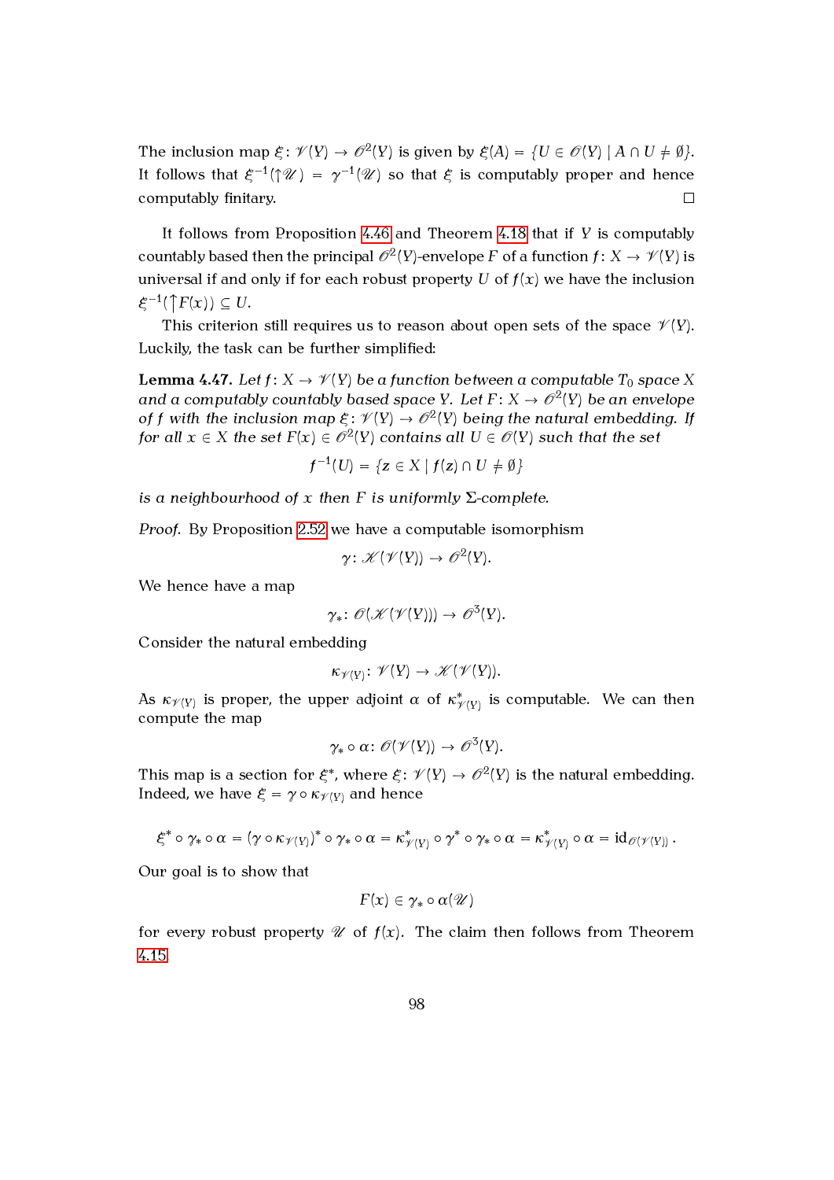The inclusion map $\xi \colon \mathscr{V}(Y) \to \mathscr{O}^2(Y)$ is given by $\xi(A) = \{U \in \mathscr{O}(Y) \mid A \cap U \neq \emptyset\}$. It follows that $\xi^{-1}(\uparrow\mathscr{U}) = \gamma^{-1}(\mathscr{U})$ so that $\xi$ is computably proper and hence computably finitary. □

It follows from Proposition 4.46 and Theorem 4.18 that if $Y$ is computably countably based then the principal $\mathscr{O}^2(Y)$-envelope $F$ of a function $f \colon X \to \mathscr{V}(Y)$ is universal if and only if for each robust property $U$ of $f(x)$ we have the inclusion $\xi^{-1}(\uparrow F(x)) \subseteq U$.

This criterion still requires us to reason about open sets of the space $\mathscr{V}(Y)$. Luckily, the task can be further simplified:

**Lemma 4.47.** *Let $f \colon X \to \mathscr{V}(Y)$ be a function between a computable $T_0$ space $X$ and a computably countably based space $Y$. Let $F \colon X \to \mathscr{O}^2(Y)$ be an envelope of $f$ with the inclusion map $\xi \colon \mathscr{V}(Y) \to \mathscr{O}^2(Y)$ being the natural embedding. If for all $x \in X$ the set $F(x) \in \mathscr{O}^2(Y)$ contains all $U \in \mathscr{O}(Y)$ such that the set*

$$f^{-1}(U) = \{z \in X \mid f(z) \cap U \neq \emptyset\}$$

*is a neighbourhood of $x$ then $F$ is uniformly $\Sigma$-complete.*

*Proof.* By Proposition 2.52 we have a computable isomorphism

$$\gamma \colon \mathscr{K}(\mathscr{V}(Y)) \to \mathscr{O}^2(Y).$$

We hence have a map

$$\gamma_* \colon \mathscr{O}(\mathscr{K}(\mathscr{V}(Y))) \to \mathscr{O}^3(Y).$$

Consider the natural embedding

$$\kappa_{\mathscr{V}(Y)} \colon \mathscr{V}(Y) \to \mathscr{K}(\mathscr{V}(Y)).$$

As $\kappa_{\mathscr{V}(Y)}$ is proper, the upper adjoint $\alpha$ of $\kappa^*_{\mathscr{V}(Y)}$ is computable. We can then compute the map

$$\gamma_* \circ \alpha \colon \mathscr{O}(\mathscr{V}(Y)) \to \mathscr{O}^3(Y).$$

This map is a section for $\xi^*$, where $\xi \colon \mathscr{V}(Y) \to \mathscr{O}^2(Y)$ is the natural embedding. Indeed, we have $\xi = \gamma \circ \kappa_{\mathscr{V}(Y)}$ and hence

$$\xi^* \circ \gamma_* \circ \alpha = (\gamma \circ \kappa_{\mathscr{V}(Y)})^* \circ \gamma_* \circ \alpha = \kappa^*_{\mathscr{V}(Y)} \circ \gamma^* \circ \gamma_* \circ \alpha = \kappa^*_{\mathscr{V}(Y)} \circ \alpha = \mathrm{id}_{\mathscr{O}(\mathscr{V}(Y))}.$$

Our goal is to show that

$$F(x) \in \gamma_* \circ \alpha(\mathscr{U})$$

for every robust property $\mathscr{U}$ of $f(x)$. The claim then follows from Theorem 4.15.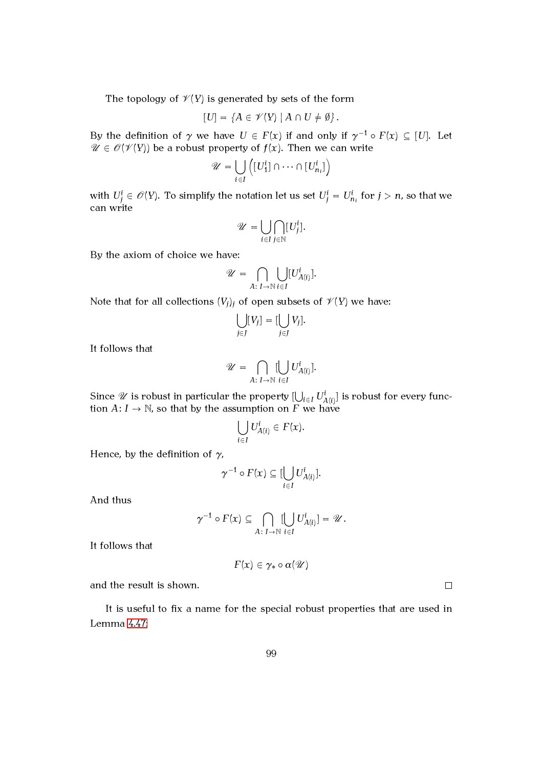The topology of $\mathcal{V}(Y)$ is generated by sets of the form

$$[U] = \{A \in \mathcal{V}(Y) \mid A \cap U \neq \emptyset\}.$$

By the definition of $\gamma$ we have $U \in F(x)$ if and only if $\gamma^{-1} \circ F(x) \subseteq [U]$. Let $\mathscr{U} \in \mathcal{O}(\mathcal{V}(Y))$ be a robust property of $f(x)$. Then we can write

$$\mathscr{U} = \bigcup_{i \in I} \left( [U_1^i] \cap \cdots \cap [U_{n_i}^i] \right)$$

with $U_j^i \in \mathcal{O}(Y)$. To simplify the notation let us set $U_j^i = U_{n_i}^i$ for $j > n$, so that we can write

$$\mathscr{U} = \bigcup_{i \in I} \bigcap_{j \in \mathbb{N}} [U_j^i].$$

By the axiom of choice we have:

$$\mathscr{U} = \bigcap_{A \colon I \to \mathbb{N}} \bigcup_{i \in I} [U_{A(i)}^i].$$

Note that for all collections $(V_j)_j$ of open subsets of $\mathcal{V}(Y)$ we have:

$$\bigcup_{j \in J} [V_j] = [\bigcup_{j \in J} V_j].$$

It follows that

$$\mathscr{U} = \bigcap_{A \colon I \to \mathbb{N}} [\bigcup_{i \in I} U_{A(i)}^i].$$

Since $\mathscr{U}$ is robust in particular the property $[\bigcup_{i \in I} U_{A(i)}^i]$ is robust for every function $A \colon I \to \mathbb{N}$, so that by the assumption on $F$ we have

$$\bigcup_{i \in I} U_{A(i)}^i \in F(x).$$

Hence, by the definition of $\gamma$,

$$\gamma^{-1} \circ F(x) \subseteq [\bigcup_{i \in I} U_{A(i)}^i].$$

And thus

$$\gamma^{-1} \circ F(x) \subseteq \bigcap_{A \colon I \to \mathbb{N}} [\bigcup_{i \in I} U_{A(i)}^i] = \mathscr{U}.$$

It follows that

$$F(x) \in \gamma_* \circ \alpha(\mathscr{U})$$

and the result is shown. □

It is useful to fix a name for the special robust properties that are used in Lemma 4.47: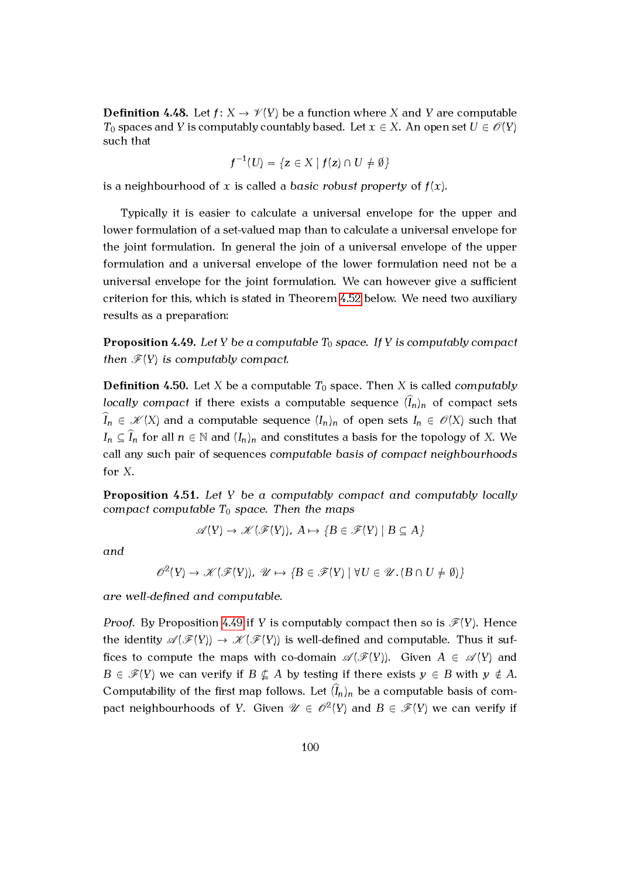**Definition 4.48.** Let $f \colon X \to \mathscr{V}(Y)$ be a function where $X$ and $Y$ are computable $T_0$ spaces and $Y$ is computably countably based. Let $x \in X$. An open set $U \in \mathscr{O}(Y)$ such that

$$f^{-1}(U) = \{z \in X \mid f(z) \cap U \neq \emptyset\}$$

is a neighbourhood of $x$ is called a *basic robust property* of $f(x)$.

Typically it is easier to calculate a universal envelope for the upper and lower formulation of a set-valued map than to calculate a universal envelope for the joint formulation. In general the join of a universal envelope of the upper formulation and a universal envelope of the lower formulation need not be a universal envelope for the joint formulation. We can however give a sufficient criterion for this, which is stated in Theorem 4.52 below. We need two auxiliary results as a preparation:

**Proposition 4.49.** *Let $Y$ be a computable $T_0$ space. If $Y$ is computably compact then $\mathscr{F}(Y)$ is computably compact.*

**Definition 4.50.** Let $X$ be a computable $T_0$ space. Then $X$ is called *computably locally compact* if there exists a computable sequence $(\widehat{I}_n)_n$ of compact sets $\widehat{I}_n \in \mathscr{K}(X)$ and a computable sequence $(I_n)_n$ of open sets $I_n \in \mathscr{O}(X)$ such that $I_n \subseteq \widehat{I}_n$ for all $n \in \mathbb{N}$ and $(I_n)_n$ and constitutes a basis for the topology of $X$. We call any such pair of sequences *computable basis of compact neighbourhoods* for $X$.

**Proposition 4.51.** *Let $Y$ be a computably compact and computably locally compact computable $T_0$ space. Then the maps*

$$\mathscr{A}(Y) \to \mathscr{K}(\mathscr{F}(Y)),\ A \mapsto \{B \in \mathscr{F}(Y) \mid B \subseteq A\}$$

*and*

$$\mathscr{O}^2(Y) \to \mathscr{K}(\mathscr{F}(Y)),\ \mathscr{U} \mapsto \{B \in \mathscr{F}(Y) \mid \forall U \in \mathscr{U}.(B \cap U \neq \emptyset)\}$$

*are well-defined and computable.*

*Proof.* By Proposition 4.49 if $Y$ is computably compact then so is $\mathscr{F}(Y)$. Hence the identity $\mathscr{A}(\mathscr{F}(Y)) \to \mathscr{K}(\mathscr{F}(Y))$ is well-defined and computable. Thus it suffices to compute the maps with co-domain $\mathscr{A}(\mathscr{F}(Y))$. Given $A \in \mathscr{A}(Y)$ and $B \in \mathscr{F}(Y)$ we can verify if $B \nsubseteq A$ by testing if there exists $y \in B$ with $y \notin A$. Computability of the first map follows. Let $(\widehat{I}_n)_n$ be a computable basis of compact neighbourhoods of $Y$. Given $\mathscr{U} \in \mathscr{O}^2(Y)$ and $B \in \mathscr{F}(Y)$ we can verify if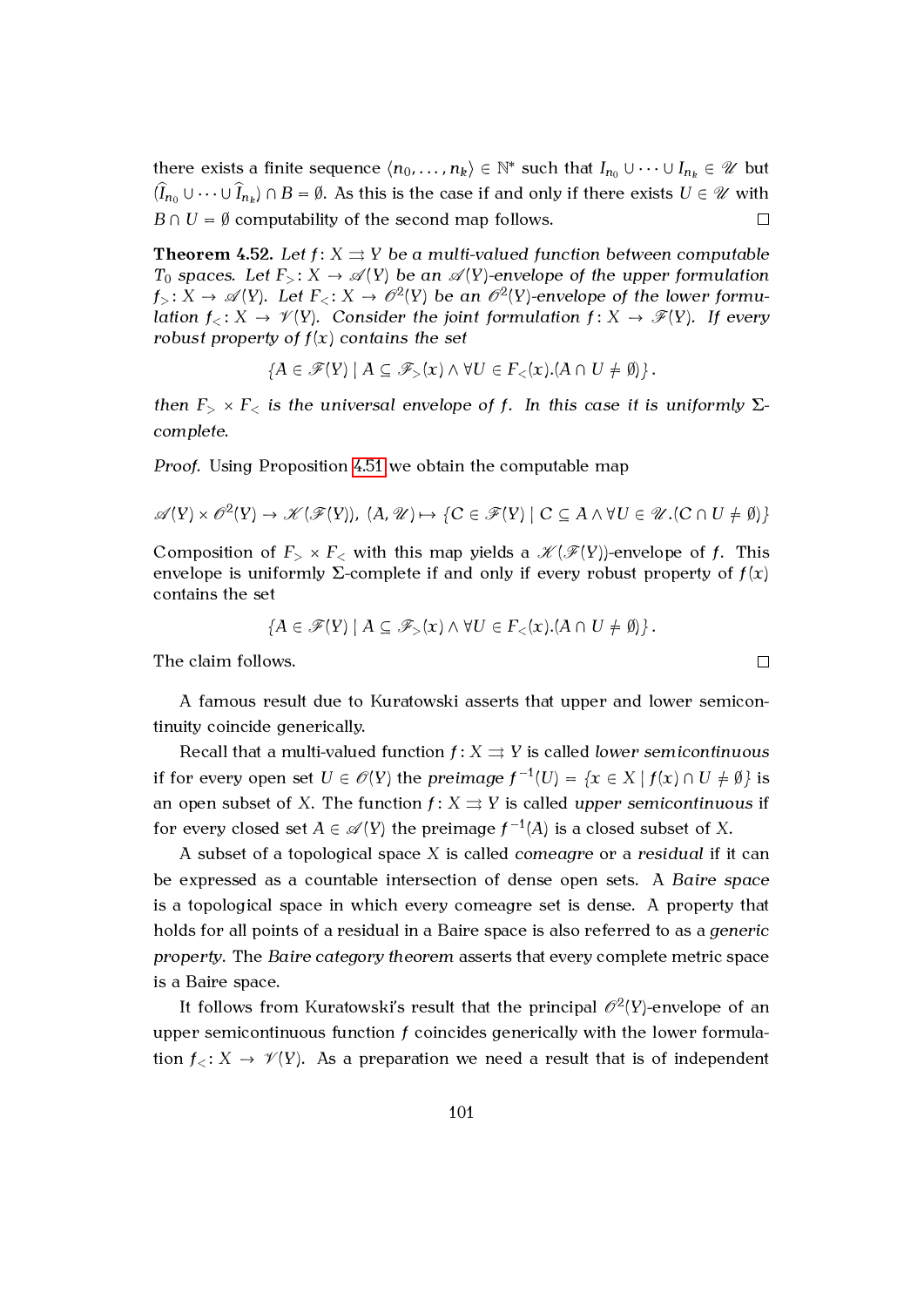there exists a finite sequence $\langle n_0, \dots, n_k \rangle \in \mathbb{N}^*$ such that $I_{n_0} \cup \dots \cup I_{n_k} \in \mathscr{U}$ but $(\widehat{I}_{n_0} \cup \dots \cup \widehat{I}_{n_k}) \cap B = \emptyset$. As this is the case if and only if there exists $U \in \mathscr{U}$ with $B \cap U = \emptyset$ computability of the second map follows. □

**Theorem 4.52.** *Let $f\colon X \rightrightarrows Y$ be a multi-valued function between computable $T_0$ spaces. Let $F_>\colon X \to \mathscr{A}(Y)$ be an $\mathscr{A}(Y)$-envelope of the upper formulation $f_>\colon X \to \mathscr{A}(Y)$. Let $F_<\colon X \to \mathscr{O}^2(Y)$ be an $\mathscr{O}^2(Y)$-envelope of the lower formulation $f_<\colon X \to \mathscr{V}(Y)$. Consider the joint formulation $f\colon X \to \mathscr{F}(Y)$. If every robust property of $f(x)$ contains the set*

$$\{A \in \mathscr{F}(Y) \mid A \subseteq \mathscr{F}_>(x) \wedge \forall U \in F_<(x).(A \cap U \neq \emptyset)\}.$$

*then $F_> \times F_<$ is the universal envelope of $f$. In this case it is uniformly $\Sigma$-complete.*

*Proof.* Using Proposition 4.51 we obtain the computable map

$$\mathscr{A}(Y) \times \mathscr{O}^2(Y) \to \mathscr{K}(\mathscr{F}(Y)),\ (A, \mathscr{U}) \mapsto \{C \in \mathscr{F}(Y) \mid C \subseteq A \wedge \forall U \in \mathscr{U}.(C \cap U \neq \emptyset)\}$$

Composition of $F_> \times F_<$ with this map yields a $\mathscr{K}(\mathscr{F}(Y))$-envelope of $f$. This envelope is uniformly $\Sigma$-complete if and only if every robust property of $f(x)$ contains the set

$$\{A \in \mathscr{F}(Y) \mid A \subseteq \mathscr{F}_>(x) \wedge \forall U \in F_<(x).(A \cap U \neq \emptyset)\}.$$

The claim follows. □

A famous result due to Kuratowski asserts that upper and lower semicontinuity coincide generically.

Recall that a multi-valued function $f\colon X \rightrightarrows Y$ is called *lower semicontinuous* if for every open set $U \in \mathscr{O}(Y)$ the *preimage* $f^{-1}(U) = \{x \in X \mid f(x) \cap U \neq \emptyset\}$ is an open subset of $X$. The function $f\colon X \rightrightarrows Y$ is called *upper semicontinuous* if for every closed set $A \in \mathscr{A}(Y)$ the preimage $f^{-1}(A)$ is a closed subset of $X$.

A subset of a topological space $X$ is called *comeagre* or a *residual* if it can be expressed as a countable intersection of dense open sets. A *Baire space* is a topological space in which every comeagre set is dense. A property that holds for all points of a residual in a Baire space is also referred to as a *generic property*. The *Baire category theorem* asserts that every complete metric space is a Baire space.

It follows from Kuratowski's result that the principal $\mathscr{O}^2(Y)$-envelope of an upper semicontinuous function $f$ coincides generically with the lower formulation $f_<\colon X \to \mathscr{V}(Y)$. As a preparation we need a result that is of independent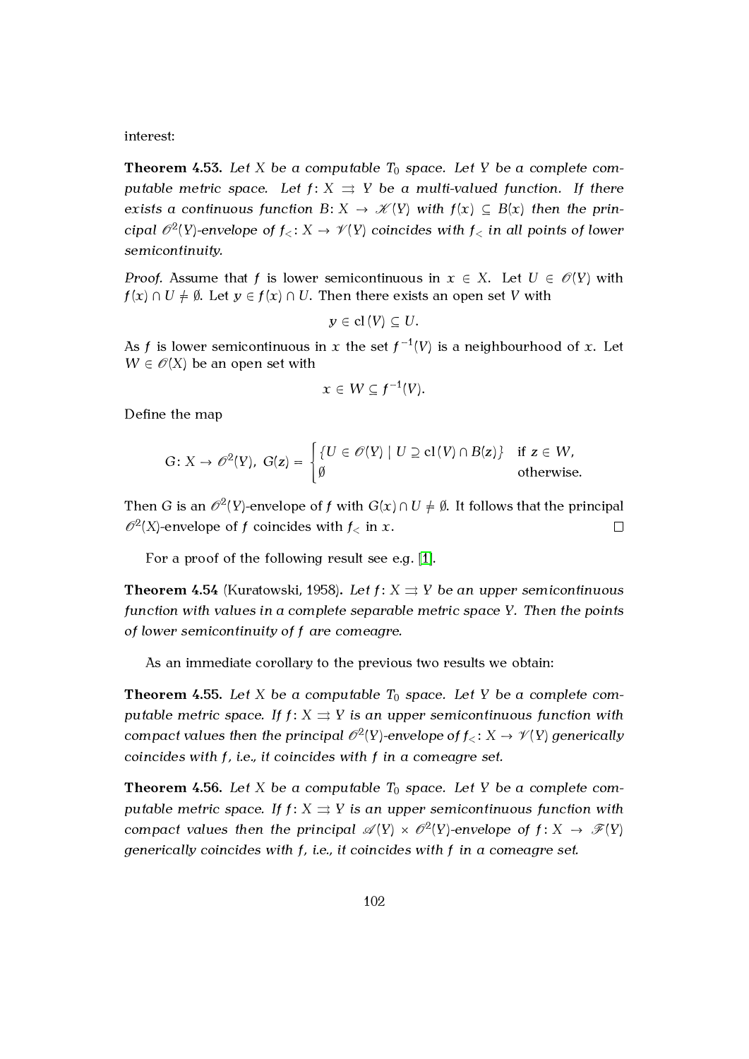interest:

**Theorem 4.53.** *Let $X$ be a computable $T_0$ space. Let $Y$ be a complete computable metric space. Let $f\colon X \rightrightarrows Y$ be a multi-valued function. If there exists a continuous function $B\colon X \to \mathscr{K}(Y)$ with $f(x) \subseteq B(x)$ then the principal $\mathscr{O}^2(Y)$-envelope of $f_<\colon X \to \mathscr{V}(Y)$ coincides with $f_<$ in all points of lower semicontinuity.*

*Proof.* Assume that $f$ is lower semicontinuous in $x \in X$. Let $U \in \mathscr{O}(Y)$ with $f(x) \cap U \neq \emptyset$. Let $y \in f(x) \cap U$. Then there exists an open set $V$ with

$$y \in \operatorname{cl}(V) \subseteq U.$$

As $f$ is lower semicontinuous in $x$ the set $f^{-1}(V)$ is a neighbourhood of $x$. Let $W \in \mathscr{O}(X)$ be an open set with

$$x \in W \subseteq f^{-1}(V).$$

Define the map

$$G\colon X \to \mathscr{O}^2(Y),\ G(z) = \begin{cases} \{U \in \mathscr{O}(Y) \mid U \supseteq \operatorname{cl}(V) \cap B(z)\} & \text{if } z \in W, \\ \emptyset & \text{otherwise.} \end{cases}$$

Then $G$ is an $\mathscr{O}^2(Y)$-envelope of $f$ with $G(x) \cap U \neq \emptyset$. It follows that the principal $\mathscr{O}^2(X)$-envelope of $f$ coincides with $f_<$ in $x$. $\square$

For a proof of the following result see e.g. [1].

**Theorem 4.54** (Kuratowski, 1958)**.** *Let $f\colon X \rightrightarrows Y$ be an upper semicontinuous function with values in a complete separable metric space $Y$. Then the points of lower semicontinuity of $f$ are comeagre.*

As an immediate corollary to the previous two results we obtain:

**Theorem 4.55.** *Let $X$ be a computable $T_0$ space. Let $Y$ be a complete computable metric space. If $f\colon X \rightrightarrows Y$ is an upper semicontinuous function with compact values then the principal $\mathscr{O}^2(Y)$-envelope of $f_<\colon X \to \mathscr{V}(Y)$ generically coincides with $f$, i.e., it coincides with $f$ in a comeagre set.*

**Theorem 4.56.** *Let $X$ be a computable $T_0$ space. Let $Y$ be a complete computable metric space. If $f\colon X \rightrightarrows Y$ is an upper semicontinuous function with compact values then the principal $\mathscr{A}(Y) \times \mathscr{O}^2(Y)$-envelope of $f\colon X \to \mathscr{F}(Y)$ generically coincides with $f$, i.e., it coincides with $f$ in a comeagre set.*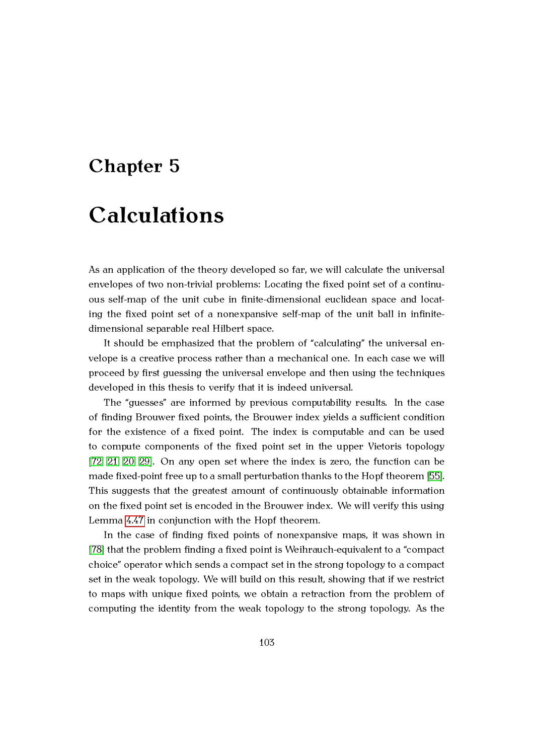# Chapter 5

# Calculations

As an application of the theory developed so far, we will calculate the universal envelopes of two non-trivial problems: Locating the fixed point set of a continuous self-map of the unit cube in finite-dimensional euclidean space and locating the fixed point set of a nonexpansive self-map of the unit ball in infinite-dimensional separable real Hilbert space.

It should be emphasized that the problem of "calculating" the universal envelope is a creative process rather than a mechanical one. In each case we will proceed by first guessing the universal envelope and then using the techniques developed in this thesis to verify that it is indeed universal.

The "guesses" are informed by previous computability results. In the case of finding Brouwer fixed points, the Brouwer index yields a sufficient condition for the existence of a fixed point. The index is computable and can be used to compute components of the fixed point set in the upper Vietoris topology [72, 21, 20, 29]. On any open set where the index is zero, the function can be made fixed-point free up to a small perturbation thanks to the Hopf theorem [55]. This suggests that the greatest amount of continuously obtainable information on the fixed point set is encoded in the Brouwer index. We will verify this using Lemma 4.47 in conjunction with the Hopf theorem.

In the case of finding fixed points of nonexpansive maps, it was shown in [78] that the problem finding a fixed point is Weihrauch-equivalent to a "compact choice" operator which sends a compact set in the strong topology to a compact set in the weak topology. We will build on this result, showing that if we restrict to maps with unique fixed points, we obtain a retraction from the problem of computing the identity from the weak topology to the strong topology. As the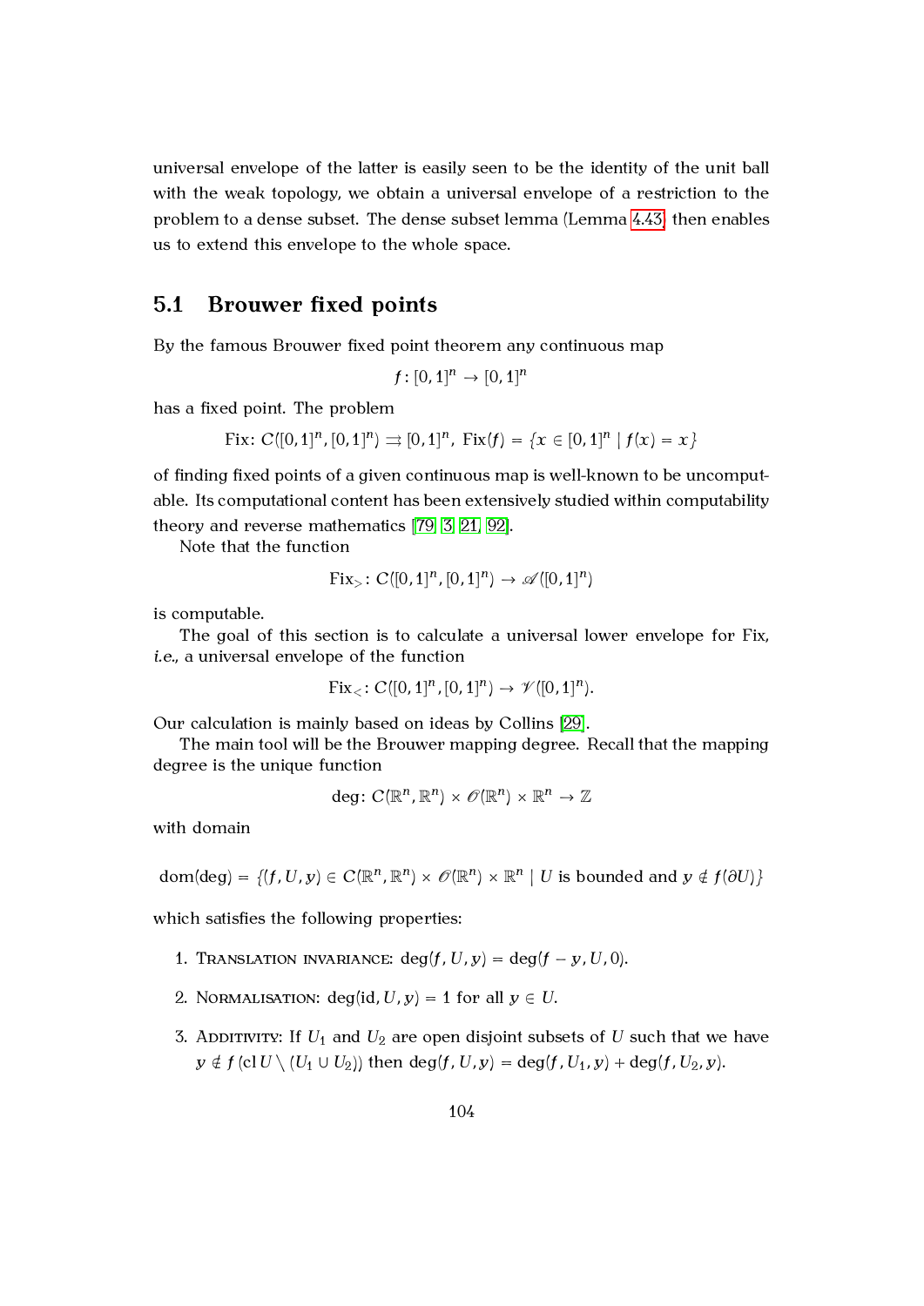universal envelope of the latter is easily seen to be the identity of the unit ball with the weak topology, we obtain a universal envelope of a restriction to the problem to a dense subset. The dense subset lemma (Lemma 4.43) then enables us to extend this envelope to the whole space.

## 5.1 Brouwer fixed points

By the famous Brouwer fixed point theorem any continuous map

$$f\colon [0,1]^n \to [0,1]^n$$

has a fixed point. The problem

$$\mathrm{Fix}\colon C([0,1]^n, [0,1]^n) \rightrightarrows [0,1]^n,\ \mathrm{Fix}(f) = \{x \in [0,1]^n \mid f(x) = x\}$$

of finding fixed points of a given continuous map is well-known to be uncomputable. Its computational content has been extensively studied within computability theory and reverse mathematics [79, 3, 21, 92].

Note that the function

$$\mathrm{Fix}_{>}\colon C([0,1]^n, [0,1]^n) \to \mathscr{A}([0,1]^n)$$

is computable.

The goal of this section is to calculate a universal lower envelope for Fix, *i.e.*, a universal envelope of the function

$$\mathrm{Fix}_{<}\colon C([0,1]^n, [0,1]^n) \to \mathscr{V}([0,1]^n).$$

Our calculation is mainly based on ideas by Collins [29].

The main tool will be the Brouwer mapping degree. Recall that the mapping degree is the unique function

$$\deg\colon C(\mathbb{R}^n, \mathbb{R}^n) \times \mathscr{O}(\mathbb{R}^n) \times \mathbb{R}^n \to \mathbb{Z}$$

with domain

$$\mathrm{dom}(\deg) = \{(f, U, y) \in C(\mathbb{R}^n, \mathbb{R}^n) \times \mathscr{O}(\mathbb{R}^n) \times \mathbb{R}^n \mid U \text{ is bounded and } y \notin f(\partial U)\}$$

which satisfies the following properties:

1. Translation invariance: $\deg(f, U, y) = \deg(f - y, U, 0)$.
2. Normalisation: $\deg(\mathrm{id}, U, y) = 1$ for all $y \in U$.
3. Additivity: If $U_1$ and $U_2$ are open disjoint subsets of $U$ such that we have $y \notin f(\mathrm{cl}\, U \setminus (U_1 \cup U_2))$ then $\deg(f, U, y) = \deg(f, U_1, y) + \deg(f, U_2, y)$.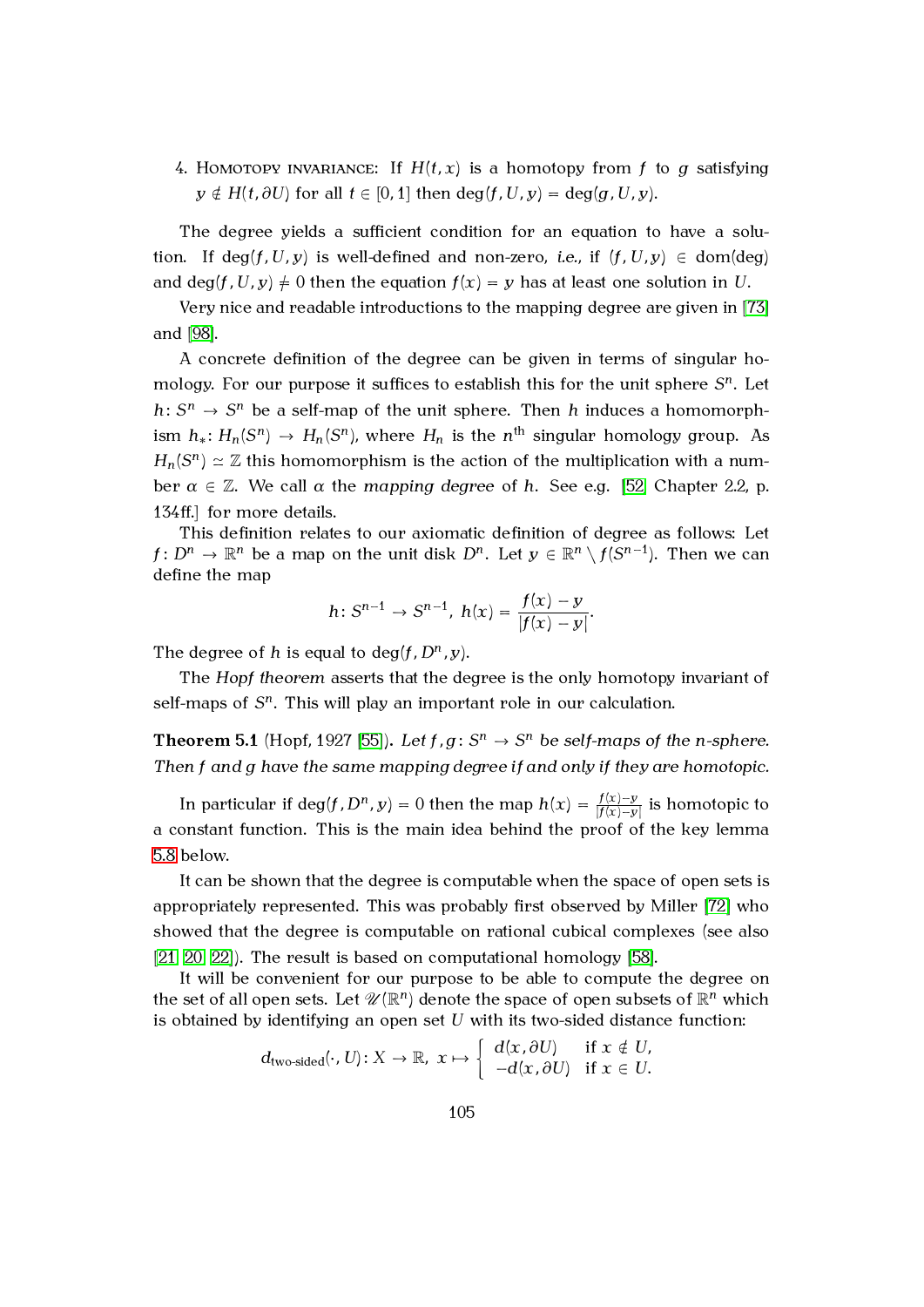4. Homotopy invariance: If $H(t, x)$ is a homotopy from $f$ to $g$ satisfying $y \notin H(t, \partial U)$ for all $t \in [0, 1]$ then $\deg(f, U, y) = \deg(g, U, y)$.

The degree yields a sufficient condition for an equation to have a solution. If $\deg(f, U, y)$ is well-defined and non-zero, *i.e.*, if $(f, U, y) \in \mathrm{dom}(\deg)$ and $\deg(f, U, y) \neq 0$ then the equation $f(x) = y$ has at least one solution in $U$.

Very nice and readable introductions to the mapping degree are given in [73] and [98].

A concrete definition of the degree can be given in terms of singular homology. For our purpose it suffices to establish this for the unit sphere $S^n$. Let $h: S^n \to S^n$ be a self-map of the unit sphere. Then $h$ induces a homomorphism $h_*: H_n(S^n) \to H_n(S^n)$, where $H_n$ is the $n^{\text{th}}$ singular homology group. As $H_n(S^n) \simeq \mathbb{Z}$ this homomorphism is the action of the multiplication with a number $\alpha \in \mathbb{Z}$. We call $\alpha$ the *mapping degree* of $h$. See e.g. [52, Chapter 2.2, p. 134ff.] for more details.

This definition relates to our axiomatic definition of degree as follows: Let $f: D^n \to \mathbb{R}^n$ be a map on the unit disk $D^n$. Let $y \in \mathbb{R}^n \setminus f(S^{n-1})$. Then we can define the map

$$h: S^{n-1} \to S^{n-1},\ h(x) = \frac{f(x) - y}{|f(x) - y|}.$$

The degree of $h$ is equal to $\deg(f, D^n, y)$.

The *Hopf theorem* asserts that the degree is the only homotopy invariant of self-maps of $S^n$. This will play an important role in our calculation.

**Theorem 5.1** (Hopf, 1927 [55]). *Let $f, g: S^n \to S^n$ be self-maps of the n-sphere. Then $f$ and $g$ have the same mapping degree if and only if they are homotopic.*

In particular if $\deg(f, D^n, y) = 0$ then the map $h(x) = \frac{f(x)-y}{|f(x)-y|}$ is homotopic to a constant function. This is the main idea behind the proof of the key lemma 5.8 below.

It can be shown that the degree is computable when the space of open sets is appropriately represented. This was probably first observed by Miller [72] who showed that the degree is computable on rational cubical complexes (see also [21, 20, 22]). The result is based on computational homology [58].

It will be convenient for our purpose to be able to compute the degree on the set of all open sets. Let $\mathscr{U}(\mathbb{R}^n)$ denote the space of open subsets of $\mathbb{R}^n$ which is obtained by identifying an open set $U$ with its two-sided distance function:

$$d_{\text{two-sided}}(\cdot, U): X \to \mathbb{R},\ x \mapsto \begin{cases} d(x, \partial U) & \text{if } x \notin U, \\ -d(x, \partial U) & \text{if } x \in U. \end{cases}$$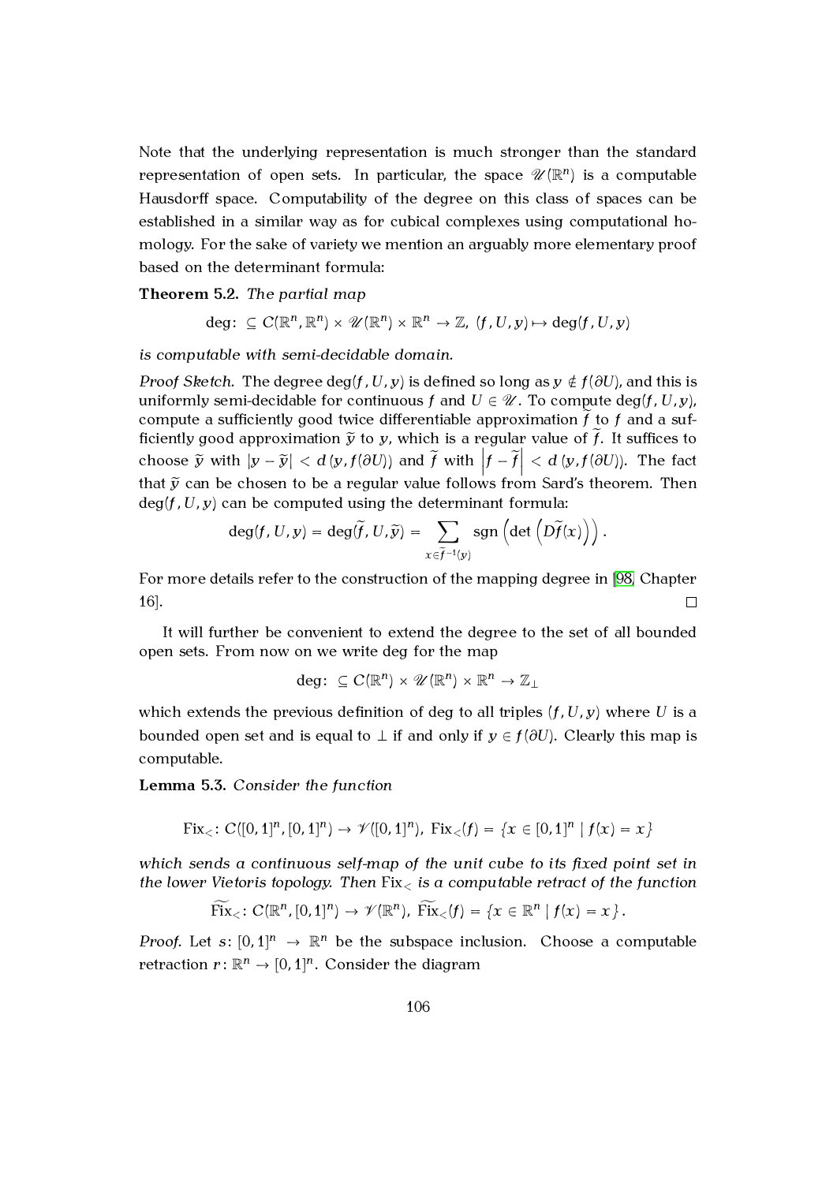Note that the underlying representation is much stronger than the standard representation of open sets. In particular, the space $\mathscr{U}(\mathbb{R}^n)$ is a computable Hausdorff space. Computability of the degree on this class of spaces can be established in a similar way as for cubical complexes using computational homology. For the sake of variety we mention an arguably more elementary proof based on the determinant formula:

**Theorem 5.2.** *The partial map*

$$\deg\colon \subseteq C(\mathbb{R}^n, \mathbb{R}^n) \times \mathscr{U}(\mathbb{R}^n) \times \mathbb{R}^n \to \mathbb{Z},\ (f, U, y) \mapsto \deg(f, U, y)$$

*is computable with semi-decidable domain.*

*Proof Sketch.* The degree $\deg(f, U, y)$ is defined so long as $y \notin f(\partial U)$, and this is uniformly semi-decidable for continuous $f$ and $U \in \mathscr{U}$. To compute $\deg(f, U, y)$, compute a sufficiently good twice differentiable approximation $\widetilde{f}$ to $f$ and a sufficiently good approximation $\widetilde{y}$ to $y$, which is a regular value of $\widetilde{f}$. It suffices to choose $\widetilde{y}$ with $|y - \widetilde{y}| < d(y, f(\partial U))$ and $\widetilde{f}$ with $\left|f - \widetilde{f}\right| < d(y, f(\partial U))$. The fact that $\widetilde{y}$ can be chosen to be a regular value follows from Sard's theorem. Then $\deg(f, U, y)$ can be computed using the determinant formula:

$$\deg(f, U, y) = \deg(\widetilde{f}, U, \widetilde{y}) = \sum_{x \in \widetilde{f}^{-1}(y)} \operatorname{sgn}\left(\det\left(D\widetilde{f}(x)\right)\right).$$

For more details refer to the construction of the mapping degree in [98, Chapter 16]. $\square$

It will further be convenient to extend the degree to the set of all bounded open sets. From now on we write deg for the map

$$\deg\colon \subseteq C(\mathbb{R}^n) \times \mathscr{U}(\mathbb{R}^n) \times \mathbb{R}^n \to \mathbb{Z}_\perp$$

which extends the previous definition of deg to all triples $(f, U, y)$ where $U$ is a bounded open set and is equal to $\perp$ if and only if $y \in f(\partial U)$. Clearly this map is computable.

**Lemma 5.3.** *Consider the function*

$$\mathrm{Fix}_<\colon C([0,1]^n, [0,1]^n) \to \mathscr{V}([0,1]^n),\ \mathrm{Fix}_<(f) = \{x \in [0,1]^n \mid f(x) = x\}$$

*which sends a continuous self-map of the unit cube to its fixed point set in the lower Vietoris topology. Then* $\mathrm{Fix}_<$ *is a computable retract of the function*

$$\widetilde{\mathrm{Fix}}_<\colon C(\mathbb{R}^n, [0,1]^n) \to \mathscr{V}(\mathbb{R}^n),\ \widetilde{\mathrm{Fix}}_<(f) = \{x \in \mathbb{R}^n \mid f(x) = x\}.$$

*Proof.* Let $s\colon [0,1]^n \to \mathbb{R}^n$ be the subspace inclusion. Choose a computable retraction $r\colon \mathbb{R}^n \to [0,1]^n$. Consider the diagram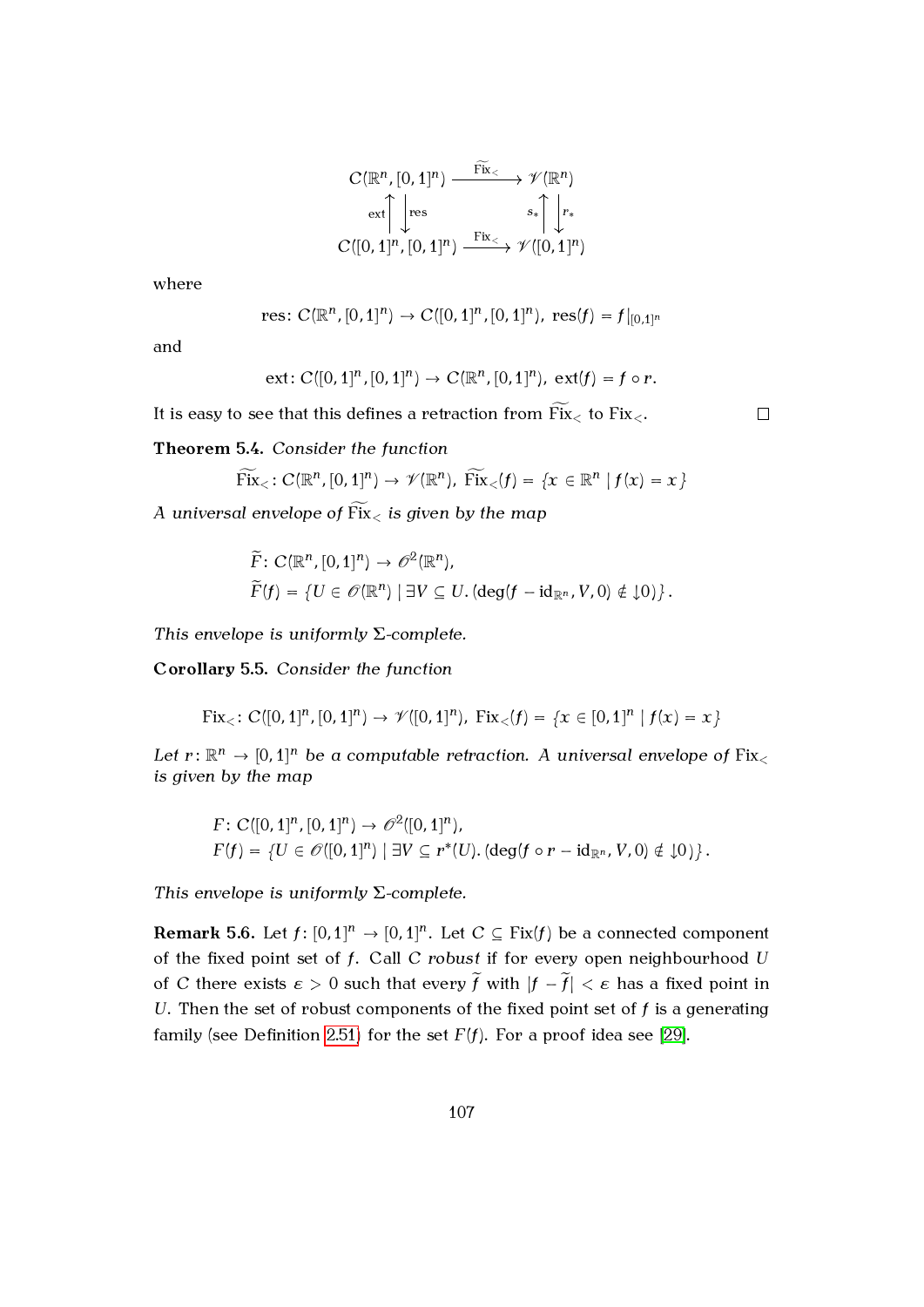$$
\begin{array}{ccc}
C(\mathbb{R}^n, [0,1]^n) & \xrightarrow{\widetilde{\mathrm{Fix}}_<} & \mathscr{V}(\mathbb{R}^n) \\
\mathrm{ext} \uparrow \downarrow \mathrm{res} & & s_* \uparrow \downarrow r_* \\
C([0,1]^n, [0,1]^n) & \xrightarrow{\mathrm{Fix}_<} & \mathscr{V}([0,1]^n)
\end{array}
$$

where

$$\mathrm{res}\colon C(\mathbb{R}^n, [0,1]^n) \to C([0,1]^n, [0,1]^n),\ \mathrm{res}(f) = f|_{[0,1]^n}$$

and

$$\mathrm{ext}\colon C([0,1]^n, [0,1]^n) \to C(\mathbb{R}^n, [0,1]^n),\ \mathrm{ext}(f) = f \circ r.$$

It is easy to see that this defines a retraction from $\widetilde{\mathrm{Fix}}_<$ to $\mathrm{Fix}_<$. □

**Theorem 5.4.** *Consider the function*

$$\widetilde{\mathrm{Fix}}_<\colon C(\mathbb{R}^n, [0,1]^n) \to \mathscr{V}(\mathbb{R}^n),\ \widetilde{\mathrm{Fix}}_<(f) = \{x \in \mathbb{R}^n \mid f(x) = x\}$$

*A universal envelope of* $\widetilde{\mathrm{Fix}}_<$ *is given by the map*

$$
\begin{aligned}
&\widetilde{F}\colon C(\mathbb{R}^n, [0,1]^n) \to \mathscr{O}^2(\mathbb{R}^n),\\
&\widetilde{F}(f) = \{U \in \mathscr{O}(\mathbb{R}^n) \mid \exists V \subseteq U. (\deg(f - \mathrm{id}_{\mathbb{R}^n}, V, 0) \notin \downarrow 0)\}.
\end{aligned}
$$

*This envelope is uniformly* $\Sigma$*-complete.*

**Corollary 5.5.** *Consider the function*

$$\mathrm{Fix}_<\colon C([0,1]^n, [0,1]^n) \to \mathscr{V}([0,1]^n),\ \mathrm{Fix}_<(f) = \{x \in [0,1]^n \mid f(x) = x\}$$

*Let* $r\colon \mathbb{R}^n \to [0,1]^n$ *be a computable retraction. A universal envelope of* $\mathrm{Fix}_<$ *is given by the map*

$$
\begin{aligned}
&F\colon C([0,1]^n, [0,1]^n) \to \mathscr{O}^2([0,1]^n),\\
&F(f) = \{U \in \mathscr{O}([0,1]^n) \mid \exists V \subseteq r^*(U). (\deg(f \circ r - \mathrm{id}_{\mathbb{R}^n}, V, 0) \notin \downarrow 0)\}.
\end{aligned}
$$

*This envelope is uniformly* $\Sigma$*-complete.*

**Remark 5.6.** Let $f\colon [0,1]^n \to [0,1]^n$. Let $C \subseteq \mathrm{Fix}(f)$ be a connected component of the fixed point set of $f$. Call $C$ *robust* if for every open neighbourhood $U$ of $C$ there exists $\varepsilon > 0$ such that every $\widetilde{f}$ with $|f - \widetilde{f}| < \varepsilon$ has a fixed point in $U$. Then the set of robust components of the fixed point set of $f$ is a generating family (see Definition 2.51) for the set $F(f)$. For a proof idea see [29].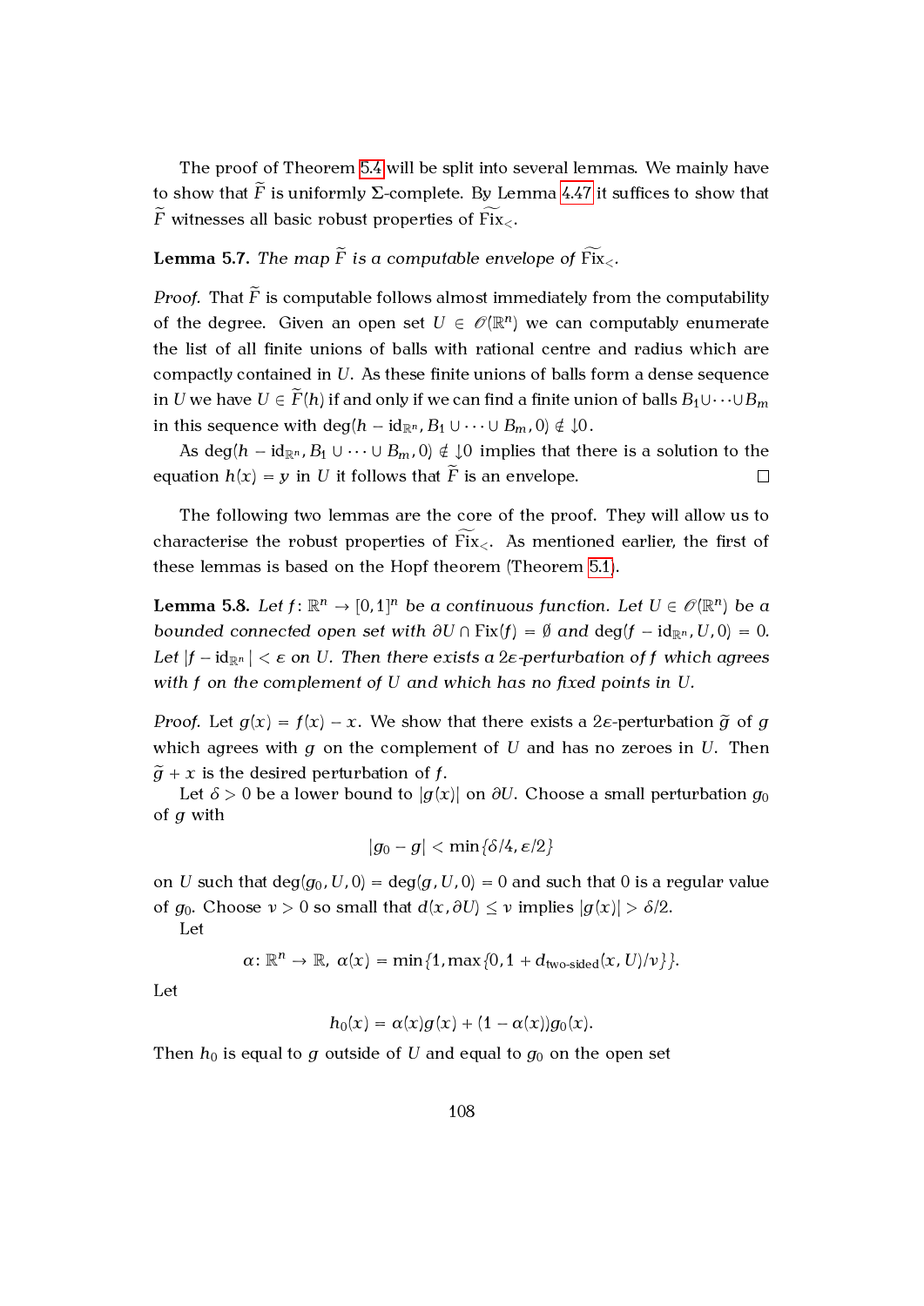The proof of Theorem 5.4 will be split into several lemmas. We mainly have to show that $\widetilde{F}$ is uniformly $\Sigma$-complete. By Lemma 4.47 it suffices to show that $\widetilde{F}$ witnesses all basic robust properties of $\widetilde{\mathrm{Fix}_<}$.

**Lemma 5.7.** *The map $\widetilde{F}$ is a computable envelope of $\widetilde{\mathrm{Fix}_<}$.*

*Proof.* That $\widetilde{F}$ is computable follows almost immediately from the computability of the degree. Given an open set $U \in \mathscr{O}(\mathbb{R}^n)$ we can computably enumerate the list of all finite unions of balls with rational centre and radius which are compactly contained in $U$. As these finite unions of balls form a dense sequence in $U$ we have $U \in \widetilde{F}(h)$ if and only if we can find a finite union of balls $B_1 \cup \dots \cup B_m$ in this sequence with $\deg(h - \mathrm{id}_{\mathbb{R}^n}, B_1 \cup \dots \cup B_m, 0) \notin \downarrow 0$.

As $\deg(h - \mathrm{id}_{\mathbb{R}^n}, B_1 \cup \dots \cup B_m, 0) \notin \downarrow 0$ implies that there is a solution to the equation $h(x) = y$ in $U$ it follows that $\widetilde{F}$ is an envelope. $\square$

The following two lemmas are the core of the proof. They will allow us to characterise the robust properties of $\widetilde{\mathrm{Fix}_<}$. As mentioned earlier, the first of these lemmas is based on the Hopf theorem (Theorem 5.1).

**Lemma 5.8.** *Let $f \colon \mathbb{R}^n \to [0,1]^n$ be a continuous function. Let $U \in \mathscr{O}(\mathbb{R}^n)$ be a bounded connected open set with $\partial U \cap \mathrm{Fix}(f) = \emptyset$ and $\deg(f - \mathrm{id}_{\mathbb{R}^n}, U, 0) = 0$. Let $|f - \mathrm{id}_{\mathbb{R}^n}| < \varepsilon$ on $U$. Then there exists a $2\varepsilon$-perturbation of $f$ which agrees with $f$ on the complement of $U$ and which has no fixed points in $U$.*

*Proof.* Let $g(x) = f(x) - x$. We show that there exists a $2\varepsilon$-perturbation $\widetilde{g}$ of $g$ which agrees with $g$ on the complement of $U$ and has no zeroes in $U$. Then $\widetilde{g} + x$ is the desired perturbation of $f$.

Let $\delta > 0$ be a lower bound to $|g(x)|$ on $\partial U$. Choose a small perturbation $g_0$ of $g$ with

$$|g_0 - g| < \min\{\delta/4, \varepsilon/2\}$$

on $U$ such that $\deg(g_0, U, 0) = \deg(g, U, 0) = 0$ and such that 0 is a regular value of $g_0$. Choose $\nu > 0$ so small that $d(x, \partial U) \leq \nu$ implies $|g(x)| > \delta/2$.

Let

$$\alpha \colon \mathbb{R}^n \to \mathbb{R},\ \alpha(x) = \min\{1, \max\{0, 1 + d_{\text{two-sided}}(x, U)/\nu\}\}.$$

Let

$$h_0(x) = \alpha(x)g(x) + (1 - \alpha(x))g_0(x).$$

Then $h_0$ is equal to $g$ outside of $U$ and equal to $g_0$ on the open set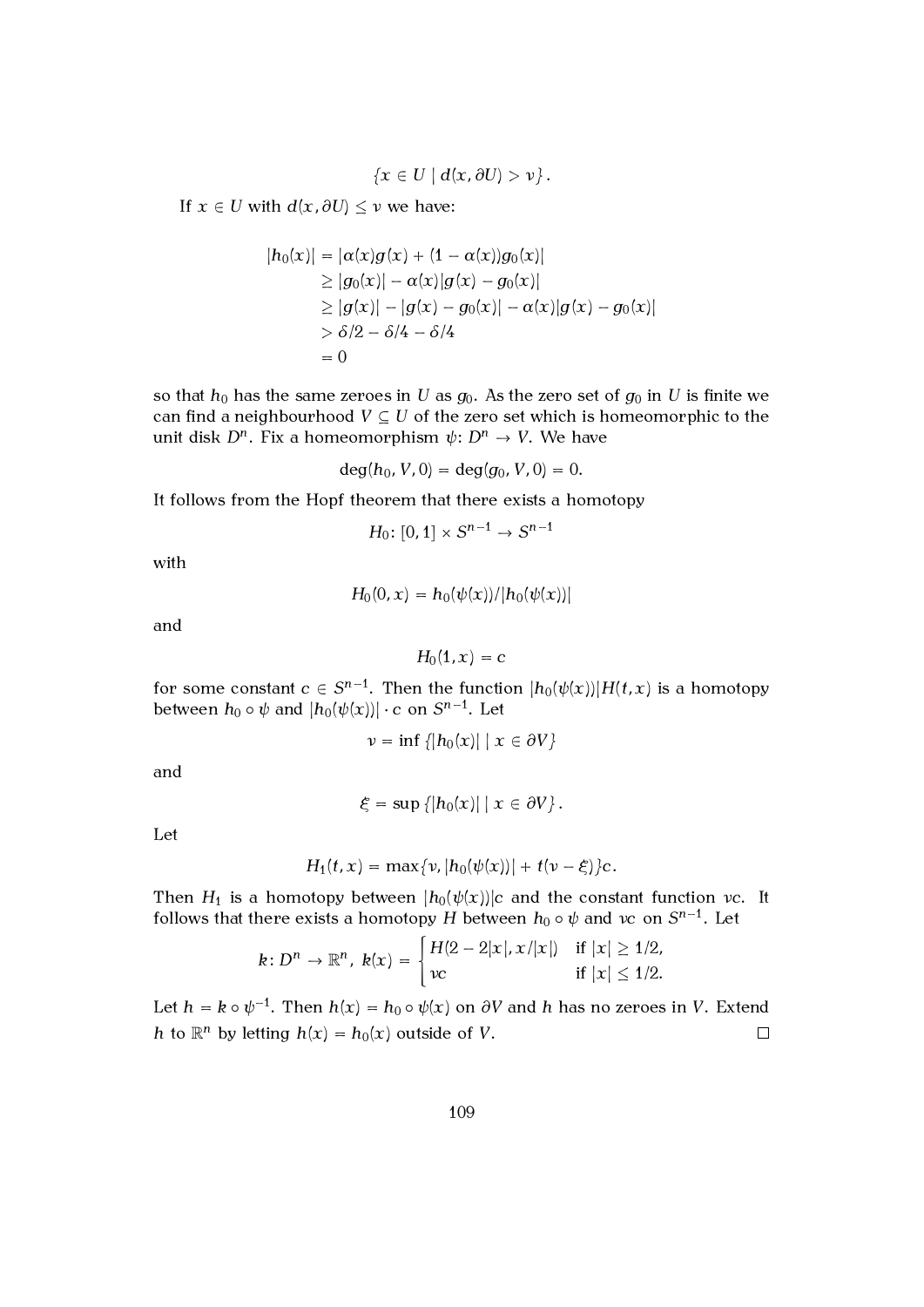$$\{x \in U \mid d(x, \partial U) > \nu\}.$$

If $x \in U$ with $d(x, \partial U) \leq \nu$ we have:

$$\begin{aligned}
|h_0(x)| &= |\alpha(x)g(x) + (1 - \alpha(x))g_0(x)| \\
&\geq |g_0(x)| - \alpha(x)|g(x) - g_0(x)| \\
&\geq |g(x)| - |g(x) - g_0(x)| - \alpha(x)|g(x) - g_0(x)| \\
&> \delta/2 - \delta/4 - \delta/4 \\
&= 0
\end{aligned}$$

so that $h_0$ has the same zeroes in $U$ as $g_0$. As the zero set of $g_0$ in $U$ is finite we can find a neighbourhood $V \subseteq U$ of the zero set which is homeomorphic to the unit disk $D^n$. Fix a homeomorphism $\psi \colon D^n \to V$. We have

$$\deg(h_0, V, 0) = \deg(g_0, V, 0) = 0.$$

It follows from the Hopf theorem that there exists a homotopy

$$H_0 \colon [0, 1] \times S^{n-1} \to S^{n-1}$$

with

$$H_0(0, x) = h_0(\psi(x))/|h_0(\psi(x))|$$

and

$$H_0(1, x) = c$$

for some constant $c \in S^{n-1}$. Then the function $|h_0(\psi(x))|H(t, x)$ is a homotopy between $h_0 \circ \psi$ and $|h_0(\psi(x))| \cdot c$ on $S^{n-1}$. Let

$$\nu = \inf \{|h_0(x)| \mid x \in \partial V\}$$

and

$$\xi = \sup \{|h_0(x)| \mid x \in \partial V\}.$$

Let

$$H_1(t, x) = \max\{\nu, |h_0(\psi(x))| + t(\nu - \xi)\}c.$$

Then $H_1$ is a homotopy between $|h_0(\psi(x))|c$ and the constant function $\nu c$. It follows that there exists a homotopy $H$ between $h_0 \circ \psi$ and $\nu c$ on $S^{n-1}$. Let

$$k \colon D^n \to \mathbb{R}^n, \; k(x) = \begin{cases} H(2 - 2|x|, x/|x|) & \text{if } |x| \geq 1/2, \\ \nu c & \text{if } |x| \leq 1/2. \end{cases}$$

Let $h = k \circ \psi^{-1}$. Then $h(x) = h_0 \circ \psi(x)$ on $\partial V$ and $h$ has no zeroes in $V$. Extend $h$ to $\mathbb{R}^n$ by letting $h(x) = h_0(x)$ outside of $V$. $\square$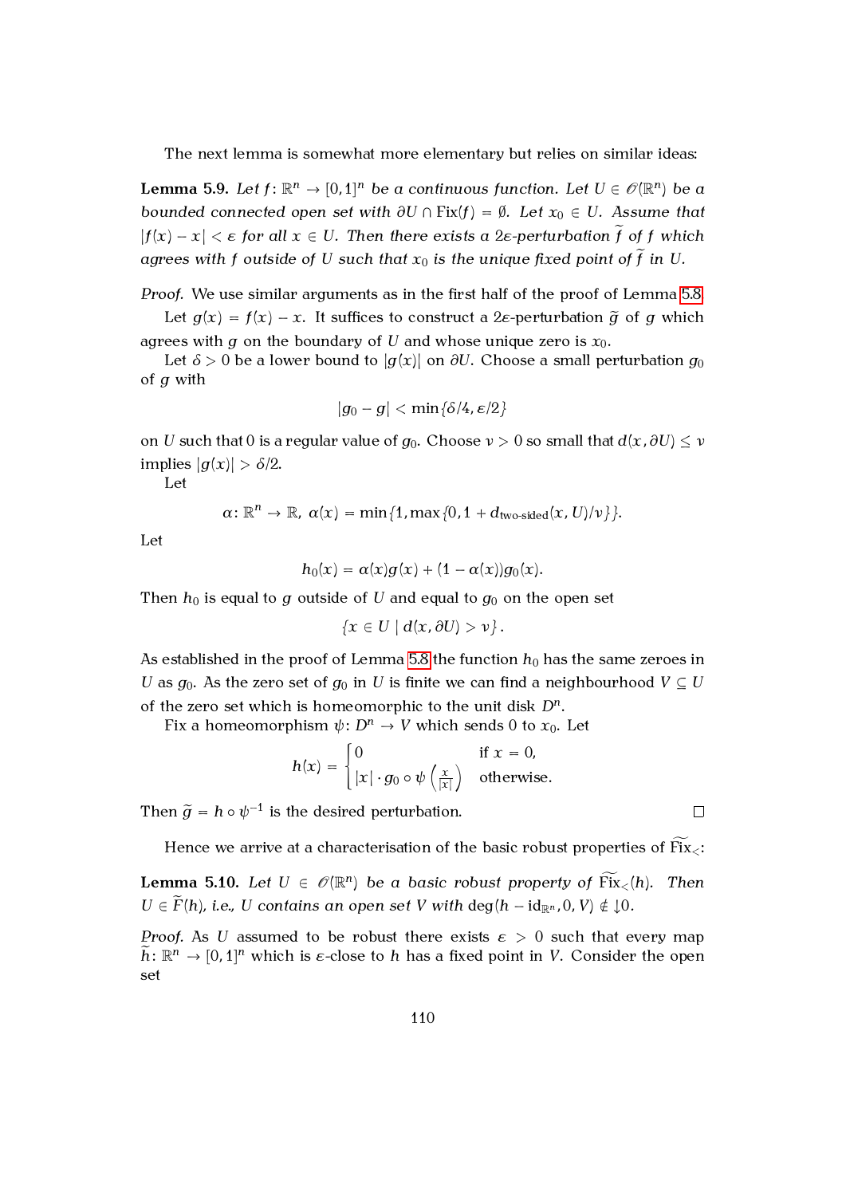The next lemma is somewhat more elementary but relies on similar ideas:

**Lemma 5.9.** *Let $f\colon \mathbb{R}^n \to [0,1]^n$ be a continuous function. Let $U \in \mathscr{O}(\mathbb{R}^n)$ be a bounded connected open set with $\partial U \cap \operatorname{Fix}(f) = \emptyset$. Let $x_0 \in U$. Assume that $|f(x) - x| < \varepsilon$ for all $x \in U$. Then there exists a $2\varepsilon$-perturbation $\widetilde{f}$ of $f$ which agrees with $f$ outside of $U$ such that $x_0$ is the unique fixed point of $\widetilde{f}$ in $U$.*

*Proof.* We use similar arguments as in the first half of the proof of Lemma 5.8.

Let $g(x) = f(x) - x$. It suffices to construct a $2\varepsilon$-perturbation $\widetilde{g}$ of $g$ which agrees with $g$ on the boundary of $U$ and whose unique zero is $x_0$.

Let $\delta > 0$ be a lower bound to $|g(x)|$ on $\partial U$. Choose a small perturbation $g_0$ of $g$ with

$$|g_0 - g| < \min\{\delta/4, \varepsilon/2\}$$

on $U$ such that 0 is a regular value of $g_0$. Choose $\nu > 0$ so small that $d(x, \partial U) \leq \nu$ implies $|g(x)| > \delta/2$.

Let

$$\alpha\colon \mathbb{R}^n \to \mathbb{R},\ \alpha(x) = \min\{1, \max\{0, 1 + d_{\text{two-sided}}(x, U)/\nu\}\}.$$

Let

$$h_0(x) = \alpha(x)g(x) + (1 - \alpha(x))g_0(x).$$

Then $h_0$ is equal to $g$ outside of $U$ and equal to $g_0$ on the open set

$$\{x \in U \mid d(x, \partial U) > \nu\}.$$

As established in the proof of Lemma 5.8 the function $h_0$ has the same zeroes in $U$ as $g_0$. As the zero set of $g_0$ in $U$ is finite we can find a neighbourhood $V \subseteq U$ of the zero set which is homeomorphic to the unit disk $D^n$.

Fix a homeomorphism $\psi\colon D^n \to V$ which sends 0 to $x_0$. Let

$$h(x) = \begin{cases} 0 & \text{if } x = 0, \\ |x| \cdot g_0 \circ \psi\left(\frac{x}{|x|}\right) & \text{otherwise.} \end{cases}$$

Then $\widetilde{g} = h \circ \psi^{-1}$ is the desired perturbation. □

Hence we arrive at a characterisation of the basic robust properties of $\widetilde{\operatorname{Fix}}_<$:

**Lemma 5.10.** *Let $U \in \mathscr{O}(\mathbb{R}^n)$ be a basic robust property of $\widetilde{\operatorname{Fix}}_<(h)$. Then $U \in \widetilde{F}(h)$, i.e., $U$ contains an open set $V$ with $\deg(h - \operatorname{id}_{\mathbb{R}^n}, 0, V) \notin \downarrow 0$.*

*Proof.* As $U$ assumed to be robust there exists $\varepsilon > 0$ such that every map $\widetilde{h}\colon \mathbb{R}^n \to [0,1]^n$ which is $\varepsilon$-close to $h$ has a fixed point in $V$. Consider the open set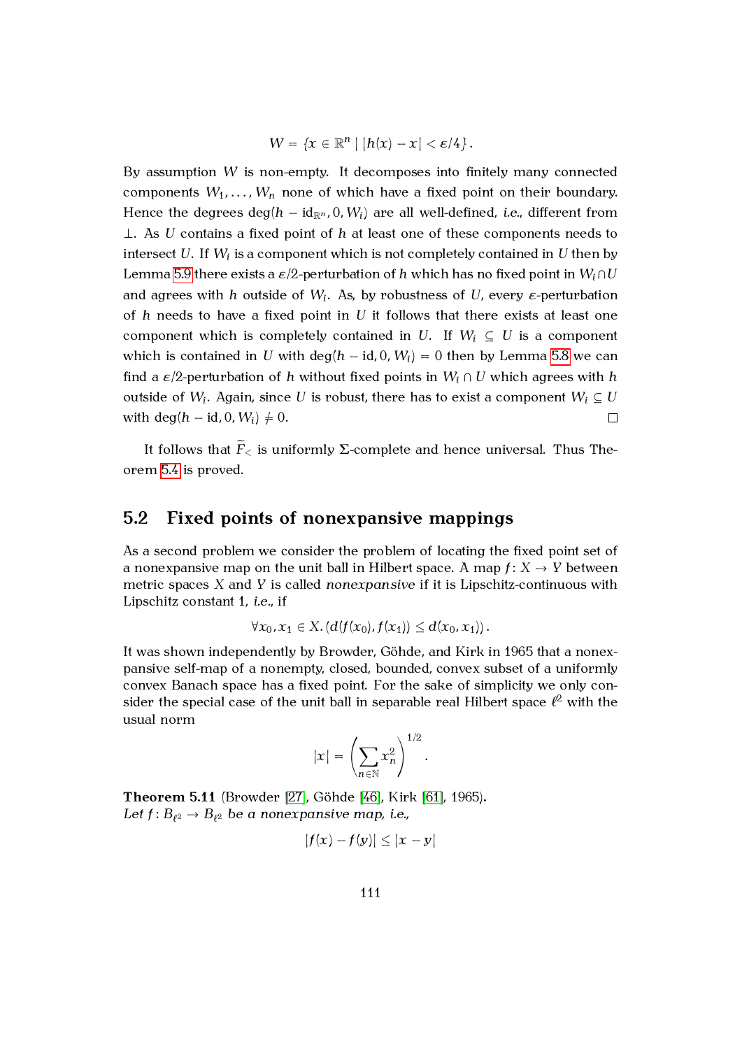$$W = \{x \in \mathbb{R}^n \mid |h(x) - x| < \varepsilon/4\}.$$

By assumption $W$ is non-empty. It decomposes into finitely many connected components $W_1, \ldots, W_n$ none of which have a fixed point on their boundary. Hence the degrees $\deg(h - \mathrm{id}_{\mathbb{R}^n}, 0, W_i)$ are all well-defined, *i.e.*, different from $\perp$. As $U$ contains a fixed point of $h$ at least one of these components needs to intersect $U$. If $W_i$ is a component which is not completely contained in $U$ then by Lemma 5.9 there exists a $\varepsilon/2$-perturbation of $h$ which has no fixed point in $W_i \cap U$ and agrees with $h$ outside of $W_i$. As, by robustness of $U$, every $\varepsilon$-perturbation of $h$ needs to have a fixed point in $U$ it follows that there exists at least one component which is completely contained in $U$. If $W_i \subseteq U$ is a component which is contained in $U$ with $\deg(h - \mathrm{id}, 0, W_i) = 0$ then by Lemma 5.8 we can find a $\varepsilon/2$-perturbation of $h$ without fixed points in $W_i \cap U$ which agrees with $h$ outside of $W_i$. Again, since $U$ is robust, there has to exist a component $W_i \subseteq U$ with $\deg(h - \mathrm{id}, 0, W_i) \neq 0$. □

It follows that $\widetilde{F}_<$ is uniformly $\Sigma$-complete and hence universal. Thus Theorem 5.4 is proved.

## 5.2 Fixed points of nonexpansive mappings

As a second problem we consider the problem of locating the fixed point set of a nonexpansive map on the unit ball in Hilbert space. A map $f\colon X \to Y$ between metric spaces $X$ and $Y$ is called *nonexpansive* if it is Lipschitz-continuous with Lipschitz constant 1, *i.e.*, if

$$\forall x_0, x_1 \in X. (d(f(x_0), f(x_1)) \leq d(x_0, x_1)).$$

It was shown independently by Browder, Göhde, and Kirk in 1965 that a nonexpansive self-map of a nonempty, closed, bounded, convex subset of a uniformly convex Banach space has a fixed point. For the sake of simplicity we only consider the special case of the unit ball in separable real Hilbert space $\ell^2$ with the usual norm

$$|x| = \left( \sum_{n \in \mathbb{N}} x_n^2 \right)^{1/2}.$$

**Theorem 5.11** (Browder [27], Göhde [46], Kirk [61], 1965). *Let $f\colon B_{\ell^2} \to B_{\ell^2}$ be a nonexpansive map, i.e.,*

$$|f(x) - f(y)| \leq |x - y|$$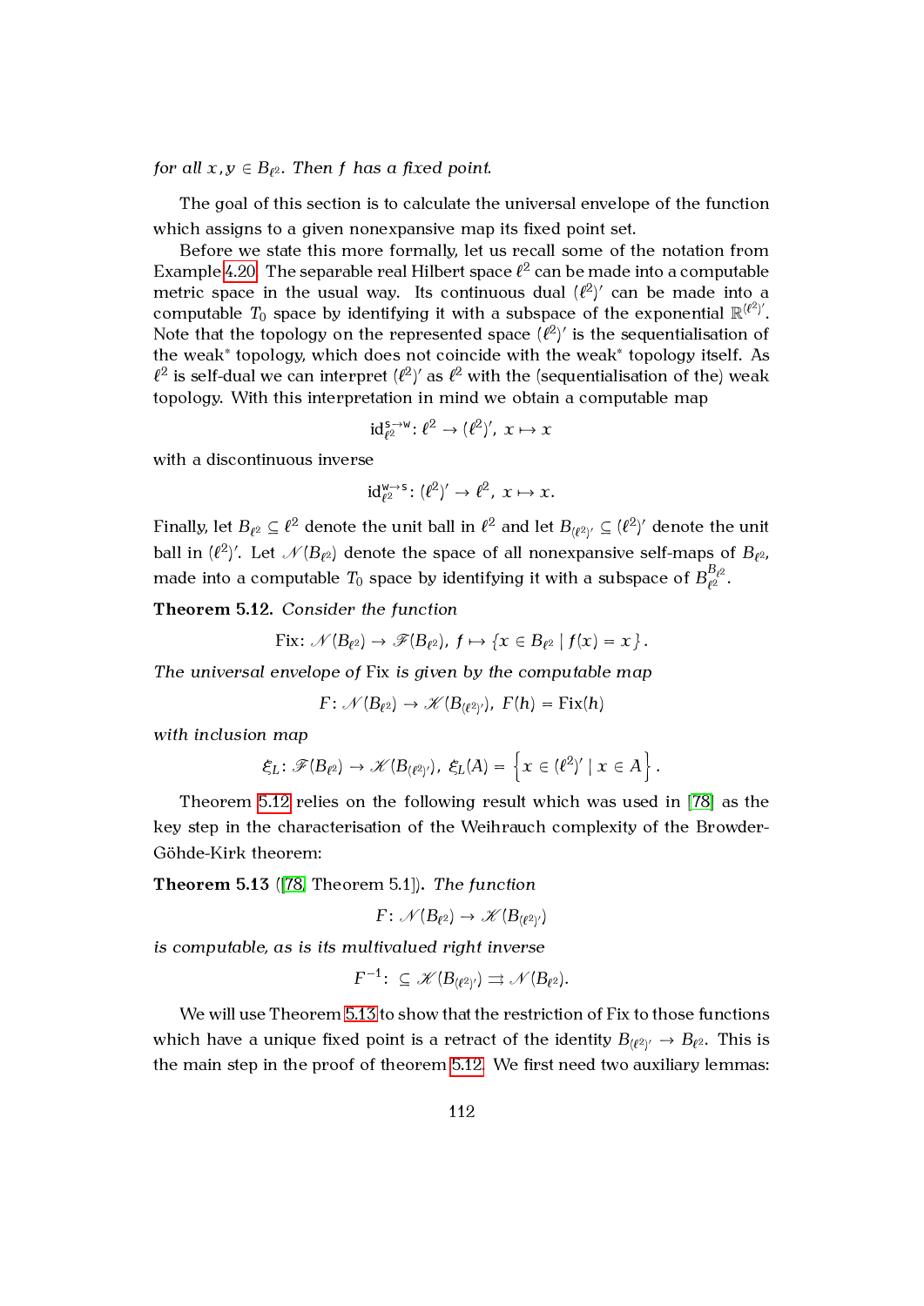*for all $x, y \in B_{\ell^2}$. Then $f$ has a fixed point.*

The goal of this section is to calculate the universal envelope of the function which assigns to a given nonexpansive map its fixed point set.

Before we state this more formally, let us recall some of the notation from Example 4.20. The separable real Hilbert space $\ell^2$ can be made into a computable metric space in the usual way. Its continuous dual $(\ell^2)'$ can be made into a computable $T_0$ space by identifying it with a subspace of the exponential $\mathbb{R}^{(\ell^2)'}$. Note that the topology on the represented space $(\ell^2)'$ is the sequentialisation of the weak* topology, which does not coincide with the weak* topology itself. As $\ell^2$ is self-dual we can interpret $(\ell^2)'$ as $\ell^2$ with the (sequentialisation of the) weak topology. With this interpretation in mind we obtain a computable map

$$\mathrm{id}_{\ell^2}^{\mathsf{s}\to\mathsf{w}} \colon \ell^2 \to (\ell^2)',\ x \mapsto x$$

with a discontinuous inverse

$$\mathrm{id}_{\ell^2}^{\mathsf{w}\to\mathsf{s}} \colon (\ell^2)' \to \ell^2,\ x \mapsto x.$$

Finally, let $B_{\ell^2} \subseteq \ell^2$ denote the unit ball in $\ell^2$ and let $B_{(\ell^2)'} \subseteq (\ell^2)'$ denote the unit ball in $(\ell^2)'$. Let $\mathscr{N}(B_{\ell^2})$ denote the space of all nonexpansive self-maps of $B_{\ell^2}$, made into a computable $T_0$ space by identifying it with a subspace of $B_{\ell^2}^{B_{\ell^2}}$.

**Theorem 5.12.** *Consider the function*

$$\mathrm{Fix} \colon \mathscr{N}(B_{\ell^2}) \to \mathscr{F}(B_{\ell^2}),\ f \mapsto \{x \in B_{\ell^2} \mid f(x) = x\}.$$

*The universal envelope of* Fix *is given by the computable map*

$$F \colon \mathscr{N}(B_{\ell^2}) \to \mathscr{K}(B_{(\ell^2)'}),\ F(h) = \mathrm{Fix}(h)$$

*with inclusion map*

$$\xi_L \colon \mathscr{F}(B_{\ell^2}) \to \mathscr{K}(B_{(\ell^2)'}),\ \xi_L(A) = \left\{x \in (\ell^2)' \mid x \in A\right\}.$$

Theorem 5.12 relies on the following result which was used in [78] as the key step in the characterisation of the Weihrauch complexity of the Browder-Göhde-Kirk theorem:

**Theorem 5.13** ([78, Theorem 5.1])**.** *The function*

$$F \colon \mathscr{N}(B_{\ell^2}) \to \mathscr{K}(B_{(\ell^2)'})$$

*is computable, as is its multivalued right inverse*

$$F^{-1} \colon \subseteq \mathscr{K}(B_{(\ell^2)'}) \rightrightarrows \mathscr{N}(B_{\ell^2}).$$

We will use Theorem 5.13 to show that the restriction of Fix to those functions which have a unique fixed point is a retract of the identity $B_{(\ell^2)'} \to B_{\ell^2}$. This is the main step in the proof of theorem 5.12. We first need two auxiliary lemmas: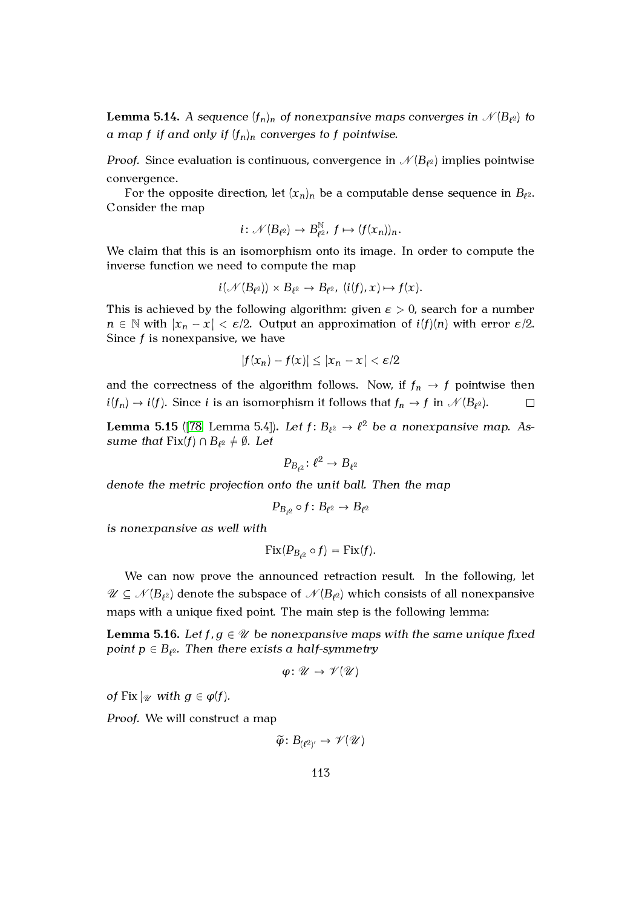**Lemma 5.14.** *A sequence $(f_n)_n$ of nonexpansive maps converges in $\mathcal{N}(B_{\ell^2})$ to a map $f$ if and only if $(f_n)_n$ converges to $f$ pointwise.*

*Proof.* Since evaluation is continuous, convergence in $\mathcal{N}(B_{\ell^2})$ implies pointwise convergence.

For the opposite direction, let $(x_n)_n$ be a computable dense sequence in $B_{\ell^2}$. Consider the map

$$i\colon \mathcal{N}(B_{\ell^2}) \to B_{\ell^2}^{\mathbb{N}},\ f \mapsto (f(x_n))_n.$$

We claim that this is an isomorphism onto its image. In order to compute the inverse function we need to compute the map

$$i(\mathcal{N}(B_{\ell^2})) \times B_{\ell^2} \to B_{\ell^2},\ (i(f), x) \mapsto f(x).$$

This is achieved by the following algorithm: given $\varepsilon > 0$, search for a number $n \in \mathbb{N}$ with $|x_n - x| < \varepsilon/2$. Output an approximation of $i(f)(n)$ with error $\varepsilon/2$. Since $f$ is nonexpansive, we have

$$|f(x_n) - f(x)| \leq |x_n - x| < \varepsilon/2$$

and the correctness of the algorithm follows. Now, if $f_n \to f$ pointwise then $i(f_n) \to i(f)$. Since $i$ is an isomorphism it follows that $f_n \to f$ in $\mathcal{N}(B_{\ell^2})$. □

**Lemma 5.15** ([78, Lemma 5.4])**.** *Let $f\colon B_{\ell^2} \to \ell^2$ be a nonexpansive map. Assume that $\operatorname{Fix}(f) \cap B_{\ell^2} \neq \emptyset$. Let*

$$P_{B_{\ell^2}}\colon \ell^2 \to B_{\ell^2}$$

*denote the metric projection onto the unit ball. Then the map*

$$P_{B_{\ell^2}} \circ f\colon B_{\ell^2} \to B_{\ell^2}$$

*is nonexpansive as well with*

$$\operatorname{Fix}(P_{B_{\ell^2}} \circ f) = \operatorname{Fix}(f).$$

We can now prove the announced retraction result. In the following, let $\mathcal{U} \subseteq \mathcal{N}(B_{\ell^2})$ denote the subspace of $\mathcal{N}(B_{\ell^2})$ which consists of all nonexpansive maps with a unique fixed point. The main step is the following lemma:

**Lemma 5.16.** *Let $f, g \in \mathcal{U}$ be nonexpansive maps with the same unique fixed point $p \in B_{\ell^2}$. Then there exists a half-symmetry*

$$\varphi\colon \mathcal{U} \to \mathcal{V}(\mathcal{U})$$

*of $\operatorname{Fix}|_{\mathcal{U}}$ with $g \in \varphi(f)$.*

*Proof.* We will construct a map

$$\widetilde{\varphi}\colon B_{(\ell^2)'} \to \mathcal{V}(\mathcal{U})$$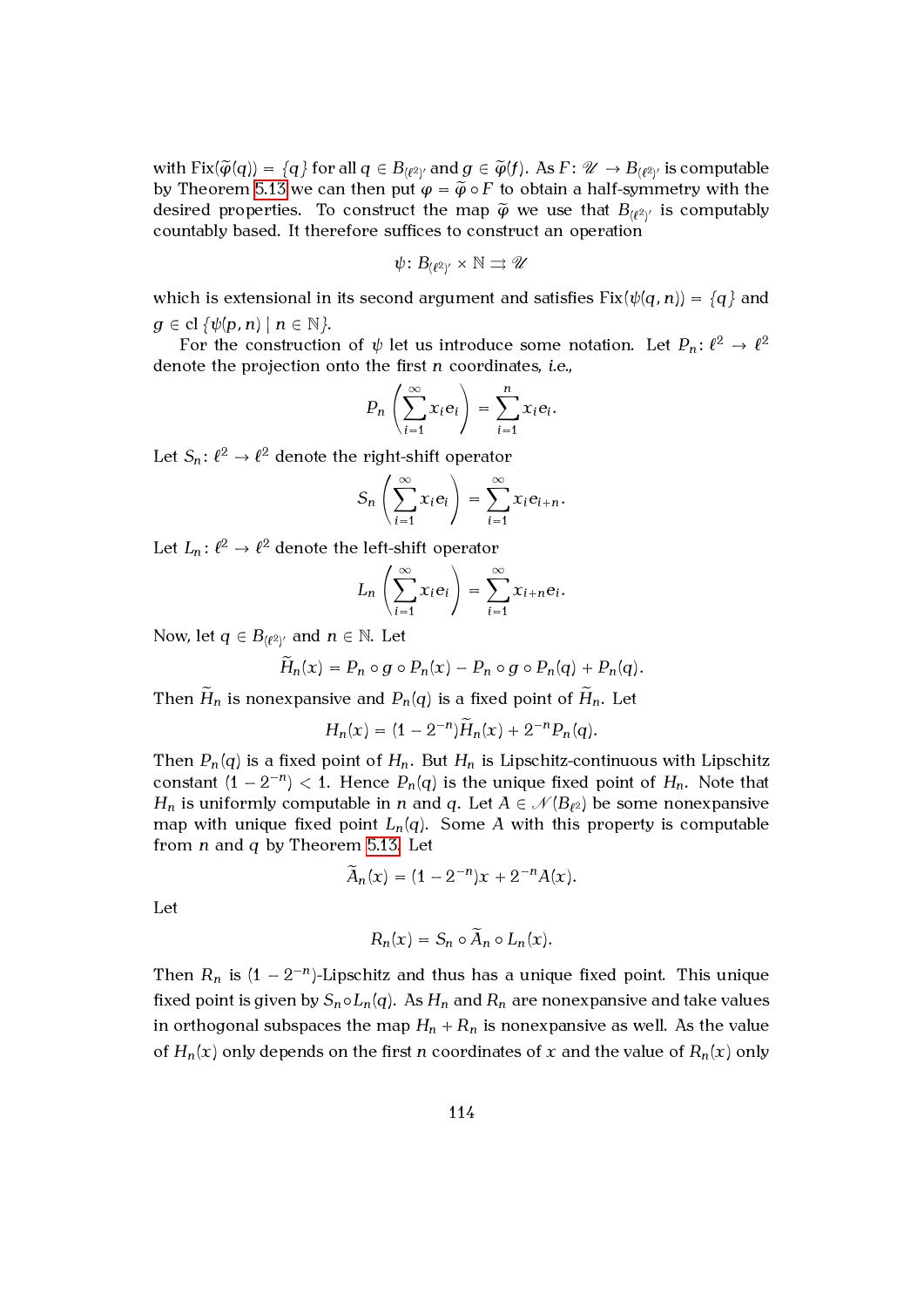with $\operatorname{Fix}(\widetilde{\varphi}(q)) = \{q\}$ for all $q \in B_{(\ell^2)'}$ and $g \in \widetilde{\varphi}(f)$. As $F\colon \mathscr{U} \to B_{(\ell^2)'}$ is computable by Theorem 5.13 we can then put $\varphi = \widetilde{\varphi} \circ F$ to obtain a half-symmetry with the desired properties. To construct the map $\widetilde{\varphi}$ we use that $B_{(\ell^2)'}$ is computably countably based. It therefore suffices to construct an operation

$$\psi\colon B_{(\ell^2)'} \times \mathbb{N} \rightrightarrows \mathscr{U}$$

which is extensional in its second argument and satisfies $\operatorname{Fix}(\psi(q,n)) = \{q\}$ and $g \in \operatorname{cl}\{\psi(p,n) \mid n \in \mathbb{N}\}$.

For the construction of $\psi$ let us introduce some notation. Let $P_n\colon \ell^2 \to \ell^2$ denote the projection onto the first $n$ coordinates, *i.e.*,

$$P_n\left(\sum_{i=1}^{\infty} x_i e_i\right) = \sum_{i=1}^{n} x_i e_i.$$

Let $S_n\colon \ell^2 \to \ell^2$ denote the right-shift operator

$$S_n\left(\sum_{i=1}^{\infty} x_i e_i\right) = \sum_{i=1}^{\infty} x_i e_{i+n}.$$

Let $L_n\colon \ell^2 \to \ell^2$ denote the left-shift operator

$$L_n\left(\sum_{i=1}^{\infty} x_i e_i\right) = \sum_{i=1}^{\infty} x_{i+n} e_i.$$

Now, let $q \in B_{(\ell^2)'}$ and $n \in \mathbb{N}$. Let

$$\widetilde{H}_n(x) = P_n \circ g \circ P_n(x) - P_n \circ g \circ P_n(q) + P_n(q).$$

Then $\widetilde{H}_n$ is nonexpansive and $P_n(q)$ is a fixed point of $\widetilde{H}_n$. Let

$$H_n(x) = (1 - 2^{-n})\widetilde{H}_n(x) + 2^{-n} P_n(q).$$

Then $P_n(q)$ is a fixed point of $H_n$. But $H_n$ is Lipschitz-continuous with Lipschitz constant $(1 - 2^{-n}) < 1$. Hence $P_n(q)$ is the unique fixed point of $H_n$. Note that $H_n$ is uniformly computable in $n$ and $q$. Let $A \in \mathscr{N}(B_{\ell^2})$ be some nonexpansive map with unique fixed point $L_n(q)$. Some $A$ with this property is computable from $n$ and $q$ by Theorem 5.13. Let

$$\widetilde{A}_n(x) = (1 - 2^{-n})x + 2^{-n} A(x).$$

Let

$$R_n(x) = S_n \circ \widetilde{A}_n \circ L_n(x).$$

Then $R_n$ is $(1 - 2^{-n})$-Lipschitz and thus has a unique fixed point. This unique fixed point is given by $S_n \circ L_n(q)$. As $H_n$ and $R_n$ are nonexpansive and take values in orthogonal subspaces the map $H_n + R_n$ is nonexpansive as well. As the value of $H_n(x)$ only depends on the first $n$ coordinates of $x$ and the value of $R_n(x)$ only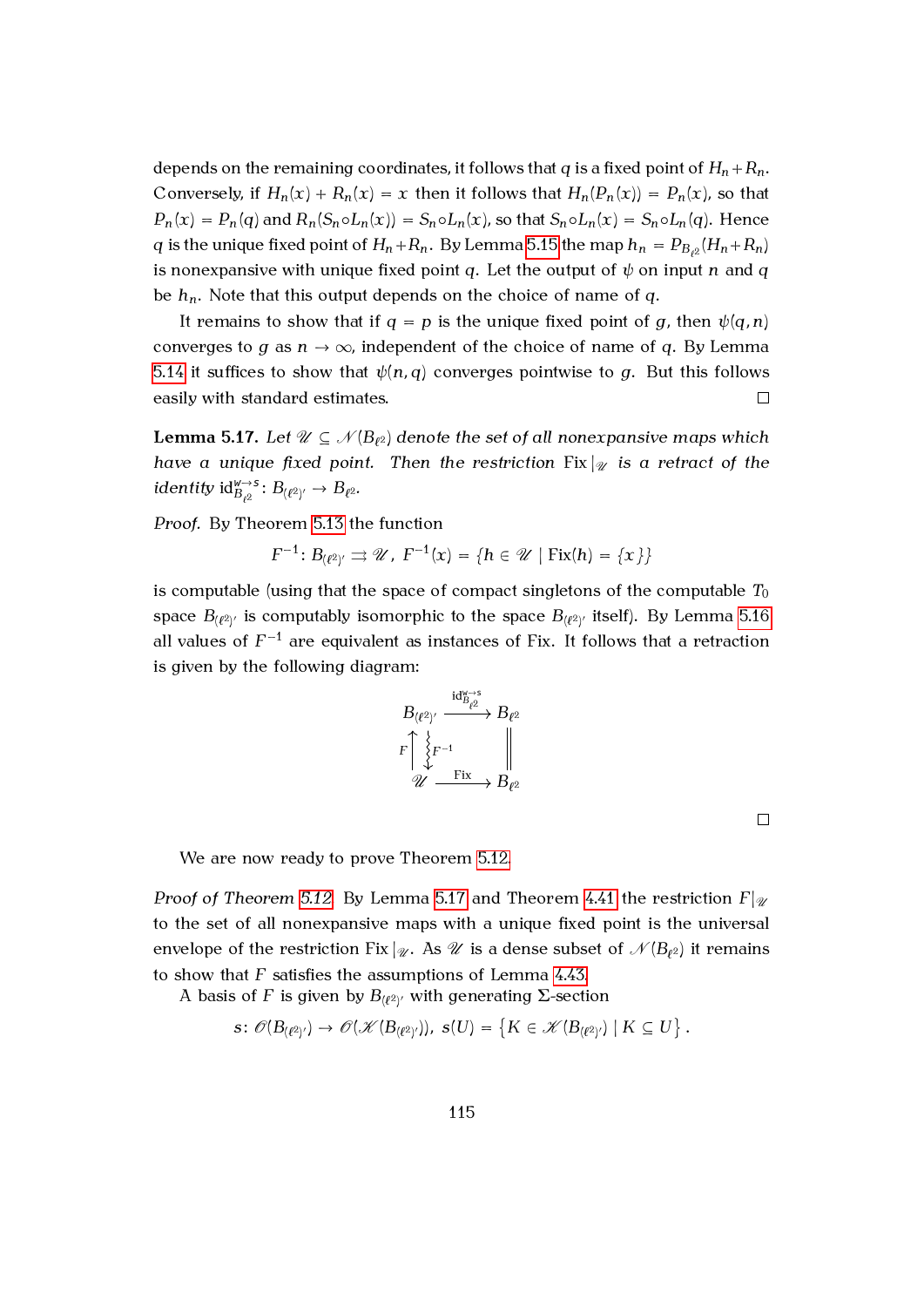depends on the remaining coordinates, it follows that $q$ is a fixed point of $H_n + R_n$. Conversely, if $H_n(x) + R_n(x) = x$ then it follows that $H_n(P_n(x)) = P_n(x)$, so that $P_n(x) = P_n(q)$ and $R_n(S_n \circ L_n(x)) = S_n \circ L_n(x)$, so that $S_n \circ L_n(x) = S_n \circ L_n(q)$. Hence $q$ is the unique fixed point of $H_n + R_n$. By Lemma 5.15 the map $h_n = P_{B_{\ell^2}}(H_n + R_n)$ is nonexpansive with unique fixed point $q$. Let the output of $\psi$ on input $n$ and $q$ be $h_n$. Note that this output depends on the choice of name of $q$.

It remains to show that if $q = p$ is the unique fixed point of $g$, then $\psi(q, n)$ converges to $g$ as $n \to \infty$, independent of the choice of name of $q$. By Lemma 5.14 it suffices to show that $\psi(n, q)$ converges pointwise to $g$. But this follows easily with standard estimates. □

**Lemma 5.17.** *Let $\mathscr{U} \subseteq \mathscr{N}(B_{\ell^2})$ denote the set of all nonexpansive maps which have a unique fixed point. Then the restriction $\operatorname{Fix}|_{\mathscr{U}}$ is a retract of the identity $\operatorname{id}_{B_{\ell^2}}^{w \to s} \colon B_{(\ell^2)'} \to B_{\ell^2}$.*

*Proof.* By Theorem 5.13 the function

$$F^{-1} \colon B_{(\ell^2)'} \rightrightarrows \mathscr{U},\ F^{-1}(x) = \{h \in \mathscr{U} \mid \operatorname{Fix}(h) = \{x\}\}$$

is computable (using that the space of compact singletons of the computable $T_0$ space $B_{(\ell^2)'}$ is computably isomorphic to the space $B_{(\ell^2)'}$ itself). By Lemma 5.16 all values of $F^{-1}$ are equivalent as instances of Fix. It follows that a retraction is given by the following diagram:

$$\begin{array}{ccc} B_{(\ell^2)'} & \xrightarrow{\operatorname{id}_{B_{\ell^2}}^{w \to s}} & B_{\ell^2} \\ {\scriptstyle F}\uparrow \ \downarrow{\scriptstyle F^{-1}} & & \| \\ \mathscr{U} & \xrightarrow{\operatorname{Fix}} & B_{\ell^2} \end{array}$$

□

We are now ready to prove Theorem 5.12.

*Proof of Theorem 5.12.* By Lemma 5.17 and Theorem 4.41 the restriction $F|_{\mathscr{U}}$ to the set of all nonexpansive maps with a unique fixed point is the universal envelope of the restriction $\operatorname{Fix}|_{\mathscr{U}}$. As $\mathscr{U}$ is a dense subset of $\mathscr{N}(B_{\ell^2})$ it remains to show that $F$ satisfies the assumptions of Lemma 4.43.

A basis of $F$ is given by $B_{(\ell^2)'}$ with generating $\Sigma$-section

$$s \colon \mathscr{O}(B_{(\ell^2)'}) \to \mathscr{O}(\mathscr{K}(B_{(\ell^2)'})),\ s(U) = \left\{K \in \mathscr{K}(B_{(\ell^2)'}) \mid K \subseteq U\right\}.$$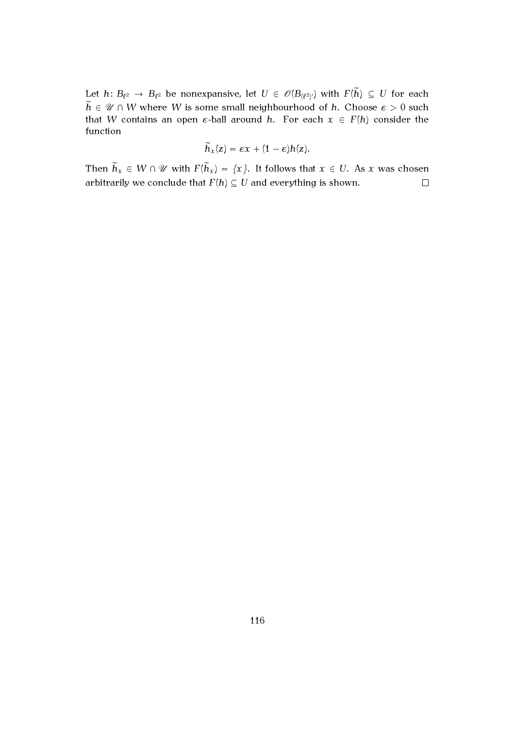Let $h\colon B_{\ell^2} \to B_{\ell^2}$ be nonexpansive, let $U \in \mathcal{O}(B_{(\ell^2)'})$ with $F(\widetilde{h}) \subseteq U$ for each $\widetilde{h} \in \mathscr{U} \cap W$ where $W$ is some small neighbourhood of $h$. Choose $\varepsilon > 0$ such that $W$ contains an open $\varepsilon$-ball around $h$. For each $x \in F(h)$ consider the function

$$\widetilde{h}_x(z) = \varepsilon x + (1 - \varepsilon)h(z).$$

Then $\widetilde{h}_x \in W \cap \mathscr{U}$ with $F(\widetilde{h}_x) = \{x\}$. It follows that $x \in U$. As $x$ was chosen arbitrarily we conclude that $F(h) \subseteq U$ and everything is shown. $\square$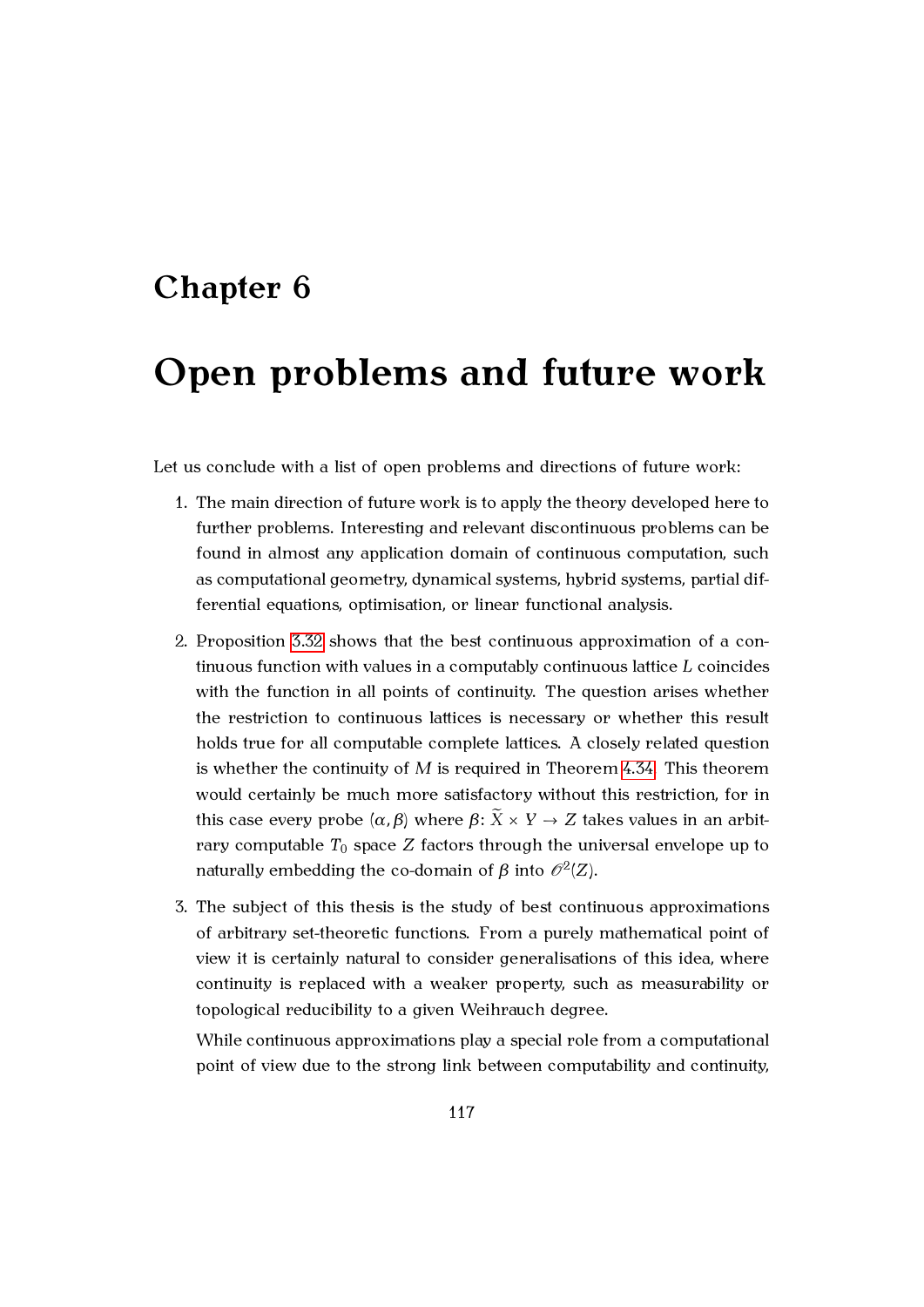# Chapter 6

# Open problems and future work

Let us conclude with a list of open problems and directions of future work:

1. The main direction of future work is to apply the theory developed here to further problems. Interesting and relevant discontinuous problems can be found in almost any application domain of continuous computation, such as computational geometry, dynamical systems, hybrid systems, partial differential equations, optimisation, or linear functional analysis.

2. Proposition 3.32 shows that the best continuous approximation of a continuous function with values in a computably continuous lattice $L$ coincides with the function in all points of continuity. The question arises whether the restriction to continuous lattices is necessary or whether this result holds true for all computable complete lattices. A closely related question is whether the continuity of $M$ is required in Theorem 4.34. This theorem would certainly be much more satisfactory without this restriction, for in this case every probe $(\alpha, \beta)$ where $\beta\colon \widetilde{X} \times Y \to Z$ takes values in an arbitrary computable $T_0$ space $Z$ factors through the universal envelope up to naturally embedding the co-domain of $\beta$ into $\mathscr{O}^2(Z)$.

3. The subject of this thesis is the study of best continuous approximations of arbitrary set-theoretic functions. From a purely mathematical point of view it is certainly natural to consider generalisations of this idea, where continuity is replaced with a weaker property, such as measurability or topological reducibility to a given Weihrauch degree.

   While continuous approximations play a special role from a computational point of view due to the strong link between computability and continuity,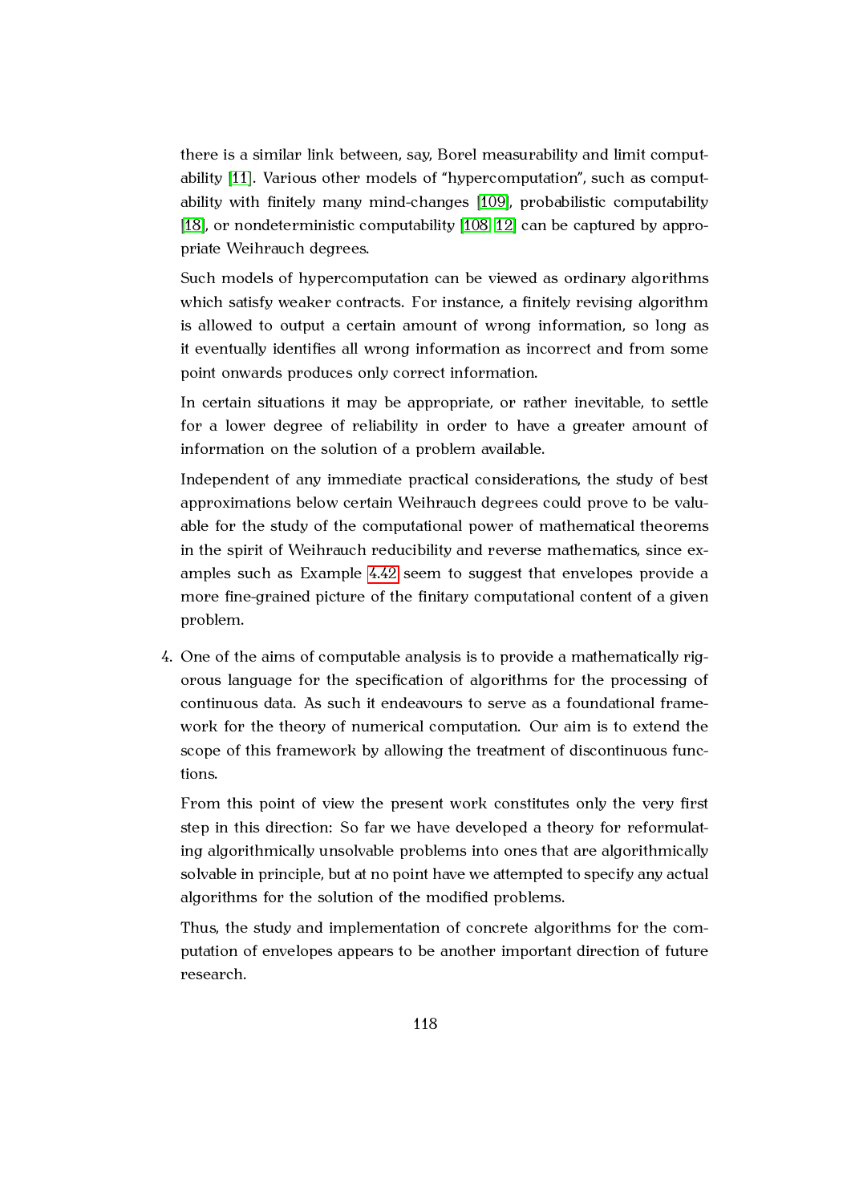there is a similar link between, say, Borel measurability and limit computability [11]. Various other models of “hypercomputation”, such as computability with finitely many mind-changes [109], probabilistic computability [18], or nondeterministic computability [108, 12] can be captured by appropriate Weihrauch degrees.

Such models of hypercomputation can be viewed as ordinary algorithms which satisfy weaker contracts. For instance, a finitely revising algorithm is allowed to output a certain amount of wrong information, so long as it eventually identifies all wrong information as incorrect and from some point onwards produces only correct information.

In certain situations it may be appropriate, or rather inevitable, to settle for a lower degree of reliability in order to have a greater amount of information on the solution of a problem available.

Independent of any immediate practical considerations, the study of best approximations below certain Weihrauch degrees could prove to be valuable for the study of the computational power of mathematical theorems in the spirit of Weihrauch reducibility and reverse mathematics, since examples such as Example 4.42 seem to suggest that envelopes provide a more fine-grained picture of the finitary computational content of a given problem.

4. One of the aims of computable analysis is to provide a mathematically rigorous language for the specification of algorithms for the processing of continuous data. As such it endeavours to serve as a foundational framework for the theory of numerical computation. Our aim is to extend the scope of this framework by allowing the treatment of discontinuous functions.

   From this point of view the present work constitutes only the very first step in this direction: So far we have developed a theory for reformulating algorithmically unsolvable problems into ones that are algorithmically solvable in principle, but at no point have we attempted to specify any actual algorithms for the solution of the modified problems.

   Thus, the study and implementation of concrete algorithms for the computation of envelopes appears to be another important direction of future research.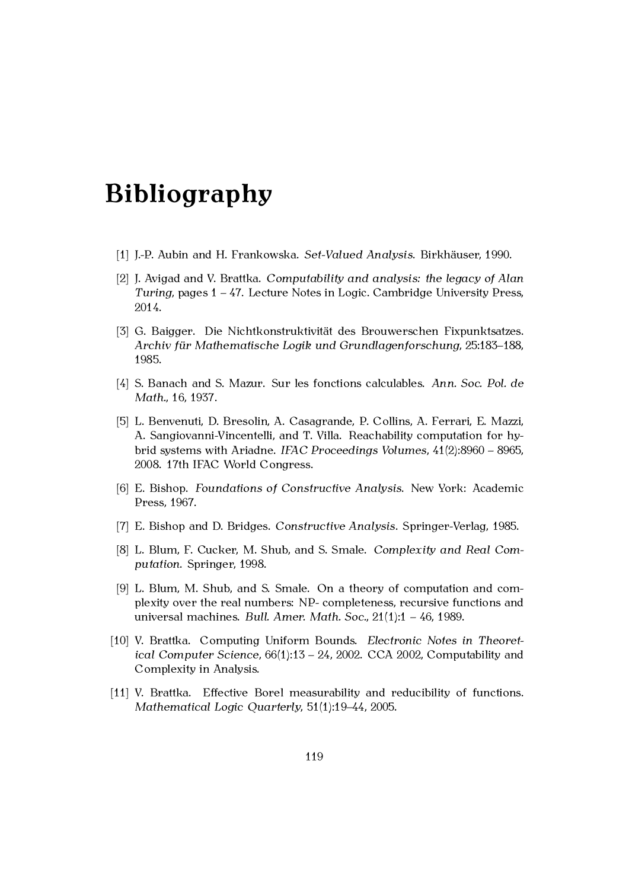# Bibliography

[1] J.-P. Aubin and H. Frankowska. *Set-Valued Analysis*. Birkhäuser, 1990.

[2] J. Avigad and V. Brattka. *Computability and analysis: the legacy of Alan Turing*, pages 1 – 47. Lecture Notes in Logic. Cambridge University Press, 2014.

[3] G. Baigger. Die Nichtkonstruktivität des Brouwerschen Fixpunktsatzes. *Archiv für Mathematische Logik und Grundlagenforschung*, 25:183–188, 1985.

[4] S. Banach and S. Mazur. Sur les fonctions calculables. *Ann. Soc. Pol. de Math.*, 16, 1937.

[5] L. Benvenuti, D. Bresolin, A. Casagrande, P. Collins, A. Ferrari, E. Mazzi, A. Sangiovanni-Vincentelli, and T. Villa. Reachability computation for hybrid systems with Ariadne. *IFAC Proceedings Volumes*, 41(2):8960 – 8965, 2008. 17th IFAC World Congress.

[6] E. Bishop. *Foundations of Constructive Analysis*. New York: Academic Press, 1967.

[7] E. Bishop and D. Bridges. *Constructive Analysis*. Springer-Verlag, 1985.

[8] L. Blum, F. Cucker, M. Shub, and S. Smale. *Complexity and Real Computation*. Springer, 1998.

[9] L. Blum, M. Shub, and S. Smale. On a theory of computation and complexity over the real numbers: NP- completeness, recursive functions and universal machines. *Bull. Amer. Math. Soc.*, 21(1):1 – 46, 1989.

[10] V. Brattka. Computing Uniform Bounds. *Electronic Notes in Theoretical Computer Science*, 66(1):13 – 24, 2002. CCA 2002, Computability and Complexity in Analysis.

[11] V. Brattka. Effective Borel measurability and reducibility of functions. *Mathematical Logic Quarterly*, 51(1):19–44, 2005.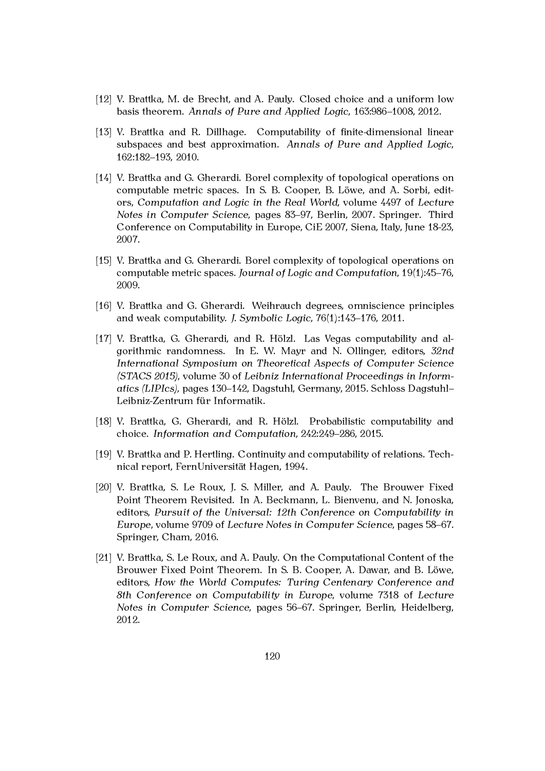[12] V. Brattka, M. de Brecht, and A. Pauly. Closed choice and a uniform low basis theorem. *Annals of Pure and Applied Logic*, 163:986–1008, 2012.

[13] V. Brattka and R. Dillhage. Computability of finite-dimensional linear subspaces and best approximation. *Annals of Pure and Applied Logic*, 162:182–193, 2010.

[14] V. Brattka and G. Gherardi. Borel complexity of topological operations on computable metric spaces. In S. B. Cooper, B. Löwe, and A. Sorbi, editors, *Computation and Logic in the Real World*, volume 4497 of *Lecture Notes in Computer Science*, pages 83–97, Berlin, 2007. Springer. Third Conference on Computability in Europe, CiE 2007, Siena, Italy, June 18-23, 2007.

[15] V. Brattka and G. Gherardi. Borel complexity of topological operations on computable metric spaces. *Journal of Logic and Computation*, 19(1):45–76, 2009.

[16] V. Brattka and G. Gherardi. Weihrauch degrees, omniscience principles and weak computability. *J. Symbolic Logic*, 76(1):143–176, 2011.

[17] V. Brattka, G. Gherardi, and R. Hölzl. Las Vegas computability and algorithmic randomness. In E. W. Mayr and N. Ollinger, editors, *32nd International Symposium on Theoretical Aspects of Computer Science (STACS 2015)*, volume 30 of *Leibniz International Proceedings in Informatics (LIPIcs)*, pages 130–142, Dagstuhl, Germany, 2015. Schloss Dagstuhl–Leibniz-Zentrum für Informatik.

[18] V. Brattka, G. Gherardi, and R. Hölzl. Probabilistic computability and choice. *Information and Computation*, 242:249–286, 2015.

[19] V. Brattka and P. Hertling. Continuity and computability of relations. Technical report, FernUniversität Hagen, 1994.

[20] V. Brattka, S. Le Roux, J. S. Miller, and A. Pauly. The Brouwer Fixed Point Theorem Revisited. In A. Beckmann, L. Bienvenu, and N. Jonoska, editors, *Pursuit of the Universal: 12th Conference on Computability in Europe*, volume 9709 of *Lecture Notes in Computer Science*, pages 58–67. Springer, Cham, 2016.

[21] V. Brattka, S. Le Roux, and A. Pauly. On the Computational Content of the Brouwer Fixed Point Theorem. In S. B. Cooper, A. Dawar, and B. Löwe, editors, *How the World Computes: Turing Centenary Conference and 8th Conference on Computability in Europe*, volume 7318 of *Lecture Notes in Computer Science*, pages 56–67. Springer, Berlin, Heidelberg, 2012.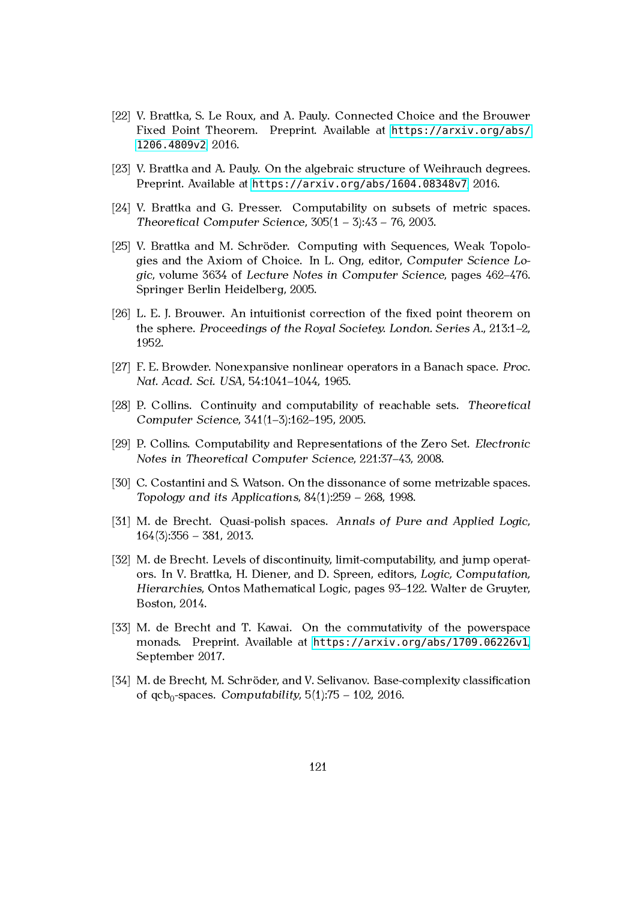[22] V. Brattka, S. Le Roux, and A. Pauly. Connected Choice and the Brouwer Fixed Point Theorem. Preprint. Available at https://arxiv.org/abs/1206.4809v2, 2016.

[23] V. Brattka and A. Pauly. On the algebraic structure of Weihrauch degrees. Preprint. Available at https://arxiv.org/abs/1604.08348v7, 2016.

[24] V. Brattka and G. Presser. Computability on subsets of metric spaces. *Theoretical Computer Science*, 305(1 – 3):43 – 76, 2003.

[25] V. Brattka and M. Schröder. Computing with Sequences, Weak Topologies and the Axiom of Choice. In L. Ong, editor, *Computer Science Logic*, volume 3634 of *Lecture Notes in Computer Science*, pages 462–476. Springer Berlin Heidelberg, 2005.

[26] L. E. J. Brouwer. An intuitionist correction of the fixed point theorem on the sphere. *Proceedings of the Royal Societey. London. Series A.*, 213:1–2, 1952.

[27] F. E. Browder. Nonexpansive nonlinear operators in a Banach space. *Proc. Nat. Acad. Sci. USA*, 54:1041–1044, 1965.

[28] P. Collins. Continuity and computability of reachable sets. *Theoretical Computer Science*, 341(1–3):162–195, 2005.

[29] P. Collins. Computability and Representations of the Zero Set. *Electronic Notes in Theoretical Computer Science*, 221:37–43, 2008.

[30] C. Costantini and S. Watson. On the dissonance of some metrizable spaces. *Topology and its Applications*, 84(1):259 – 268, 1998.

[31] M. de Brecht. Quasi-polish spaces. *Annals of Pure and Applied Logic*, 164(3):356 – 381, 2013.

[32] M. de Brecht. Levels of discontinuity, limit-computability, and jump operators. In V. Brattka, H. Diener, and D. Spreen, editors, *Logic, Computation, Hierarchies*, Ontos Mathematical Logic, pages 93–122. Walter de Gruyter, Boston, 2014.

[33] M. de Brecht and T. Kawai. On the commutativity of the powerspace monads. Preprint. Available at https://arxiv.org/abs/1709.06226v1, September 2017.

[34] M. de Brecht, M. Schröder, and V. Selivanov. Base-complexity classification of $\mathrm{qcb}_0$-spaces. *Computability*, 5(1):75 – 102, 2016.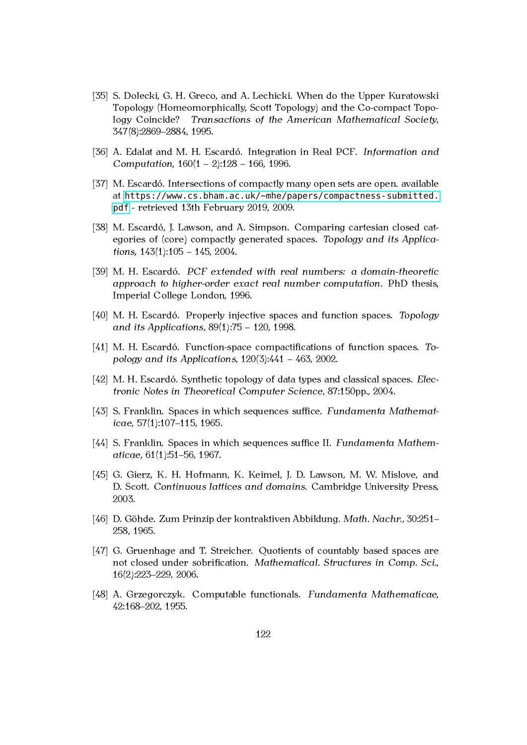[35] S. Dolecki, G. H. Greco, and A. Lechicki. When do the Upper Kuratowski Topology (Homeomorphically, Scott Topology) and the Co-compact Topology Coincide? *Transactions of the American Mathematical Society*, 347(8):2869–2884, 1995.

[36] A. Edalat and M. H. Escardó. Integration in Real PCF. *Information and Computation*, 160(1 – 2):128 – 166, 1996.

[37] M. Escardó. Intersections of compactly many open sets are open. available at https://www.cs.bham.ac.uk/~mhe/papers/compactness-submitted.pdf - retrieved 13th February 2019, 2009.

[38] M. Escardó, J. Lawson, and A. Simpson. Comparing cartesian closed categories of (core) compactly generated spaces. *Topology and its Applications*, 143(1):105 – 145, 2004.

[39] M. H. Escardó. *PCF extended with real numbers: a domain-theoretic approach to higher-order exact real number computation*. PhD thesis, Imperial College London, 1996.

[40] M. H. Escardó. Properly injective spaces and function spaces. *Topology and its Applications*, 89(1):75 – 120, 1998.

[41] M. H. Escardó. Function-space compactifications of function spaces. *Topology and its Applications*, 120(3):441 – 463, 2002.

[42] M. H. Escardó. Synthetic topology of data types and classical spaces. *Electronic Notes in Theoretical Computer Science*, 87:150pp., 2004.

[43] S. Franklin. Spaces in which sequences suffice. *Fundamenta Mathematicae*, 57(1):107–115, 1965.

[44] S. Franklin. Spaces in which sequences suffice II. *Fundamenta Mathematicae*, 61(1):51–56, 1967.

[45] G. Gierz, K. H. Hofmann, K. Keimel, J. D. Lawson, M. W. Mislove, and D. Scott. *Continuous lattices and domains*. Cambridge University Press, 2003.

[46] D. Göhde. Zum Prinzip der kontraktiven Abbildung. *Math. Nachr.*, 30:251–258, 1965.

[47] G. Gruenhage and T. Streicher. Quotients of countably based spaces are not closed under sobrification. *Mathematical. Structures in Comp. Sci.*, 16(2):223–229, 2006.

[48] A. Grzegorczyk. Computable functionals. *Fundamenta Mathematicae*, 42:168–202, 1955.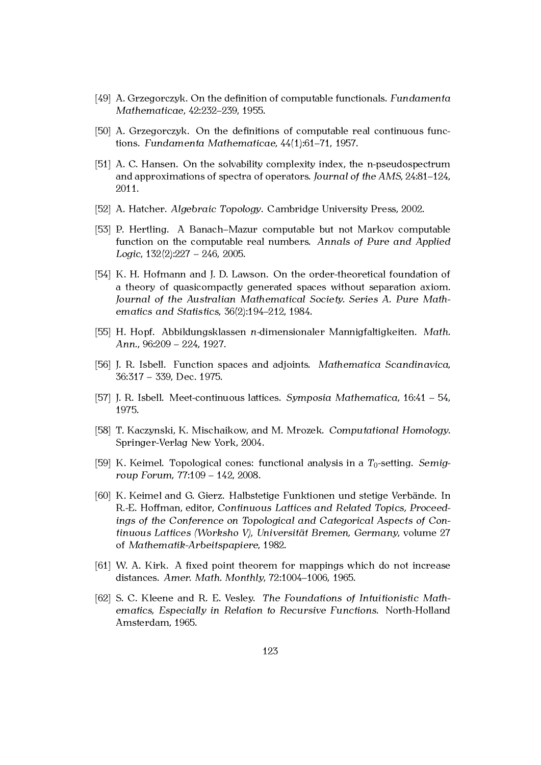[49] A. Grzegorczyk. On the definition of computable functionals. *Fundamenta Mathematicae*, 42:232–239, 1955.

[50] A. Grzegorczyk. On the definitions of computable real continuous functions. *Fundamenta Mathematicae*, 44(1):61–71, 1957.

[51] A. C. Hansen. On the solvability complexity index, the n-pseudospectrum and approximations of spectra of operators. *Journal of the AMS*, 24:81–124, 2011.

[52] A. Hatcher. *Algebraic Topology*. Cambridge University Press, 2002.

[53] P. Hertling. A Banach–Mazur computable but not Markov computable function on the computable real numbers. *Annals of Pure and Applied Logic*, 132(2):227 – 246, 2005.

[54] K. H. Hofmann and J. D. Lawson. On the order-theoretical foundation of a theory of quasicompactly generated spaces without separation axiom. *Journal of the Australian Mathematical Society. Series A. Pure Mathematics and Statistics*, 36(2):194–212, 1984.

[55] H. Hopf. Abbildungsklassen $n$-dimensionaler Mannigfaltigkeiten. *Math. Ann.*, 96:209 – 224, 1927.

[56] J. R. Isbell. Function spaces and adjoints. *Mathematica Scandinavica*, 36:317 – 339, Dec. 1975.

[57] J. R. Isbell. Meet-continuous lattices. *Symposia Mathematica*, 16:41 – 54, 1975.

[58] T. Kaczynski, K. Mischaikow, and M. Mrozek. *Computational Homology*. Springer-Verlag New York, 2004.

[59] K. Keimel. Topological cones: functional analysis in a $T_0$-setting. *Semigroup Forum*, 77:109 – 142, 2008.

[60] K. Keimel and G. Gierz. Halbstetige Funktionen und stetige Verbände. In R.-E. Hoffman, editor, *Continuous Lattices and Related Topics, Proceedings of the Conference on Topological and Categorical Aspects of Continuous Lattices (Worksho V), Universität Bremen, Germany*, volume 27 of *Mathematik-Arbeitspapiere*, 1982.

[61] W. A. Kirk. A fixed point theorem for mappings which do not increase distances. *Amer. Math. Monthly*, 72:1004–1006, 1965.

[62] S. C. Kleene and R. E. Vesley. *The Foundations of Intuitionistic Mathematics, Especially in Relation to Recursive Functions*. North-Holland Amsterdam, 1965.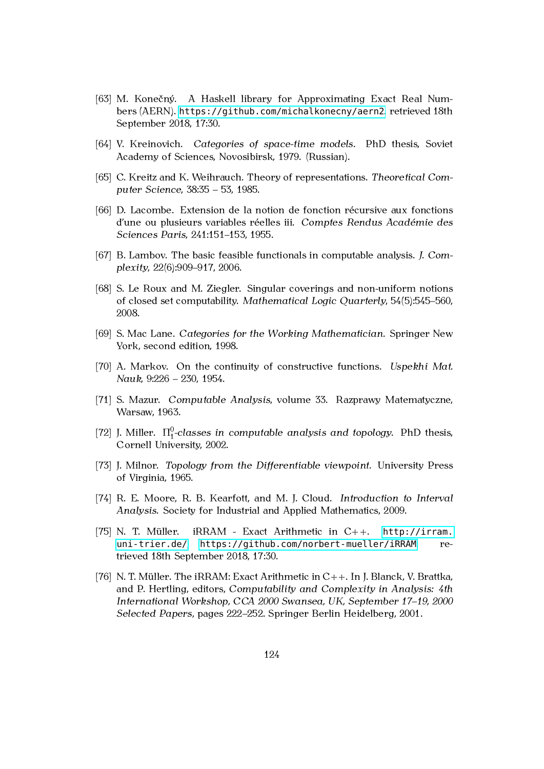[63] M. Konečný. A Haskell library for Approximating Exact Real Numbers (AERN). https://github.com/michalkonecny/aern2. retrieved 18th September 2018, 17:30.

[64] V. Kreinovich. *Categories of space-time models*. PhD thesis, Soviet Academy of Sciences, Novosibirsk, 1979. (Russian).

[65] C. Kreitz and K. Weihrauch. Theory of representations. *Theoretical Computer Science*, 38:35 – 53, 1985.

[66] D. Lacombe. Extension de la notion de fonction récursive aux fonctions d'une ou plusieurs variables réelles iii. *Comptes Rendus Académie des Sciences Paris*, 241:151–153, 1955.

[67] B. Lambov. The basic feasible functionals in computable analysis. *J. Complexity*, 22(6):909–917, 2006.

[68] S. Le Roux and M. Ziegler. Singular coverings and non-uniform notions of closed set computability. *Mathematical Logic Quarterly*, 54(5):545–560, 2008.

[69] S. Mac Lane. *Categories for the Working Mathematician*. Springer New York, second edition, 1998.

[70] A. Markov. On the continuity of constructive functions. *Uspekhi Mat. Nauk*, 9:226 – 230, 1954.

[71] S. Mazur. *Computable Analysis*, volume 33. Razprawy Matematyczne, Warsaw, 1963.

[72] J. Miller. *$\Pi^0_1$-classes in computable analysis and topology*. PhD thesis, Cornell University, 2002.

[73] J. Milnor. *Topology from the Differentiable viewpoint*. University Press of Virginia, 1965.

[74] R. E. Moore, R. B. Kearfott, and M. J. Cloud. *Introduction to Interval Analysis*. Society for Industrial and Applied Mathematics, 2009.

[75] N. T. Müller. iRRAM - Exact Arithmetic in C++. http://irram.uni-trier.de/, https://github.com/norbert-mueller/iRRAM. retrieved 18th September 2018, 17:30.

[76] N. T. Müller. The iRRAM: Exact Arithmetic in C++. In J. Blanck, V. Brattka, and P. Hertling, editors, *Computability and Complexity in Analysis: 4th International Workshop, CCA 2000 Swansea, UK, September 17–19, 2000 Selected Papers*, pages 222–252. Springer Berlin Heidelberg, 2001.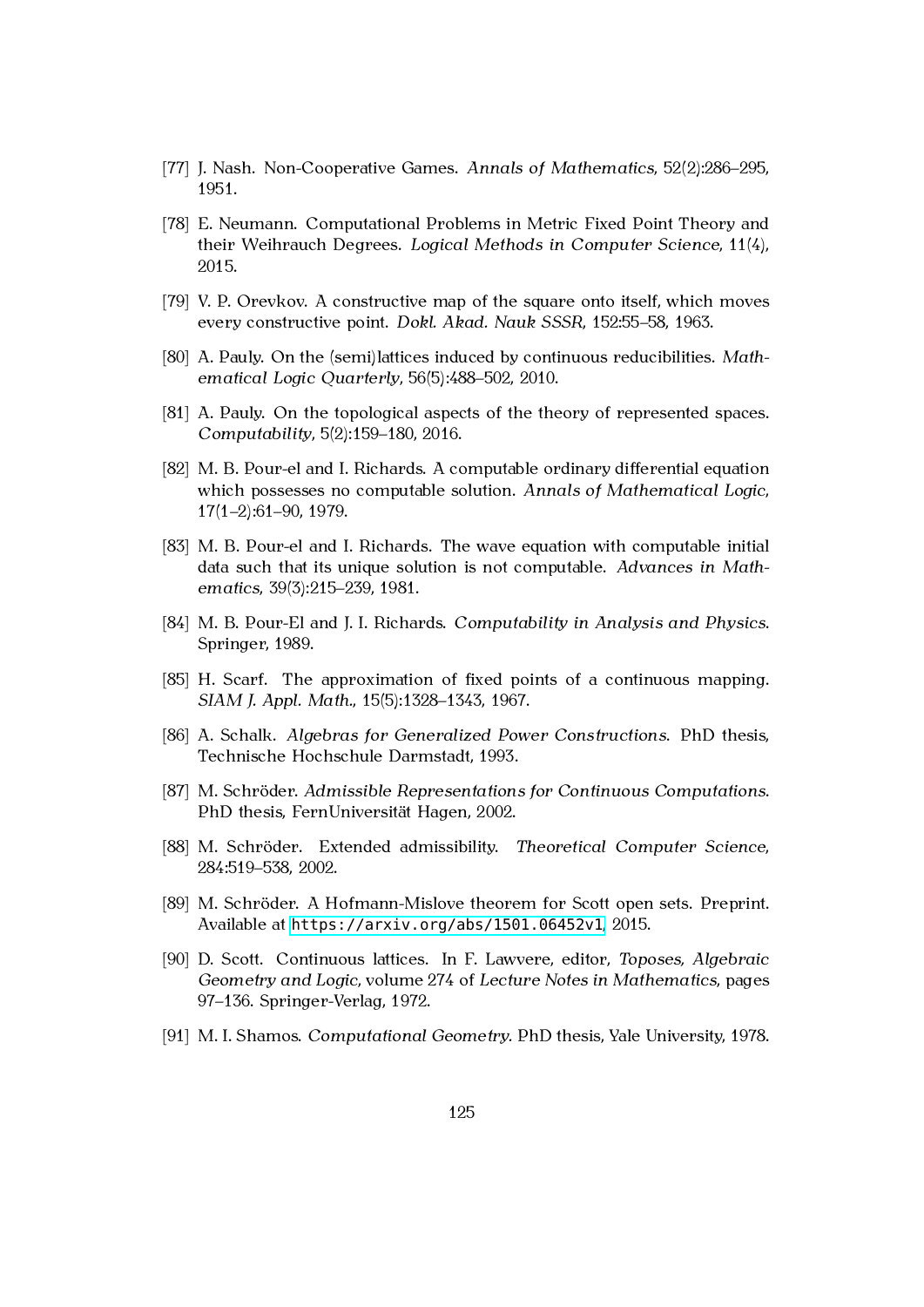[77] J. Nash. Non-Cooperative Games. *Annals of Mathematics*, 52(2):286–295, 1951.

[78] E. Neumann. Computational Problems in Metric Fixed Point Theory and their Weihrauch Degrees. *Logical Methods in Computer Science*, 11(4), 2015.

[79] V. P. Orevkov. A constructive map of the square onto itself, which moves every constructive point. *Dokl. Akad. Nauk SSSR*, 152:55–58, 1963.

[80] A. Pauly. On the (semi)lattices induced by continuous reducibilities. *Mathematical Logic Quarterly*, 56(5):488–502, 2010.

[81] A. Pauly. On the topological aspects of the theory of represented spaces. *Computability*, 5(2):159–180, 2016.

[82] M. B. Pour-el and I. Richards. A computable ordinary differential equation which possesses no computable solution. *Annals of Mathematical Logic*, 17(1–2):61–90, 1979.

[83] M. B. Pour-el and I. Richards. The wave equation with computable initial data such that its unique solution is not computable. *Advances in Mathematics*, 39(3):215–239, 1981.

[84] M. B. Pour-El and J. I. Richards. *Computability in Analysis and Physics*. Springer, 1989.

[85] H. Scarf. The approximation of fixed points of a continuous mapping. *SIAM J. Appl. Math.*, 15(5):1328–1343, 1967.

[86] A. Schalk. *Algebras for Generalized Power Constructions*. PhD thesis, Technische Hochschule Darmstadt, 1993.

[87] M. Schröder. *Admissible Representations for Continuous Computations*. PhD thesis, FernUniversität Hagen, 2002.

[88] M. Schröder. Extended admissibility. *Theoretical Computer Science*, 284:519–538, 2002.

[89] M. Schröder. A Hofmann-Mislove theorem for Scott open sets. Preprint. Available at https://arxiv.org/abs/1501.06452v1, 2015.

[90] D. Scott. Continuous lattices. In F. Lawvere, editor, *Toposes, Algebraic Geometry and Logic*, volume 274 of *Lecture Notes in Mathematics*, pages 97–136. Springer-Verlag, 1972.

[91] M. I. Shamos. *Computational Geometry*. PhD thesis, Yale University, 1978.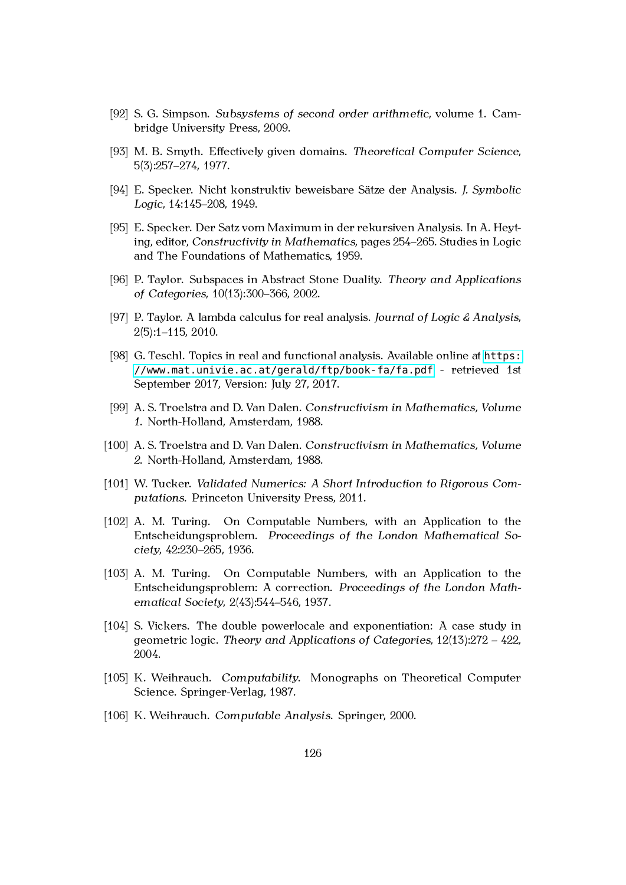[92] S. G. Simpson. *Subsystems of second order arithmetic*, volume 1. Cambridge University Press, 2009.

[93] M. B. Smyth. Effectively given domains. *Theoretical Computer Science*, 5(3):257–274, 1977.

[94] E. Specker. Nicht konstruktiv beweisbare Sätze der Analysis. *J. Symbolic Logic*, 14:145–208, 1949.

[95] E. Specker. Der Satz vom Maximum in der rekursiven Analysis. In A. Heyting, editor, *Constructivity in Mathematics*, pages 254–265. Studies in Logic and The Foundations of Mathematics, 1959.

[96] P. Taylor. Subspaces in Abstract Stone Duality. *Theory and Applications of Categories*, 10(13):300–366, 2002.

[97] P. Taylor. A lambda calculus for real analysis. *Journal of Logic & Analysis*, 2(5):1–115, 2010.

[98] G. Teschl. Topics in real and functional analysis. Available online at https://www.mat.univie.ac.at/gerald/ftp/book-fa/fa.pdf - retrieved 1st September 2017, Version: July 27, 2017.

[99] A. S. Troelstra and D. Van Dalen. *Constructivism in Mathematics, Volume 1*. North-Holland, Amsterdam, 1988.

[100] A. S. Troelstra and D. Van Dalen. *Constructivism in Mathematics, Volume 2*. North-Holland, Amsterdam, 1988.

[101] W. Tucker. *Validated Numerics: A Short Introduction to Rigorous Computations*. Princeton University Press, 2011.

[102] A. M. Turing. On Computable Numbers, with an Application to the Entscheidungsproblem. *Proceedings of the London Mathematical Society*, 42:230–265, 1936.

[103] A. M. Turing. On Computable Numbers, with an Application to the Entscheidungsproblem: A correction. *Proceedings of the London Mathematical Society*, 2(43):544–546, 1937.

[104] S. Vickers. The double powerlocale and exponentiation: A case study in geometric logic. *Theory and Applications of Categories*, 12(13):272 – 422, 2004.

[105] K. Weihrauch. *Computability*. Monographs on Theoretical Computer Science. Springer-Verlag, 1987.

[106] K. Weihrauch. *Computable Analysis*. Springer, 2000.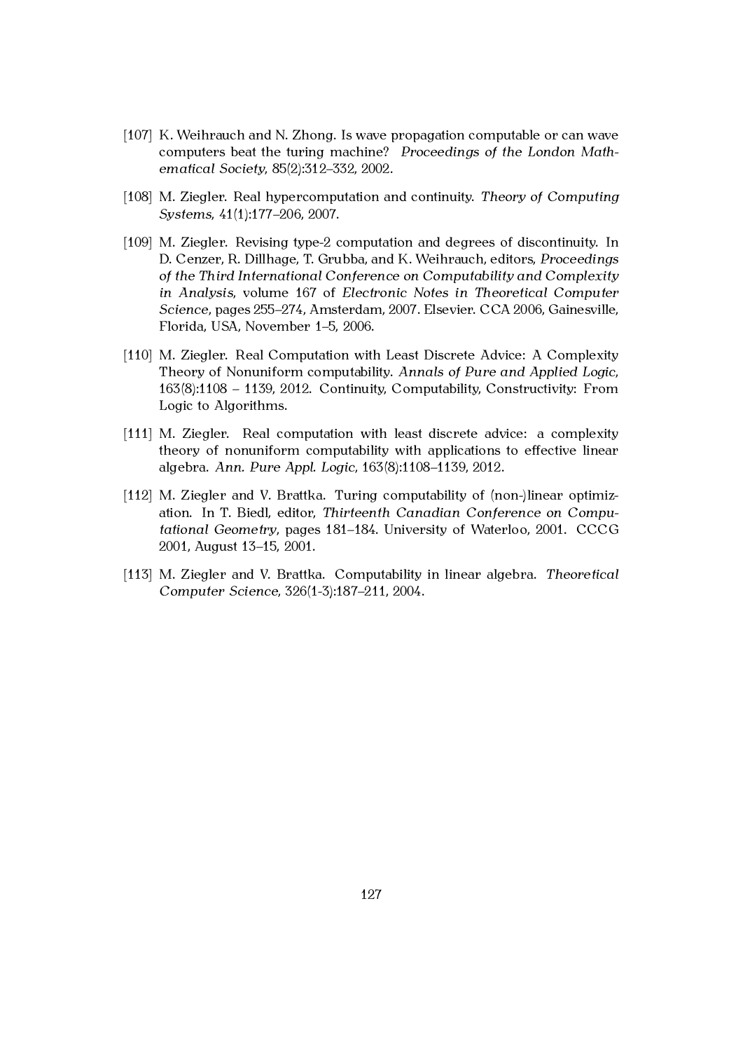[107] K. Weihrauch and N. Zhong. Is wave propagation computable or can wave computers beat the turing machine? *Proceedings of the London Mathematical Society*, 85(2):312–332, 2002.

[108] M. Ziegler. Real hypercomputation and continuity. *Theory of Computing Systems*, 41(1):177–206, 2007.

[109] M. Ziegler. Revising type-2 computation and degrees of discontinuity. In D. Cenzer, R. Dillhage, T. Grubba, and K. Weihrauch, editors, *Proceedings of the Third International Conference on Computability and Complexity in Analysis*, volume 167 of *Electronic Notes in Theoretical Computer Science*, pages 255–274, Amsterdam, 2007. Elsevier. CCA 2006, Gainesville, Florida, USA, November 1–5, 2006.

[110] M. Ziegler. Real Computation with Least Discrete Advice: A Complexity Theory of Nonuniform computability. *Annals of Pure and Applied Logic*, 163(8):1108 – 1139, 2012. Continuity, Computability, Constructivity: From Logic to Algorithms.

[111] M. Ziegler. Real computation with least discrete advice: a complexity theory of nonuniform computability with applications to effective linear algebra. *Ann. Pure Appl. Logic*, 163(8):1108–1139, 2012.

[112] M. Ziegler and V. Brattka. Turing computability of (non-)linear optimization. In T. Biedl, editor, *Thirteenth Canadian Conference on Computational Geometry*, pages 181–184. University of Waterloo, 2001. CCCG 2001, August 13–15, 2001.

[113] M. Ziegler and V. Brattka. Computability in linear algebra. *Theoretical Computer Science*, 326(1-3):187–211, 2004.